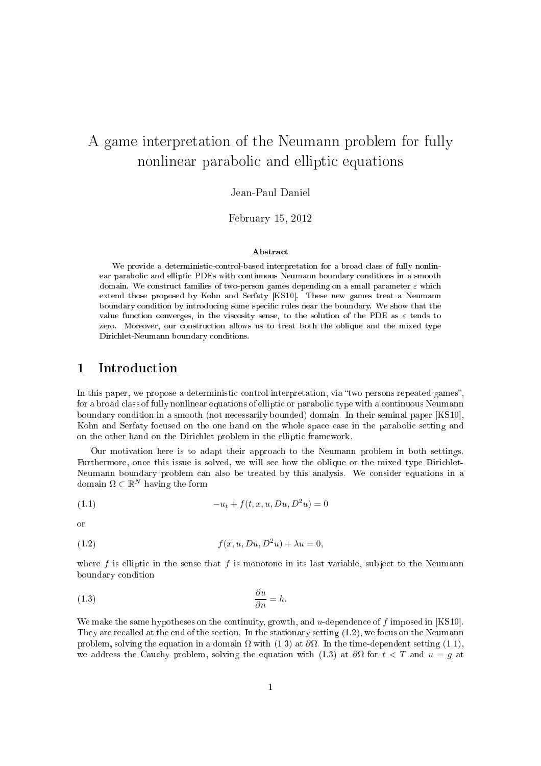# A game interpretation of the Neumann problem for fully nonlinear parabolic and elliptic equations

Jean-Paul Daniel

February 15, 2012

**Abstract**

We provide a deterministic-control-based interpretation for a broad class of fully nonlinear parabolic and elliptic PDEs with continuous Neumann boundary conditions in a smooth domain. We construct families of two-person games depending on a small parameter $\varepsilon$ which extend those proposed by Kohn and Serfaty [KS10]. These new games treat a Neumann boundary condition by introducing some specific rules near the boundary. We show that the value function converges, in the viscosity sense, to the solution of the PDE as $\varepsilon$ tends to zero. Moreover, our construction allows us to treat both the oblique and the mixed type Dirichlet-Neumann boundary conditions.

## 1 Introduction

In this paper, we propose a deterministic control interpretation, via "two persons repeated games", for a broad class of fully nonlinear equations of elliptic or parabolic type with a continuous Neumann boundary condition in a smooth (not necessarily bounded) domain. In their seminal paper [KS10], Kohn and Serfaty focused on the one hand on the whole space case in the parabolic setting and on the other hand on the Dirichlet problem in the elliptic framework.

Our motivation here is to adapt their approach to the Neumann problem in both settings. Furthermore, once this issue is solved, we will see how the oblique or the mixed type Dirichlet-Neumann boundary problem can also be treated by this analysis. We consider equations in a domain $\Omega \subset \mathbb{R}^N$ having the form

$$-u_t + f(t, x, u, Du, D^2u) = 0 \tag{1.1}$$

or

$$f(x, u, Du, D^2u) + \lambda u = 0, \tag{1.2}$$

where $f$ is elliptic in the sense that $f$ is monotone in its last variable, subject to the Neumann boundary condition

$$\frac{\partial u}{\partial n} = h. \tag{1.3}$$

We make the same hypotheses on the continuity, growth, and $u$-dependence of $f$ imposed in [KS10]. They are recalled at the end of the section. In the stationary setting (1.2), we focus on the Neumann problem, solving the equation in a domain $\Omega$ with (1.3) at $\partial\Omega$. In the time-dependent setting (1.1), we address the Cauchy problem, solving the equation with (1.3) at $\partial\Omega$ for $t < T$ and $u = g$ at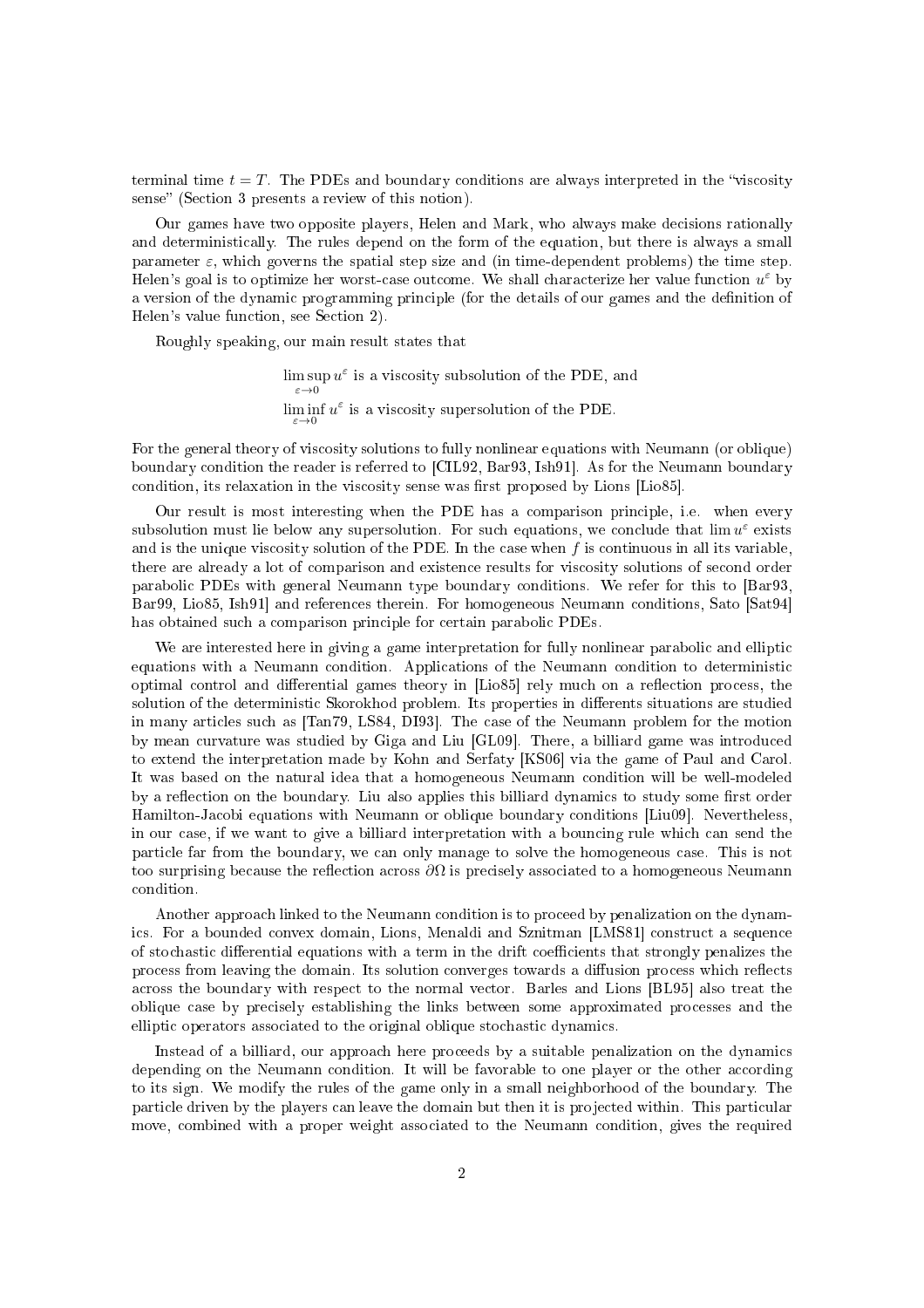terminal time $t = T$. The PDEs and boundary conditions are always interpreted in the "viscosity sense" (Section 3 presents a review of this notion).

Our games have two opposite players, Helen and Mark, who always make decisions rationally and deterministically. The rules depend on the form of the equation, but there is always a small parameter $\varepsilon$, which governs the spatial step size and (in time-dependent problems) the time step. Helen's goal is to optimize her worst-case outcome. We shall characterize her value function $u^\varepsilon$ by a version of the dynamic programming principle (for the details of our games and the definition of Helen's value function, see Section 2).

Roughly speaking, our main result states that

$$\limsup_{\varepsilon\to 0} u^\varepsilon \text{ is a viscosity subsolution of the PDE, and}$$
$$\liminf_{\varepsilon\to 0} u^\varepsilon \text{ is a viscosity supersolution of the PDE.}$$

For the general theory of viscosity solutions to fully nonlinear equations with Neumann (or oblique) boundary condition the reader is referred to [CIL92, Bar93, Ish91]. As for the Neumann boundary condition, its relaxation in the viscosity sense was first proposed by Lions [Lio85].

Our result is most interesting when the PDE has a comparison principle, i.e. when every subsolution must lie below any supersolution. For such equations, we conclude that $\lim u^\varepsilon$ exists and is the unique viscosity solution of the PDE. In the case when $f$ is continuous in all its variable, there are already a lot of comparison and existence results for viscosity solutions of second order parabolic PDEs with general Neumann type boundary conditions. We refer for this to [Bar93, Bar99, Lio85, Ish91] and references therein. For homogeneous Neumann conditions, Sato [Sat94] has obtained such a comparison principle for certain parabolic PDEs.

We are interested here in giving a game interpretation for fully nonlinear parabolic and elliptic equations with a Neumann condition. Applications of the Neumann condition to deterministic optimal control and differential games theory in [Lio85] rely much on a reflection process, the solution of the deterministic Skorokhod problem. Its properties in differents situations are studied in many articles such as [Tan79, LS84, DI93]. The case of the Neumann problem for the motion by mean curvature was studied by Giga and Liu [GL09]. There, a billiard game was introduced to extend the interpretation made by Kohn and Serfaty [KS06] via the game of Paul and Carol. It was based on the natural idea that a homogeneous Neumann condition will be well-modeled by a reflection on the boundary. Liu also applies this billiard dynamics to study some first order Hamilton-Jacobi equations with Neumann or oblique boundary conditions [Liu09]. Nevertheless, in our case, if we want to give a billiard interpretation with a bouncing rule which can send the particle far from the boundary, we can only manage to solve the homogeneous case. This is not too surprising because the reflection across $\partial\Omega$ is precisely associated to a homogeneous Neumann condition.

Another approach linked to the Neumann condition is to proceed by penalization on the dynamics. For a bounded convex domain, Lions, Menaldi and Sznitman [LMS81] construct a sequence of stochastic differential equations with a term in the drift coefficients that strongly penalizes the process from leaving the domain. Its solution converges towards a diffusion process which reflects across the boundary with respect to the normal vector. Barles and Lions [BL95] also treat the oblique case by precisely establishing the links between some approximated processes and the elliptic operators associated to the original oblique stochastic dynamics.

Instead of a billiard, our approach here proceeds by a suitable penalization on the dynamics depending on the Neumann condition. It will be favorable to one player or the other according to its sign. We modify the rules of the game only in a small neighborhood of the boundary. The particle driven by the players can leave the domain but then it is projected within. This particular move, combined with a proper weight associated to the Neumann condition, gives the required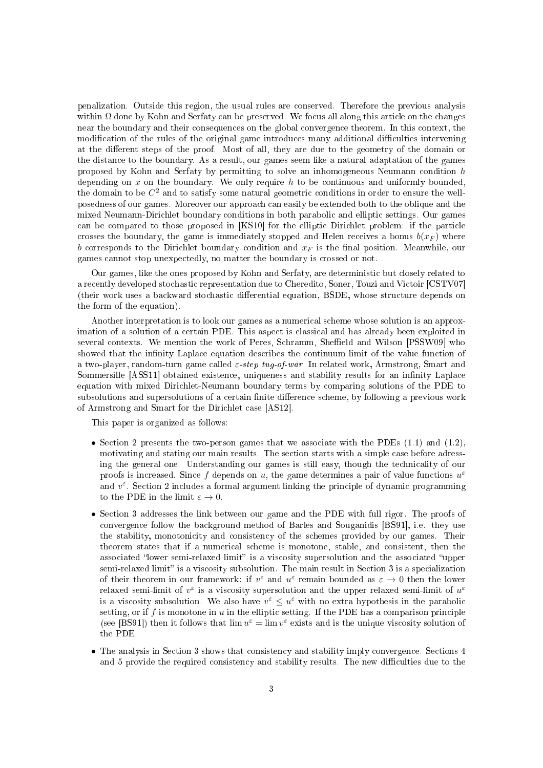penalization. Outside this region, the usual rules are conserved. Therefore the previous analysis within $\Omega$ done by Kohn and Serfaty can be preserved. We focus all along this article on the changes near the boundary and their consequences on the global convergence theorem. In this context, the modification of the rules of the original game introduces many additional difficulties intervening at the different steps of the proof. Most of all, they are due to the geometry of the domain or the distance to the boundary. As a result, our games seem like a natural adaptation of the games proposed by Kohn and Serfaty by permitting to solve an inhomogeneous Neumann condition $h$ depending on $x$ on the boundary. We only require $h$ to be continuous and uniformly bounded, the domain to be $C^2$ and to satisfy some natural geometric conditions in order to ensure the well-posedness of our games. Moreover our approach can easily be extended both to the oblique and the mixed Neumann-Dirichlet boundary conditions in both parabolic and elliptic settings. Our games can be compared to those proposed in [KS10] for the elliptic Dirichlet problem: if the particle crosses the boundary, the game is immediately stopped and Helen receives a bonus $b(x_F)$ where $b$ corresponds to the Dirichlet boundary condition and $x_F$ is the final position. Meanwhile, our games cannot stop unexpectedly, no matter the boundary is crossed or not.

Our games, like the ones proposed by Kohn and Serfaty, are deterministic but closely related to a recently developed stochastic representation due to Cheredito, Soner, Touzi and Victoir [CSTV07] (their work uses a backward stochastic differential equation, BSDE, whose structure depends on the form of the equation).

Another interpretation is to look our games as a numerical scheme whose solution is an approximation of a solution of a certain PDE. This aspect is classical and has already been exploited in several contexts. We mention the work of Peres, Schramm, Sheffield and Wilson [PSSW09] who showed that the infinity Laplace equation describes the continuum limit of the value function of a two-player, random-turn game called *$\varepsilon$-step tug-of-war*. In related work, Armstrong, Smart and Sommersille [ASS11] obtained existence, uniqueness and stability results for an infinity Laplace equation with mixed Dirichlet-Neumann boundary terms by comparing solutions of the PDE to subsolutions and supersolutions of a certain finite difference scheme, by following a previous work of Armstrong and Smart for the Dirichlet case [AS12].

This paper is organized as follows:

- Section 2 presents the two-person games that we associate with the PDEs (1.1) and (1.2), motivating and stating our main results. The section starts with a simple case before adressing the general one. Understanding our games is still easy, though the technicality of our proofs is increased. Since $f$ depends on $u$, the game determines a pair of value functions $u^\varepsilon$ and $v^\varepsilon$. Section 2 includes a formal argument linking the principle of dynamic programming to the PDE in the limit $\varepsilon \to 0$.
- Section 3 addresses the link between our game and the PDE with full rigor. The proofs of convergence follow the background method of Barles and Souganidis [BS91], i.e. they use the stability, monotonicity and consistency of the schemes provided by our games. Their theorem states that if a numerical scheme is monotone, stable, and consistent, then the associated "lower semi-relaxed limit" is a viscosity supersolution and the associated "upper semi-relaxed limit" is a viscosity subsolution. The main result in Section 3 is a specialization of their theorem in our framework: if $v^\varepsilon$ and $u^\varepsilon$ remain bounded as $\varepsilon \to 0$ then the lower relaxed semi-limit of $v^\varepsilon$ is a viscosity supersolution and the upper relaxed semi-limit of $u^\varepsilon$ is a viscosity subsolution. We also have $v^\varepsilon \leq u^\varepsilon$ with no extra hypothesis in the parabolic setting, or if $f$ is monotone in $u$ in the elliptic setting. If the PDE has a comparison principle (see [BS91]) then it follows that $\lim u^\varepsilon = \lim v^\varepsilon$ exists and is the unique viscosity solution of the PDE.
- The analysis in Section 3 shows that consistency and stability imply convergence. Sections 4 and 5 provide the required consistency and stability results. The new difficulties due to the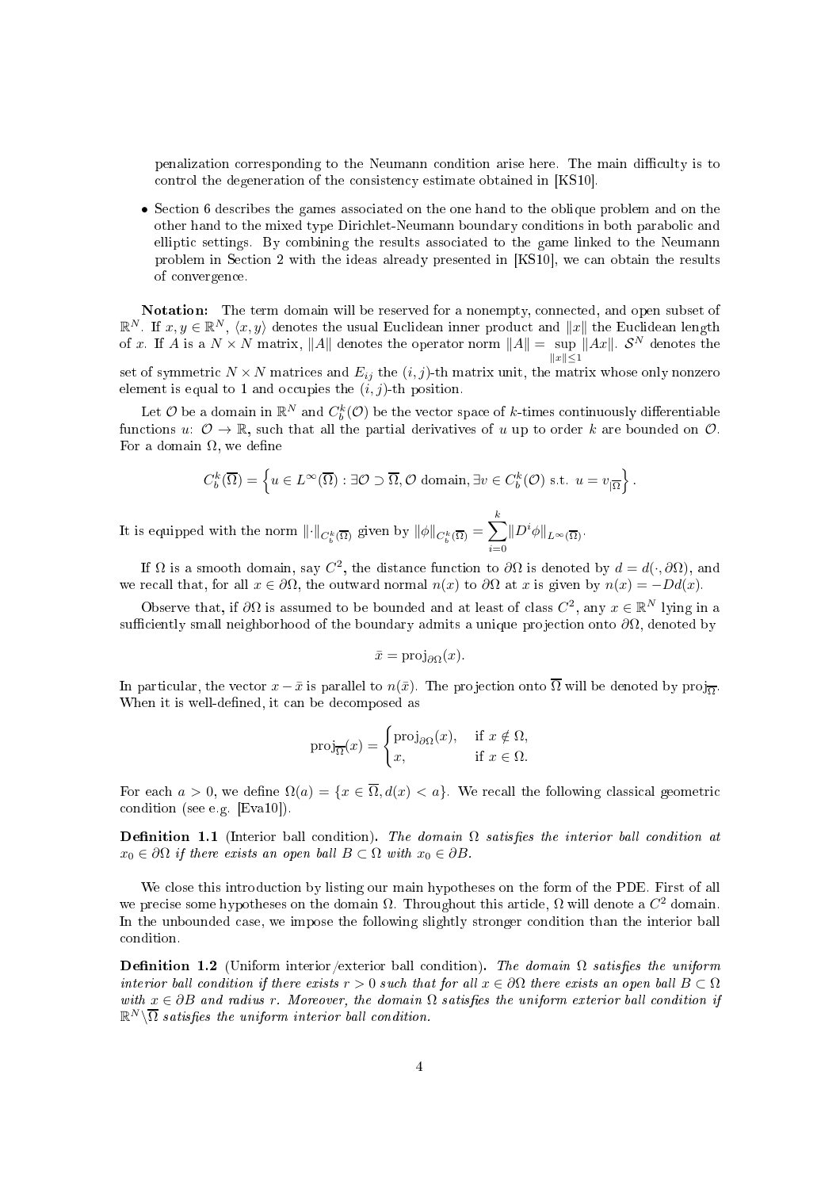penalization corresponding to the Neumann condition arise here. The main difficulty is to control the degeneration of the consistency estimate obtained in [KS10].

- Section 6 describes the games associated on the one hand to the oblique problem and on the other hand to the mixed type Dirichlet-Neumann boundary conditions in both parabolic and elliptic settings. By combining the results associated to the game linked to the Neumann problem in Section 2 with the ideas already presented in [KS10], we can obtain the results of convergence.

**Notation:** The term domain will be reserved for a nonempty, connected, and open subset of $\mathbb{R}^N$. If $x, y \in \mathbb{R}^N$, $\langle x, y\rangle$ denotes the usual Euclidean inner product and $\|x\|$ the Euclidean length of $x$. If $A$ is a $N \times N$ matrix, $\|A\|$ denotes the operator norm $\|A\| = \sup_{\|x\|\leq 1} \|Ax\|$. $\mathcal{S}^N$ denotes the set of symmetric $N \times N$ matrices and $E_{ij}$ the $(i,j)$-th matrix unit, the matrix whose only nonzero element is equal to 1 and occupies the $(i,j)$-th position.

Let $\mathcal{O}$ be a domain in $\mathbb{R}^N$ and $C_b^k(\mathcal{O})$ be the vector space of $k$-times continuously differentiable functions $u$: $\mathcal{O} \to \mathbb{R}$, such that all the partial derivatives of $u$ up to order $k$ are bounded on $\mathcal{O}$. For a domain $\Omega$, we define

$$C_b^k(\overline{\Omega}) = \left\{ u \in L^\infty(\overline{\Omega}) : \exists \mathcal{O} \supset \overline{\Omega}, \mathcal{O} \text{ domain}, \exists v \in C_b^k(\mathcal{O}) \text{ s.t. } u = v_{|\overline{\Omega}} \right\}.$$

It is equipped with the norm $\|\cdot\|_{C_b^k(\overline{\Omega})}$ given by $\|\phi\|_{C_b^k(\overline{\Omega})} = \sum_{i=0}^{k} \|D^i \phi\|_{L^\infty(\overline{\Omega})}$.

If $\Omega$ is a smooth domain, say $C^2$, the distance function to $\partial\Omega$ is denoted by $d = d(\cdot, \partial\Omega)$, and we recall that, for all $x \in \partial\Omega$, the outward normal $n(x)$ to $\partial\Omega$ at $x$ is given by $n(x) = -Dd(x)$.

Observe that, if $\partial\Omega$ is assumed to be bounded and at least of class $C^2$, any $x \in \mathbb{R}^N$ lying in a sufficiently small neighborhood of the boundary admits a unique projection onto $\partial\Omega$, denoted by

$$\bar{x} = \mathrm{proj}_{\partial\Omega}(x).$$

In particular, the vector $x - \bar{x}$ is parallel to $n(\bar{x})$. The projection onto $\overline{\Omega}$ will be denoted by $\mathrm{proj}_{\overline{\Omega}}$. When it is well-defined, it can be decomposed as

$$\mathrm{proj}_{\overline{\Omega}}(x) = \begin{cases} \mathrm{proj}_{\partial\Omega}(x), & \text{if } x \notin \Omega, \\ x, & \text{if } x \in \Omega. \end{cases}$$

For each $a > 0$, we define $\Omega(a) = \{x \in \overline{\Omega}, d(x) < a\}$. We recall the following classical geometric condition (see e.g. [Eva10]).

**Definition 1.1** (Interior ball condition). *The domain $\Omega$ satisfies the interior ball condition at $x_0 \in \partial\Omega$ if there exists an open ball $B \subset \Omega$ with $x_0 \in \partial B$.*

We close this introduction by listing our main hypotheses on the form of the PDE. First of all we precise some hypotheses on the domain $\Omega$. Throughout this article, $\Omega$ will denote a $C^2$ domain. In the unbounded case, we impose the following slightly stronger condition than the interior ball condition.

**Definition 1.2** (Uniform interior/exterior ball condition). *The domain $\Omega$ satisfies the uniform interior ball condition if there exists $r > 0$ such that for all $x \in \partial\Omega$ there exists an open ball $B \subset \Omega$ with $x \in \partial B$ and radius $r$. Moreover, the domain $\Omega$ satisfies the uniform exterior ball condition if $\mathbb{R}^N \backslash \overline{\Omega}$ satisfies the uniform interior ball condition.*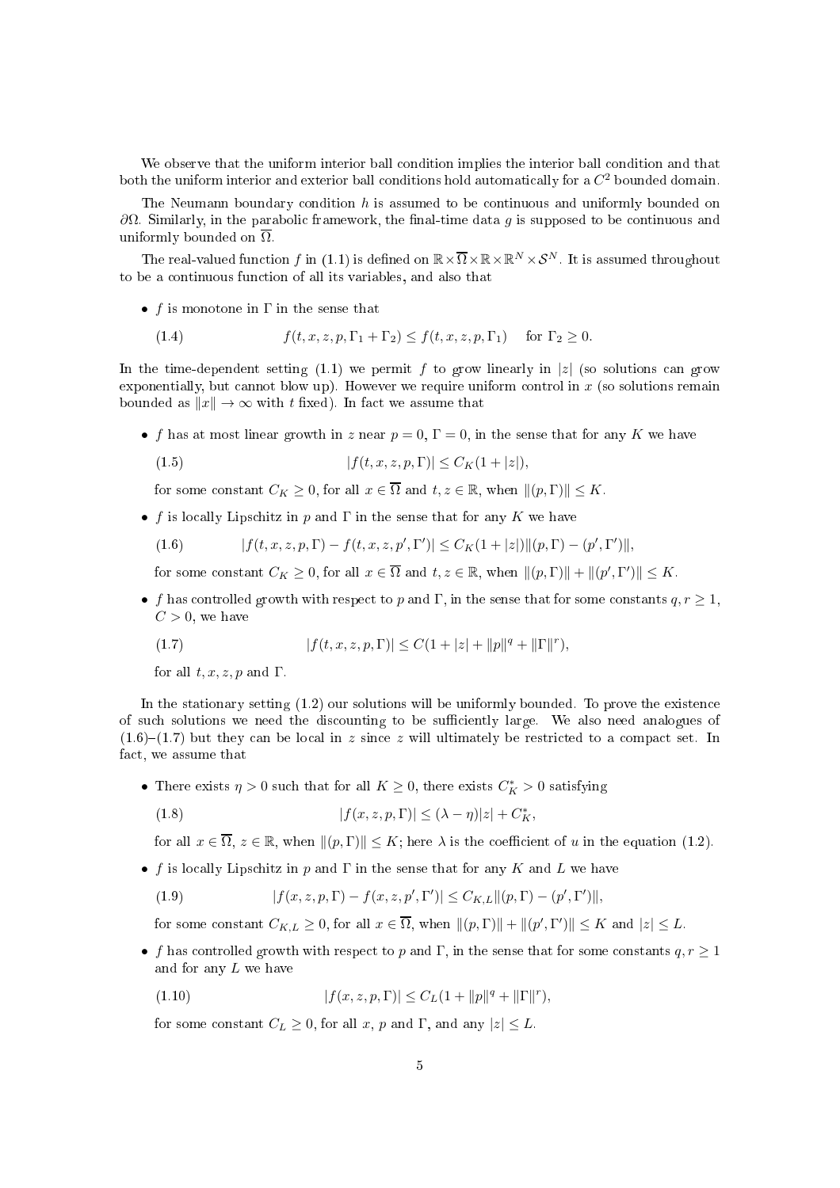We observe that the uniform interior ball condition implies the interior ball condition and that both the uniform interior and exterior ball conditions hold automatically for a $C^2$ bounded domain.

The Neumann boundary condition $h$ is assumed to be continuous and uniformly bounded on $\partial\Omega$. Similarly, in the parabolic framework, the final-time data $g$ is supposed to be continuous and uniformly bounded on $\overline{\Omega}$.

The real-valued function $f$ in (1.1) is defined on $\mathbb{R}\times\overline{\Omega}\times\mathbb{R}\times\mathbb{R}^N\times\mathcal{S}^N$. It is assumed throughout to be a continuous function of all its variables, and also that

- $f$ is monotone in $\Gamma$ in the sense that

$$f(t,x,z,p,\Gamma_1+\Gamma_2)\le f(t,x,z,p,\Gamma_1)\quad \text{for } \Gamma_2\ge 0. \tag{1.4}$$

In the time-dependent setting (1.1) we permit $f$ to grow linearly in $|z|$ (so solutions can grow exponentially, but cannot blow up). However we require uniform control in $x$ (so solutions remain bounded as $\|x\|\to\infty$ with $t$ fixed). In fact we assume that

- $f$ has at most linear growth in $z$ near $p=0$, $\Gamma=0$, in the sense that for any $K$ we have

$$|f(t,x,z,p,\Gamma)|\le C_K(1+|z|), \tag{1.5}$$

  for some constant $C_K\ge 0$, for all $x\in\overline{\Omega}$ and $t,z\in\mathbb{R}$, when $\|(p,\Gamma)\|\le K$.

- $f$ is locally Lipschitz in $p$ and $\Gamma$ in the sense that for any $K$ we have

$$|f(t,x,z,p,\Gamma)-f(t,x,z,p',\Gamma')|\le C_K(1+|z|)\|(p,\Gamma)-(p',\Gamma')\|, \tag{1.6}$$

  for some constant $C_K\ge 0$, for all $x\in\overline{\Omega}$ and $t,z\in\mathbb{R}$, when $\|(p,\Gamma)\|+\|(p',\Gamma')\|\le K$.

- $f$ has controlled growth with respect to $p$ and $\Gamma$, in the sense that for some constants $q,r\ge 1$, $C>0$, we have

$$|f(t,x,z,p,\Gamma)|\le C(1+|z|+\|p\|^q+\|\Gamma\|^r), \tag{1.7}$$

  for all $t,x,z,p$ and $\Gamma$.

In the stationary setting (1.2) our solutions will be uniformly bounded. To prove the existence of such solutions we need the discounting to be sufficiently large. We also need analogues of (1.6)–(1.7) but they can be local in $z$ since $z$ will ultimately be restricted to a compact set. In fact, we assume that

- There exists $\eta>0$ such that for all $K\ge 0$, there exists $C_K^*>0$ satisfying

$$|f(x,z,p,\Gamma)|\le(\lambda-\eta)|z|+C_K^*, \tag{1.8}$$

  for all $x\in\overline{\Omega}$, $z\in\mathbb{R}$, when $\|(p,\Gamma)\|\le K$; here $\lambda$ is the coefficient of $u$ in the equation (1.2).

- $f$ is locally Lipschitz in $p$ and $\Gamma$ in the sense that for any $K$ and $L$ we have

$$|f(x,z,p,\Gamma)-f(x,z,p',\Gamma')|\le C_{K,L}\|(p,\Gamma)-(p',\Gamma')\|, \tag{1.9}$$

  for some constant $C_{K,L}\ge 0$, for all $x\in\overline{\Omega}$, when $\|(p,\Gamma)\|+\|(p',\Gamma')\|\le K$ and $|z|\le L$.

- $f$ has controlled growth with respect to $p$ and $\Gamma$, in the sense that for some constants $q,r\ge 1$ and for any $L$ we have

$$|f(x,z,p,\Gamma)|\le C_L(1+\|p\|^q+\|\Gamma\|^r), \tag{1.10}$$

  for some constant $C_L\ge 0$, for all $x$, $p$ and $\Gamma$, and any $|z|\le L$.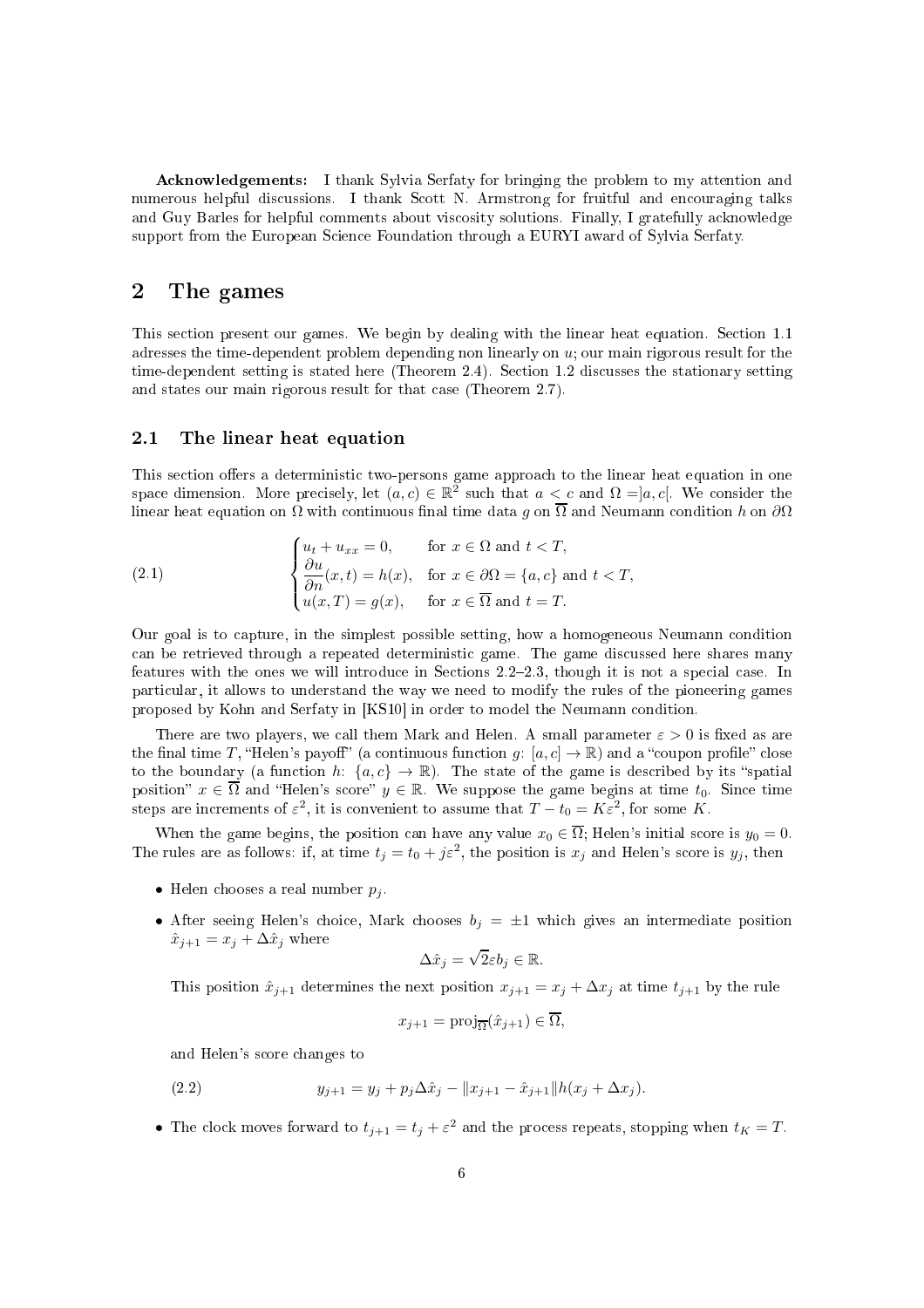**Acknowledgements:** I thank Sylvia Serfaty for bringing the problem to my attention and numerous helpful discussions. I thank Scott N. Armstrong for fruitful and encouraging talks and Guy Barles for helpful comments about viscosity solutions. Finally, I gratefully acknowledge support from the European Science Foundation through a EURYI award of Sylvia Serfaty.

# 2 The games

This section present our games. We begin by dealing with the linear heat equation. Section 1.1 adresses the time-dependent problem depending non linearly on $u$; our main rigorous result for the time-dependent setting is stated here (Theorem 2.4). Section 1.2 discusses the stationary setting and states our main rigorous result for that case (Theorem 2.7).

## 2.1 The linear heat equation

This section offers a deterministic two-persons game approach to the linear heat equation in one space dimension. More precisely, let $(a, c) \in \mathbb{R}^2$ such that $a < c$ and $\Omega = ]a, c[$. We consider the linear heat equation on $\Omega$ with continuous final time data $g$ on $\overline{\Omega}$ and Neumann condition $h$ on $\partial\Omega$

$$
(2.1) \qquad \begin{cases} u_t + u_{xx} = 0, & \text{for } x \in \Omega \text{ and } t < T, \\ \dfrac{\partial u}{\partial n}(x,t) = h(x), & \text{for } x \in \partial\Omega = \{a, c\} \text{ and } t < T, \\ u(x,T) = g(x), & \text{for } x \in \overline{\Omega} \text{ and } t = T. \end{cases}
$$

Our goal is to capture, in the simplest possible setting, how a homogeneous Neumann condition can be retrieved through a repeated deterministic game. The game discussed here shares many features with the ones we will introduce in Sections 2.2–2.3, though it is not a special case. In particular, it allows to understand the way we need to modify the rules of the pioneering games proposed by Kohn and Serfaty in [KS10] in order to model the Neumann condition.

There are two players, we call them Mark and Helen. A small parameter $\varepsilon > 0$ is fixed as are the final time $T$, "Helen's payoff" (a continuous function $g$: $[a, c] \to \mathbb{R}$) and a "coupon profile" close to the boundary (a function $h$: $\{a, c\} \to \mathbb{R}$). The state of the game is described by its "spatial position" $x \in \overline{\Omega}$ and "Helen's score" $y \in \mathbb{R}$. We suppose the game begins at time $t_0$. Since time steps are increments of $\varepsilon^2$, it is convenient to assume that $T - t_0 = K\varepsilon^2$, for some $K$.

When the game begins, the position can have any value $x_0 \in \overline{\Omega}$; Helen's initial score is $y_0 = 0$. The rules are as follows: if, at time $t_j = t_0 + j\varepsilon^2$, the position is $x_j$ and Helen's score is $y_j$, then

- Helen chooses a real number $p_j$.
- After seeing Helen's choice, Mark chooses $b_j = \pm 1$ which gives an intermediate position $\hat{x}_{j+1} = x_j + \Delta\hat{x}_j$ where
$$\Delta\hat{x}_j = \sqrt{2}\varepsilon b_j \in \mathbb{R}.$$
This position $\hat{x}_{j+1}$ determines the next position $x_{j+1} = x_j + \Delta x_j$ at time $t_{j+1}$ by the rule
$$x_{j+1} = \text{proj}_{\overline{\Omega}}(\hat{x}_{j+1}) \in \overline{\Omega},$$
and Helen's score changes to
$$
(2.2) \qquad y_{j+1} = y_j + p_j \Delta\hat{x}_j - \|x_{j+1} - \hat{x}_{j+1}\| h(x_j + \Delta x_j).
$$
- The clock moves forward to $t_{j+1} = t_j + \varepsilon^2$ and the process repeats, stopping when $t_K = T$.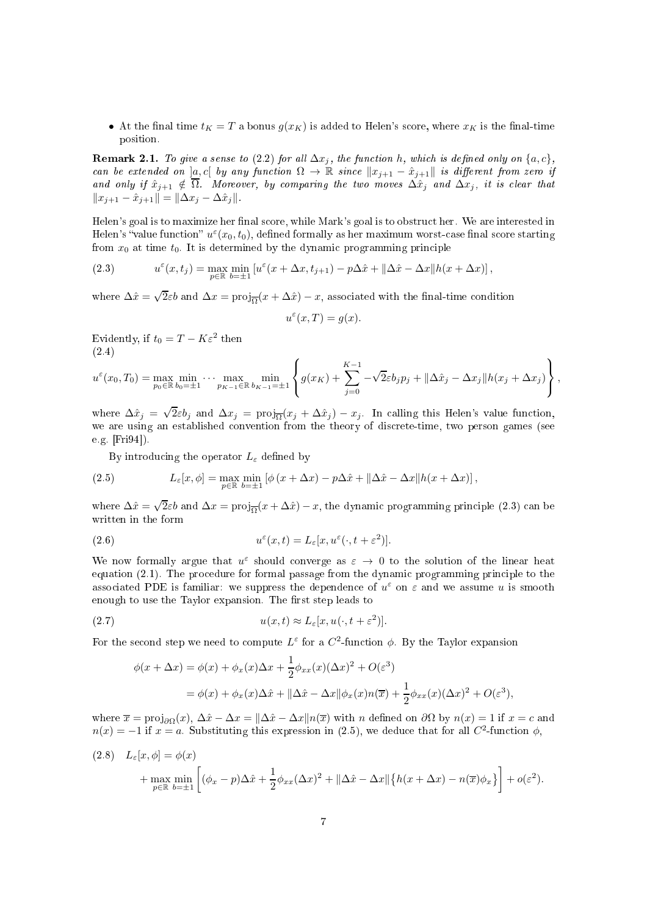- At the final time $t_K = T$ a bonus $g(x_K)$ is added to Helen's score, where $x_K$ is the final-time position.

**Remark 2.1.** *To give a sense to (2.2) for all $\Delta x_j$, the function $h$, which is defined only on $\{a, c\}$, can be extended on $]a, c[$ by any function $\Omega \to \mathbb{R}$ since $\|x_{j+1} - \hat{x}_{j+1}\|$ is different from zero if and only if $\hat{x}_{j+1} \notin \overline{\Omega}$. Moreover, by comparing the two moves $\Delta\hat{x}_j$ and $\Delta x_j$, it is clear that $\|x_{j+1} - \hat{x}_{j+1}\| = \|\Delta x_j - \Delta\hat{x}_j\|$.*

Helen's goal is to maximize her final score, while Mark's goal is to obstruct her. We are interested in Helen's "value function" $u^\varepsilon(x_0, t_0)$, defined formally as her maximum worst-case final score starting from $x_0$ at time $t_0$. It is determined by the dynamic programming principle

$$u^\varepsilon(x, t_j) = \max_{p\in\mathbb{R}} \min_{b=\pm 1} \left[u^\varepsilon(x + \Delta x, t_{j+1}) - p\Delta\hat{x} + \|\Delta\hat{x} - \Delta x\| h(x + \Delta x)\right], \tag{2.3}$$

where $\Delta\hat{x} = \sqrt{2}\varepsilon b$ and $\Delta x = \mathrm{proj}_{\overline{\Omega}}(x + \Delta\hat{x}) - x$, associated with the final-time condition

$$u^\varepsilon(x, T) = g(x).$$

Evidently, if $t_0 = T - K\varepsilon^2$ then

$$u^\varepsilon(x_0, T_0) = \max_{p_0\in\mathbb{R}} \min_{b_0=\pm 1} \cdots \max_{p_{K-1}\in\mathbb{R}} \min_{b_{K-1}=\pm 1} \left\{ g(x_K) + \sum_{j=0}^{K-1} -\sqrt{2}\varepsilon b_j p_j + \|\Delta\hat{x}_j - \Delta x_j\| h(x_j + \Delta x_j) \right\}, \tag{2.4}$$

where $\Delta\hat{x}_j = \sqrt{2}\varepsilon b_j$ and $\Delta x_j = \mathrm{proj}_{\overline{\Omega}}(x_j + \Delta\hat{x}_j) - x_j$. In calling this Helen's value function, we are using an established convention from the theory of discrete-time, two person games (see e.g. [Fri94]).

By introducing the operator $L_\varepsilon$ defined by

$$L_\varepsilon[x, \phi] = \max_{p\in\mathbb{R}} \min_{b=\pm 1} \left[\phi\left(x + \Delta x\right) - p\Delta\hat{x} + \|\Delta\hat{x} - \Delta x\| h(x + \Delta x)\right], \tag{2.5}$$

where $\Delta\hat{x} = \sqrt{2}\varepsilon b$ and $\Delta x = \mathrm{proj}_{\overline{\Omega}}(x + \Delta\hat{x}) - x$, the dynamic programming principle (2.3) can be written in the form

$$u^\varepsilon(x, t) = L_\varepsilon[x, u^\varepsilon(\cdot, t + \varepsilon^2)]. \tag{2.6}$$

We now formally argue that $u^\varepsilon$ should converge as $\varepsilon \to 0$ to the solution of the linear heat equation (2.1). The procedure for formal passage from the dynamic programming principle to the associated PDE is familiar: we suppress the dependence of $u^\varepsilon$ on $\varepsilon$ and we assume $u$ is smooth enough to use the Taylor expansion. The first step leads to

$$u(x, t) \approx L_\varepsilon[x, u(\cdot, t + \varepsilon^2)]. \tag{2.7}$$

For the second step we need to compute $L^\varepsilon$ for a $C^2$-function $\phi$. By the Taylor expansion

$$\begin{aligned}
\phi(x + \Delta x) &= \phi(x) + \phi_x(x)\Delta x + \frac{1}{2}\phi_{xx}(x)(\Delta x)^2 + O(\varepsilon^3) \\
&= \phi(x) + \phi_x(x)\Delta\hat{x} + \|\Delta\hat{x} - \Delta x\|\phi_x(x) n(\overline{x}) + \frac{1}{2}\phi_{xx}(x)(\Delta x)^2 + O(\varepsilon^3),
\end{aligned}$$

where $\overline{x} = \mathrm{proj}_{\partial\Omega}(x)$, $\Delta\hat{x} - \Delta x = \|\Delta\hat{x} - \Delta x\| n(\overline{x})$ with $n$ defined on $\partial\Omega$ by $n(x) = 1$ if $x = c$ and $n(x) = -1$ if $x = a$. Substituting this expression in (2.5), we deduce that for all $C^2$-function $\phi$,

$$\begin{aligned}
L_\varepsilon[x, \phi] &= \phi(x) \\
&+ \max_{p\in\mathbb{R}} \min_{b=\pm 1} \left[(\phi_x - p)\Delta\hat{x} + \frac{1}{2}\phi_{xx}(\Delta x)^2 + \|\Delta\hat{x} - \Delta x\|\left\{h(x + \Delta x) - n(\overline{x})\phi_x\right\}\right] + o(\varepsilon^2).
\end{aligned} \tag{2.8}$$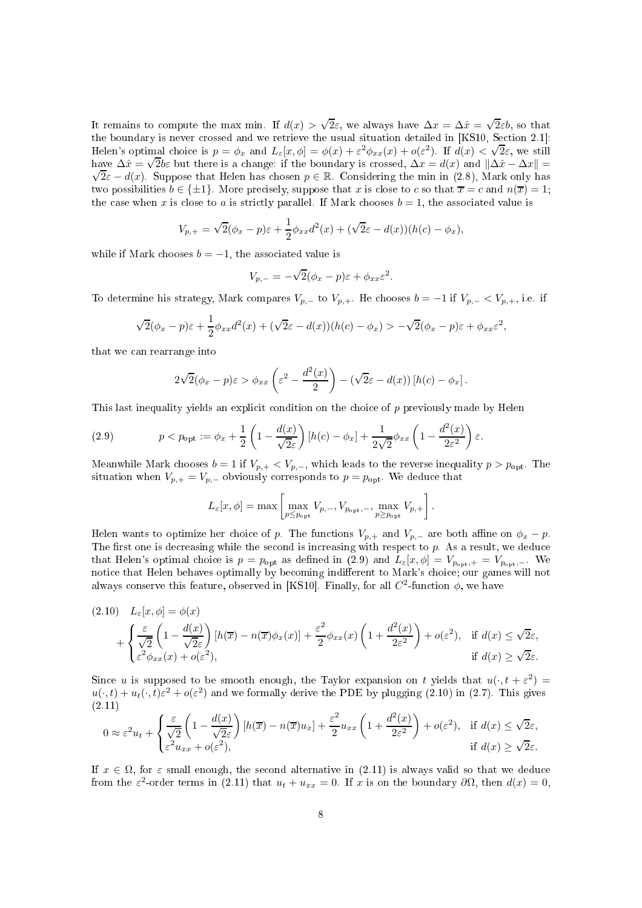It remains to compute the max min. If $d(x) > \sqrt{2}\varepsilon$, we always have $\Delta x = \Delta\hat{x} = \sqrt{2}\varepsilon b$, so that the boundary is never crossed and we retrieve the usual situation detailed in [KS10, Section 2.1]: Helen's optimal choice is $p = \phi_x$ and $L_\varepsilon[x,\phi] = \phi(x) + \varepsilon^2\phi_{xx}(x) + o(\varepsilon^2)$. If $d(x) < \sqrt{2}\varepsilon$, we still have $\Delta\hat{x} = \sqrt{2}b\varepsilon$ but there is a change: if the boundary is crossed, $\Delta x = d(x)$ and $\|\Delta\hat{x} - \Delta x\| = \sqrt{2}\varepsilon - d(x)$. Suppose that Helen has chosen $p \in \mathbb{R}$. Considering the min in (2.8), Mark only has two possibilities $b \in \{\pm 1\}$. More precisely, suppose that $x$ is close to $c$ so that $\overline{x} = c$ and $n(\overline{x}) = 1$; the case when $x$ is close to $a$ is strictly parallel. If Mark chooses $b = 1$, the associated value is

$$V_{p,+} = \sqrt{2}(\phi_x - p)\varepsilon + \frac{1}{2}\phi_{xx}d^2(x) + (\sqrt{2}\varepsilon - d(x))(h(c) - \phi_x),$$

while if Mark chooses $b = -1$, the associated value is

$$V_{p,-} = -\sqrt{2}(\phi_x - p)\varepsilon + \phi_{xx}\varepsilon^2.$$

To determine his strategy, Mark compares $V_{p,-}$ to $V_{p,+}$. He chooses $b = -1$ if $V_{p,-} < V_{p,+}$, i.e. if

$$\sqrt{2}(\phi_x - p)\varepsilon + \frac{1}{2}\phi_{xx}d^2(x) + (\sqrt{2}\varepsilon - d(x))(h(c) - \phi_x) > -\sqrt{2}(\phi_x - p)\varepsilon + \phi_{xx}\varepsilon^2,$$

that we can rearrange into

$$2\sqrt{2}(\phi_x - p)\varepsilon > \phi_{xx}\left(\varepsilon^2 - \frac{d^2(x)}{2}\right) - (\sqrt{2}\varepsilon - d(x))\left[h(c) - \phi_x\right].$$

This last inequality yields an explicit condition on the choice of $p$ previously made by Helen

$$p < p_{\mathrm{opt}} := \phi_x + \frac{1}{2}\left(1 - \frac{d(x)}{\sqrt{2}\varepsilon}\right)\left[h(c) - \phi_x\right] + \frac{1}{2\sqrt{2}}\phi_{xx}\left(1 - \frac{d^2(x)}{2\varepsilon^2}\right)\varepsilon. \tag{2.9}$$

Meanwhile Mark chooses $b = 1$ if $V_{p,+} < V_{p,-}$, which leads to the reverse inequality $p > p_{\mathrm{opt}}$. The situation when $V_{p,+} = V_{p,-}$ obviously corresponds to $p = p_{\mathrm{opt}}$. We deduce that

$$L_\varepsilon[x,\phi] = \max\left[\max_{p \le p_{\mathrm{opt}}} V_{p,-}, V_{p_{\mathrm{opt}},-}, \max_{p \ge p_{\mathrm{opt}}} V_{p,+}\right].$$

Helen wants to optimize her choice of $p$. The functions $V_{p,+}$ and $V_{p,-}$ are both affine on $\phi_x - p$. The first one is decreasing while the second is increasing with respect to $p$. As a result, we deduce that Helen's optimal choice is $p = p_{\mathrm{opt}}$ as defined in (2.9) and $L_\varepsilon[x,\phi] = V_{p_{\mathrm{opt}},+} = V_{p_{\mathrm{opt}},-}$. We notice that Helen behaves optimally by becoming indifferent to Mark's choice; our games will not always conserve this feature, observed in [KS10]. Finally, for all $C^2$-function $\phi$, we have

$$L_\varepsilon[x,\phi] = \phi(x) + \begin{cases} \dfrac{\varepsilon}{\sqrt{2}}\left(1 - \dfrac{d(x)}{\sqrt{2}\varepsilon}\right)\left[h(\overline{x}) - n(\overline{x})\phi_x(x)\right] + \dfrac{\varepsilon^2}{2}\phi_{xx}(x)\left(1 + \dfrac{d^2(x)}{2\varepsilon^2}\right) + o(\varepsilon^2), & \text{if } d(x) \le \sqrt{2}\varepsilon, \\ \varepsilon^2\phi_{xx}(x) + o(\varepsilon^2), & \text{if } d(x) \ge \sqrt{2}\varepsilon. \end{cases} \tag{2.10}$$

Since $u$ is supposed to be smooth enough, the Taylor expansion on $t$ yields that $u(\cdot, t + \varepsilon^2) = u(\cdot, t) + u_t(\cdot, t)\varepsilon^2 + o(\varepsilon^2)$ and we formally derive the PDE by plugging (2.10) in (2.7). This gives

$$0 \approx \varepsilon^2 u_t + \begin{cases} \dfrac{\varepsilon}{\sqrt{2}}\left(1 - \dfrac{d(x)}{\sqrt{2}\varepsilon}\right)\left[h(\overline{x}) - n(\overline{x})u_x\right] + \dfrac{\varepsilon^2}{2}u_{xx}\left(1 + \dfrac{d^2(x)}{2\varepsilon^2}\right) + o(\varepsilon^2), & \text{if } d(x) \le \sqrt{2}\varepsilon, \\ \varepsilon^2 u_{xx} + o(\varepsilon^2), & \text{if } d(x) \ge \sqrt{2}\varepsilon. \end{cases} \tag{2.11}$$

If $x \in \Omega$, for $\varepsilon$ small enough, the second alternative in (2.11) is always valid so that we deduce from the $\varepsilon^2$-order terms in (2.11) that $u_t + u_{xx} = 0$. If $x$ is on the boundary $\partial\Omega$, then $d(x) = 0$,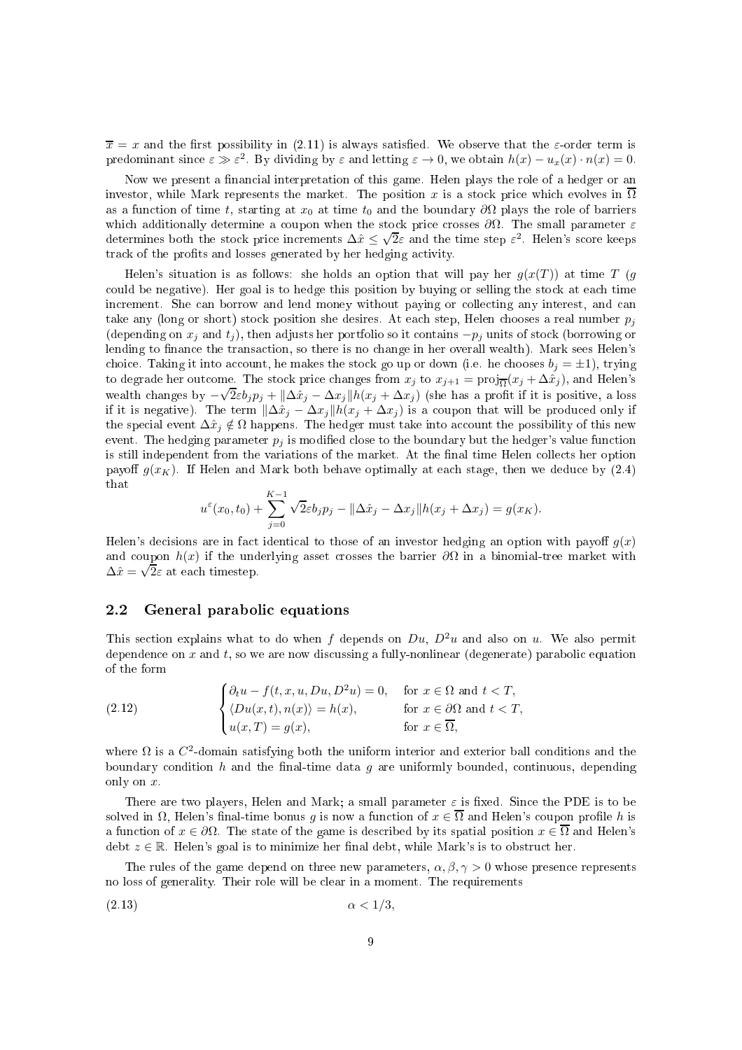$\overline{x} = x$ and the first possibility in (2.11) is always satisfied. We observe that the $\varepsilon$-order term is predominant since $\varepsilon \gg \varepsilon^2$. By dividing by $\varepsilon$ and letting $\varepsilon \to 0$, we obtain $h(x) - u_x(x) \cdot n(x) = 0$.

Now we present a financial interpretation of this game. Helen plays the role of a hedger or an investor, while Mark represents the market. The position $x$ is a stock price which evolves in $\overline{\Omega}$ as a function of time $t$, starting at $x_0$ at time $t_0$ and the boundary $\partial\Omega$ plays the role of barriers which additionally determine a coupon when the stock price crosses $\partial\Omega$. The small parameter $\varepsilon$ determines both the stock price increments $\Delta\hat{x} \leq \sqrt{2}\varepsilon$ and the time step $\varepsilon^2$. Helen's score keeps track of the profits and losses generated by her hedging activity.

Helen's situation is as follows: she holds an option that will pay her $g(x(T))$ at time $T$ ($g$ could be negative). Her goal is to hedge this position by buying or selling the stock at each time increment. She can borrow and lend money without paying or collecting any interest, and can take any (long or short) stock position she desires. At each step, Helen chooses a real number $p_j$ (depending on $x_j$ and $t_j$), then adjusts her portfolio so it contains $-p_j$ units of stock (borrowing or lending to finance the transaction, so there is no change in her overall wealth). Mark sees Helen's choice. Taking it into account, he makes the stock go up or down (i.e. he chooses $b_j = \pm 1$), trying to degrade her outcome. The stock price changes from $x_j$ to $x_{j+1} = \mathrm{proj}_{\overline{\Omega}}(x_j + \Delta\hat{x}_j)$, and Helen's wealth changes by $-\sqrt{2}\varepsilon b_j p_j + \|\Delta\hat{x}_j - \Delta x_j\| h(x_j + \Delta x_j)$ (she has a profit if it is positive, a loss if it is negative). The term $\|\Delta\hat{x}_j - \Delta x_j\| h(x_j + \Delta x_j)$ is a coupon that will be produced only if the special event $\Delta\hat{x}_j \notin \Omega$ happens. The hedger must take into account the possibility of this new event. The hedging parameter $p_j$ is modified close to the boundary but the hedger's value function is still independent from the variations of the market. At the final time Helen collects her option payoff $g(x_K)$. If Helen and Mark both behave optimally at each stage, then we deduce by (2.4) that

$$u^\varepsilon(x_0, t_0) + \sum_{j=0}^{K-1} \sqrt{2}\varepsilon b_j p_j - \|\Delta\hat{x}_j - \Delta x_j\| h(x_j + \Delta x_j) = g(x_K).$$

Helen's decisions are in fact identical to those of an investor hedging an option with payoff $g(x)$ and coupon $h(x)$ if the underlying asset crosses the barrier $\partial\Omega$ in a binomial-tree market with $\Delta\hat{x} = \sqrt{2}\varepsilon$ at each timestep.

## 2.2 General parabolic equations

This section explains what to do when $f$ depends on $Du$, $D^2u$ and also on $u$. We also permit dependence on $x$ and $t$, so we are now discussing a fully-nonlinear (degenerate) parabolic equation of the form

$$\begin{cases} \partial_t u - f(t, x, u, Du, D^2u) = 0, & \text{for } x \in \Omega \text{ and } t < T, \\ \langle Du(x,t), n(x) \rangle = h(x), & \text{for } x \in \partial\Omega \text{ and } t < T, \\ u(x, T) = g(x), & \text{for } x \in \overline{\Omega}, \end{cases} \tag{2.12}$$

where $\Omega$ is a $C^2$-domain satisfying both the uniform interior and exterior ball conditions and the boundary condition $h$ and the final-time data $g$ are uniformly bounded, continuous, depending only on $x$.

There are two players, Helen and Mark; a small parameter $\varepsilon$ is fixed. Since the PDE is to be solved in $\Omega$, Helen's final-time bonus $g$ is now a function of $x \in \overline{\Omega}$ and Helen's coupon profile $h$ is a function of $x \in \partial\Omega$. The state of the game is described by its spatial position $x \in \overline{\Omega}$ and Helen's debt $z \in \mathbb{R}$. Helen's goal is to minimize her final debt, while Mark's is to obstruct her.

The rules of the game depend on three new parameters, $\alpha, \beta, \gamma > 0$ whose presence represents no loss of generality. Their role will be clear in a moment. The requirements

$$\alpha < 1/3, \tag{2.13}$$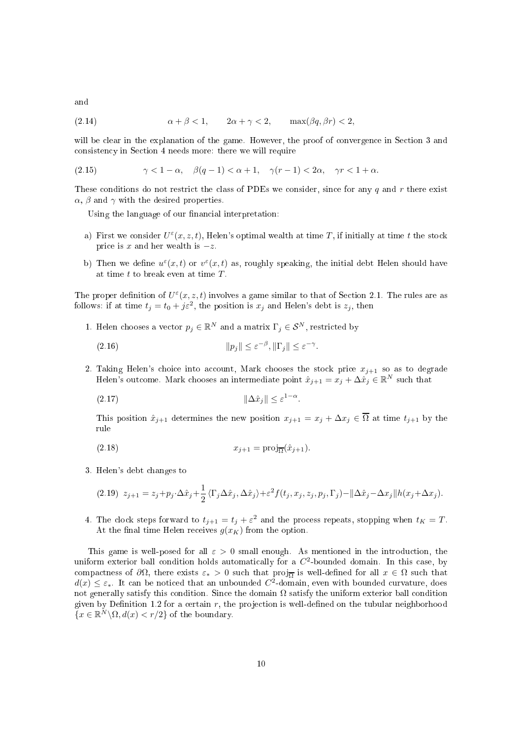and

$$\alpha + \beta < 1, \qquad 2\alpha + \gamma < 2, \qquad \max(\beta q, \beta r) < 2, \tag{2.14}$$

will be clear in the explanation of the game. However, the proof of convergence in Section 3 and consistency in Section 4 needs more: there we will require

$$\gamma < 1 - \alpha, \quad \beta(q-1) < \alpha + 1, \quad \gamma(r-1) < 2\alpha, \quad \gamma r < 1 + \alpha. \tag{2.15}$$

These conditions do not restrict the class of PDEs we consider, since for any $q$ and $r$ there exist $\alpha$, $\beta$ and $\gamma$ with the desired properties.

Using the language of our financial interpretation:

a) First we consider $U^\varepsilon(x, z, t)$, Helen's optimal wealth at time $T$, if initially at time $t$ the stock price is $x$ and her wealth is $-z$.

b) Then we define $u^\varepsilon(x, t)$ or $v^\varepsilon(x, t)$ as, roughly speaking, the initial debt Helen should have at time $t$ to break even at time $T$.

The proper definition of $U^\varepsilon(x, z, t)$ involves a game similar to that of Section 2.1. The rules are as follows: if at time $t_j = t_0 + j\varepsilon^2$, the position is $x_j$ and Helen's debt is $z_j$, then

1. Helen chooses a vector $p_j \in \mathbb{R}^N$ and a matrix $\Gamma_j \in \mathcal{S}^N$, restricted by

$$\|p_j\| \le \varepsilon^{-\beta}, \|\Gamma_j\| \le \varepsilon^{-\gamma}. \tag{2.16}$$

2. Taking Helen's choice into account, Mark chooses the stock price $x_{j+1}$ so as to degrade Helen's outcome. Mark chooses an intermediate point $\hat{x}_{j+1} = x_j + \Delta\hat{x}_j \in \mathbb{R}^N$ such that

$$\|\Delta\hat{x}_j\| \le \varepsilon^{1-\alpha}. \tag{2.17}$$

This position $\hat{x}_{j+1}$ determines the new position $x_{j+1} = x_j + \Delta x_j \in \overline{\Omega}$ at time $t_{j+1}$ by the rule

$$x_{j+1} = \mathrm{proj}_{\overline{\Omega}}(\hat{x}_{j+1}). \tag{2.18}$$

3. Helen's debt changes to

$$z_{j+1} = z_j + p_j \cdot \Delta\hat{x}_j + \frac{1}{2}\langle \Gamma_j \Delta\hat{x}_j, \Delta\hat{x}_j\rangle + \varepsilon^2 f(t_j, x_j, z_j, p_j, \Gamma_j) - \|\Delta\hat{x}_j - \Delta x_j\| h(x_j + \Delta x_j). \tag{2.19}$$

4. The clock steps forward to $t_{j+1} = t_j + \varepsilon^2$ and the process repeats, stopping when $t_K = T$. At the final time Helen receives $g(x_K)$ from the option.

This game is well-posed for all $\varepsilon > 0$ small enough. As mentioned in the introduction, the uniform exterior ball condition holds automatically for a $C^2$-bounded domain. In this case, by compactness of $\partial\Omega$, there exists $\varepsilon_* > 0$ such that $\mathrm{proj}_{\overline{\Omega}}$ is well-defined for all $x \in \Omega$ such that $d(x) \le \varepsilon_*$. It can be noticed that an unbounded $C^2$-domain, even with bounded curvature, does not generally satisfy this condition. Since the domain $\Omega$ satisfy the uniform exterior ball condition given by Definition 1.2 for a certain $r$, the projection is well-defined on the tubular neighborhood $\{x \in \mathbb{R}^N \backslash \Omega, d(x) < r/2\}$ of the boundary.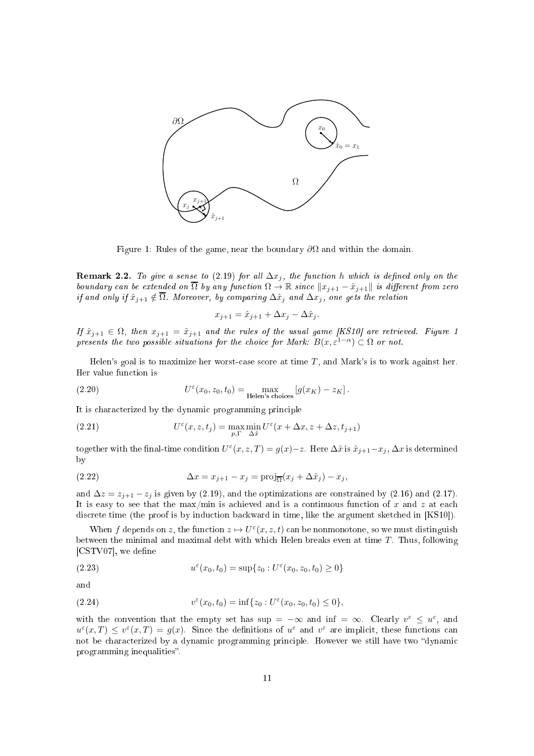Figure 1: Rules of the game, near the boundary $\partial\Omega$ and within the domain.

**Remark 2.2.** *To give a sense to (2.19) for all $\Delta x_j$, the function $h$ which is defined only on the boundary can be extended on $\overline{\Omega}$ by any function $\Omega \to \mathbb{R}$ since $\|x_{j+1} - \hat{x}_{j+1}\|$ is different from zero if and only if $\hat{x}_{j+1} \notin \overline{\Omega}$. Moreover, by comparing $\Delta\hat{x}_j$ and $\Delta x_j$, one gets the relation*

$$x_{j+1} = \hat{x}_{j+1} + \Delta x_j - \Delta\hat{x}_j.$$

*If $\hat{x}_{j+1} \in \Omega$, then $x_{j+1} = \hat{x}_{j+1}$ and the rules of the usual game [KS10] are retrieved. Figure 1 presents the two possible situations for the choice for Mark: $B(x, \varepsilon^{1-\alpha}) \subset \Omega$ or not.*

Helen's goal is to maximize her worst-case score at time $T$, and Mark's is to work against her. Her value function is

$$U^\varepsilon(x_0, z_0, t_0) = \max_{\text{Helen's choices}} [g(x_K) - z_K]. \tag{2.20}$$

It is characterized by the dynamic programming principle

$$U^\varepsilon(x, z, t_j) = \max_{p,\Gamma} \min_{\Delta\hat{x}} U^\varepsilon(x + \Delta x, z + \Delta z, t_{j+1}) \tag{2.21}$$

together with the final-time condition $U^\varepsilon(x, z, T) = g(x) - z$. Here $\Delta\hat{x}$ is $\hat{x}_{j+1} - x_j$, $\Delta x$ is determined by

$$\Delta x = x_{j+1} - x_j = \mathrm{proj}_{\overline{\Omega}}(x_j + \Delta\hat{x}_j) - x_j, \tag{2.22}$$

and $\Delta z = z_{j+1} - z_j$ is given by (2.19), and the optimizations are constrained by (2.16) and (2.17). It is easy to see that the max/min is achieved and is a continuous function of $x$ and $z$ at each discrete time (the proof is by induction backward in time, like the argument sketched in [KS10]).

When $f$ depends on $z$, the function $z \mapsto U^\varepsilon(x, z, t)$ can be nonmonotone, so we must distinguish between the minimal and maximal debt with which Helen breaks even at time $T$. Thus, following [CSTV07], we define

$$u^\varepsilon(x_0, t_0) = \sup\{z_0 : U^\varepsilon(x_0, z_0, t_0) \geq 0\} \tag{2.23}$$

and

$$v^\varepsilon(x_0, t_0) = \inf\{z_0 : U^\varepsilon(x_0, z_0, t_0) \leq 0\}, \tag{2.24}$$

with the convention that the empty set has sup $= -\infty$ and inf $= \infty$. Clearly $v^\varepsilon \leq u^\varepsilon$, and $u^\varepsilon(x, T) \leq v^\varepsilon(x, T) = g(x)$. Since the definitions of $u^\varepsilon$ and $v^\varepsilon$ are implicit, these functions can not be characterized by a dynamic programming principle. However we still have two "dynamic programming inequalities".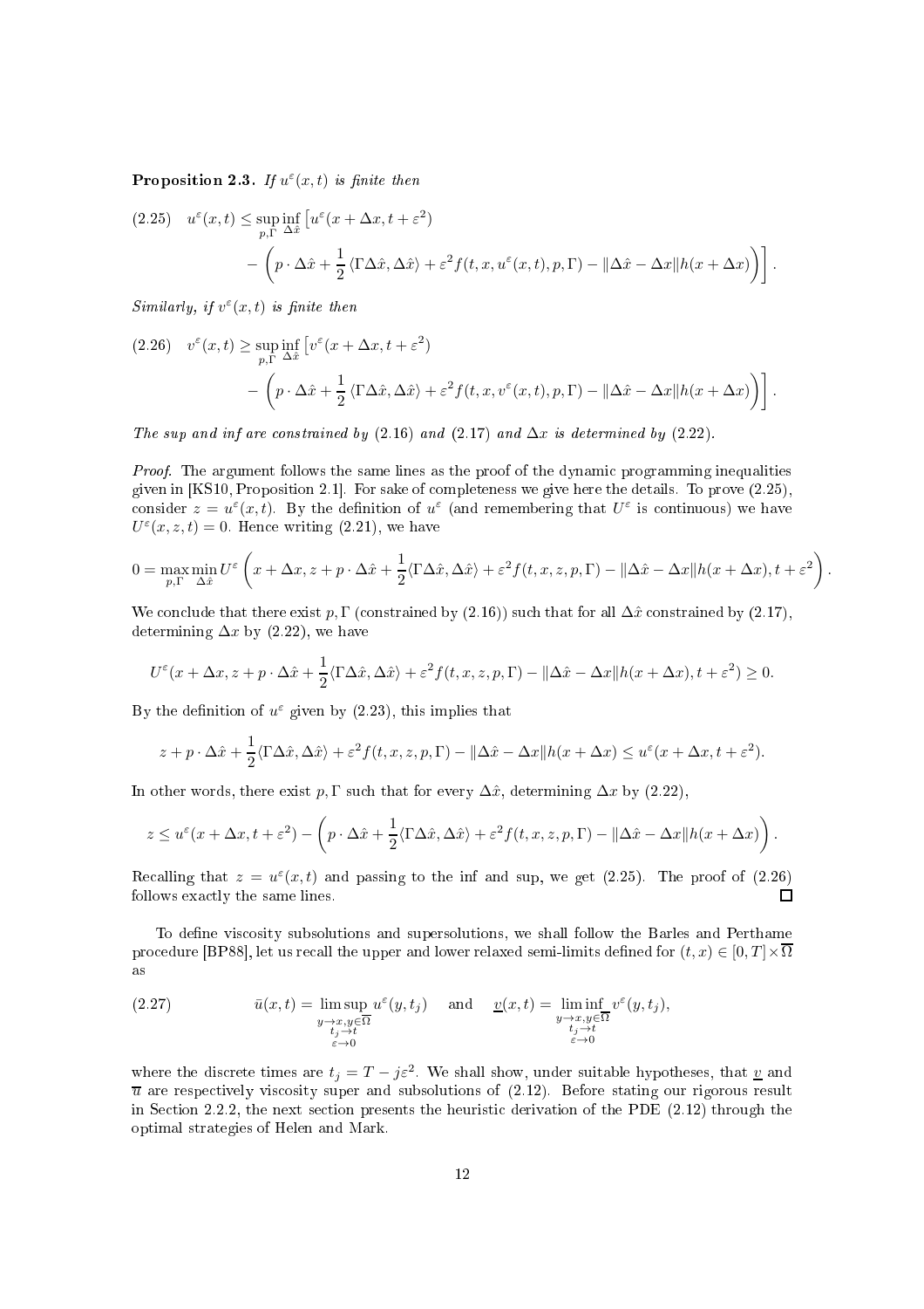**Proposition 2.3.** *If $u^\varepsilon(x,t)$ is finite then*

$$
\begin{aligned}
(2.25) \quad u^\varepsilon(x,t) \le \sup_{p,\Gamma} \inf_{\Delta\hat{x}} \Big[ & u^\varepsilon(x+\Delta x, t+\varepsilon^2) \\
& - \left( p\cdot\Delta\hat{x} + \frac{1}{2}\langle \Gamma\Delta\hat{x}, \Delta\hat{x}\rangle + \varepsilon^2 f(t,x,u^\varepsilon(x,t),p,\Gamma) - \|\Delta\hat{x} - \Delta x\| h(x+\Delta x) \right) \Big].
\end{aligned}
$$

*Similarly, if $v^\varepsilon(x,t)$ is finite then*

$$
\begin{aligned}
(2.26) \quad v^\varepsilon(x,t) \ge \sup_{p,\Gamma} \inf_{\Delta\hat{x}} \Big[ & v^\varepsilon(x+\Delta x, t+\varepsilon^2) \\
& - \left( p\cdot\Delta\hat{x} + \frac{1}{2}\langle \Gamma\Delta\hat{x}, \Delta\hat{x}\rangle + \varepsilon^2 f(t,x,v^\varepsilon(x,t),p,\Gamma) - \|\Delta\hat{x} - \Delta x\| h(x+\Delta x) \right) \Big].
\end{aligned}
$$

*The sup and inf are constrained by (2.16) and (2.17) and $\Delta x$ is determined by (2.22).*

*Proof.* The argument follows the same lines as the proof of the dynamic programming inequalities given in [KS10, Proposition 2.1]. For sake of completeness we give here the details. To prove (2.25), consider $z = u^\varepsilon(x,t)$. By the definition of $u^\varepsilon$ (and remembering that $U^\varepsilon$ is continuous) we have $U^\varepsilon(x,z,t) = 0$. Hence writing (2.21), we have

$$
0 = \max_{p,\Gamma} \min_{\Delta\hat{x}} U^\varepsilon \left( x+\Delta x, z + p\cdot\Delta\hat{x} + \frac{1}{2}\langle \Gamma\Delta\hat{x}, \Delta\hat{x}\rangle + \varepsilon^2 f(t,x,z,p,\Gamma) - \|\Delta\hat{x}-\Delta x\| h(x+\Delta x), t+\varepsilon^2 \right).
$$

We conclude that there exist $p,\Gamma$ (constrained by (2.16)) such that for all $\Delta\hat{x}$ constrained by (2.17), determining $\Delta x$ by (2.22), we have

$$
U^\varepsilon(x+\Delta x, z + p\cdot\Delta\hat{x} + \frac{1}{2}\langle \Gamma\Delta\hat{x}, \Delta\hat{x}\rangle + \varepsilon^2 f(t,x,z,p,\Gamma) - \|\Delta\hat{x}-\Delta x\| h(x+\Delta x), t+\varepsilon^2) \ge 0.
$$

By the definition of $u^\varepsilon$ given by (2.23), this implies that

$$
z + p\cdot\Delta\hat{x} + \frac{1}{2}\langle \Gamma\Delta\hat{x}, \Delta\hat{x}\rangle + \varepsilon^2 f(t,x,z,p,\Gamma) - \|\Delta\hat{x}-\Delta x\| h(x+\Delta x) \le u^\varepsilon(x+\Delta x, t+\varepsilon^2).
$$

In other words, there exist $p,\Gamma$ such that for every $\Delta\hat{x}$, determining $\Delta x$ by (2.22),

$$
z \le u^\varepsilon(x+\Delta x, t+\varepsilon^2) - \left( p\cdot\Delta\hat{x} + \frac{1}{2}\langle \Gamma\Delta\hat{x}, \Delta\hat{x}\rangle + \varepsilon^2 f(t,x,z,p,\Gamma) - \|\Delta\hat{x}-\Delta x\| h(x+\Delta x) \right).
$$

Recalling that $z = u^\varepsilon(x,t)$ and passing to the inf and sup, we get (2.25). The proof of (2.26) follows exactly the same lines. ◻

To define viscosity subsolutions and supersolutions, we shall follow the Barles and Perthame procedure [BP88], let us recall the upper and lower relaxed semi-limits defined for $(t,x) \in [0,T]\times\overline{\Omega}$ as

$$
(2.27) \qquad \bar{u}(x,t) = \limsup_{\substack{y\to x, y\in\overline{\Omega} \\ t_j\to t \\ \varepsilon\to 0}} u^\varepsilon(y,t_j) \quad \text{and} \quad \underline{v}(x,t) = \liminf_{\substack{y\to x, y\in\overline{\Omega} \\ t_j\to t \\ \varepsilon\to 0}} v^\varepsilon(y,t_j),
$$

where the discrete times are $t_j = T - j\varepsilon^2$. We shall show, under suitable hypotheses, that $\underline{v}$ and $\overline{u}$ are respectively viscosity super and subsolutions of (2.12). Before stating our rigorous result in Section 2.2.2, the next section presents the heuristic derivation of the PDE (2.12) through the optimal strategies of Helen and Mark.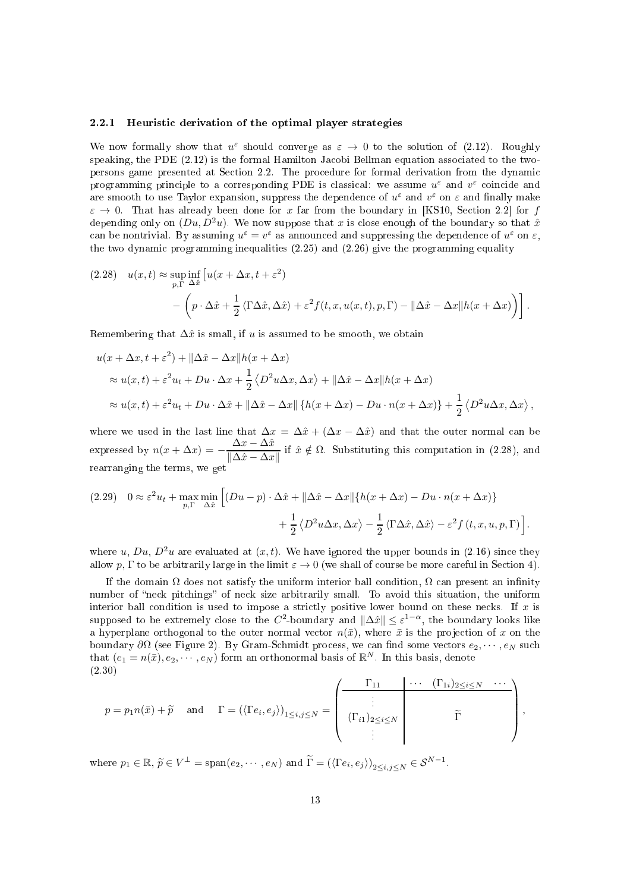#### 2.2.1 Heuristic derivation of the optimal player strategies

We now formally show that $u^\varepsilon$ should converge as $\varepsilon \to 0$ to the solution of (2.12). Roughly speaking, the PDE (2.12) is the formal Hamilton Jacobi Bellman equation associated to the two-persons game presented at Section 2.2. The procedure for formal derivation from the dynamic programming principle to a corresponding PDE is classical: we assume $u^\varepsilon$ and $v^\varepsilon$ coincide and are smooth to use Taylor expansion, suppress the dependence of $u^\varepsilon$ and $v^\varepsilon$ on $\varepsilon$ and finally make $\varepsilon \to 0$. That has already been done for $x$ far from the boundary in [KS10, Section 2.2] for $f$ depending only on $(Du, D^2u)$. We now suppose that $x$ is close enough of the boundary so that $\hat{x}$ can be nontrivial. By assuming $u^\varepsilon = v^\varepsilon$ as announced and suppressing the dependence of $u^\varepsilon$ on $\varepsilon$, the two dynamic programming inequalities (2.25) and (2.26) give the programming equality

$$
(2.28) \quad u(x,t) \approx \sup_{p,\Gamma} \inf_{\Delta\hat{x}} \Big[ u(x+\Delta x, t+\varepsilon^2) - \Big( p\cdot\Delta\hat{x} + \frac{1}{2}\langle \Gamma\Delta\hat{x}, \Delta\hat{x}\rangle + \varepsilon^2 f(t,x,u(x,t),p,\Gamma) - \|\Delta\hat{x}-\Delta x\| h(x+\Delta x) \Big) \Big].
$$

Remembering that $\Delta\hat{x}$ is small, if $u$ is assumed to be smooth, we obtain

$$
\begin{aligned}
u(x+\Delta x, t+\varepsilon^2) &+ \|\Delta\hat{x}-\Delta x\| h(x+\Delta x) \\
&\approx u(x,t) + \varepsilon^2 u_t + Du\cdot\Delta x + \frac{1}{2}\langle D^2u\Delta x, \Delta x\rangle + \|\Delta\hat{x}-\Delta x\| h(x+\Delta x) \\
&\approx u(x,t) + \varepsilon^2 u_t + Du\cdot\Delta\hat{x} + \|\Delta\hat{x}-\Delta x\|\left\{h(x+\Delta x) - Du\cdot n(x+\Delta x)\right\} + \frac{1}{2}\langle D^2u\Delta x, \Delta x\rangle,
\end{aligned}
$$

where we used in the last line that $\Delta x = \Delta\hat{x} + (\Delta x - \Delta\hat{x})$ and that the outer normal can be expressed by $n(x+\Delta x) = -\dfrac{\Delta x - \Delta\hat{x}}{\|\Delta\hat{x}-\Delta x\|}$ if $\hat{x} \notin \Omega$. Substituting this computation in (2.28), and rearranging the terms, we get

$$
(2.29) \quad 0 \approx \varepsilon^2 u_t + \max_{p,\Gamma}\min_{\Delta\hat{x}} \Big[ (Du-p)\cdot\Delta\hat{x} + \|\Delta\hat{x}-\Delta x\|\{h(x+\Delta x) - Du\cdot n(x+\Delta x)\} + \frac{1}{2}\langle D^2u\Delta x, \Delta x\rangle - \frac{1}{2}\langle \Gamma\Delta\hat{x}, \Delta\hat{x}\rangle - \varepsilon^2 f(t,x,u,p,\Gamma) \Big].
$$

where $u$, $Du$, $D^2u$ are evaluated at $(x,t)$. We have ignored the upper bounds in (2.16) since they allow $p$, $\Gamma$ to be arbitrarily large in the limit $\varepsilon \to 0$ (we shall of course be more careful in Section 4).

If the domain $\Omega$ does not satisfy the uniform interior ball condition, $\Omega$ can present an infinity number of "neck pitchings" of neck size arbitrarily small. To avoid this situation, the uniform interior ball condition is used to impose a strictly positive lower bound on these necks. If $x$ is supposed to be extremely close to the $C^2$-boundary and $\|\Delta\hat{x}\| \le \varepsilon^{1-\alpha}$, the boundary looks like a hyperplane orthogonal to the outer normal vector $n(\bar{x})$, where $\bar{x}$ is the projection of $x$ on the boundary $\partial\Omega$ (see Figure 2). By Gram-Schmidt process, we can find some vectors $e_2, \cdots, e_N$ such that $(e_1 = n(\bar{x}), e_2, \cdots, e_N)$ form an orthonormal basis of $\mathbb{R}^N$. In this basis, denote

$$
(2.30) \quad p = p_1 n(\bar{x}) + \widetilde{p} \quad \text{and} \quad \Gamma = (\langle \Gamma e_i, e_j\rangle)_{1\le i,j\le N} = \left(\begin{array}{c|c} \Gamma_{11} & \cdots \ (\Gamma_{1i})_{2\le i\le N} \ \cdots \\ \hline \vdots & \\ (\Gamma_{i1})_{2\le i\le N} & \widetilde{\Gamma} \\ \vdots & \end{array}\right),
$$

where $p_1 \in \mathbb{R}$, $\widetilde{p} \in V^\perp = \mathrm{span}(e_2, \cdots, e_N)$ and $\widetilde{\Gamma} = (\langle \Gamma e_i, e_j\rangle)_{2\le i,j\le N} \in \mathcal{S}^{N-1}$.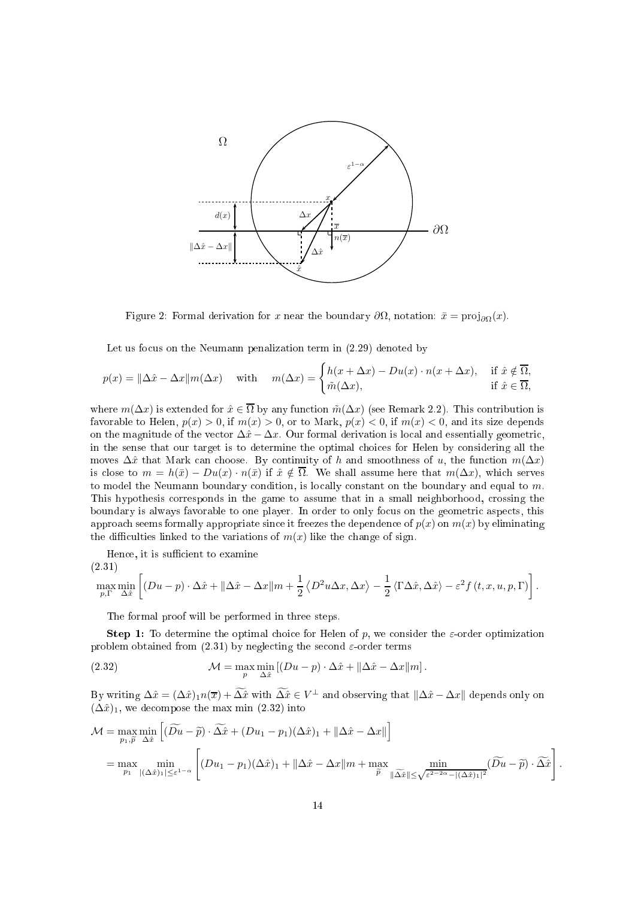Figure 2: Formal derivation for $x$ near the boundary $\partial\Omega$, notation: $\bar{x} = \mathrm{proj}_{\partial\Omega}(x)$.

Let us focus on the Neumann penalization term in (2.29) denoted by

$$p(x) = \|\Delta\hat{x} - \Delta x\| m(\Delta x) \quad \text{with} \quad m(\Delta x) = \begin{cases} h(x+\Delta x) - Du(x)\cdot n(x+\Delta x), & \text{if } \hat{x} \notin \overline{\Omega}, \\ \tilde{m}(\Delta x), & \text{if } \hat{x} \in \overline{\Omega}, \end{cases}$$

where $m(\Delta x)$ is extended for $\hat{x} \in \overline{\Omega}$ by any function $\tilde{m}(\Delta x)$ (see Remark 2.2). This contribution is favorable to Helen, $p(x) > 0$, if $m(x) > 0$, or to Mark, $p(x) < 0$, if $m(x) < 0$, and its size depends on the magnitude of the vector $\Delta\hat{x} - \Delta x$. Our formal derivation is local and essentially geometric, in the sense that our target is to determine the optimal choices for Helen by considering all the moves $\Delta\hat{x}$ that Mark can choose. By continuity of $h$ and smoothness of $u$, the function $m(\Delta x)$ is close to $m = h(\bar{x}) - Du(x)\cdot n(\bar{x})$ if $\hat{x} \notin \overline{\Omega}$. We shall assume here that $m(\Delta x)$, which serves to model the Neumann boundary condition, is locally constant on the boundary and equal to $m$. This hypothesis corresponds in the game to assume that in a small neighborhood, crossing the boundary is always favorable to one player. In order to only focus on the geometric aspects, this approach seems formally appropriate since it freezes the dependence of $p(x)$ on $m(x)$ by eliminating the difficulties linked to the variations of $m(x)$ like the change of sign.

Hence, it is sufficient to examine

$$\max_{p,\Gamma} \min_{\Delta\hat{x}} \left[ (Du - p)\cdot\Delta\hat{x} + \|\Delta\hat{x} - \Delta x\| m + \frac{1}{2}\left\langle D^2u\Delta x, \Delta x\right\rangle - \frac{1}{2}\left\langle \Gamma\Delta\hat{x}, \Delta\hat{x}\right\rangle - \varepsilon^2 f(t,x,u,p,\Gamma)\right]. \tag{2.31}$$

The formal proof will be performed in three steps.

**Step 1:** To determine the optimal choice for Helen of $p$, we consider the $\varepsilon$-order optimization problem obtained from (2.31) by neglecting the second $\varepsilon$-order terms

$$\mathcal{M} = \max_{p} \min_{\Delta\hat{x}} \left[ (Du - p)\cdot\Delta\hat{x} + \|\Delta\hat{x} - \Delta x\| m \right]. \tag{2.32}$$

By writing $\Delta\hat{x} = (\Delta\hat{x})_1 n(\overline{x}) + \widetilde{\Delta\hat{x}}$ with $\widetilde{\Delta\hat{x}} \in V^\perp$ and observing that $\|\Delta\hat{x} - \Delta x\|$ depends only on $(\Delta\hat{x})_1$, we decompose the max min (2.32) into

$$\begin{aligned}
\mathcal{M} &= \max_{p_1,\widetilde{p}} \min_{\Delta\hat{x}} \left[ (\widetilde{Du} - \widetilde{p})\cdot\widetilde{\Delta\hat{x}} + (Du_1 - p_1)(\Delta\hat{x})_1 + \|\Delta\hat{x} - \Delta x\|\right] \\
&= \max_{p_1} \min_{|(\Delta\hat{x})_1| \le \varepsilon^{1-\alpha}} \left[ (Du_1 - p_1)(\Delta\hat{x})_1 + \|\Delta\hat{x} - \Delta x\| m + \max_{\widetilde{p}} \min_{\|\widetilde{\Delta\hat{x}}\| \le \sqrt{\varepsilon^{2-2\alpha} - |(\Delta\hat{x})_1|^2}} (\widetilde{Du} - \widetilde{p})\cdot\widetilde{\Delta\hat{x}} \right].
\end{aligned}$$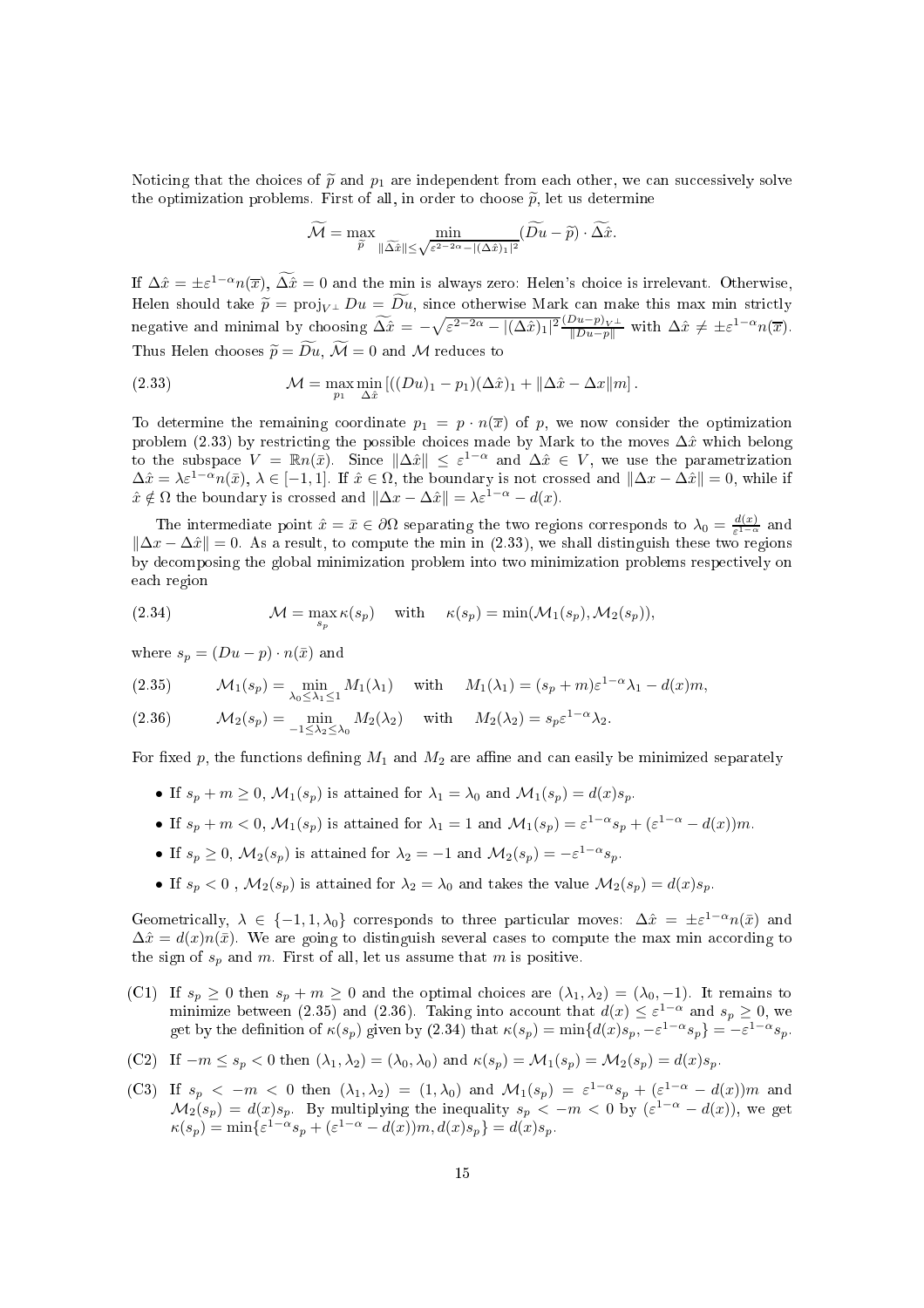Noticing that the choices of $\widetilde{p}$ and $p_1$ are independent from each other, we can successively solve the optimization problems. First of all, in order to choose $\widetilde{p}$, let us determine

$$\widetilde{\mathcal{M}} = \max_{\widetilde{p}} \min_{\|\widetilde{\Delta \hat{x}}\| \leq \sqrt{\varepsilon^{2-2\alpha} - |(\Delta \hat{x})_1|^2}} (\widetilde{Du} - \widetilde{p}) \cdot \widetilde{\Delta \hat{x}}.$$

If $\Delta \hat{x} = \pm \varepsilon^{1-\alpha} n(\overline{x})$, $\widetilde{\Delta \hat{x}} = 0$ and the min is always zero: Helen's choice is irrelevant. Otherwise, Helen should take $\widetilde{p} = \mathrm{proj}_{V^\perp} Du = \widetilde{Du}$, since otherwise Mark can make this max min strictly negative and minimal by choosing $\widetilde{\Delta \hat{x}} = -\sqrt{\varepsilon^{2-2\alpha} - |(\Delta \hat{x})_1|^2} \frac{(Du-p)_{V^\perp}}{\|Du-p\|}$ with $\Delta \hat{x} \neq \pm \varepsilon^{1-\alpha} n(\overline{x})$. Thus Helen chooses $\widetilde{p} = \widetilde{Du}$, $\widetilde{\mathcal{M}} = 0$ and $\mathcal{M}$ reduces to

$$\mathcal{M} = \max_{p_1} \min_{\Delta \hat{x}} \left[ ((Du)_1 - p_1)(\Delta \hat{x})_1 + \|\Delta \hat{x} - \Delta x\| m \right]. \tag{2.33}$$

To determine the remaining coordinate $p_1 = p \cdot n(\overline{x})$ of $p$, we now consider the optimization problem (2.33) by restricting the possible choices made by Mark to the moves $\Delta \hat{x}$ which belong to the subspace $V = \mathbb{R} n(\bar{x})$. Since $\|\Delta \hat{x}\| \leq \varepsilon^{1-\alpha}$ and $\Delta \hat{x} \in V$, we use the parametrization $\Delta \hat{x} = \lambda \varepsilon^{1-\alpha} n(\bar{x})$, $\lambda \in [-1, 1]$. If $\hat{x} \in \Omega$, the boundary is not crossed and $\|\Delta x - \Delta \hat{x}\| = 0$, while if $\hat{x} \notin \Omega$ the boundary is crossed and $\|\Delta x - \Delta \hat{x}\| = \lambda \varepsilon^{1-\alpha} - d(x)$.

The intermediate point $\hat{x} = \bar{x} \in \partial\Omega$ separating the two regions corresponds to $\lambda_0 = \frac{d(x)}{\varepsilon^{1-\alpha}}$ and $\|\Delta x - \Delta \hat{x}\| = 0$. As a result, to compute the min in (2.33), we shall distinguish these two regions by decomposing the global minimization problem into two minimization problems respectively on each region

$$\mathcal{M} = \max_{s_p} \kappa(s_p) \quad \text{with} \quad \kappa(s_p) = \min(\mathcal{M}_1(s_p), \mathcal{M}_2(s_p)), \tag{2.34}$$

where $s_p = (Du - p) \cdot n(\bar{x})$ and

$$\mathcal{M}_1(s_p) = \min_{\lambda_0 \leq \lambda_1 \leq 1} M_1(\lambda_1) \quad \text{with} \quad M_1(\lambda_1) = (s_p + m)\varepsilon^{1-\alpha}\lambda_1 - d(x)m, \tag{2.35}$$

$$\mathcal{M}_2(s_p) = \min_{-1 \leq \lambda_2 \leq \lambda_0} M_2(\lambda_2) \quad \text{with} \quad M_2(\lambda_2) = s_p \varepsilon^{1-\alpha}\lambda_2. \tag{2.36}$$

For fixed $p$, the functions defining $M_1$ and $M_2$ are affine and can easily be minimized separately

- If $s_p + m \geq 0$, $\mathcal{M}_1(s_p)$ is attained for $\lambda_1 = \lambda_0$ and $\mathcal{M}_1(s_p) = d(x)s_p$.
- If $s_p + m < 0$, $\mathcal{M}_1(s_p)$ is attained for $\lambda_1 = 1$ and $\mathcal{M}_1(s_p) = \varepsilon^{1-\alpha}s_p + (\varepsilon^{1-\alpha} - d(x))m$.
- If $s_p \geq 0$, $\mathcal{M}_2(s_p)$ is attained for $\lambda_2 = -1$ and $\mathcal{M}_2(s_p) = -\varepsilon^{1-\alpha}s_p$.
- If $s_p < 0$ , $\mathcal{M}_2(s_p)$ is attained for $\lambda_2 = \lambda_0$ and takes the value $\mathcal{M}_2(s_p) = d(x)s_p$.

Geometrically, $\lambda \in \{-1, 1, \lambda_0\}$ corresponds to three particular moves: $\Delta \hat{x} = \pm \varepsilon^{1-\alpha} n(\bar{x})$ and $\Delta \hat{x} = d(x) n(\bar{x})$. We are going to distinguish several cases to compute the max min according to the sign of $s_p$ and $m$. First of all, let us assume that $m$ is positive.

(C1) If $s_p \geq 0$ then $s_p + m \geq 0$ and the optimal choices are $(\lambda_1, \lambda_2) = (\lambda_0, -1)$. It remains to minimize between (2.35) and (2.36). Taking into account that $d(x) \leq \varepsilon^{1-\alpha}$ and $s_p \geq 0$, we get by the definition of $\kappa(s_p)$ given by (2.34) that $\kappa(s_p) = \min\{d(x)s_p, -\varepsilon^{1-\alpha}s_p\} = -\varepsilon^{1-\alpha}s_p$.

(C2) If $-m \leq s_p < 0$ then $(\lambda_1, \lambda_2) = (\lambda_0, \lambda_0)$ and $\kappa(s_p) = \mathcal{M}_1(s_p) = \mathcal{M}_2(s_p) = d(x)s_p$.

(C3) If $s_p < -m < 0$ then $(\lambda_1, \lambda_2) = (1, \lambda_0)$ and $\mathcal{M}_1(s_p) = \varepsilon^{1-\alpha}s_p + (\varepsilon^{1-\alpha} - d(x))m$ and $\mathcal{M}_2(s_p) = d(x)s_p$. By multiplying the inequality $s_p < -m < 0$ by $(\varepsilon^{1-\alpha} - d(x))$, we get $\kappa(s_p) = \min\{\varepsilon^{1-\alpha}s_p + (\varepsilon^{1-\alpha} - d(x))m, d(x)s_p\} = d(x)s_p$.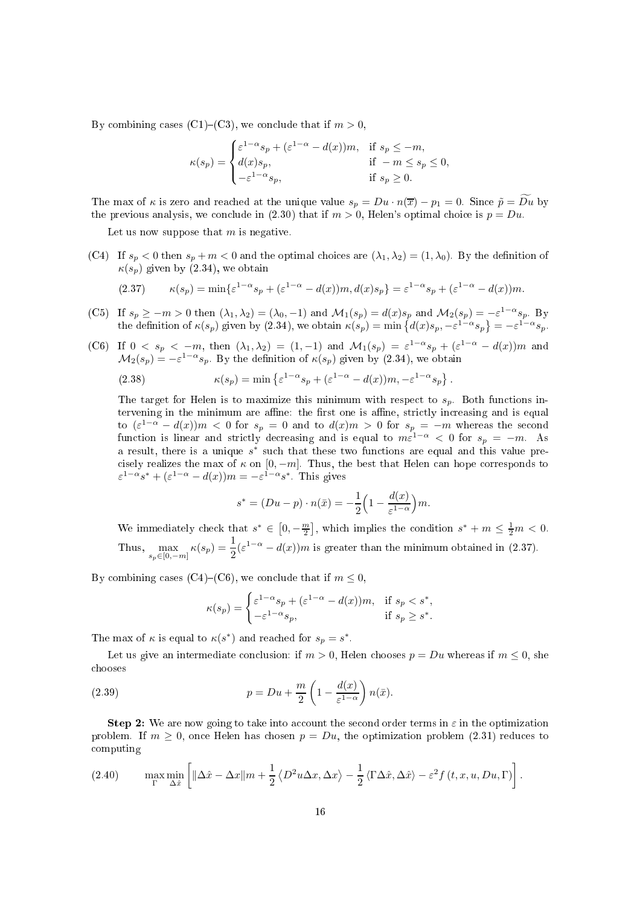By combining cases (C1)–(C3), we conclude that if $m > 0$,

$$
\kappa(s_p) = \begin{cases} \varepsilon^{1-\alpha} s_p + (\varepsilon^{1-\alpha} - d(x))m, & \text{if } s_p \leq -m, \\ d(x) s_p, & \text{if } -m \leq s_p \leq 0, \\ -\varepsilon^{1-\alpha} s_p, & \text{if } s_p \geq 0. \end{cases}
$$

The max of $\kappa$ is zero and reached at the unique value $s_p = Du \cdot n(\overline{x}) - p_1 = 0$. Since $\tilde{p} = \widetilde{Du}$ by the previous analysis, we conclude in (2.30) that if $m > 0$, Helen's optimal choice is $p = Du$.

Let us now suppose that $m$ is negative.

(C4) If $s_p < 0$ then $s_p + m < 0$ and the optimal choices are $(\lambda_1, \lambda_2) = (1, \lambda_0)$. By the definition of $\kappa(s_p)$ given by (2.34), we obtain

$$
\kappa(s_p) = \min\{\varepsilon^{1-\alpha} s_p + (\varepsilon^{1-\alpha} - d(x))m, d(x)s_p\} = \varepsilon^{1-\alpha} s_p + (\varepsilon^{1-\alpha} - d(x))m. \tag{2.37}
$$

(C5) If $s_p \geq -m > 0$ then $(\lambda_1, \lambda_2) = (\lambda_0, -1)$ and $\mathcal{M}_1(s_p) = d(x)s_p$ and $\mathcal{M}_2(s_p) = -\varepsilon^{1-\alpha} s_p$. By the definition of $\kappa(s_p)$ given by (2.34), we obtain $\kappa(s_p) = \min\left\{d(x)s_p, -\varepsilon^{1-\alpha} s_p\right\} = -\varepsilon^{1-\alpha} s_p$.

(C6) If $0 < s_p < -m$, then $(\lambda_1, \lambda_2) = (1, -1)$ and $\mathcal{M}_1(s_p) = \varepsilon^{1-\alpha} s_p + (\varepsilon^{1-\alpha} - d(x))m$ and $\mathcal{M}_2(s_p) = -\varepsilon^{1-\alpha} s_p$. By the definition of $\kappa(s_p)$ given by (2.34), we obtain

$$
\kappa(s_p) = \min\left\{\varepsilon^{1-\alpha} s_p + (\varepsilon^{1-\alpha} - d(x))m, -\varepsilon^{1-\alpha} s_p\right\}. \tag{2.38}
$$

The target for Helen is to maximize this minimum with respect to $s_p$. Both functions intervening in the minimum are affine: the first one is affine, strictly increasing and is equal to $(\varepsilon^{1-\alpha} - d(x))m < 0$ for $s_p = 0$ and to $d(x)m > 0$ for $s_p = -m$ whereas the second function is linear and strictly decreasing and is equal to $m\varepsilon^{1-\alpha} < 0$ for $s_p = -m$. As a result, there is a unique $s^*$ such that these two functions are equal and this value precisely realizes the max of $\kappa$ on $[0, -m]$. Thus, the best that Helen can hope corresponds to $\varepsilon^{1-\alpha} s^* + (\varepsilon^{1-\alpha} - d(x))m = -\varepsilon^{1-\alpha} s^*$. This gives

$$
s^* = (Du - p) \cdot n(\bar{x}) = -\frac{1}{2}\Big(1 - \frac{d(x)}{\varepsilon^{1-\alpha}}\Big)m.
$$

We immediately check that $s^* \in \left[0, -\frac{m}{2}\right]$, which implies the condition $s^* + m \leq \frac{1}{2}m < 0$. Thus, $\max_{s_p \in [0,-m]} \kappa(s_p) = \frac{1}{2}(\varepsilon^{1-\alpha} - d(x))m$ is greater than the minimum obtained in (2.37).

By combining cases (C4)–(C6), we conclude that if $m \leq 0$,

$$
\kappa(s_p) = \begin{cases} \varepsilon^{1-\alpha} s_p + (\varepsilon^{1-\alpha} - d(x))m, & \text{if } s_p < s^*, \\ -\varepsilon^{1-\alpha} s_p, & \text{if } s_p \geq s^*. \end{cases}
$$

The max of $\kappa$ is equal to $\kappa(s^*)$ and reached for $s_p = s^*$.

Let us give an intermediate conclusion: if $m > 0$, Helen chooses $p = Du$ whereas if $m \leq 0$, she chooses

$$
p = Du + \frac{m}{2}\left(1 - \frac{d(x)}{\varepsilon^{1-\alpha}}\right) n(\bar{x}). \tag{2.39}
$$

**Step 2:** We are now going to take into account the second order terms in $\varepsilon$ in the optimization problem. If $m \geq 0$, once Helen has chosen $p = Du$, the optimization problem (2.31) reduces to computing

$$
\max_{\Gamma} \min_{\Delta\hat{x}} \left[\|\Delta\hat{x} - \Delta x\| m + \frac{1}{2}\left\langle D^2 u \Delta x, \Delta x\right\rangle - \frac{1}{2}\left\langle \Gamma \Delta\hat{x}, \Delta\hat{x}\right\rangle - \varepsilon^2 f\left(t, x, u, Du, \Gamma\right)\right]. \tag{2.40}
$$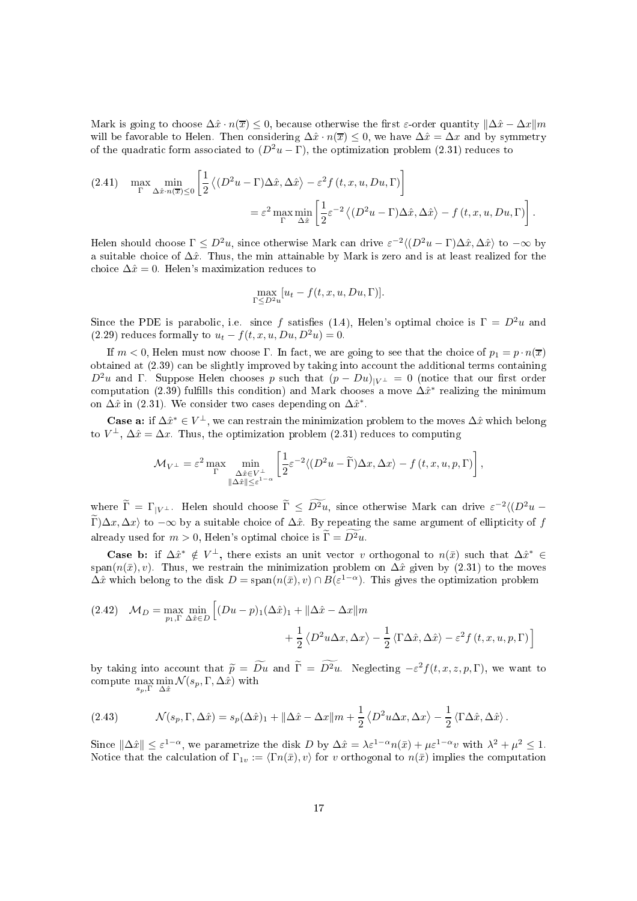Mark is going to choose $\Delta\hat{x}\cdot n(\overline{x})\leq 0$, because otherwise the first $\varepsilon$-order quantity $\|\Delta\hat{x}-\Delta x\|m$ will be favorable to Helen. Then considering $\Delta\hat{x}\cdot n(\overline{x})\leq 0$, we have $\Delta\hat{x}=\Delta x$ and by symmetry of the quadratic form associated to $(D^2u-\Gamma)$, the optimization problem (2.31) reduces to

$$
\begin{aligned}
(2.41)\quad \max_{\Gamma}\min_{\Delta\hat{x}\cdot n(\overline{x})\leq 0}&\left[\frac{1}{2}\left\langle (D^2u-\Gamma)\Delta\hat{x},\Delta\hat{x}\right\rangle-\varepsilon^2 f\left(t,x,u,Du,\Gamma\right)\right]\\
&=\varepsilon^2\max_{\Gamma}\min_{\Delta\hat{x}}\left[\frac{1}{2}\varepsilon^{-2}\left\langle (D^2u-\Gamma)\Delta\hat{x},\Delta\hat{x}\right\rangle-f\left(t,x,u,Du,\Gamma\right)\right].
\end{aligned}
$$

Helen should choose $\Gamma\leq D^2u$, since otherwise Mark can drive $\varepsilon^{-2}\langle (D^2u-\Gamma)\Delta\hat{x},\Delta\hat{x}\rangle$ to $-\infty$ by a suitable choice of $\Delta\hat{x}$. Thus, the min attainable by Mark is zero and is at least realized for the choice $\Delta\hat{x}=0$. Helen's maximization reduces to

$$
\max_{\Gamma\leq D^2u}[u_t-f(t,x,u,Du,\Gamma)].
$$

Since the PDE is parabolic, i.e. since $f$ satisfies (1.4), Helen's optimal choice is $\Gamma=D^2u$ and (2.29) reduces formally to $u_t-f(t,x,u,Du,D^2u)=0$.

If $m<0$, Helen must now choose $\Gamma$. In fact, we are going to see that the choice of $p_1=p\cdot n(\overline{x})$ obtained at (2.39) can be slightly improved by taking into account the additional terms containing $D^2u$ and $\Gamma$. Suppose Helen chooses $p$ such that $(p-Du)_{|V^\perp}=0$ (notice that our first order computation (2.39) fulfills this condition) and Mark chooses a move $\Delta\hat{x}^*$ realizing the minimum on $\Delta\hat{x}$ in (2.31). We consider two cases depending on $\Delta\hat{x}^*$.

**Case a:** if $\Delta\hat{x}^*\in V^\perp$, we can restrain the minimization problem to the moves $\Delta\hat{x}$ which belong to $V^\perp$, $\Delta\hat{x}=\Delta x$. Thus, the optimization problem (2.31) reduces to computing

$$
\mathcal{M}_{V^\perp}=\varepsilon^2\max_{\Gamma}\min_{\substack{\Delta\hat{x}\in V^\perp\\ \|\Delta\hat{x}\|\leq\varepsilon^{1-\alpha}}}\left[\frac{1}{2}\varepsilon^{-2}\langle (D^2u-\widetilde{\Gamma})\Delta x,\Delta x\rangle-f\left(t,x,u,p,\Gamma\right)\right],
$$

where $\widetilde{\Gamma}=\Gamma_{|V^\perp}$. Helen should choose $\widetilde{\Gamma}\leq\widetilde{D^2u}$, since otherwise Mark can drive $\varepsilon^{-2}\langle (D^2u-\widetilde{\Gamma})\Delta x,\Delta x\rangle$ to $-\infty$ by a suitable choice of $\Delta\hat{x}$. By repeating the same argument of ellipticity of $f$ already used for $m>0$, Helen's optimal choice is $\widetilde{\Gamma}=\widetilde{D^2u}$.

**Case b:** if $\Delta\hat{x}^*\notin V^\perp$, there exists an unit vector $v$ orthogonal to $n(\bar{x})$ such that $\Delta\hat{x}^*\in\operatorname{span}(n(\bar{x}),v)$. Thus, we restrain the minimization problem on $\Delta\hat{x}$ given by (2.31) to the moves $\Delta\hat{x}$ which belong to the disk $D=\operatorname{span}(n(\bar{x}),v)\cap B(\varepsilon^{1-\alpha})$. This gives the optimization problem

$$
\begin{aligned}
(2.42)\quad \mathcal{M}_D=\max_{p_1,\Gamma}\min_{\Delta\hat{x}\in D}\Big[&(Du-p)_1(\Delta\hat{x})_1+\|\Delta\hat{x}-\Delta x\|m\\
&+\frac{1}{2}\left\langle D^2u\Delta x,\Delta x\right\rangle-\frac{1}{2}\left\langle\Gamma\Delta\hat{x},\Delta\hat{x}\right\rangle-\varepsilon^2 f\left(t,x,u,p,\Gamma\right)\Big]
\end{aligned}
$$

by taking into account that $\widetilde{p}=\widetilde{Du}$ and $\widetilde{\Gamma}=\widetilde{D^2u}$. Neglecting $-\varepsilon^2 f(t,x,z,p,\Gamma)$, we want to compute $\max\limits_{s_p,\Gamma}\min\limits_{\Delta\hat{x}}\mathcal{N}(s_p,\Gamma,\Delta\hat{x})$ with

$$
(2.43)\qquad \mathcal{N}(s_p,\Gamma,\Delta\hat{x})=s_p(\Delta\hat{x})_1+\|\Delta\hat{x}-\Delta x\|m+\frac{1}{2}\left\langle D^2u\Delta x,\Delta x\right\rangle-\frac{1}{2}\left\langle\Gamma\Delta\hat{x},\Delta\hat{x}\right\rangle.
$$

Since $\|\Delta\hat{x}\|\leq\varepsilon^{1-\alpha}$, we parametrize the disk $D$ by $\Delta\hat{x}=\lambda\varepsilon^{1-\alpha}n(\bar{x})+\mu\varepsilon^{1-\alpha}v$ with $\lambda^2+\mu^2\leq 1$. Notice that the calculation of $\Gamma_{1v}:=\langle\Gamma n(\bar{x}),v\rangle$ for $v$ orthogonal to $n(\bar{x})$ implies the computation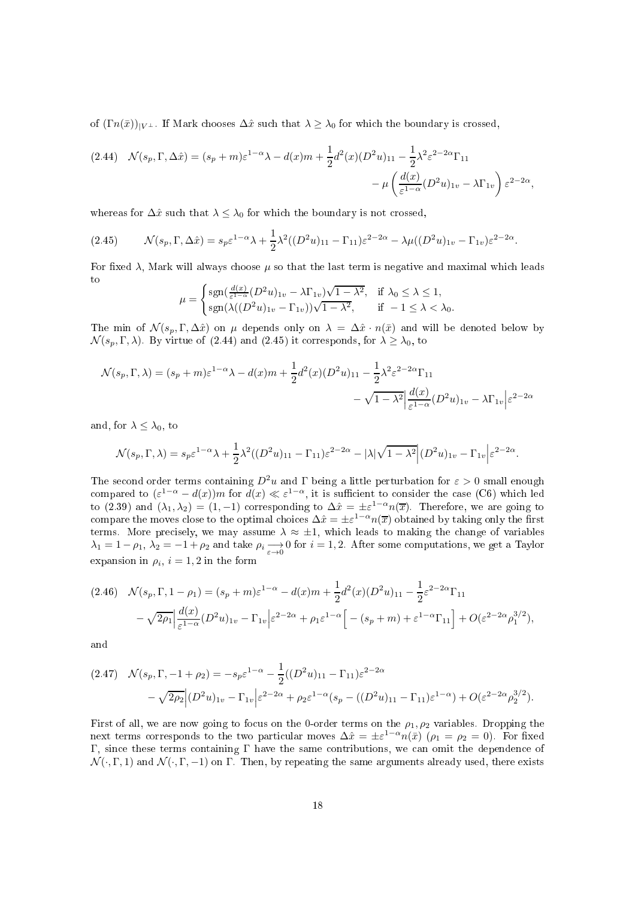of $(\Gamma n(\bar{x}))_{|V^\perp}$. If Mark chooses $\Delta\hat{x}$ such that $\lambda \geq \lambda_0$ for which the boundary is crossed,

$$
\begin{aligned}
(2.44)\quad \mathcal{N}(s_p, \Gamma, \Delta\hat{x}) = (s_p + m)\varepsilon^{1-\alpha}\lambda - d(x)m + \frac{1}{2}d^2(x)(D^2u)_{11} - \frac{1}{2}\lambda^2\varepsilon^{2-2\alpha}\Gamma_{11} \\
- \mu\left(\frac{d(x)}{\varepsilon^{1-\alpha}}(D^2u)_{1v} - \lambda\Gamma_{1v}\right)\varepsilon^{2-2\alpha},
\end{aligned}
$$

whereas for $\Delta\hat{x}$ such that $\lambda \leq \lambda_0$ for which the boundary is not crossed,

$$
(2.45)\qquad \mathcal{N}(s_p, \Gamma, \Delta\hat{x}) = s_p\varepsilon^{1-\alpha}\lambda + \frac{1}{2}\lambda^2((D^2u)_{11} - \Gamma_{11})\varepsilon^{2-2\alpha} - \lambda\mu((D^2u)_{1v} - \Gamma_{1v})\varepsilon^{2-2\alpha}.
$$

For fixed $\lambda$, Mark will always choose $\mu$ so that the last term is negative and maximal which leads to

$$
\mu = \begin{cases} \operatorname{sgn}(\frac{d(x)}{\varepsilon^{1-\alpha}}(D^2u)_{1v} - \lambda\Gamma_{1v})\sqrt{1-\lambda^2}, & \text{if } \lambda_0 \leq \lambda \leq 1, \\ \operatorname{sgn}(\lambda((D^2u)_{1v} - \Gamma_{1v}))\sqrt{1-\lambda^2}, & \text{if } -1 \leq \lambda < \lambda_0. \end{cases}
$$

The min of $\mathcal{N}(s_p, \Gamma, \Delta\hat{x})$ on $\mu$ depends only on $\lambda = \Delta\hat{x}\cdot n(\bar{x})$ and will be denoted below by $\mathcal{N}(s_p, \Gamma, \lambda)$. By virtue of (2.44) and (2.45) it corresponds, for $\lambda \geq \lambda_0$, to

$$
\begin{aligned}
\mathcal{N}(s_p, \Gamma, \lambda) = (s_p + m)\varepsilon^{1-\alpha}\lambda - d(x)m + \frac{1}{2}d^2(x)(D^2u)_{11} - \frac{1}{2}\lambda^2\varepsilon^{2-2\alpha}\Gamma_{11} \\
- \sqrt{1-\lambda^2}\left|\frac{d(x)}{\varepsilon^{1-\alpha}}(D^2u)_{1v} - \lambda\Gamma_{1v}\right|\varepsilon^{2-2\alpha}
\end{aligned}
$$

and, for $\lambda \leq \lambda_0$, to

$$
\mathcal{N}(s_p, \Gamma, \lambda) = s_p\varepsilon^{1-\alpha}\lambda + \frac{1}{2}\lambda^2((D^2u)_{11} - \Gamma_{11})\varepsilon^{2-2\alpha} - |\lambda|\sqrt{1-\lambda^2}\left|(D^2u)_{1v} - \Gamma_{1v}\right|\varepsilon^{2-2\alpha}.
$$

The second order terms containing $D^2u$ and $\Gamma$ being a little perturbation for $\varepsilon > 0$ small enough compared to $(\varepsilon^{1-\alpha} - d(x))m$ for $d(x) \ll \varepsilon^{1-\alpha}$, it is sufficient to consider the case (C6) which led to (2.39) and $(\lambda_1, \lambda_2) = (1, -1)$ corresponding to $\Delta\hat{x} = \pm\varepsilon^{1-\alpha}n(\overline{x})$. Therefore, we are going to compare the moves close to the optimal choices $\Delta\hat{x} = \pm\varepsilon^{1-\alpha}n(\overline{x})$ obtained by taking only the first terms. More precisely, we may assume $\lambda \approx \pm 1$, which leads to making the change of variables $\lambda_1 = 1 - \rho_1$, $\lambda_2 = -1 + \rho_2$ and take $\rho_i \underset{\varepsilon\to 0}{\longrightarrow} 0$ for $i = 1, 2$. After some computations, we get a Taylor expansion in $\rho_i$, $i = 1, 2$ in the form

$$
\begin{aligned}
(2.46)\quad \mathcal{N}(s_p, \Gamma, 1 - \rho_1) = (s_p + m)\varepsilon^{1-\alpha} - d(x)m + \frac{1}{2}d^2(x)(D^2u)_{11} - \frac{1}{2}\varepsilon^{2-2\alpha}\Gamma_{11} \\
- \sqrt{2\rho_1}\left|\frac{d(x)}{\varepsilon^{1-\alpha}}(D^2u)_{1v} - \Gamma_{1v}\right|\varepsilon^{2-2\alpha} + \rho_1\varepsilon^{1-\alpha}\Big[-(s_p + m) + \varepsilon^{1-\alpha}\Gamma_{11}\Big] + O(\varepsilon^{2-2\alpha}\rho_1^{3/2}),
\end{aligned}
$$

and

$$
\begin{aligned}
(2.47)\quad \mathcal{N}(s_p, \Gamma, -1 + \rho_2) = -s_p\varepsilon^{1-\alpha} - \frac{1}{2}((D^2u)_{11} - \Gamma_{11})\varepsilon^{2-2\alpha} \\
- \sqrt{2\rho_2}\left|(D^2u)_{1v} - \Gamma_{1v}\right|\varepsilon^{2-2\alpha} + \rho_2\varepsilon^{1-\alpha}(s_p - ((D^2u)_{11} - \Gamma_{11})\varepsilon^{1-\alpha}) + O(\varepsilon^{2-2\alpha}\rho_2^{3/2}).
\end{aligned}
$$

First of all, we are now going to focus on the 0-order terms on the $\rho_1, \rho_2$ variables. Dropping the next terms corresponds to the two particular moves $\Delta\hat{x} = \pm\varepsilon^{1-\alpha}n(\bar{x})$ ($\rho_1 = \rho_2 = 0$). For fixed $\Gamma$, since these terms containing $\Gamma$ have the same contributions, we can omit the dependence of $\mathcal{N}(\cdot, \Gamma, 1)$ and $\mathcal{N}(\cdot, \Gamma, -1)$ on $\Gamma$. Then, by repeating the same arguments already used, there exists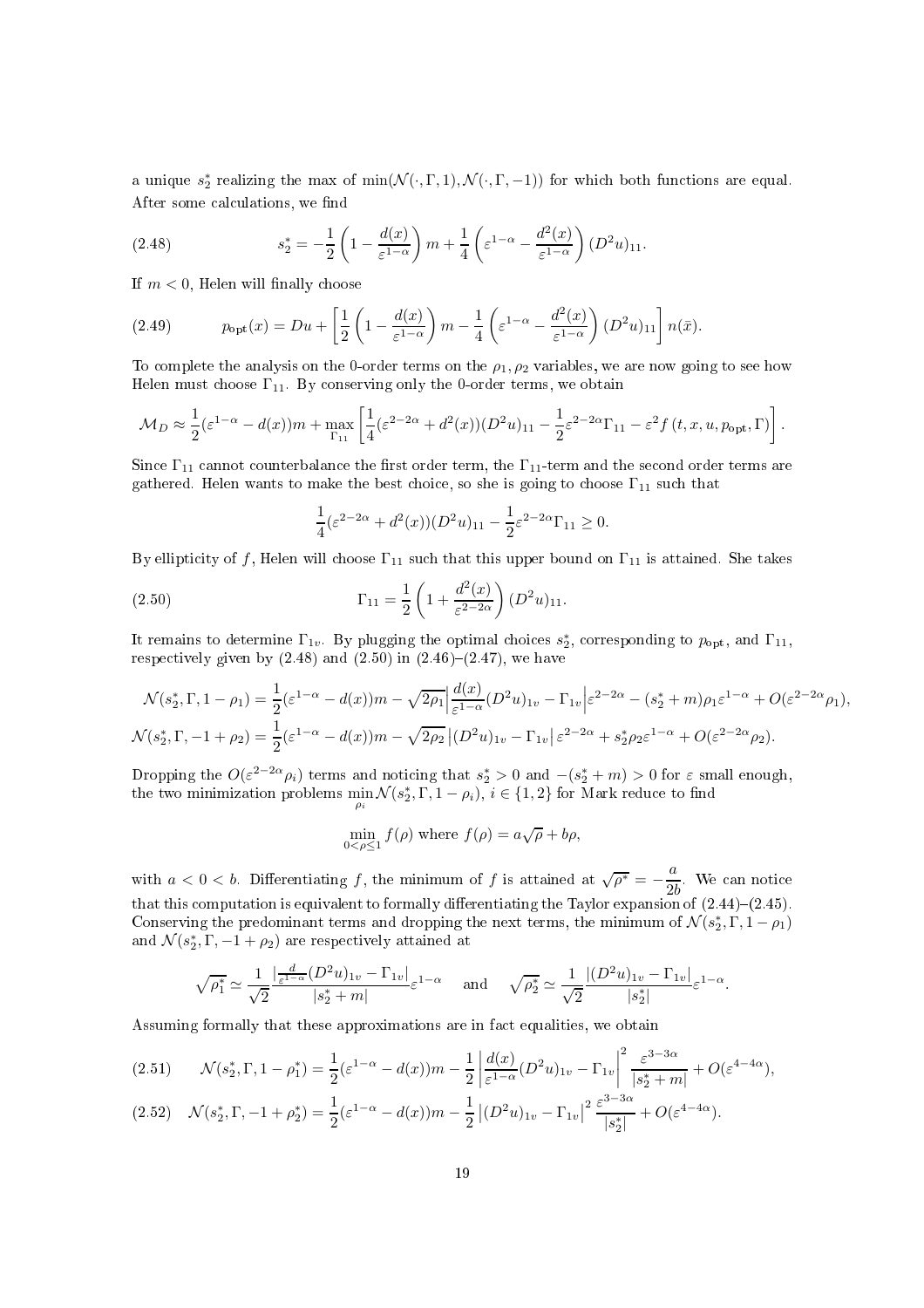a unique $s_2^*$ realizing the max of $\min(\mathcal{N}(\cdot,\Gamma,1),\mathcal{N}(\cdot,\Gamma,-1))$ for which both functions are equal. After some calculations, we find

$$s_2^* = -\frac{1}{2}\left(1-\frac{d(x)}{\varepsilon^{1-\alpha}}\right)m + \frac{1}{4}\left(\varepsilon^{1-\alpha} - \frac{d^2(x)}{\varepsilon^{1-\alpha}}\right)(D^2u)_{11}. \tag{2.48}$$

If $m<0$, Helen will finally choose

$$p_{\rm opt}(x) = Du + \left[\frac{1}{2}\left(1-\frac{d(x)}{\varepsilon^{1-\alpha}}\right)m - \frac{1}{4}\left(\varepsilon^{1-\alpha} - \frac{d^2(x)}{\varepsilon^{1-\alpha}}\right)(D^2u)_{11}\right]n(\bar{x}). \tag{2.49}$$

To complete the analysis on the 0-order terms on the $\rho_1,\rho_2$ variables, we are now going to see how Helen must choose $\Gamma_{11}$. By conserving only the 0-order terms, we obtain

$$\mathcal{M}_D \approx \frac{1}{2}(\varepsilon^{1-\alpha}-d(x))m + \max_{\Gamma_{11}}\left[\frac{1}{4}(\varepsilon^{2-2\alpha}+d^2(x))(D^2u)_{11} - \frac{1}{2}\varepsilon^{2-2\alpha}\Gamma_{11} - \varepsilon^2 f\left(t,x,u,p_{\rm opt},\Gamma\right)\right].$$

Since $\Gamma_{11}$ cannot counterbalance the first order term, the $\Gamma_{11}$-term and the second order terms are gathered. Helen wants to make the best choice, so she is going to choose $\Gamma_{11}$ such that

$$\frac{1}{4}(\varepsilon^{2-2\alpha}+d^2(x))(D^2u)_{11} - \frac{1}{2}\varepsilon^{2-2\alpha}\Gamma_{11} \geq 0.$$

By ellipticity of $f$, Helen will choose $\Gamma_{11}$ such that this upper bound on $\Gamma_{11}$ is attained. She takes

$$\Gamma_{11} = \frac{1}{2}\left(1+\frac{d^2(x)}{\varepsilon^{2-2\alpha}}\right)(D^2u)_{11}. \tag{2.50}$$

It remains to determine $\Gamma_{1v}$. By plugging the optimal choices $s_2^*$, corresponding to $p_{\rm opt}$, and $\Gamma_{11}$, respectively given by (2.48) and (2.50) in (2.46)–(2.47), we have

$$\mathcal{N}(s_2^*,\Gamma,1-\rho_1) = \frac{1}{2}(\varepsilon^{1-\alpha}-d(x))m - \sqrt{2\rho_1}\left|\frac{d(x)}{\varepsilon^{1-\alpha}}(D^2u)_{1v} - \Gamma_{1v}\right|\varepsilon^{2-2\alpha} - (s_2^*+m)\rho_1\varepsilon^{1-\alpha} + O(\varepsilon^{2-2\alpha}\rho_1),$$
$$\mathcal{N}(s_2^*,\Gamma,-1+\rho_2) = \frac{1}{2}(\varepsilon^{1-\alpha}-d(x))m - \sqrt{2\rho_2}\left|(D^2u)_{1v} - \Gamma_{1v}\right|\varepsilon^{2-2\alpha} + s_2^*\rho_2\varepsilon^{1-\alpha} + O(\varepsilon^{2-2\alpha}\rho_2).$$

Dropping the $O(\varepsilon^{2-2\alpha}\rho_i)$ terms and noticing that $s_2^*>0$ and $-(s_2^*+m)>0$ for $\varepsilon$ small enough, the two minimization problems $\min_{\rho_i}\mathcal{N}(s_2^*,\Gamma,1-\rho_i)$, $i\in\{1,2\}$ for Mark reduce to find

$$\min_{0<\rho\leq 1} f(\rho) \text{ where } f(\rho) = a\sqrt{\rho} + b\rho,$$

with $a<0<b$. Differentiating $f$, the minimum of $f$ is attained at $\sqrt{\rho^*} = -\dfrac{a}{2b}$. We can notice that this computation is equivalent to formally differentiating the Taylor expansion of (2.44)–(2.45). Conserving the predominant terms and dropping the next terms, the minimum of $\mathcal{N}(s_2^*,\Gamma,1-\rho_1)$ and $\mathcal{N}(s_2^*,\Gamma,-1+\rho_2)$ are respectively attained at

$$\sqrt{\rho_1^*} \simeq \frac{1}{\sqrt{2}}\frac{\left|\frac{d}{\varepsilon^{1-\alpha}}(D^2u)_{1v} - \Gamma_{1v}\right|}{|s_2^*+m|}\varepsilon^{1-\alpha} \quad \text{ and } \quad \sqrt{\rho_2^*} \simeq \frac{1}{\sqrt{2}}\frac{\left|(D^2u)_{1v} - \Gamma_{1v}\right|}{|s_2^*|}\varepsilon^{1-\alpha}.$$

Assuming formally that these approximations are in fact equalities, we obtain

$$\mathcal{N}(s_2^*,\Gamma,1-\rho_1^*) = \frac{1}{2}(\varepsilon^{1-\alpha}-d(x))m - \frac{1}{2}\left|\frac{d(x)}{\varepsilon^{1-\alpha}}(D^2u)_{1v} - \Gamma_{1v}\right|^2\frac{\varepsilon^{3-3\alpha}}{|s_2^*+m|} + O(\varepsilon^{4-4\alpha}), \tag{2.51}$$

$$\mathcal{N}(s_2^*,\Gamma,-1+\rho_2^*) = \frac{1}{2}(\varepsilon^{1-\alpha}-d(x))m - \frac{1}{2}\left|(D^2u)_{1v} - \Gamma_{1v}\right|^2\frac{\varepsilon^{3-3\alpha}}{|s_2^*|} + O(\varepsilon^{4-4\alpha}). \tag{2.52}$$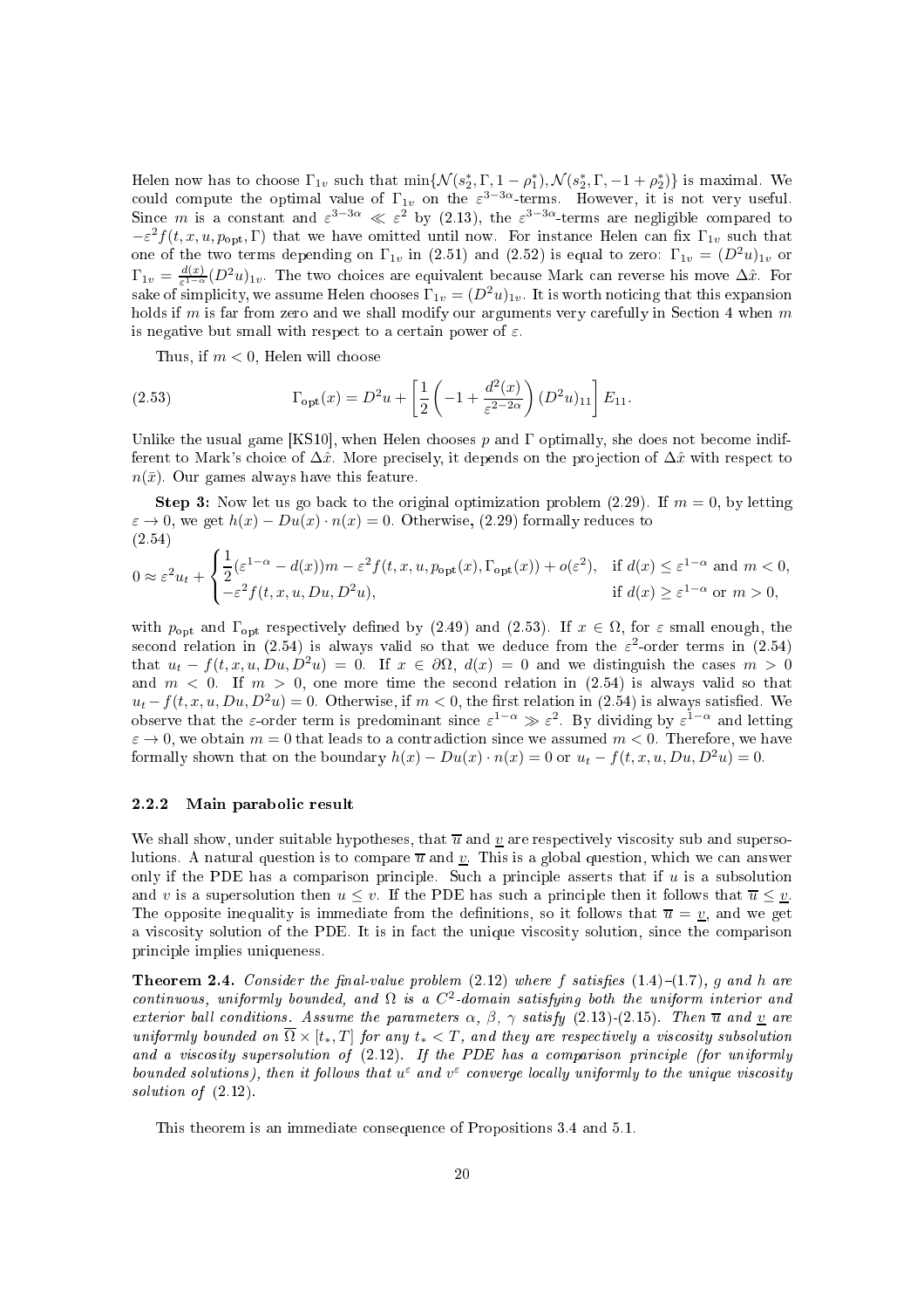Helen now has to choose $\Gamma_{1v}$ such that $\min\{\mathcal{N}(s_2^*, \Gamma, 1-\rho_1^*), \mathcal{N}(s_2^*, \Gamma, -1+\rho_2^*)\}$ is maximal. We could compute the optimal value of $\Gamma_{1v}$ on the $\varepsilon^{3-3\alpha}$-terms. However, it is not very useful. Since $m$ is a constant and $\varepsilon^{3-3\alpha} \ll \varepsilon^2$ by (2.13), the $\varepsilon^{3-3\alpha}$-terms are negligible compared to $-\varepsilon^2 f(t,x,u,p_{\text{opt}},\Gamma)$ that we have omitted until now. For instance Helen can fix $\Gamma_{1v}$ such that one of the two terms depending on $\Gamma_{1v}$ in (2.51) and (2.52) is equal to zero: $\Gamma_{1v} = (D^2u)_{1v}$ or $\Gamma_{1v} = \frac{d(x)}{\varepsilon^{1-\alpha}}(D^2u)_{1v}$. The two choices are equivalent because Mark can reverse his move $\Delta\hat{x}$. For sake of simplicity, we assume Helen chooses $\Gamma_{1v} = (D^2u)_{1v}$. It is worth noticing that this expansion holds if $m$ is far from zero and we shall modify our arguments very carefully in Section 4 when $m$ is negative but small with respect to a certain power of $\varepsilon$.

Thus, if $m < 0$, Helen will choose

$$\Gamma_{\text{opt}}(x) = D^2u + \left[\frac{1}{2}\left(-1 + \frac{d^2(x)}{\varepsilon^{2-2\alpha}}\right)(D^2u)_{11}\right]E_{11}. \tag{2.53}$$

Unlike the usual game [KS10], when Helen chooses $p$ and $\Gamma$ optimally, she does not become indifferent to Mark's choice of $\Delta\hat{x}$. More precisely, it depends on the projection of $\Delta\hat{x}$ with respect to $n(\bar{x})$. Our games always have this feature.

**Step 3:** Now let us go back to the original optimization problem (2.29). If $m = 0$, by letting $\varepsilon \to 0$, we get $h(x) - Du(x)\cdot n(x) = 0$. Otherwise, (2.29) formally reduces to

$$0 \approx \varepsilon^2 u_t + \begin{cases} \dfrac{1}{2}(\varepsilon^{1-\alpha} - d(x))m - \varepsilon^2 f(t,x,u,p_{\text{opt}}(x),\Gamma_{\text{opt}}(x)) + o(\varepsilon^2), & \text{if } d(x) \leq \varepsilon^{1-\alpha} \text{ and } m < 0, \\ -\varepsilon^2 f(t,x,u,Du,D^2u), & \text{if } d(x) \geq \varepsilon^{1-\alpha} \text{ or } m > 0, \end{cases} \tag{2.54}$$

with $p_{\text{opt}}$ and $\Gamma_{\text{opt}}$ respectively defined by (2.49) and (2.53). If $x \in \Omega$, for $\varepsilon$ small enough, the second relation in (2.54) is always valid so that we deduce from the $\varepsilon^2$-order terms in (2.54) that $u_t - f(t,x,u,Du,D^2u) = 0$. If $x \in \partial\Omega$, $d(x) = 0$ and we distinguish the cases $m > 0$ and $m < 0$. If $m > 0$, one more time the second relation in (2.54) is always valid so that $u_t - f(t,x,u,Du,D^2u) = 0$. Otherwise, if $m < 0$, the first relation in (2.54) is always satisfied. We observe that the $\varepsilon$-order term is predominant since $\varepsilon^{1-\alpha} \gg \varepsilon^2$. By dividing by $\varepsilon^{1-\alpha}$ and letting $\varepsilon \to 0$, we obtain $m = 0$ that leads to a contradiction since we assumed $m < 0$. Therefore, we have formally shown that on the boundary $h(x) - Du(x)\cdot n(x) = 0$ or $u_t - f(t,x,u,Du,D^2u) = 0$.

### 2.2.2 Main parabolic result

We shall show, under suitable hypotheses, that $\overline{u}$ and $\underline{v}$ are respectively viscosity sub and supersolutions. A natural question is to compare $\overline{u}$ and $\underline{v}$. This is a global question, which we can answer only if the PDE has a comparison principle. Such a principle asserts that if $u$ is a subsolution and $v$ is a supersolution then $u \leq v$. If the PDE has such a principle then it follows that $\overline{u} \leq \underline{v}$. The opposite inequality is immediate from the definitions, so it follows that $\overline{u} = \underline{v}$, and we get a viscosity solution of the PDE. It is in fact the unique viscosity solution, since the comparison principle implies uniqueness.

**Theorem 2.4.** *Consider the final-value problem (2.12) where $f$ satisfies (1.4)–(1.7), $g$ and $h$ are continuous, uniformly bounded, and $\Omega$ is a $C^2$-domain satisfying both the uniform interior and exterior ball conditions. Assume the parameters $\alpha$, $\beta$, $\gamma$ satisfy (2.13)-(2.15). Then $\overline{u}$ and $\underline{v}$ are uniformly bounded on $\overline{\Omega}\times[t_*, T]$ for any $t_* < T$, and they are respectively a viscosity subsolution and a viscosity supersolution of (2.12). If the PDE has a comparison principle (for uniformly bounded solutions), then it follows that $u^\varepsilon$ and $v^\varepsilon$ converge locally uniformly to the unique viscosity solution of (2.12).*

This theorem is an immediate consequence of Propositions 3.4 and 5.1.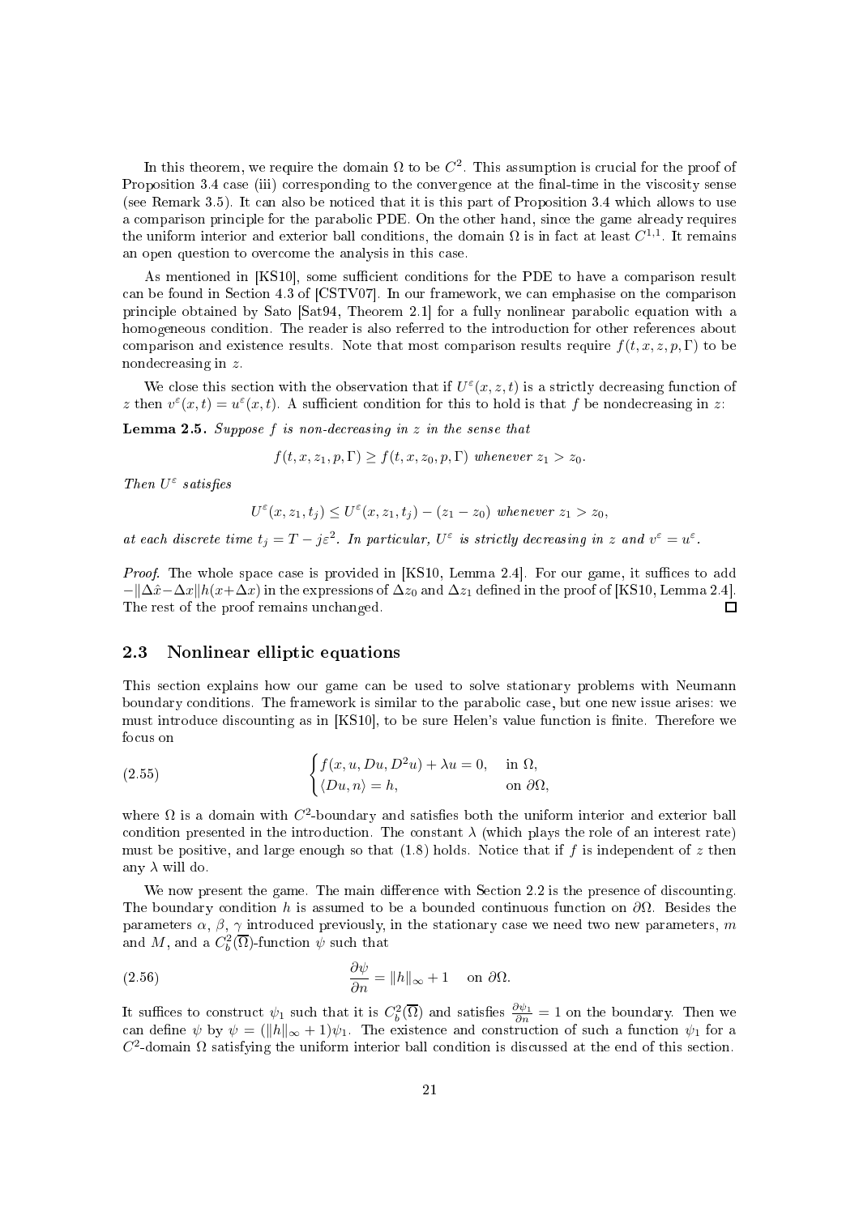In this theorem, we require the domain $\Omega$ to be $C^2$. This assumption is crucial for the proof of Proposition 3.4 case (iii) corresponding to the convergence at the final-time in the viscosity sense (see Remark 3.5). It can also be noticed that it is this part of Proposition 3.4 which allows to use a comparison principle for the parabolic PDE. On the other hand, since the game already requires the uniform interior and exterior ball conditions, the domain $\Omega$ is in fact at least $C^{1,1}$. It remains an open question to overcome the analysis in this case.

As mentioned in [KS10], some sufficient conditions for the PDE to have a comparison result can be found in Section 4.3 of [CSTV07]. In our framework, we can emphasise on the comparison principle obtained by Sato [Sat94, Theorem 2.1] for a fully nonlinear parabolic equation with a homogeneous condition. The reader is also referred to the introduction for other references about comparison and existence results. Note that most comparison results require $f(t, x, z, p, \Gamma)$ to be nondecreasing in $z$.

We close this section with the observation that if $U^\varepsilon(x, z, t)$ is a strictly decreasing function of $z$ then $v^\varepsilon(x, t) = u^\varepsilon(x, t)$. A sufficient condition for this to hold is that $f$ be nondecreasing in $z$:

**Lemma 2.5.** *Suppose $f$ is non-decreasing in $z$ in the sense that*

$$f(t, x, z_1, p, \Gamma) \geq f(t, x, z_0, p, \Gamma) \text{ whenever } z_1 > z_0.$$

*Then $U^\varepsilon$ satisfies*

$$U^\varepsilon(x, z_1, t_j) \leq U^\varepsilon(x, z_1, t_j) - (z_1 - z_0) \text{ whenever } z_1 > z_0,$$

*at each discrete time $t_j = T - j\varepsilon^2$. In particular, $U^\varepsilon$ is strictly decreasing in $z$ and $v^\varepsilon = u^\varepsilon$.*

*Proof.* The whole space case is provided in [KS10, Lemma 2.4]. For our game, it suffices to add $-\|\Delta\hat{x} - \Delta x\| h(x + \Delta x)$ in the expressions of $\Delta z_0$ and $\Delta z_1$ defined in the proof of [KS10, Lemma 2.4]. The rest of the proof remains unchanged. □

## 2.3 Nonlinear elliptic equations

This section explains how our game can be used to solve stationary problems with Neumann boundary conditions. The framework is similar to the parabolic case, but one new issue arises: we must introduce discounting as in [KS10], to be sure Helen's value function is finite. Therefore we focus on

$$\begin{cases} f(x, u, Du, D^2u) + \lambda u = 0, & \text{in } \Omega, \\ \langle Du, n \rangle = h, & \text{on } \partial\Omega, \end{cases} \tag{2.55}$$

where $\Omega$ is a domain with $C^2$-boundary and satisfies both the uniform interior and exterior ball condition presented in the introduction. The constant $\lambda$ (which plays the role of an interest rate) must be positive, and large enough so that (1.8) holds. Notice that if $f$ is independent of $z$ then any $\lambda$ will do.

We now present the game. The main difference with Section 2.2 is the presence of discounting. The boundary condition $h$ is assumed to be a bounded continuous function on $\partial\Omega$. Besides the parameters $\alpha$, $\beta$, $\gamma$ introduced previously, in the stationary case we need two new parameters, $m$ and $M$, and a $C_b^2(\overline{\Omega})$-function $\psi$ such that

$$\frac{\partial \psi}{\partial n} = \|h\|_\infty + 1 \quad \text{on } \partial\Omega. \tag{2.56}$$

It suffices to construct $\psi_1$ such that it is $C_b^2(\overline{\Omega})$ and satisfies $\frac{\partial \psi_1}{\partial n} = 1$ on the boundary. Then we can define $\psi$ by $\psi = (\|h\|_\infty + 1)\psi_1$. The existence and construction of such a function $\psi_1$ for a $C^2$-domain $\Omega$ satisfying the uniform interior ball condition is discussed at the end of this section.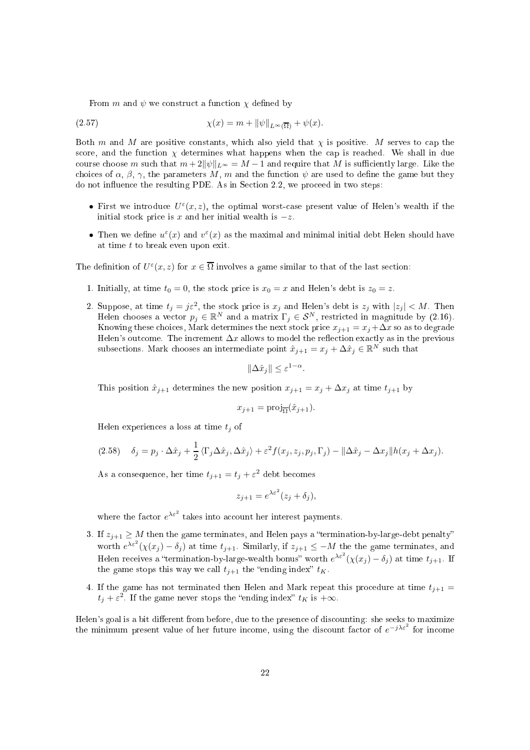From $m$ and $\psi$ we construct a function $\chi$ defined by

$$\chi(x) = m + \|\psi\|_{L^\infty(\overline{\Omega})} + \psi(x). \tag{2.57}$$

Both $m$ and $M$ are positive constants, which also yield that $\chi$ is positive. $M$ serves to cap the score, and the function $\chi$ determines what happens when the cap is reached. We shall in due course choose $m$ such that $m + 2\|\psi\|_{L^\infty} = M - 1$ and require that $M$ is sufficiently large. Like the choices of $\alpha$, $\beta$, $\gamma$, the parameters $M$, $m$ and the function $\psi$ are used to define the game but they do not influence the resulting PDE. As in Section 2.2, we proceed in two steps:

- First we introduce $U^\varepsilon(x, z)$, the optimal worst-case present value of Helen's wealth if the initial stock price is $x$ and her initial wealth is $-z$.
- Then we define $u^\varepsilon(x)$ and $v^\varepsilon(x)$ as the maximal and minimal initial debt Helen should have at time $t$ to break even upon exit.

The definition of $U^\varepsilon(x, z)$ for $x \in \overline{\Omega}$ involves a game similar to that of the last section:

1. Initially, at time $t_0 = 0$, the stock price is $x_0 = x$ and Helen's debt is $z_0 = z$.
2. Suppose, at time $t_j = j\varepsilon^2$, the stock price is $x_j$ and Helen's debt is $z_j$ with $|z_j| < M$. Then Helen chooses a vector $p_j \in \mathbb{R}^N$ and a matrix $\Gamma_j \in \mathcal{S}^N$, restricted in magnitude by (2.16). Knowing these choices, Mark determines the next stock price $x_{j+1} = x_j + \Delta x$ so as to degrade Helen's outcome. The increment $\Delta x$ allows to model the reflection exactly as in the previous subsections. Mark chooses an intermediate point $\hat{x}_{j+1} = x_j + \Delta \hat{x}_j \in \mathbb{R}^N$ such that
$$\|\Delta \hat{x}_j\| \leq \varepsilon^{1-\alpha}.$$
This position $\hat{x}_{j+1}$ determines the new position $x_{j+1} = x_j + \Delta x_j$ at time $t_{j+1}$ by
$$x_{j+1} = \mathrm{proj}_{\overline{\Omega}}(\hat{x}_{j+1}).$$
Helen experiences a loss at time $t_j$ of
$$\delta_j = p_j \cdot \Delta \hat{x}_j + \frac{1}{2} \langle \Gamma_j \Delta \hat{x}_j, \Delta \hat{x}_j \rangle + \varepsilon^2 f(x_j, z_j, p_j, \Gamma_j) - \|\Delta \hat{x}_j - \Delta x_j\| h(x_j + \Delta x_j). \tag{2.58}$$
As a consequence, her time $t_{j+1} = t_j + \varepsilon^2$ debt becomes
$$z_{j+1} = e^{\lambda \varepsilon^2}(z_j + \delta_j),$$
where the factor $e^{\lambda \varepsilon^2}$ takes into account her interest payments.
3. If $z_{j+1} \geq M$ then the game terminates, and Helen pays a "termination-by-large-debt penalty" worth $e^{\lambda \varepsilon^2}(\chi(x_j) - \delta_j)$ at time $t_{j+1}$. Similarly, if $z_{j+1} \leq -M$ the the game terminates, and Helen receives a "termination-by-large-wealth bonus" worth $e^{\lambda \varepsilon^2}(\chi(x_j) - \delta_j)$ at time $t_{j+1}$. If the game stops this way we call $t_{j+1}$ the "ending index" $t_K$.
4. If the game has not terminated then Helen and Mark repeat this procedure at time $t_{j+1} = t_j + \varepsilon^2$. If the game never stops the "ending index" $t_K$ is $+\infty$.

Helen's goal is a bit different from before, due to the presence of discounting: she seeks to maximize the minimum present value of her future income, using the discount factor of $e^{-j\lambda\varepsilon^2}$ for income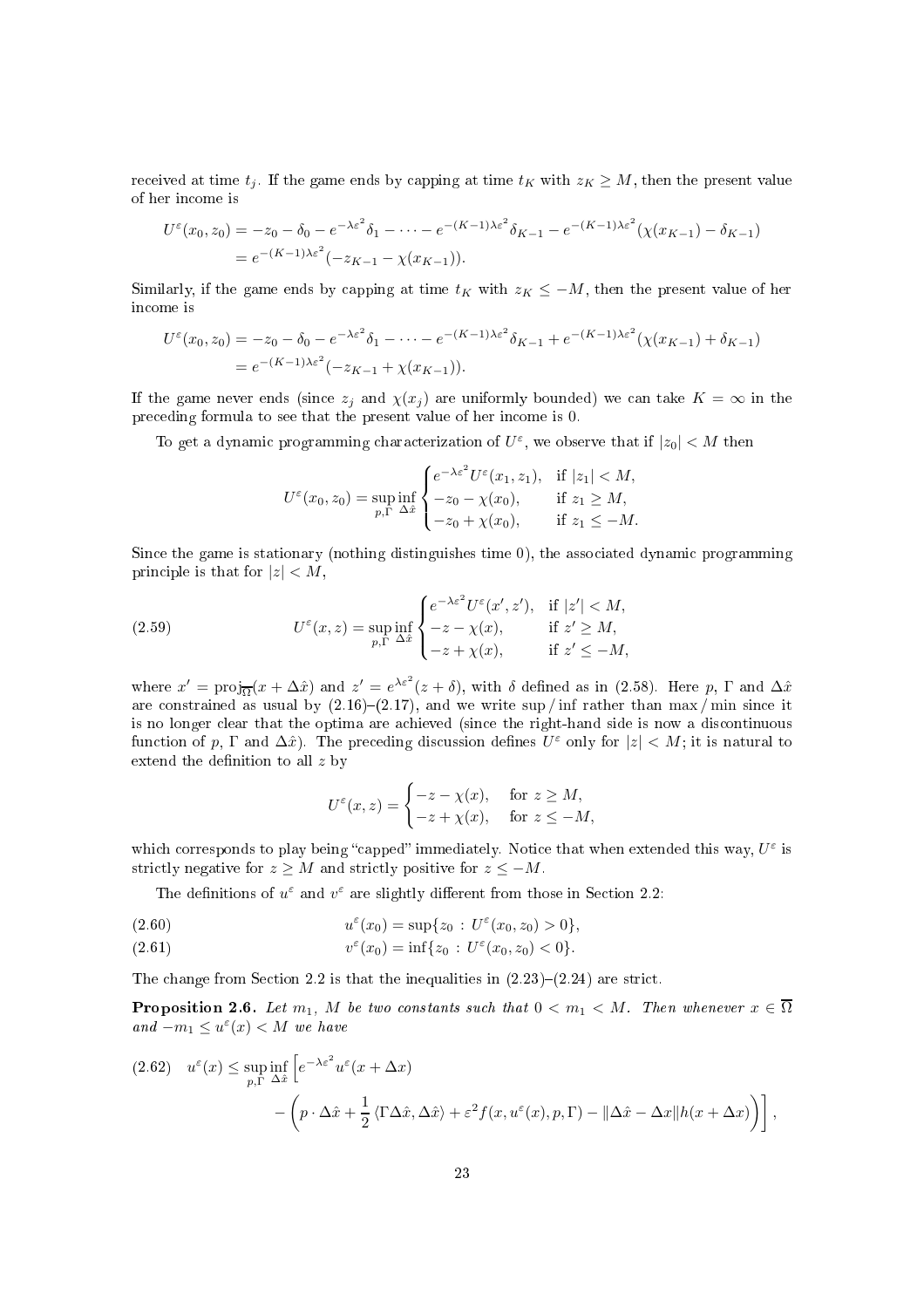received at time $t_j$. If the game ends by capping at time $t_K$ with $z_K \geq M$, then the present value of her income is

$$
\begin{aligned}
U^\varepsilon(x_0, z_0) &= -z_0 - \delta_0 - e^{-\lambda\varepsilon^2}\delta_1 - \cdots - e^{-(K-1)\lambda\varepsilon^2}\delta_{K-1} - e^{-(K-1)\lambda\varepsilon^2}(\chi(x_{K-1}) - \delta_{K-1}) \\
&= e^{-(K-1)\lambda\varepsilon^2}(-z_{K-1} - \chi(x_{K-1})).
\end{aligned}
$$

Similarly, if the game ends by capping at time $t_K$ with $z_K \leq -M$, then the present value of her income is

$$
\begin{aligned}
U^\varepsilon(x_0, z_0) &= -z_0 - \delta_0 - e^{-\lambda\varepsilon^2}\delta_1 - \cdots - e^{-(K-1)\lambda\varepsilon^2}\delta_{K-1} + e^{-(K-1)\lambda\varepsilon^2}(\chi(x_{K-1}) + \delta_{K-1}) \\
&= e^{-(K-1)\lambda\varepsilon^2}(-z_{K-1} + \chi(x_{K-1})).
\end{aligned}
$$

If the game never ends (since $z_j$ and $\chi(x_j)$ are uniformly bounded) we can take $K = \infty$ in the preceding formula to see that the present value of her income is 0.

To get a dynamic programming characterization of $U^\varepsilon$, we observe that if $|z_0| < M$ then

$$
U^\varepsilon(x_0, z_0) = \sup_{p,\Gamma} \inf_{\Delta\hat{x}} \begin{cases} e^{-\lambda\varepsilon^2} U^\varepsilon(x_1, z_1), & \text{if } |z_1| < M, \\ -z_0 - \chi(x_0), & \text{if } z_1 \geq M, \\ -z_0 + \chi(x_0), & \text{if } z_1 \leq -M. \end{cases}
$$

Since the game is stationary (nothing distinguishes time 0), the associated dynamic programming principle is that for $|z| < M$,

$$
U^\varepsilon(x, z) = \sup_{p,\Gamma} \inf_{\Delta\hat{x}} \begin{cases} e^{-\lambda\varepsilon^2} U^\varepsilon(x', z'), & \text{if } |z'| < M, \\ -z - \chi(x), & \text{if } z' \geq M, \\ -z + \chi(x), & \text{if } z' \leq -M, \end{cases} \tag{2.59}
$$

where $x' = \mathrm{proj}_{\overline{\Omega}}(x + \Delta\hat{x})$ and $z' = e^{\lambda\varepsilon^2}(z + \delta)$, with $\delta$ defined as in (2.58). Here $p$, $\Gamma$ and $\Delta\hat{x}$ are constrained as usual by (2.16)–(2.17), and we write sup / inf rather than max / min since it is no longer clear that the optima are achieved (since the right-hand side is now a discontinuous function of $p$, $\Gamma$ and $\Delta\hat{x}$). The preceding discussion defines $U^\varepsilon$ only for $|z| < M$; it is natural to extend the definition to all $z$ by

$$
U^\varepsilon(x, z) = \begin{cases} -z - \chi(x), & \text{for } z \geq M, \\ -z + \chi(x), & \text{for } z \leq -M, \end{cases}
$$

which corresponds to play being "capped" immediately. Notice that when extended this way, $U^\varepsilon$ is strictly negative for $z \geq M$ and strictly positive for $z \leq -M$.

The definitions of $u^\varepsilon$ and $v^\varepsilon$ are slightly different from those in Section 2.2:

$$
u^\varepsilon(x_0) = \sup\{z_0 \,:\, U^\varepsilon(x_0, z_0) > 0\}, \tag{2.60}
$$

$$
v^\varepsilon(x_0) = \inf\{z_0 \,:\, U^\varepsilon(x_0, z_0) < 0\}. \tag{2.61}
$$

The change from Section 2.2 is that the inequalities in (2.23)–(2.24) are strict.

**Proposition 2.6.** *Let $m_1$, $M$ be two constants such that $0 < m_1 < M$. Then whenever $x \in \overline{\Omega}$ and $-m_1 \leq u^\varepsilon(x) < M$ we have*

$$
u^\varepsilon(x) \leq \sup_{p,\Gamma} \inf_{\Delta\hat{x}} \Big[ e^{-\lambda\varepsilon^2} u^\varepsilon(x + \Delta x) - \Big( p \cdot \Delta\hat{x} + \frac{1}{2}\langle \Gamma\Delta\hat{x}, \Delta\hat{x}\rangle + \varepsilon^2 f(x, u^\varepsilon(x), p, \Gamma) - \|\Delta\hat{x} - \Delta x\| h(x + \Delta x) \Big) \Big], \tag{2.62}
$$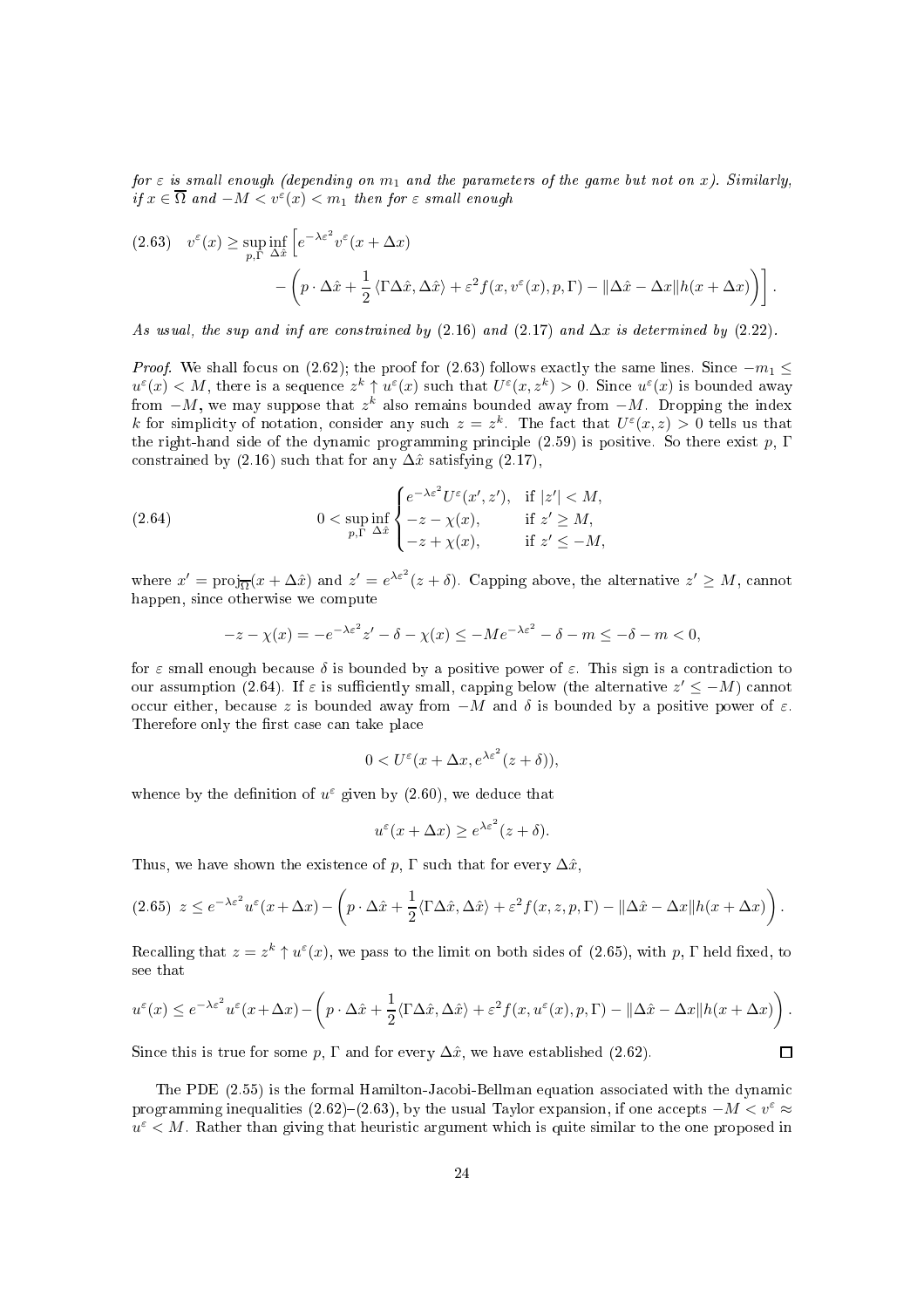*for $\varepsilon$ is small enough (depending on $m_1$ and the parameters of the game but not on $x$). Similarly, if $x \in \overline{\Omega}$ and $-M < v^\varepsilon(x) < m_1$ then for $\varepsilon$ small enough*

$$
(2.63) \quad v^\varepsilon(x) \geq \sup_{p,\Gamma} \inf_{\Delta \hat{x}} \Big[ e^{-\lambda\varepsilon^2} v^\varepsilon(x + \Delta x) \\
- \left( p \cdot \Delta\hat{x} + \frac{1}{2} \langle \Gamma \Delta\hat{x}, \Delta\hat{x} \rangle + \varepsilon^2 f(x, v^\varepsilon(x), p, \Gamma) - \|\Delta\hat{x} - \Delta x\| h(x + \Delta x) \right) \Big].
$$

*As usual, the sup and inf are constrained by (2.16) and (2.17) and $\Delta x$ is determined by (2.22).*

*Proof.* We shall focus on (2.62); the proof for (2.63) follows exactly the same lines. Since $-m_1 \leq u^\varepsilon(x) < M$, there is a sequence $z^k \uparrow u^\varepsilon(x)$ such that $U^\varepsilon(x, z^k) > 0$. Since $u^\varepsilon(x)$ is bounded away from $-M$, we may suppose that $z^k$ also remains bounded away from $-M$. Dropping the index $k$ for simplicity of notation, consider any such $z = z^k$. The fact that $U^\varepsilon(x, z) > 0$ tells us that the right-hand side of the dynamic programming principle (2.59) is positive. So there exist $p$, $\Gamma$ constrained by (2.16) such that for any $\Delta\hat{x}$ satisfying (2.17),

$$
(2.64) \qquad 0 < \sup_{p,\Gamma} \inf_{\Delta\hat{x}} \begin{cases} e^{-\lambda\varepsilon^2} U^\varepsilon(x', z'), & \text{if } |z'| < M, \\ -z - \chi(x), & \text{if } z' \geq M, \\ -z + \chi(x), & \text{if } z' \leq -M, \end{cases}
$$

where $x' = \operatorname{proj}_{\overline{\Omega}}(x + \Delta\hat{x})$ and $z' = e^{\lambda\varepsilon^2}(z + \delta)$. Capping above, the alternative $z' \geq M$, cannot happen, since otherwise we compute

$$
-z - \chi(x) = -e^{-\lambda\varepsilon^2} z' - \delta - \chi(x) \leq -Me^{-\lambda\varepsilon^2} - \delta - m \leq -\delta - m < 0,
$$

for $\varepsilon$ small enough because $\delta$ is bounded by a positive power of $\varepsilon$. This sign is a contradiction to our assumption (2.64). If $\varepsilon$ is sufficiently small, capping below (the alternative $z' \leq -M$) cannot occur either, because $z$ is bounded away from $-M$ and $\delta$ is bounded by a positive power of $\varepsilon$. Therefore only the first case can take place

$$
0 < U^\varepsilon(x + \Delta x, e^{\lambda\varepsilon^2}(z + \delta)),
$$

whence by the definition of $u^\varepsilon$ given by (2.60), we deduce that

$$
u^\varepsilon(x + \Delta x) \geq e^{\lambda\varepsilon^2}(z + \delta).
$$

Thus, we have shown the existence of $p$, $\Gamma$ such that for every $\Delta\hat{x}$,

$$
(2.65) \quad z \leq e^{-\lambda\varepsilon^2} u^\varepsilon(x + \Delta x) - \left( p \cdot \Delta\hat{x} + \frac{1}{2} \langle \Gamma \Delta\hat{x}, \Delta\hat{x} \rangle + \varepsilon^2 f(x, z, p, \Gamma) - \|\Delta\hat{x} - \Delta x\| h(x + \Delta x) \right).
$$

Recalling that $z = z^k \uparrow u^\varepsilon(x)$, we pass to the limit on both sides of (2.65), with $p$, $\Gamma$ held fixed, to see that

$$
u^\varepsilon(x) \leq e^{-\lambda\varepsilon^2} u^\varepsilon(x + \Delta x) - \left( p \cdot \Delta\hat{x} + \frac{1}{2} \langle \Gamma \Delta\hat{x}, \Delta\hat{x} \rangle + \varepsilon^2 f(x, u^\varepsilon(x), p, \Gamma) - \|\Delta\hat{x} - \Delta x\| h(x + \Delta x) \right).
$$

Since this is true for some $p$, $\Gamma$ and for every $\Delta\hat{x}$, we have established (2.62). $\square$

The PDE (2.55) is the formal Hamilton-Jacobi-Bellman equation associated with the dynamic programming inequalities (2.62)–(2.63), by the usual Taylor expansion, if one accepts $-M < v^\varepsilon \approx u^\varepsilon < M$. Rather than giving that heuristic argument which is quite similar to the one proposed in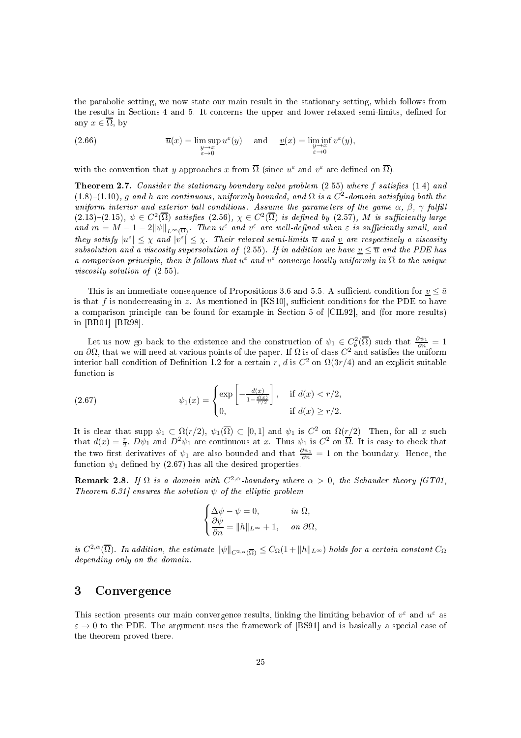the parabolic setting, we now state our main result in the stationary setting, which follows from the results in Sections 4 and 5. It concerns the upper and lower relaxed semi-limits, defined for any $x \in \overline{\Omega}$, by

$$\overline{u}(x) = \limsup_{\substack{y \to x \\ \varepsilon \to 0}} u^\varepsilon(y) \quad \text{and} \quad \underline{v}(x) = \liminf_{\substack{y \to x \\ \varepsilon \to 0}} v^\varepsilon(y), \tag{2.66}$$

with the convention that $y$ approaches $x$ from $\overline{\Omega}$ (since $u^\varepsilon$ and $v^\varepsilon$ are defined on $\overline{\Omega}$).

**Theorem 2.7.** *Consider the stationary boundary value problem (2.55) where $f$ satisfies (1.4) and (1.8)–(1.10), $g$ and $h$ are continuous, uniformly bounded, and $\Omega$ is a $C^2$-domain satisfying both the uniform interior and exterior ball conditions. Assume the parameters of the game $\alpha$, $\beta$, $\gamma$ fulfill (2.13)–(2.15), $\psi \in C^2(\overline{\Omega})$ satisfies (2.56), $\chi \in C^2(\overline{\Omega})$ is defined by (2.57), $M$ is sufficiently large and $m = M - 1 - 2\|\psi\|_{L^\infty(\overline{\Omega})}$. Then $u^\varepsilon$ and $v^\varepsilon$ are well-defined when $\varepsilon$ is sufficiently small, and they satisfy $|u^\varepsilon| \leq \chi$ and $|v^\varepsilon| \leq \chi$. Their relaxed semi-limits $\overline{u}$ and $\underline{v}$ are respectively a viscosity subsolution and a viscosity supersolution of (2.55). If in addition we have $\underline{v} \leq \overline{u}$ and the PDE has a comparison principle, then it follows that $u^\varepsilon$ and $v^\varepsilon$ converge locally uniformly in $\overline{\Omega}$ to the unique viscosity solution of (2.55).*

This is an immediate consequence of Propositions 3.6 and 5.5. A sufficient condition for $\underline{v} \leq \bar{u}$ is that $f$ is nondecreasing in $z$. As mentioned in [KS10], sufficient conditions for the PDE to have a comparison principle can be found for example in Section 5 of [CIL92], and (for more results) in [BB01]–[BR98].

Let us now go back to the existence and the construction of $\psi_1 \in C_b^2(\overline{\Omega})$ such that $\frac{\partial \psi_1}{\partial n} = 1$ on $\partial\Omega$, that we will need at various points of the paper. If $\Omega$ is of class $C^2$ and satisfies the uniform interior ball condition of Definition 1.2 for a certain $r$, $d$ is $C^2$ on $\Omega(3r/4)$ and an explicit suitable function is

$$\psi_1(x) = \begin{cases} \exp\left[-\frac{d(x)}{1 - \frac{d(x)}{r/2}}\right], & \text{if } d(x) < r/2, \\ 0, & \text{if } d(x) \geq r/2. \end{cases} \tag{2.67}$$

It is clear that $\operatorname{supp} \psi_1 \subset \Omega(r/2)$, $\psi_1(\overline{\Omega}) \subset [0, 1]$ and $\psi_1$ is $C^2$ on $\Omega(r/2)$. Then, for all $x$ such that $d(x) = \frac{r}{2}$, $D\psi_1$ and $D^2\psi_1$ are continuous at $x$. Thus $\psi_1$ is $C^2$ on $\overline{\Omega}$. It is easy to check that the two first derivatives of $\psi_1$ are also bounded and that $\frac{\partial \psi_1}{\partial n} = 1$ on the boundary. Hence, the function $\psi_1$ defined by (2.67) has all the desired properties.

**Remark 2.8.** *If $\Omega$ is a domain with $C^{2,\alpha}$-boundary where $\alpha > 0$, the Schauder theory [GT01, Theorem 6.31] ensures the solution $\psi$ of the elliptic problem*

$$\begin{cases} \Delta\psi - \psi = 0, & \text{in } \Omega, \\ \dfrac{\partial \psi}{\partial n} = \|h\|_{L^\infty} + 1, & \text{on } \partial\Omega, \end{cases}$$

*is $C^{2,\alpha}(\overline{\Omega})$. In addition, the estimate $\|\psi\|_{C^{2,\alpha}(\overline{\Omega})} \leq C_\Omega(1 + \|h\|_{L^\infty})$ holds for a certain constant $C_\Omega$ depending only on the domain.*

# 3 Convergence

This section presents our main convergence results, linking the limiting behavior of $v^\varepsilon$ and $u^\varepsilon$ as $\varepsilon \to 0$ to the PDE. The argument uses the framework of [BS91] and is basically a special case of the theorem proved there.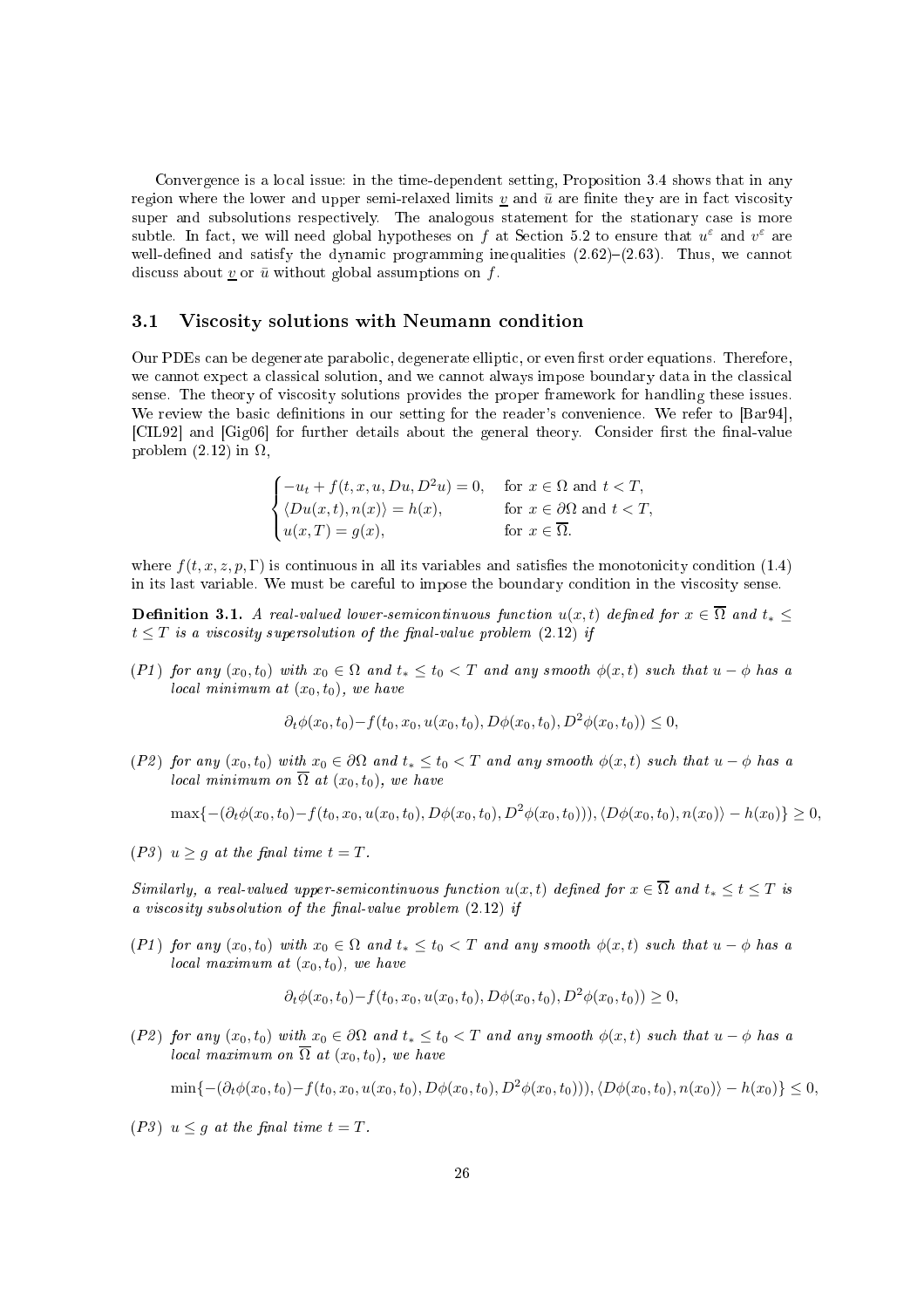Convergence is a local issue: in the time-dependent setting, Proposition 3.4 shows that in any region where the lower and upper semi-relaxed limits $\underline{v}$ and $\bar{u}$ are finite they are in fact viscosity super and subsolutions respectively. The analogous statement for the stationary case is more subtle. In fact, we will need global hypotheses on $f$ at Section 5.2 to ensure that $u^{\varepsilon}$ and $v^{\varepsilon}$ are well-defined and satisfy the dynamic programming inequalities (2.62)–(2.63). Thus, we cannot discuss about $\underline{v}$ or $\bar{u}$ without global assumptions on $f$.

## 3.1 Viscosity solutions with Neumann condition

Our PDEs can be degenerate parabolic, degenerate elliptic, or even first order equations. Therefore, we cannot expect a classical solution, and we cannot always impose boundary data in the classical sense. The theory of viscosity solutions provides the proper framework for handling these issues. We review the basic definitions in our setting for the reader's convenience. We refer to [Bar94], [CIL92] and [Gig06] for further details about the general theory. Consider first the final-value problem (2.12) in $\Omega$,

$$
\begin{cases}
-u_t + f(t, x, u, Du, D^2u) = 0, & \text{for } x \in \Omega \text{ and } t < T, \\
\langle Du(x,t), n(x)\rangle = h(x), & \text{for } x \in \partial\Omega \text{ and } t < T, \\
u(x, T) = g(x), & \text{for } x \in \overline{\Omega}.
\end{cases}
$$

where $f(t, x, z, p, \Gamma)$ is continuous in all its variables and satisfies the monotonicity condition (1.4) in its last variable. We must be careful to impose the boundary condition in the viscosity sense.

**Definition 3.1.** *A real-valued lower-semicontinuous function $u(x,t)$ defined for $x \in \overline{\Omega}$ and $t_* \leq t \leq T$ is a viscosity supersolution of the final-value problem (2.12) if*

*(P1) for any $(x_0, t_0)$ with $x_0 \in \Omega$ and $t_* \leq t_0 < T$ and any smooth $\phi(x,t)$ such that $u - \phi$ has a local minimum at $(x_0, t_0)$, we have*

$$
\partial_t\phi(x_0,t_0) - f(t_0, x_0, u(x_0,t_0), D\phi(x_0,t_0), D^2\phi(x_0,t_0)) \leq 0,
$$

*(P2) for any $(x_0, t_0)$ with $x_0 \in \partial\Omega$ and $t_* \leq t_0 < T$ and any smooth $\phi(x,t)$ such that $u - \phi$ has a local minimum on $\overline{\Omega}$ at $(x_0, t_0)$, we have*

$$
\max\{-(\partial_t\phi(x_0,t_0) - f(t_0, x_0, u(x_0,t_0), D\phi(x_0,t_0), D^2\phi(x_0,t_0))), \langle D\phi(x_0,t_0), n(x_0)\rangle - h(x_0)\} \geq 0,
$$

*(P3) $u \geq g$ at the final time $t = T$.*

*Similarly, a real-valued upper-semicontinuous function $u(x,t)$ defined for $x \in \overline{\Omega}$ and $t_* \leq t \leq T$ is a viscosity subsolution of the final-value problem (2.12) if*

*(P1) for any $(x_0, t_0)$ with $x_0 \in \Omega$ and $t_* \leq t_0 < T$ and any smooth $\phi(x,t)$ such that $u - \phi$ has a local maximum at $(x_0, t_0)$, we have*

$$
\partial_t\phi(x_0,t_0) - f(t_0, x_0, u(x_0,t_0), D\phi(x_0,t_0), D^2\phi(x_0,t_0)) \geq 0,
$$

*(P2) for any $(x_0, t_0)$ with $x_0 \in \partial\Omega$ and $t_* \leq t_0 < T$ and any smooth $\phi(x,t)$ such that $u - \phi$ has a local maximum on $\overline{\Omega}$ at $(x_0, t_0)$, we have*

$$
\min\{-(\partial_t\phi(x_0,t_0) - f(t_0, x_0, u(x_0,t_0), D\phi(x_0,t_0), D^2\phi(x_0,t_0))), \langle D\phi(x_0,t_0), n(x_0)\rangle - h(x_0)\} \leq 0,
$$

*(P3) $u \leq g$ at the final time $t = T$.*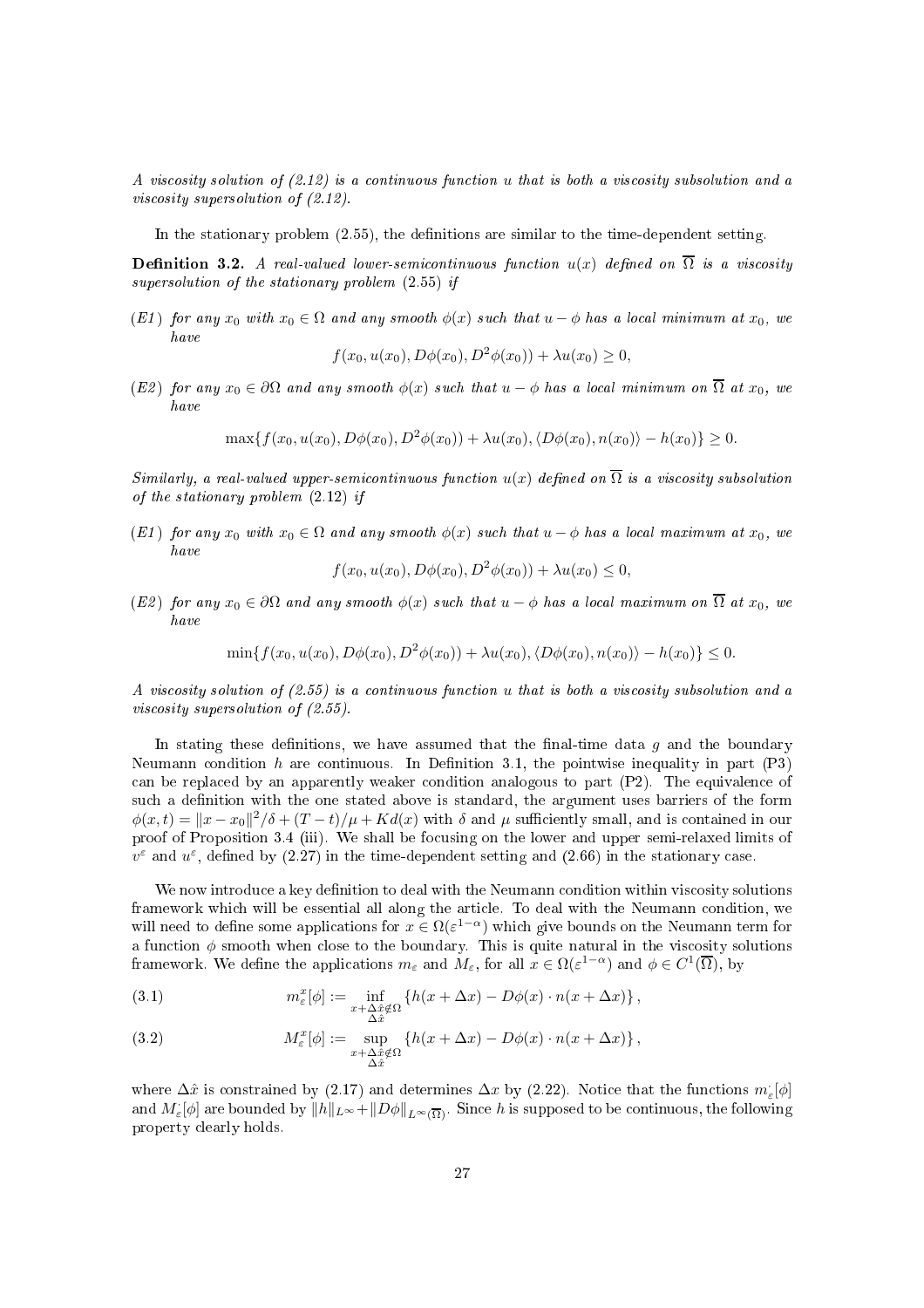*A viscosity solution of (2.12) is a continuous function $u$ that is both a viscosity subsolution and a viscosity supersolution of (2.12).*

In the stationary problem (2.55), the definitions are similar to the time-dependent setting.

**Definition 3.2.** *A real-valued lower-semicontinuous function $u(x)$ defined on $\overline{\Omega}$ is a viscosity supersolution of the stationary problem (2.55) if*

*(E1) for any $x_0$ with $x_0 \in \Omega$ and any smooth $\phi(x)$ such that $u - \phi$ has a local minimum at $x_0$, we have*

$$f(x_0, u(x_0), D\phi(x_0), D^2\phi(x_0)) + \lambda u(x_0) \geq 0,$$

*(E2) for any $x_0 \in \partial\Omega$ and any smooth $\phi(x)$ such that $u - \phi$ has a local minimum on $\overline{\Omega}$ at $x_0$, we have*

$$\max\{f(x_0, u(x_0), D\phi(x_0), D^2\phi(x_0)) + \lambda u(x_0), \langle D\phi(x_0), n(x_0)\rangle - h(x_0)\} \geq 0.$$

*Similarly, a real-valued upper-semicontinuous function $u(x)$ defined on $\overline{\Omega}$ is a viscosity subsolution of the stationary problem (2.12) if*

*(E1) for any $x_0$ with $x_0 \in \Omega$ and any smooth $\phi(x)$ such that $u - \phi$ has a local maximum at $x_0$, we have*

$$f(x_0, u(x_0), D\phi(x_0), D^2\phi(x_0)) + \lambda u(x_0) \leq 0,$$

*(E2) for any $x_0 \in \partial\Omega$ and any smooth $\phi(x)$ such that $u - \phi$ has a local maximum on $\overline{\Omega}$ at $x_0$, we have*

$$\min\{f(x_0, u(x_0), D\phi(x_0), D^2\phi(x_0)) + \lambda u(x_0), \langle D\phi(x_0), n(x_0)\rangle - h(x_0)\} \leq 0.$$

*A viscosity solution of (2.55) is a continuous function $u$ that is both a viscosity subsolution and a viscosity supersolution of (2.55).*

In stating these definitions, we have assumed that the final-time data $g$ and the boundary Neumann condition $h$ are continuous. In Definition 3.1, the pointwise inequality in part (P3) can be replaced by an apparently weaker condition analogous to part (P2). The equivalence of such a definition with the one stated above is standard, the argument uses barriers of the form $\phi(x,t) = \|x - x_0\|^2/\delta + (T-t)/\mu + Kd(x)$ with $\delta$ and $\mu$ sufficiently small, and is contained in our proof of Proposition 3.4 (iii). We shall be focusing on the lower and upper semi-relaxed limits of $v^\varepsilon$ and $u^\varepsilon$, defined by (2.27) in the time-dependent setting and (2.66) in the stationary case.

We now introduce a key definition to deal with the Neumann condition within viscosity solutions framework which will be essential all along the article. To deal with the Neumann condition, we will need to define some applications for $x \in \Omega(\varepsilon^{1-\alpha})$ which give bounds on the Neumann term for a function $\phi$ smooth when close to the boundary. This is quite natural in the viscosity solutions framework. We define the applications $m_\varepsilon$ and $M_\varepsilon$, for all $x \in \Omega(\varepsilon^{1-\alpha})$ and $\phi \in C^1(\overline{\Omega})$, by

$$m_\varepsilon^x[\phi] := \inf_{\substack{x+\Delta\hat{x}\notin\Omega \\ \Delta\hat{x}}} \{h(x+\Delta x) - D\phi(x)\cdot n(x+\Delta x)\}, \tag{3.1}$$

$$M_\varepsilon^x[\phi] := \sup_{\substack{x+\Delta\hat{x}\notin\Omega \\ \Delta\hat{x}}} \{h(x+\Delta x) - D\phi(x)\cdot n(x+\Delta x)\}, \tag{3.2}$$

where $\Delta\hat{x}$ is constrained by (2.17) and determines $\Delta x$ by (2.22). Notice that the functions $m_\varepsilon^{\cdot}[\phi]$ and $M_\varepsilon^{\cdot}[\phi]$ are bounded by $\|h\|_{L^\infty} + \|D\phi\|_{L^\infty(\overline{\Omega})}$. Since $h$ is supposed to be continuous, the following property clearly holds.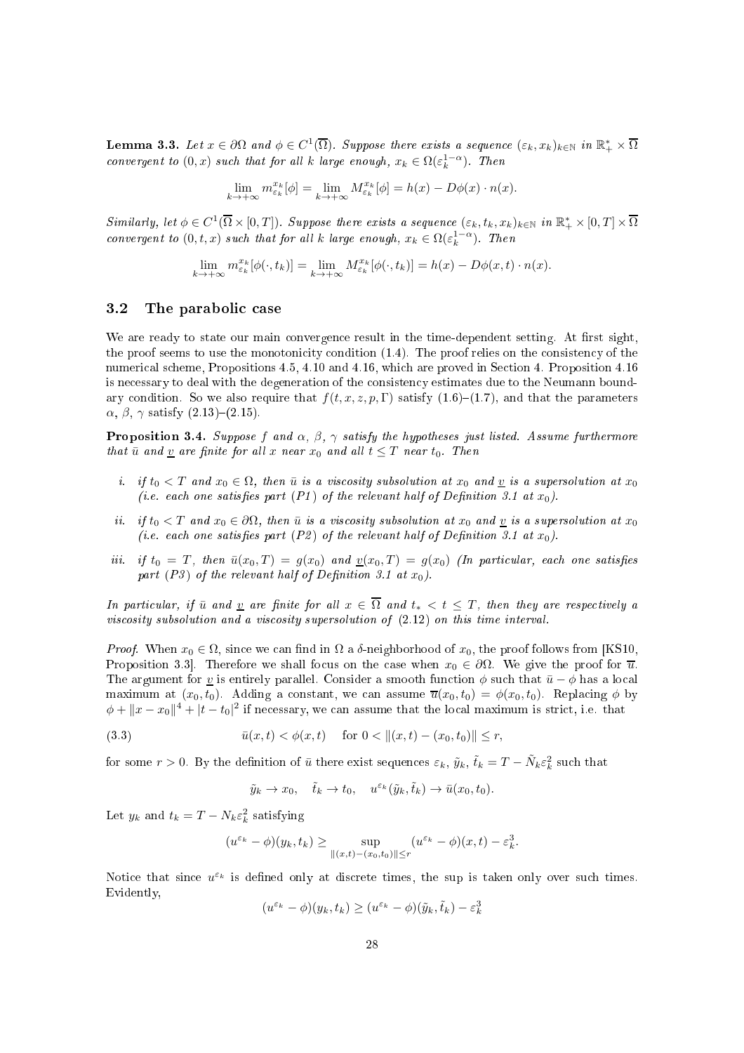**Lemma 3.3.** *Let $x \in \partial\Omega$ and $\phi \in C^1(\overline{\Omega})$. Suppose there exists a sequence $(\varepsilon_k, x_k)_{k\in\mathbb{N}}$ in $\mathbb{R}_+^* \times \overline{\Omega}$ convergent to $(0, x)$ such that for all $k$ large enough, $x_k \in \Omega(\varepsilon_k^{1-\alpha})$. Then*

$$\lim_{k\to+\infty} m_{\varepsilon_k}^{x_k}[\phi] = \lim_{k\to+\infty} M_{\varepsilon_k}^{x_k}[\phi] = h(x) - D\phi(x)\cdot n(x).$$

*Similarly, let $\phi \in C^1(\overline{\Omega}\times[0,T])$. Suppose there exists a sequence $(\varepsilon_k, t_k, x_k)_{k\in\mathbb{N}}$ in $\mathbb{R}_+^* \times [0,T] \times \overline{\Omega}$ convergent to $(0, t, x)$ such that for all $k$ large enough, $x_k \in \Omega(\varepsilon_k^{1-\alpha})$. Then*

$$\lim_{k\to+\infty} m_{\varepsilon_k}^{x_k}[\phi(\cdot, t_k)] = \lim_{k\to+\infty} M_{\varepsilon_k}^{x_k}[\phi(\cdot,t_k)] = h(x) - D\phi(x,t)\cdot n(x).$$

## 3.2 The parabolic case

We are ready to state our main convergence result in the time-dependent setting. At first sight, the proof seems to use the monotonicity condition (1.4). The proof relies on the consistency of the numerical scheme, Propositions 4.5, 4.10 and 4.16, which are proved in Section 4. Proposition 4.16 is necessary to deal with the degeneration of the consistency estimates due to the Neumann boundary condition. So we also require that $f(t, x, z, p, \Gamma)$ satisfy (1.6)–(1.7), and that the parameters $\alpha$, $\beta$, $\gamma$ satisfy (2.13)–(2.15).

**Proposition 3.4.** *Suppose $f$ and $\alpha$, $\beta$, $\gamma$ satisfy the hypotheses just listed. Assume furthermore that $\bar{u}$ and $\underline{v}$ are finite for all $x$ near $x_0$ and all $t \le T$ near $t_0$. Then*

*i. if $t_0 < T$ and $x_0 \in \Omega$, then $\bar{u}$ is a viscosity subsolution at $x_0$ and $\underline{v}$ is a supersolution at $x_0$ (i.e. each one satisfies part (P1) of the relevant half of Definition 3.1 at $x_0$).*

*ii. if $t_0 < T$ and $x_0 \in \partial\Omega$, then $\bar{u}$ is a viscosity subsolution at $x_0$ and $\underline{v}$ is a supersolution at $x_0$ (i.e. each one satisfies part (P2) of the relevant half of Definition 3.1 at $x_0$).*

*iii. if $t_0 = T$, then $\bar{u}(x_0, T) = g(x_0)$ and $\underline{v}(x_0, T) = g(x_0)$ (In particular, each one satisfies part (P3) of the relevant half of Definition 3.1 at $x_0$).*

*In particular, if $\bar{u}$ and $\underline{v}$ are finite for all $x \in \overline{\Omega}$ and $t_* < t \le T$, then they are respectively a viscosity subsolution and a viscosity supersolution of (2.12) on this time interval.*

*Proof.* When $x_0 \in \Omega$, since we can find in $\Omega$ a $\delta$-neighborhood of $x_0$, the proof follows from [KS10, Proposition 3.3]. Therefore we shall focus on the case when $x_0 \in \partial\Omega$. We give the proof for $\overline{u}$. The argument for $\underline{v}$ is entirely parallel. Consider a smooth function $\phi$ such that $\bar{u} - \phi$ has a local maximum at $(x_0, t_0)$. Adding a constant, we can assume $\overline{u}(x_0, t_0) = \phi(x_0, t_0)$. Replacing $\phi$ by $\phi + \|x - x_0\|^4 + |t - t_0|^2$ if necessary, we can assume that the local maximum is strict, i.e. that

$$\bar{u}(x,t) < \phi(x,t) \quad \text{ for } 0 < \|(x,t) - (x_0, t_0)\| \le r, \tag{3.3}$$

for some $r > 0$. By the definition of $\bar{u}$ there exist sequences $\varepsilon_k$, $\tilde{y}_k$, $\tilde{t}_k = T - \tilde{N}_k\varepsilon_k^2$ such that

$$\tilde{y}_k \to x_0, \quad \tilde{t}_k \to t_0, \quad u^{\varepsilon_k}(\tilde{y}_k, \tilde{t}_k) \to \bar{u}(x_0, t_0).$$

Let $y_k$ and $t_k = T - N_k\varepsilon_k^2$ satisfying

$$(u^{\varepsilon_k} - \phi)(y_k, t_k) \ge \sup_{\|(x,t)-(x_0,t_0)\|\le r} (u^{\varepsilon_k} - \phi)(x,t) - \varepsilon_k^3.$$

Notice that since $u^{\varepsilon_k}$ is defined only at discrete times, the sup is taken only over such times. Evidently,

$$(u^{\varepsilon_k} - \phi)(y_k, t_k) \ge (u^{\varepsilon_k} - \phi)(\tilde{y}_k, \tilde{t}_k) - \varepsilon_k^3$$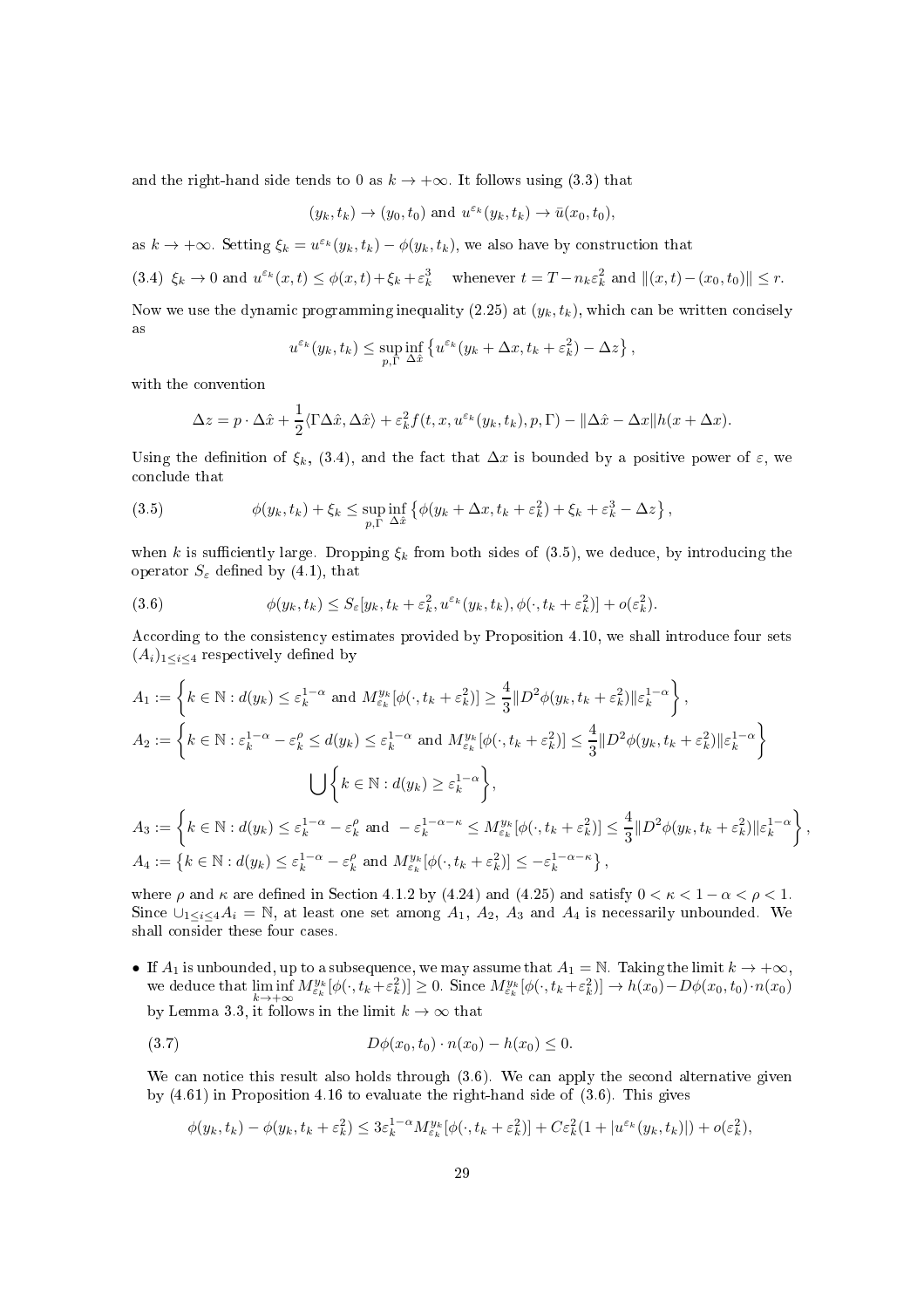and the right-hand side tends to 0 as $k \to +\infty$. It follows using (3.3) that

$$(y_k, t_k) \to (y_0, t_0) \text{ and } u^{\varepsilon_k}(y_k, t_k) \to \bar{u}(x_0, t_0),$$

as $k \to +\infty$. Setting $\xi_k = u^{\varepsilon_k}(y_k, t_k) - \phi(y_k, t_k)$, we also have by construction that

(3.4) $\xi_k \to 0$ and $u^{\varepsilon_k}(x,t) \le \phi(x,t) + \xi_k + \varepsilon_k^3$ whenever $t = T - n_k \varepsilon_k^2$ and $\|(x,t) - (x_0, t_0)\| \le r$.

Now we use the dynamic programming inequality (2.25) at $(y_k, t_k)$, which can be written concisely as

$$u^{\varepsilon_k}(y_k, t_k) \le \sup_{p,\Gamma} \inf_{\Delta\hat{x}} \left\{ u^{\varepsilon_k}(y_k + \Delta x, t_k + \varepsilon_k^2) - \Delta z \right\},$$

with the convention

$$\Delta z = p \cdot \Delta\hat{x} + \frac{1}{2}\langle \Gamma \Delta\hat{x}, \Delta\hat{x} \rangle + \varepsilon_k^2 f(t, x, u^{\varepsilon_k}(y_k, t_k), p, \Gamma) - \|\Delta\hat{x} - \Delta x\| h(x + \Delta x).$$

Using the definition of $\xi_k$, (3.4), and the fact that $\Delta x$ is bounded by a positive power of $\varepsilon$, we conclude that

$$\phi(y_k, t_k) + \xi_k \le \sup_{p,\Gamma} \inf_{\Delta\hat{x}} \left\{ \phi(y_k + \Delta x, t_k + \varepsilon_k^2) + \xi_k + \varepsilon_k^3 - \Delta z \right\}, \tag{3.5}$$

when $k$ is sufficiently large. Dropping $\xi_k$ from both sides of (3.5), we deduce, by introducing the operator $S_\varepsilon$ defined by (4.1), that

$$\phi(y_k, t_k) \le S_\varepsilon[y_k, t_k + \varepsilon_k^2, u^{\varepsilon_k}(y_k, t_k), \phi(\cdot, t_k + \varepsilon_k^2)] + o(\varepsilon_k^2). \tag{3.6}$$

According to the consistency estimates provided by Proposition 4.10, we shall introduce four sets $(A_i)_{1 \le i \le 4}$ respectively defined by

$$A_1 := \left\{ k \in \mathbb{N} : d(y_k) \le \varepsilon_k^{1-\alpha} \text{ and } M_{\varepsilon_k}^{y_k}[\phi(\cdot, t_k + \varepsilon_k^2)] \ge \frac{4}{3} \|D^2\phi(y_k, t_k + \varepsilon_k^2)\| \varepsilon_k^{1-\alpha} \right\},$$

$$A_2 := \left\{ k \in \mathbb{N} : \varepsilon_k^{1-\alpha} - \varepsilon_k^{\rho} \le d(y_k) \le \varepsilon_k^{1-\alpha} \text{ and } M_{\varepsilon_k}^{y_k}[\phi(\cdot, t_k + \varepsilon_k^2)] \le \frac{4}{3} \|D^2\phi(y_k, t_k + \varepsilon_k^2)\| \varepsilon_k^{1-\alpha} \right\}$$
$$\bigcup \left\{ k \in \mathbb{N} : d(y_k) \ge \varepsilon_k^{1-\alpha} \right\},$$

$$A_3 := \left\{ k \in \mathbb{N} : d(y_k) \le \varepsilon_k^{1-\alpha} - \varepsilon_k^{\rho} \text{ and } -\varepsilon_k^{1-\alpha-\kappa} \le M_{\varepsilon_k}^{y_k}[\phi(\cdot, t_k + \varepsilon_k^2)] \le \frac{4}{3} \|D^2\phi(y_k, t_k + \varepsilon_k^2)\| \varepsilon_k^{1-\alpha} \right\},$$

$$A_4 := \left\{ k \in \mathbb{N} : d(y_k) \le \varepsilon_k^{1-\alpha} - \varepsilon_k^{\rho} \text{ and } M_{\varepsilon_k}^{y_k}[\phi(\cdot, t_k + \varepsilon_k^2)] \le -\varepsilon_k^{1-\alpha-\kappa} \right\},$$

where $\rho$ and $\kappa$ are defined in Section 4.1.2 by (4.24) and (4.25) and satisfy $0 < \kappa < 1 - \alpha < \rho < 1$. Since $\cup_{1 \le i \le 4} A_i = \mathbb{N}$, at least one set among $A_1$, $A_2$, $A_3$ and $A_4$ is necessarily unbounded. We shall consider these four cases.

- If $A_1$ is unbounded, up to a subsequence, we may assume that $A_1 = \mathbb{N}$. Taking the limit $k \to +\infty$, we deduce that $\liminf_{k \to +\infty} M_{\varepsilon_k}^{y_k}[\phi(\cdot, t_k + \varepsilon_k^2)] \ge 0$. Since $M_{\varepsilon_k}^{y_k}[\phi(\cdot, t_k + \varepsilon_k^2)] \to h(x_0) - D\phi(x_0, t_0) \cdot n(x_0)$ by Lemma 3.3, it follows in the limit $k \to \infty$ that

$$D\phi(x_0, t_0) \cdot n(x_0) - h(x_0) \le 0. \tag{3.7}$$

  We can notice this result also holds through (3.6). We can apply the second alternative given by (4.61) in Proposition 4.16 to evaluate the right-hand side of (3.6). This gives

$$\phi(y_k, t_k) - \phi(y_k, t_k + \varepsilon_k^2) \le 3\varepsilon_k^{1-\alpha} M_{\varepsilon_k}^{y_k}[\phi(\cdot, t_k + \varepsilon_k^2)] + C\varepsilon_k^2(1 + |u^{\varepsilon_k}(y_k, t_k)|) + o(\varepsilon_k^2),$$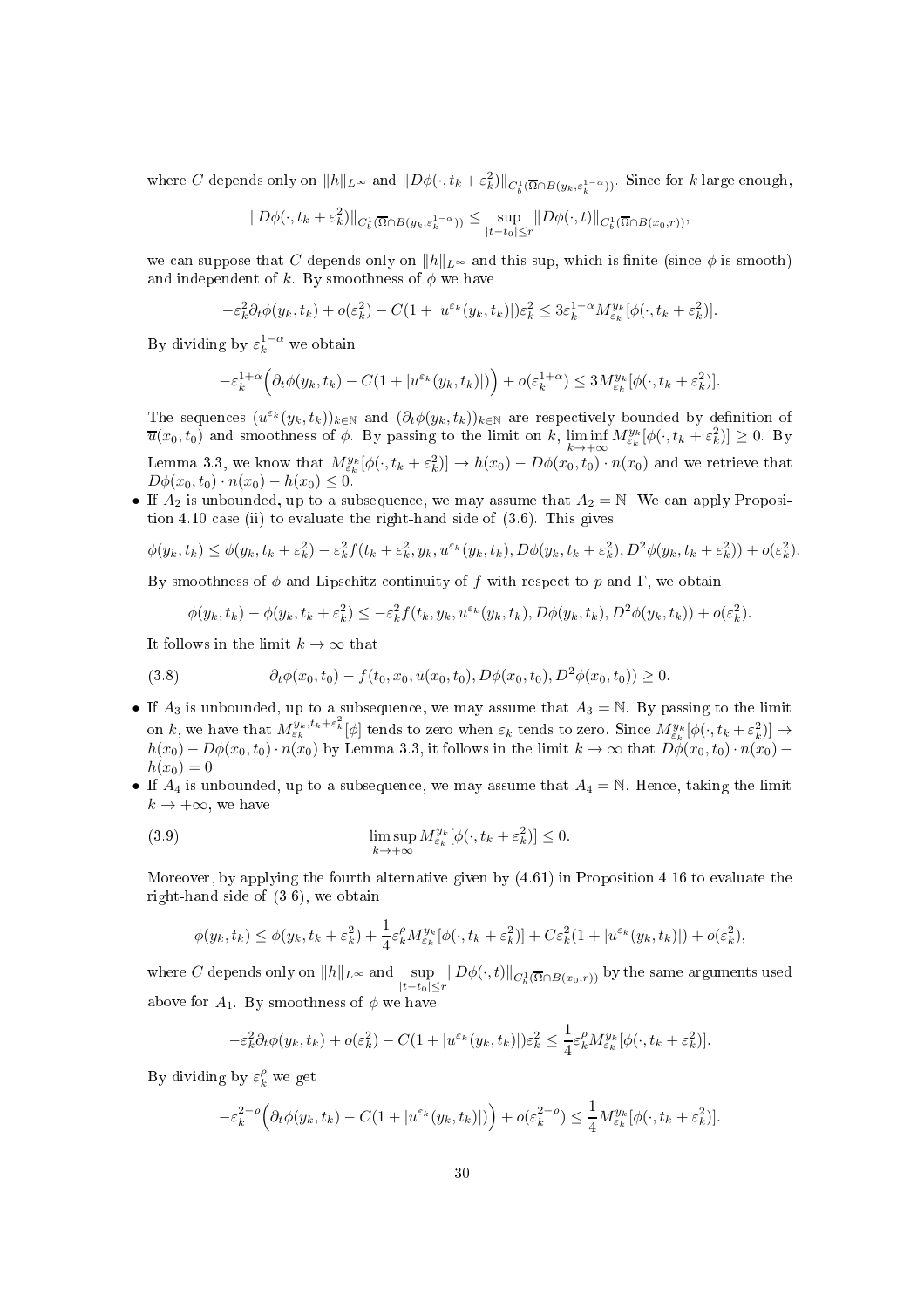where $C$ depends only on $\|h\|_{L^\infty}$ and $\|D\phi(\cdot, t_k+\varepsilon_k^2)\|_{C_b^1(\overline{\Omega}\cap B(y_k,\varepsilon_k^{1-\alpha}))}$. Since for $k$ large enough,

$$\|D\phi(\cdot, t_k+\varepsilon_k^2)\|_{C_b^1(\overline{\Omega}\cap B(y_k,\varepsilon_k^{1-\alpha}))} \leq \sup_{|t-t_0|\leq r} \|D\phi(\cdot, t)\|_{C_b^1(\overline{\Omega}\cap B(x_0,r))},$$

we can suppose that $C$ depends only on $\|h\|_{L^\infty}$ and this sup, which is finite (since $\phi$ is smooth) and independent of $k$. By smoothness of $\phi$ we have

$$-\varepsilon_k^2 \partial_t \phi(y_k, t_k) + o(\varepsilon_k^2) - C(1+|u^{\varepsilon_k}(y_k,t_k)|)\varepsilon_k^2 \leq 3\varepsilon_k^{1-\alpha} M_{\varepsilon_k}^{y_k}[\phi(\cdot, t_k+\varepsilon_k^2)].$$

By dividing by $\varepsilon_k^{1-\alpha}$ we obtain

$$-\varepsilon_k^{1+\alpha}\Big(\partial_t\phi(y_k,t_k) - C(1+|u^{\varepsilon_k}(y_k,t_k)|)\Big) + o(\varepsilon_k^{1+\alpha}) \leq 3M_{\varepsilon_k}^{y_k}[\phi(\cdot, t_k+\varepsilon_k^2)].$$

The sequences $(u^{\varepsilon_k}(y_k,t_k))_{k\in\mathbb{N}}$ and $(\partial_t\phi(y_k,t_k))_{k\in\mathbb{N}}$ are respectively bounded by definition of $\overline{u}(x_0,t_0)$ and smoothness of $\phi$. By passing to the limit on $k$, $\liminf_{k\to+\infty} M_{\varepsilon_k}^{y_k}[\phi(\cdot, t_k+\varepsilon_k^2)] \geq 0$. By Lemma 3.3, we know that $M_{\varepsilon_k}^{y_k}[\phi(\cdot, t_k+\varepsilon_k^2)] \to h(x_0) - D\phi(x_0,t_0)\cdot n(x_0)$ and we retrieve that $D\phi(x_0,t_0)\cdot n(x_0) - h(x_0) \leq 0$.

- If $A_2$ is unbounded, up to a subsequence, we may assume that $A_2 = \mathbb{N}$. We can apply Proposition 4.10 case (ii) to evaluate the right-hand side of (3.6). This gives

$$\phi(y_k,t_k) \leq \phi(y_k, t_k+\varepsilon_k^2) - \varepsilon_k^2 f(t_k+\varepsilon_k^2, y_k, u^{\varepsilon_k}(y_k,t_k), D\phi(y_k,t_k+\varepsilon_k^2), D^2\phi(y_k,t_k+\varepsilon_k^2)) + o(\varepsilon_k^2).$$

By smoothness of $\phi$ and Lipschitz continuity of $f$ with respect to $p$ and $\Gamma$, we obtain

$$\phi(y_k,t_k) - \phi(y_k,t_k+\varepsilon_k^2) \leq -\varepsilon_k^2 f(t_k, y_k, u^{\varepsilon_k}(y_k,t_k), D\phi(y_k,t_k), D^2\phi(y_k,t_k)) + o(\varepsilon_k^2).$$

It follows in the limit $k\to\infty$ that

$$\partial_t\phi(x_0,t_0) - f(t_0, x_0, \bar{u}(x_0,t_0), D\phi(x_0,t_0), D^2\phi(x_0,t_0)) \geq 0. \tag{3.8}$$

- If $A_3$ is unbounded, up to a subsequence, we may assume that $A_3 = \mathbb{N}$. By passing to the limit on $k$, we have that $M_{\varepsilon_k}^{y_k, t_k+\varepsilon_k^2}[\phi]$ tends to zero when $\varepsilon_k$ tends to zero. Since $M_{\varepsilon_k}^{y_k}[\phi(\cdot, t_k+\varepsilon_k^2)] \to h(x_0) - D\phi(x_0,t_0)\cdot n(x_0)$ by Lemma 3.3, it follows in the limit $k\to\infty$ that $D\phi(x_0,t_0)\cdot n(x_0) - h(x_0) = 0$.
- If $A_4$ is unbounded, up to a subsequence, we may assume that $A_4 = \mathbb{N}$. Hence, taking the limit $k\to+\infty$, we have

$$\limsup_{k\to+\infty} M_{\varepsilon_k}^{y_k}[\phi(\cdot, t_k+\varepsilon_k^2)] \leq 0. \tag{3.9}$$

Moreover, by applying the fourth alternative given by (4.61) in Proposition 4.16 to evaluate the right-hand side of (3.6), we obtain

$$\phi(y_k,t_k) \leq \phi(y_k,t_k+\varepsilon_k^2) + \frac{1}{4}\varepsilon_k^\rho M_{\varepsilon_k}^{y_k}[\phi(\cdot,t_k+\varepsilon_k^2)] + C\varepsilon_k^2(1+|u^{\varepsilon_k}(y_k,t_k)|) + o(\varepsilon_k^2),$$

where $C$ depends only on $\|h\|_{L^\infty}$ and $\sup_{|t-t_0|\leq r}\|D\phi(\cdot,t)\|_{C_b^1(\overline{\Omega}\cap B(x_0,r))}$ by the same arguments used above for $A_1$. By smoothness of $\phi$ we have

$$-\varepsilon_k^2\partial_t\phi(y_k,t_k) + o(\varepsilon_k^2) - C(1+|u^{\varepsilon_k}(y_k,t_k)|)\varepsilon_k^2 \leq \frac{1}{4}\varepsilon_k^\rho M_{\varepsilon_k}^{y_k}[\phi(\cdot,t_k+\varepsilon_k^2)].$$

By dividing by $\varepsilon_k^\rho$ we get

$$-\varepsilon_k^{2-\rho}\Big(\partial_t\phi(y_k,t_k) - C(1+|u^{\varepsilon_k}(y_k,t_k)|)\Big) + o(\varepsilon_k^{2-\rho}) \leq \frac{1}{4}M_{\varepsilon_k}^{y_k}[\phi(\cdot,t_k+\varepsilon_k^2)].$$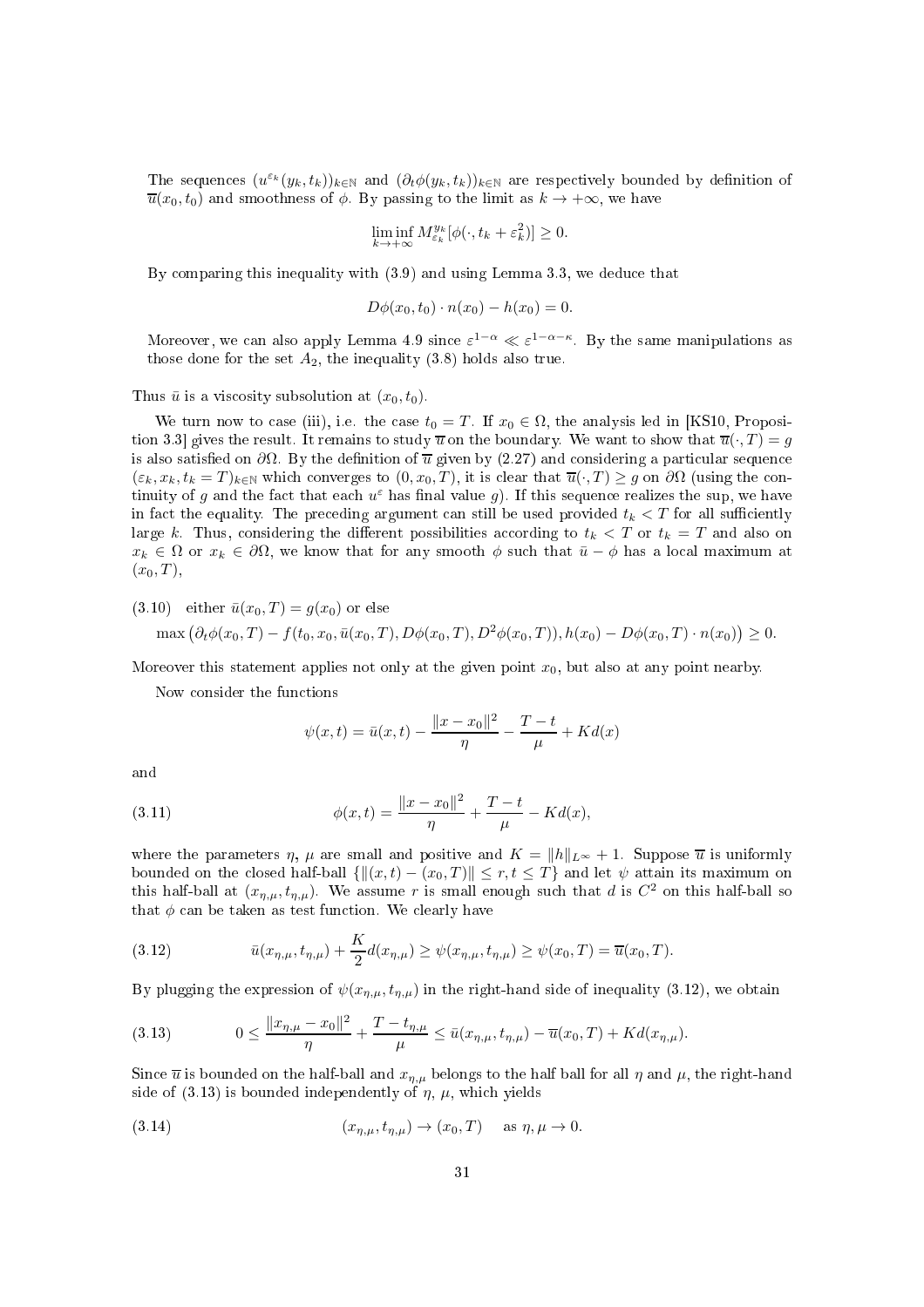The sequences $(u^{\varepsilon_k}(y_k,t_k))_{k\in\mathbb{N}}$ and $(\partial_t\phi(y_k,t_k))_{k\in\mathbb{N}}$ are respectively bounded by definition of $\overline{u}(x_0,t_0)$ and smoothness of $\phi$. By passing to the limit as $k\to+\infty$, we have

$$\liminf_{k\to+\infty} M^{y_k}_{\varepsilon_k}[\phi(\cdot,t_k+\varepsilon_k^2)]\geq 0.$$

By comparing this inequality with (3.9) and using Lemma 3.3, we deduce that

$$D\phi(x_0,t_0)\cdot n(x_0)-h(x_0)=0.$$

Moreover, we can also apply Lemma 4.9 since $\varepsilon^{1-\alpha}\ll\varepsilon^{1-\alpha-\kappa}$. By the same manipulations as those done for the set $A_2$, the inequality (3.8) holds also true.

Thus $\bar{u}$ is a viscosity subsolution at $(x_0,t_0)$.

We turn now to case (iii), i.e. the case $t_0=T$. If $x_0\in\Omega$, the analysis led in [KS10, Proposition 3.3] gives the result. It remains to study $\overline{u}$ on the boundary. We want to show that $\overline{u}(\cdot,T)=g$ is also satisfied on $\partial\Omega$. By the definition of $\overline{u}$ given by (2.27) and considering a particular sequence $(\varepsilon_k,x_k,t_k=T)_{k\in\mathbb{N}}$ which converges to $(0,x_0,T)$, it is clear that $\overline{u}(\cdot,T)\geq g$ on $\partial\Omega$ (using the continuity of $g$ and the fact that each $u^\varepsilon$ has final value $g$). If this sequence realizes the sup, we have in fact the equality. The preceding argument can still be used provided $t_k<T$ for all sufficiently large $k$. Thus, considering the different possibilities according to $t_k<T$ or $t_k=T$ and also on $x_k\in\Omega$ or $x_k\in\partial\Omega$, we know that for any smooth $\phi$ such that $\bar{u}-\phi$ has a local maximum at $(x_0,T)$,

(3.10) either $\bar{u}(x_0,T)=g(x_0)$ or else

$$\max\big(\partial_t\phi(x_0,T)-f(t_0,x_0,\bar{u}(x_0,T),D\phi(x_0,T),D^2\phi(x_0,T)),h(x_0)-D\phi(x_0,T)\cdot n(x_0)\big)\geq 0.$$

Moreover this statement applies not only at the given point $x_0$, but also at any point nearby.

Now consider the functions

$$\psi(x,t)=\bar{u}(x,t)-\frac{\|x-x_0\|^2}{\eta}-\frac{T-t}{\mu}+Kd(x)$$

and

$$\phi(x,t)=\frac{\|x-x_0\|^2}{\eta}+\frac{T-t}{\mu}-Kd(x), \tag{3.11}$$

where the parameters $\eta$, $\mu$ are small and positive and $K=\|h\|_{L^\infty}+1$. Suppose $\overline{u}$ is uniformly bounded on the closed half-ball $\{\|(x,t)-(x_0,T)\|\leq r, t\leq T\}$ and let $\psi$ attain its maximum on this half-ball at $(x_{\eta,\mu},t_{\eta,\mu})$. We assume $r$ is small enough such that $d$ is $C^2$ on this half-ball so that $\phi$ can be taken as test function. We clearly have

$$\bar{u}(x_{\eta,\mu},t_{\eta,\mu})+\frac{K}{2}d(x_{\eta,\mu})\geq\psi(x_{\eta,\mu},t_{\eta,\mu})\geq\psi(x_0,T)=\overline{u}(x_0,T). \tag{3.12}$$

By plugging the expression of $\psi(x_{\eta,\mu},t_{\eta,\mu})$ in the right-hand side of inequality (3.12), we obtain

$$0\leq\frac{\|x_{\eta,\mu}-x_0\|^2}{\eta}+\frac{T-t_{\eta,\mu}}{\mu}\leq\bar{u}(x_{\eta,\mu},t_{\eta,\mu})-\overline{u}(x_0,T)+Kd(x_{\eta,\mu}). \tag{3.13}$$

Since $\overline{u}$ is bounded on the half-ball and $x_{\eta,\mu}$ belongs to the half ball for all $\eta$ and $\mu$, the right-hand side of (3.13) is bounded independently of $\eta$, $\mu$, which yields

$$(x_{\eta,\mu},t_{\eta,\mu})\to(x_0,T)\quad\text{ as }\eta,\mu\to 0. \tag{3.14}$$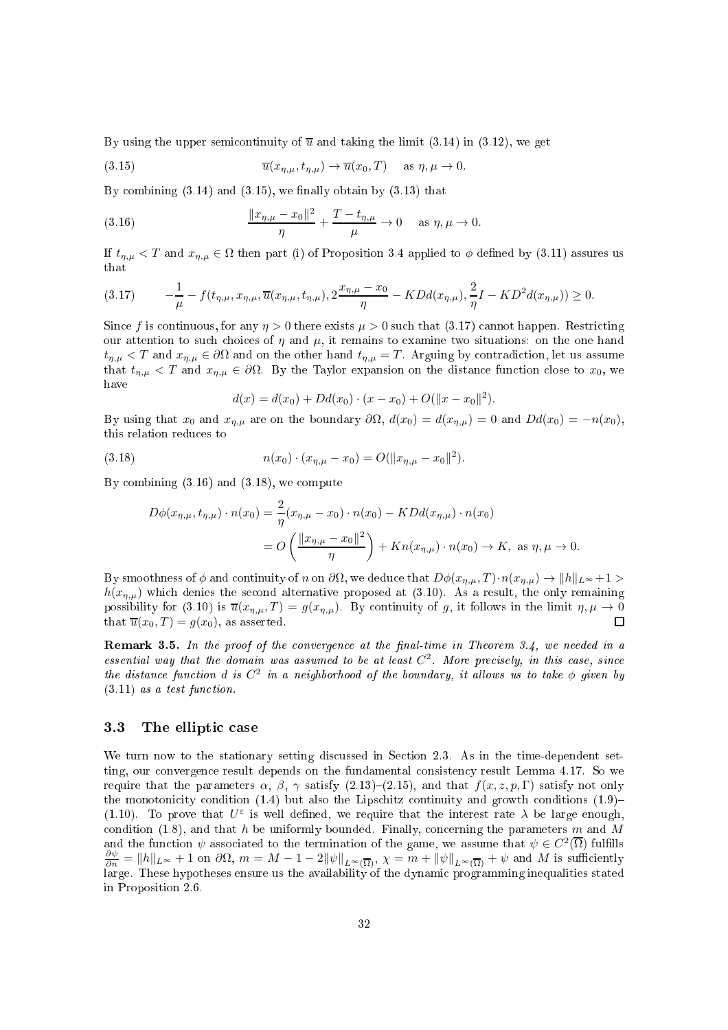By using the upper semicontinuity of $\overline{u}$ and taking the limit (3.14) in (3.12), we get

$$\overline{u}(x_{\eta,\mu}, t_{\eta,\mu}) \to \overline{u}(x_0, T) \quad \text{as } \eta, \mu \to 0. \tag{3.15}$$

By combining (3.14) and (3.15), we finally obtain by (3.13) that

$$\frac{\|x_{\eta,\mu} - x_0\|^2}{\eta} + \frac{T - t_{\eta,\mu}}{\mu} \to 0 \quad \text{as } \eta, \mu \to 0. \tag{3.16}$$

If $t_{\eta,\mu} < T$ and $x_{\eta,\mu} \in \Omega$ then part (i) of Proposition 3.4 applied to $\phi$ defined by (3.11) assures us that

$$-\frac{1}{\mu} - f(t_{\eta,\mu}, x_{\eta,\mu}, \overline{u}(x_{\eta,\mu}, t_{\eta,\mu}), 2\frac{x_{\eta,\mu} - x_0}{\eta} - KDd(x_{\eta,\mu}), \frac{2}{\eta}I - KD^2 d(x_{\eta,\mu})) \geq 0. \tag{3.17}$$

Since $f$ is continuous, for any $\eta > 0$ there exists $\mu > 0$ such that (3.17) cannot happen. Restricting our attention to such choices of $\eta$ and $\mu$, it remains to examine two situations: on the one hand $t_{\eta,\mu} < T$ and $x_{\eta,\mu} \in \partial\Omega$ and on the other hand $t_{\eta,\mu} = T$. Arguing by contradiction, let us assume that $t_{\eta,\mu} < T$ and $x_{\eta,\mu} \in \partial\Omega$. By the Taylor expansion on the distance function close to $x_0$, we have

$$d(x) = d(x_0) + Dd(x_0) \cdot (x - x_0) + O(\|x - x_0\|^2).$$

By using that $x_0$ and $x_{\eta,\mu}$ are on the boundary $\partial\Omega$, $d(x_0) = d(x_{\eta,\mu}) = 0$ and $Dd(x_0) = -n(x_0)$, this relation reduces to

$$n(x_0) \cdot (x_{\eta,\mu} - x_0) = O(\|x_{\eta,\mu} - x_0\|^2). \tag{3.18}$$

By combining (3.16) and (3.18), we compute

$$\begin{aligned} D\phi(x_{\eta,\mu}, t_{\eta,\mu}) \cdot n(x_0) &= \frac{2}{\eta}(x_{\eta,\mu} - x_0) \cdot n(x_0) - KDd(x_{\eta,\mu}) \cdot n(x_0) \\ &= O\left(\frac{\|x_{\eta,\mu} - x_0\|^2}{\eta}\right) + Kn(x_{\eta,\mu}) \cdot n(x_0) \to K, \text{ as } \eta, \mu \to 0. \end{aligned}$$

By smoothness of $\phi$ and continuity of $n$ on $\partial\Omega$, we deduce that $D\phi(x_{\eta,\mu}, T) \cdot n(x_{\eta,\mu}) \to \|h\|_{L^\infty} + 1 > h(x_{\eta,\mu})$ which denies the second alternative proposed at (3.10). As a result, the only remaining possibility for (3.10) is $\overline{u}(x_{\eta,\mu}, T) = g(x_{\eta,\mu})$. By continuity of $g$, it follows in the limit $\eta, \mu \to 0$ that $\overline{u}(x_0, T) = g(x_0)$, as asserted. □

**Remark 3.5.** *In the proof of the convergence at the final-time in Theorem 3.4, we needed in a essential way that the domain was assumed to be at least $C^2$. More precisely, in this case, since the distance function $d$ is $C^2$ in a neighborhood of the boundary, it allows us to take $\phi$ given by (3.11) as a test function.*

### 3.3 The elliptic case

We turn now to the stationary setting discussed in Section 2.3. As in the time-dependent setting, our convergence result depends on the fundamental consistency result Lemma 4.17. So we require that the parameters $\alpha$, $\beta$, $\gamma$ satisfy (2.13)–(2.15), and that $f(x, z, p, \Gamma)$ satisfy not only the monotonicity condition (1.4) but also the Lipschitz continuity and growth conditions (1.9)–(1.10). To prove that $U^\varepsilon$ is well defined, we require that the interest rate $\lambda$ be large enough, condition (1.8), and that $h$ be uniformly bounded. Finally, concerning the parameters $m$ and $M$ and the function $\psi$ associated to the termination of the game, we assume that $\psi \in C^2(\overline{\Omega})$ fulfills $\frac{\partial \psi}{\partial n} = \|h\|_{L^\infty} + 1$ on $\partial\Omega$, $m = M - 1 - 2\|\psi\|_{L^\infty(\overline{\Omega})}$, $\chi = m + \|\psi\|_{L^\infty(\overline{\Omega})} + \psi$ and $M$ is sufficiently large. These hypotheses ensure us the availability of the dynamic programming inequalities stated in Proposition 2.6.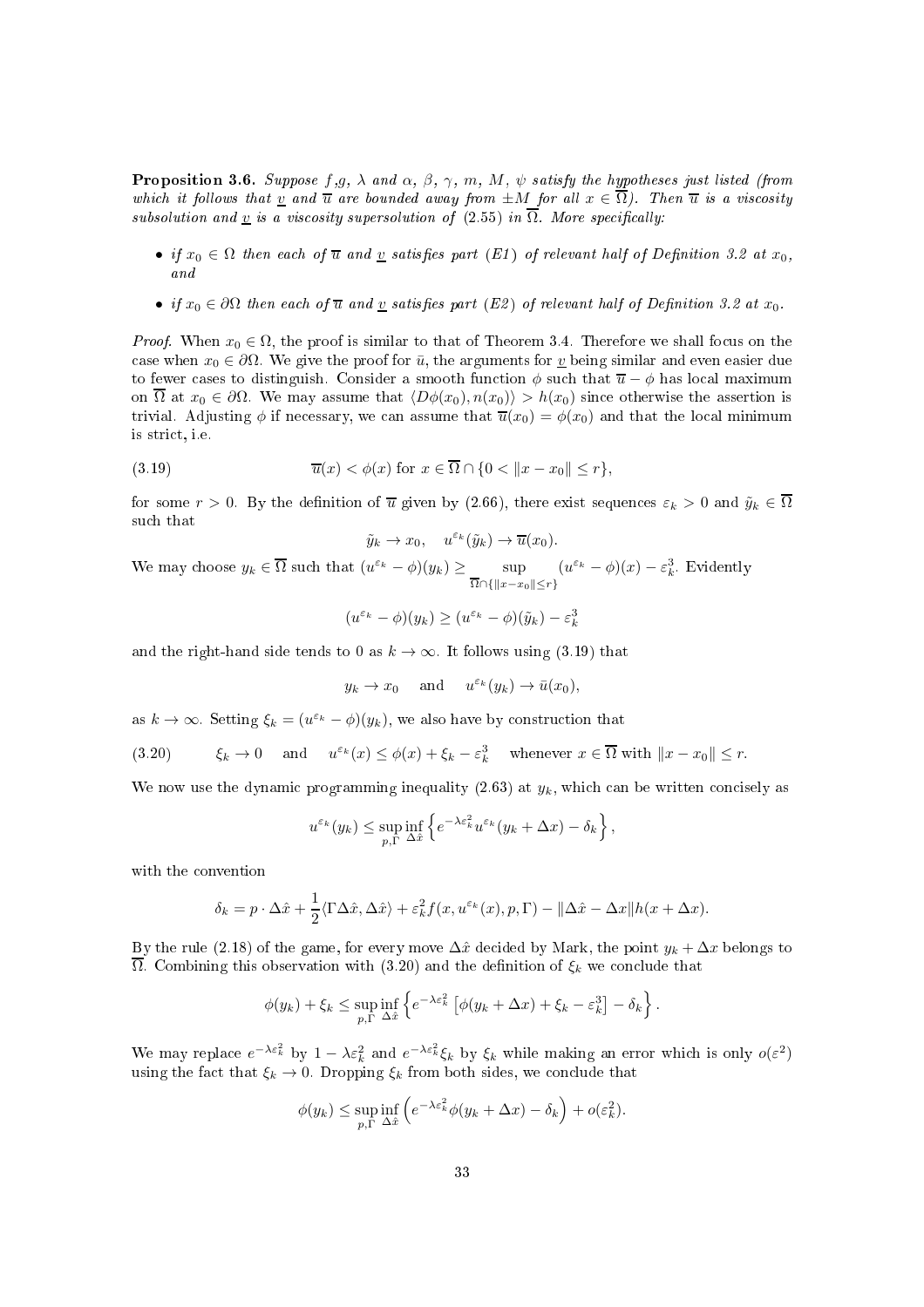**Proposition 3.6.** *Suppose $f$,$g$, $\lambda$ and $\alpha$, $\beta$, $\gamma$, $m$, $M$, $\psi$ satisfy the hypotheses just listed (from which it follows that $\underline{v}$ and $\overline{u}$ are bounded away from $\pm M$ for all $x \in \overline{\Omega}$). Then $\overline{u}$ is a viscosity subsolution and $\underline{v}$ is a viscosity supersolution of (2.55) in $\overline{\Omega}$. More specifically:*

- *if $x_0 \in \Omega$ then each of $\overline{u}$ and $\underline{v}$ satisfies part (E1) of relevant half of Definition 3.2 at $x_0$, and*
- *if $x_0 \in \partial\Omega$ then each of $\overline{u}$ and $\underline{v}$ satisfies part (E2) of relevant half of Definition 3.2 at $x_0$.*

*Proof.* When $x_0 \in \Omega$, the proof is similar to that of Theorem 3.4. Therefore we shall focus on the case when $x_0 \in \partial\Omega$. We give the proof for $\bar{u}$, the arguments for $\underline{v}$ being similar and even easier due to fewer cases to distinguish. Consider a smooth function $\phi$ such that $\overline{u} - \phi$ has local maximum on $\overline{\Omega}$ at $x_0 \in \partial\Omega$. We may assume that $\langle D\phi(x_0), n(x_0)\rangle > h(x_0)$ since otherwise the assertion is trivial. Adjusting $\phi$ if necessary, we can assume that $\overline{u}(x_0) = \phi(x_0)$ and that the local minimum is strict, i.e.

$$\overline{u}(x) < \phi(x) \text{ for } x \in \overline{\Omega} \cap \{0 < \|x - x_0\| \le r\}, \tag{3.19}$$

for some $r > 0$. By the definition of $\overline{u}$ given by (2.66), there exist sequences $\varepsilon_k > 0$ and $\tilde{y}_k \in \overline{\Omega}$ such that

$$\tilde{y}_k \to x_0, \quad u^{\varepsilon_k}(\tilde{y}_k) \to \overline{u}(x_0).$$

We may choose $y_k \in \overline{\Omega}$ such that $(u^{\varepsilon_k} - \phi)(y_k) \ge \sup_{\overline{\Omega} \cap \{\|x - x_0\| \le r\}} (u^{\varepsilon_k} - \phi)(x) - \varepsilon_k^3$. Evidently

$$(u^{\varepsilon_k} - \phi)(y_k) \ge (u^{\varepsilon_k} - \phi)(\tilde{y}_k) - \varepsilon_k^3$$

and the right-hand side tends to 0 as $k \to \infty$. It follows using (3.19) that

$$y_k \to x_0 \quad \text{ and } \quad u^{\varepsilon_k}(y_k) \to \bar{u}(x_0),$$

as $k \to \infty$. Setting $\xi_k = (u^{\varepsilon_k} - \phi)(y_k)$, we also have by construction that

$$\xi_k \to 0 \quad \text{ and } \quad u^{\varepsilon_k}(x) \le \phi(x) + \xi_k - \varepsilon_k^3 \quad \text{ whenever } x \in \overline{\Omega} \text{ with } \|x - x_0\| \le r. \tag{3.20}$$

We now use the dynamic programming inequality (2.63) at $y_k$, which can be written concisely as

$$u^{\varepsilon_k}(y_k) \le \sup_{p,\Gamma} \inf_{\Delta\hat{x}} \left\{ e^{-\lambda\varepsilon_k^2} u^{\varepsilon_k}(y_k + \Delta x) - \delta_k \right\},$$

with the convention

$$\delta_k = p \cdot \Delta\hat{x} + \frac{1}{2}\langle \Gamma\Delta\hat{x}, \Delta\hat{x}\rangle + \varepsilon_k^2 f(x, u^{\varepsilon_k}(x), p, \Gamma) - \|\Delta\hat{x} - \Delta x\| h(x + \Delta x).$$

By the rule (2.18) of the game, for every move $\Delta\hat{x}$ decided by Mark, the point $y_k + \Delta x$ belongs to $\overline{\Omega}$. Combining this observation with (3.20) and the definition of $\xi_k$ we conclude that

$$\phi(y_k) + \xi_k \le \sup_{p,\Gamma} \inf_{\Delta\hat{x}} \left\{ e^{-\lambda\varepsilon_k^2} \left[\phi(y_k + \Delta x) + \xi_k - \varepsilon_k^3\right] - \delta_k \right\}.$$

We may replace $e^{-\lambda\varepsilon_k^2}$ by $1 - \lambda\varepsilon_k^2$ and $e^{-\lambda\varepsilon_k^2}\xi_k$ by $\xi_k$ while making an error which is only $o(\varepsilon^2)$ using the fact that $\xi_k \to 0$. Dropping $\xi_k$ from both sides, we conclude that

$$\phi(y_k) \le \sup_{p,\Gamma} \inf_{\Delta\hat{x}} \left( e^{-\lambda\varepsilon_k^2} \phi(y_k + \Delta x) - \delta_k \right) + o(\varepsilon_k^2).$$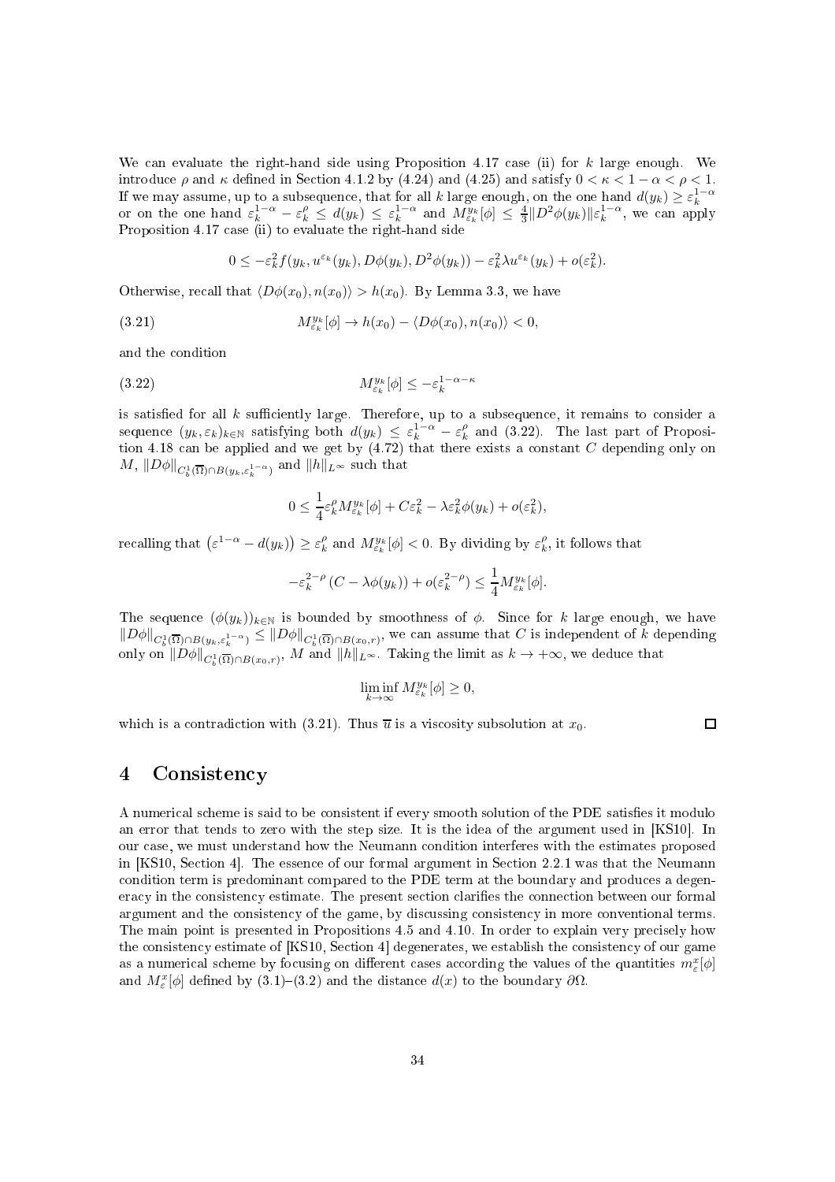We can evaluate the right-hand side using Proposition 4.17 case (ii) for $k$ large enough. We introduce $\rho$ and $\kappa$ defined in Section 4.1.2 by (4.24) and (4.25) and satisfy $0 < \kappa < 1-\alpha < \rho < 1$. If we may assume, up to a subsequence, that for all $k$ large enough, on the one hand $d(y_k) \geq \varepsilon_k^{1-\alpha}$ or on the one hand $\varepsilon_k^{1-\alpha} - \varepsilon_k^{\rho} \leq d(y_k) \leq \varepsilon_k^{1-\alpha}$ and $M_{\varepsilon_k}^{y_k}[\phi] \leq \frac{4}{3}\|D^2\phi(y_k)\|\varepsilon_k^{1-\alpha}$, we can apply Proposition 4.17 case (ii) to evaluate the right-hand side

$$0 \leq -\varepsilon_k^2 f(y_k, u^{\varepsilon_k}(y_k), D\phi(y_k), D^2\phi(y_k)) - \varepsilon_k^2 \lambda u^{\varepsilon_k}(y_k) + o(\varepsilon_k^2).$$

Otherwise, recall that $\langle D\phi(x_0), n(x_0)\rangle > h(x_0)$. By Lemma 3.3, we have

$$M_{\varepsilon_k}^{y_k}[\phi] \to h(x_0) - \langle D\phi(x_0), n(x_0)\rangle < 0, \tag{3.21}$$

and the condition

$$M_{\varepsilon_k}^{y_k}[\phi] \leq -\varepsilon_k^{1-\alpha-\kappa} \tag{3.22}$$

is satisfied for all $k$ sufficiently large. Therefore, up to a subsequence, it remains to consider a sequence $(y_k, \varepsilon_k)_{k\in\mathbb{N}}$ satisfying both $d(y_k) \leq \varepsilon_k^{1-\alpha} - \varepsilon_k^{\rho}$ and (3.22). The last part of Proposition 4.18 can be applied and we get by (4.72) that there exists a constant $C$ depending only on $M$, $\|D\phi\|_{C_b^1(\overline{\Omega})\cap B(y_k, \varepsilon_k^{1-\alpha})}$ and $\|h\|_{L^\infty}$ such that

$$0 \leq \frac{1}{4}\varepsilon_k^{\rho} M_{\varepsilon_k}^{y_k}[\phi] + C\varepsilon_k^2 - \lambda\varepsilon_k^2\phi(y_k) + o(\varepsilon_k^2),$$

recalling that $\left(\varepsilon^{1-\alpha} - d(y_k)\right) \geq \varepsilon_k^{\rho}$ and $M_{\varepsilon_k}^{y_k}[\phi] < 0$. By dividing by $\varepsilon_k^{\rho}$, it follows that

$$-\varepsilon_k^{2-\rho}\left(C - \lambda\phi(y_k)\right) + o(\varepsilon_k^{2-\rho}) \leq \frac{1}{4}M_{\varepsilon_k}^{y_k}[\phi].$$

The sequence $(\phi(y_k))_{k\in\mathbb{N}}$ is bounded by smoothness of $\phi$. Since for $k$ large enough, we have $\|D\phi\|_{C_b^1(\overline{\Omega})\cap B(y_k, \varepsilon_k^{1-\alpha})} \leq \|D\phi\|_{C_b^1(\overline{\Omega})\cap B(x_0, r)}$, we can assume that $C$ is independent of $k$ depending only on $\|D\phi\|_{C_b^1(\overline{\Omega})\cap B(x_0, r)}$, $M$ and $\|h\|_{L^\infty}$. Taking the limit as $k \to +\infty$, we deduce that

$$\liminf_{k\to\infty} M_{\varepsilon_k}^{y_k}[\phi] \geq 0,$$

which is a contradiction with (3.21). Thus $\overline{u}$ is a viscosity subsolution at $x_0$. $\square$

# 4 Consistency

A numerical scheme is said to be consistent if every smooth solution of the PDE satisfies it modulo an error that tends to zero with the step size. It is the idea of the argument used in [KS10]. In our case, we must understand how the Neumann condition interferes with the estimates proposed in [KS10, Section 4]. The essence of our formal argument in Section 2.2.1 was that the Neumann condition term is predominant compared to the PDE term at the boundary and produces a degeneracy in the consistency estimate. The present section clarifies the connection between our formal argument and the consistency of the game, by discussing consistency in more conventional terms. The main point is presented in Propositions 4.5 and 4.10. In order to explain very precisely how the consistency estimate of [KS10, Section 4] degenerates, we establish the consistency of our game as a numerical scheme by focusing on different cases according the values of the quantities $m_\varepsilon^x[\phi]$ and $M_\varepsilon^x[\phi]$ defined by (3.1)–(3.2) and the distance $d(x)$ to the boundary $\partial\Omega$.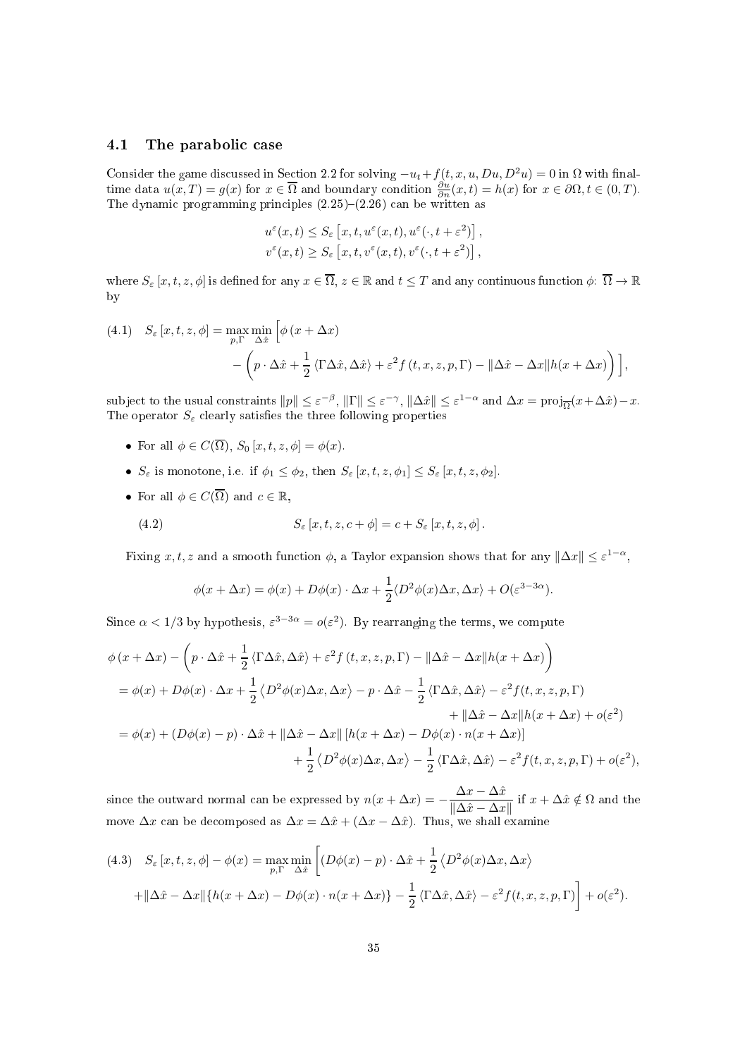### 4.1 The parabolic case

Consider the game discussed in Section 2.2 for solving $-u_t + f(t,x,u,Du,D^2u) = 0$ in $\Omega$ with final-time data $u(x,T) = g(x)$ for $x \in \overline{\Omega}$ and boundary condition $\frac{\partial u}{\partial n}(x,t) = h(x)$ for $x \in \partial\Omega, t \in (0,T)$. The dynamic programming principles (2.25)–(2.26) can be written as

$$u^\varepsilon(x,t) \le S_\varepsilon\left[x,t,u^\varepsilon(x,t),u^\varepsilon(\cdot,t+\varepsilon^2)\right],$$
$$v^\varepsilon(x,t) \ge S_\varepsilon\left[x,t,v^\varepsilon(x,t),v^\varepsilon(\cdot,t+\varepsilon^2)\right],$$

where $S_\varepsilon[x,t,z,\phi]$ is defined for any $x \in \overline{\Omega}$, $z \in \mathbb{R}$ and $t \le T$ and any continuous function $\phi\colon \overline{\Omega} \to \mathbb{R}$ by

$$(4.1)\quad S_\varepsilon[x,t,z,\phi] = \max_{p,\Gamma}\min_{\Delta\hat{x}}\Big[\phi(x+\Delta x) - \Big(p\cdot\Delta\hat{x} + \frac{1}{2}\langle\Gamma\Delta\hat{x},\Delta\hat{x}\rangle + \varepsilon^2 f(t,x,z,p,\Gamma) - \|\Delta\hat{x}-\Delta x\|h(x+\Delta x)\Big)\Big],$$

subject to the usual constraints $\|p\| \le \varepsilon^{-\beta}$, $\|\Gamma\| \le \varepsilon^{-\gamma}$, $\|\Delta\hat{x}\| \le \varepsilon^{1-\alpha}$ and $\Delta x = \mathrm{proj}_{\overline{\Omega}}(x+\Delta\hat{x}) - x$. The operator $S_\varepsilon$ clearly satisfies the three following properties

- For all $\phi \in C(\overline{\Omega})$, $S_0[x,t,z,\phi] = \phi(x)$.
- $S_\varepsilon$ is monotone, i.e. if $\phi_1 \le \phi_2$, then $S_\varepsilon[x,t,z,\phi_1] \le S_\varepsilon[x,t,z,\phi_2]$.
- For all $\phi \in C(\overline{\Omega})$ and $c \in \mathbb{R}$,

$$(4.2)\qquad S_\varepsilon[x,t,z,c+\phi] = c + S_\varepsilon[x,t,z,\phi].$$

Fixing $x,t,z$ and a smooth function $\phi$, a Taylor expansion shows that for any $\|\Delta x\| \le \varepsilon^{1-\alpha}$,

$$\phi(x+\Delta x) = \phi(x) + D\phi(x)\cdot\Delta x + \frac{1}{2}\langle D^2\phi(x)\Delta x,\Delta x\rangle + O(\varepsilon^{3-3\alpha}).$$

Since $\alpha < 1/3$ by hypothesis, $\varepsilon^{3-3\alpha} = o(\varepsilon^2)$. By rearranging the terms, we compute

$$\begin{aligned}
&\phi(x+\Delta x) - \Big(p\cdot\Delta\hat{x} + \frac{1}{2}\langle\Gamma\Delta\hat{x},\Delta\hat{x}\rangle + \varepsilon^2 f(t,x,z,p,\Gamma) - \|\Delta\hat{x}-\Delta x\|h(x+\Delta x)\Big)\\
&= \phi(x) + D\phi(x)\cdot\Delta x + \frac{1}{2}\langle D^2\phi(x)\Delta x,\Delta x\rangle - p\cdot\Delta\hat{x} - \frac{1}{2}\langle\Gamma\Delta\hat{x},\Delta\hat{x}\rangle - \varepsilon^2 f(t,x,z,p,\Gamma)\\
&\qquad + \|\Delta\hat{x}-\Delta x\|h(x+\Delta x) + o(\varepsilon^2)\\
&= \phi(x) + (D\phi(x)-p)\cdot\Delta\hat{x} + \|\Delta\hat{x}-\Delta x\|\left[h(x+\Delta x) - D\phi(x)\cdot n(x+\Delta x)\right]\\
&\qquad + \frac{1}{2}\langle D^2\phi(x)\Delta x,\Delta x\rangle - \frac{1}{2}\langle\Gamma\Delta\hat{x},\Delta\hat{x}\rangle - \varepsilon^2 f(t,x,z,p,\Gamma) + o(\varepsilon^2),
\end{aligned}$$

since the outward normal can be expressed by $n(x+\Delta x) = -\dfrac{\Delta x - \Delta\hat{x}}{\|\Delta\hat{x}-\Delta x\|}$ if $x+\Delta\hat{x} \notin \Omega$ and the move $\Delta x$ can be decomposed as $\Delta x = \Delta\hat{x} + (\Delta x - \Delta\hat{x})$. Thus, we shall examine

$$(4.3)\quad S_\varepsilon[x,t,z,\phi] - \phi(x) = \max_{p,\Gamma}\min_{\Delta\hat{x}}\Big[(D\phi(x)-p)\cdot\Delta\hat{x} + \frac{1}{2}\langle D^2\phi(x)\Delta x,\Delta x\rangle + \|\Delta\hat{x}-\Delta x\|\{h(x+\Delta x) - D\phi(x)\cdot n(x+\Delta x)\} - \frac{1}{2}\langle\Gamma\Delta\hat{x},\Delta\hat{x}\rangle - \varepsilon^2 f(t,x,z,p,\Gamma)\Big] + o(\varepsilon^2).$$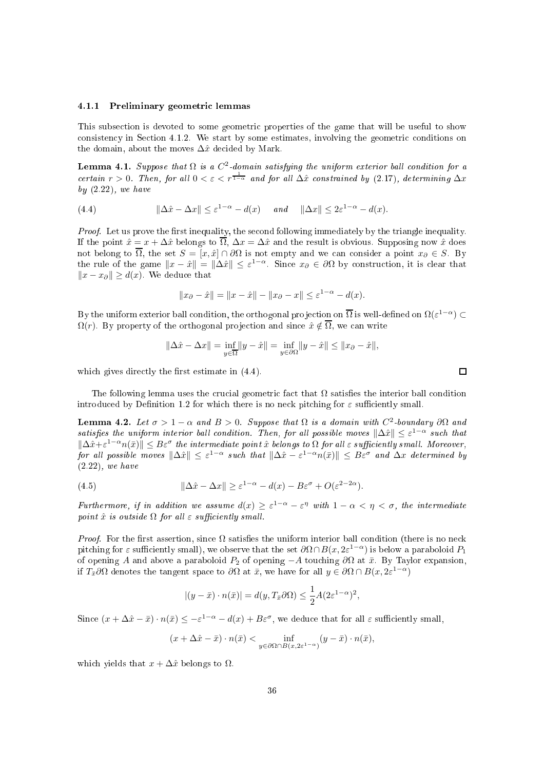#### 4.1.1 Preliminary geometric lemmas

This subsection is devoted to some geometric properties of the game that will be useful to show consistency in Section 4.1.2. We start by some estimates, involving the geometric conditions on the domain, about the moves $\Delta\hat{x}$ decided by Mark.

**Lemma 4.1.** *Suppose that $\Omega$ is a $C^2$-domain satisfying the uniform exterior ball condition for a certain $r > 0$. Then, for all $0 < \varepsilon < r^{\frac{1}{1-\alpha}}$ and for all $\Delta\hat{x}$ constrained by (2.17), determining $\Delta x$ by (2.22), we have*

$$\|\Delta\hat{x} - \Delta x\| \leq \varepsilon^{1-\alpha} - d(x) \quad \text{ and } \quad \|\Delta x\| \leq 2\varepsilon^{1-\alpha} - d(x). \tag{4.4}$$

*Proof.* Let us prove the first inequality, the second following immediately by the triangle inequality. If the point $\hat{x} = x + \Delta\hat{x}$ belongs to $\overline{\Omega}$, $\Delta x = \Delta\hat{x}$ and the result is obvious. Supposing now $\hat{x}$ does not belong to $\overline{\Omega}$, the set $S = [x, \hat{x}] \cap \partial\Omega$ is not empty and we can consider a point $x_\partial \in S$. By the rule of the game $\|x - \hat{x}\| = \|\Delta\hat{x}\| \leq \varepsilon^{1-\alpha}$. Since $x_\partial \in \partial\Omega$ by construction, it is clear that $\|x - x_\partial\| \geq d(x)$. We deduce that

$$\|x_\partial - \hat{x}\| = \|x - \hat{x}\| - \|x_\partial - x\| \leq \varepsilon^{1-\alpha} - d(x).$$

By the uniform exterior ball condition, the orthogonal projection on $\overline{\Omega}$ is well-defined on $\Omega(\varepsilon^{1-\alpha}) \subset \Omega(r)$. By property of the orthogonal projection and since $\hat{x} \notin \overline{\Omega}$, we can write

$$\|\Delta\hat{x} - \Delta x\| = \inf_{y \in \overline{\Omega}} \|y - \hat{x}\| = \inf_{y \in \partial\Omega} \|y - \hat{x}\| \leq \|x_\partial - \hat{x}\|,$$

which gives directly the first estimate in (4.4). $\square$

The following lemma uses the crucial geometric fact that $\Omega$ satisfies the interior ball condition introduced by Definition 1.2 for which there is no neck pitching for $\varepsilon$ sufficiently small.

**Lemma 4.2.** *Let $\sigma > 1 - \alpha$ and $B > 0$. Suppose that $\Omega$ is a domain with $C^2$-boundary $\partial\Omega$ and satisfies the uniform interior ball condition. Then, for all possible moves $\|\Delta\hat{x}\| \leq \varepsilon^{1-\alpha}$ such that $\|\Delta\hat{x} + \varepsilon^{1-\alpha} n(\bar{x})\| \leq B\varepsilon^\sigma$ the intermediate point $\hat{x}$ belongs to $\Omega$ for all $\varepsilon$ sufficiently small. Moreover, for all possible moves $\|\Delta\hat{x}\| \leq \varepsilon^{1-\alpha}$ such that $\|\Delta\hat{x} - \varepsilon^{1-\alpha} n(\bar{x})\| \leq B\varepsilon^\sigma$ and $\Delta x$ determined by (2.22), we have*

$$\|\Delta\hat{x} - \Delta x\| \geq \varepsilon^{1-\alpha} - d(x) - B\varepsilon^\sigma + O(\varepsilon^{2-2\alpha}). \tag{4.5}$$

*Furthermore, if in addition we assume $d(x) \geq \varepsilon^{1-\alpha} - \varepsilon^\eta$ with $1 - \alpha < \eta < \sigma$, the intermediate point $\hat{x}$ is outside $\Omega$ for all $\varepsilon$ sufficiently small.*

*Proof.* For the first assertion, since $\Omega$ satisfies the uniform interior ball condition (there is no neck pitching for $\varepsilon$ sufficiently small), we observe that the set $\partial\Omega \cap B(x, 2\varepsilon^{1-\alpha})$ is below a paraboloid $P_1$ of opening $A$ and above a paraboloid $P_2$ of opening $-A$ touching $\partial\Omega$ at $\bar{x}$. By Taylor expansion, if $T_{\bar{x}}\partial\Omega$ denotes the tangent space to $\partial\Omega$ at $\bar{x}$, we have for all $y \in \partial\Omega \cap B(x, 2\varepsilon^{1-\alpha})$

$$|(y - \bar{x}) \cdot n(\bar{x})| = d(y, T_{\bar{x}}\partial\Omega) \leq \frac{1}{2} A (2\varepsilon^{1-\alpha})^2,$$

Since $(x + \Delta\hat{x} - \bar{x}) \cdot n(\bar{x}) \leq -\varepsilon^{1-\alpha} - d(x) + B\varepsilon^\sigma$, we deduce that for all $\varepsilon$ sufficiently small,

$$(x + \Delta\hat{x} - \bar{x}) \cdot n(\bar{x}) < \inf_{y \in \partial\Omega \cap B(x, 2\varepsilon^{1-\alpha})} (y - \bar{x}) \cdot n(\bar{x}),$$

which yields that $x + \Delta\hat{x}$ belongs to $\Omega$.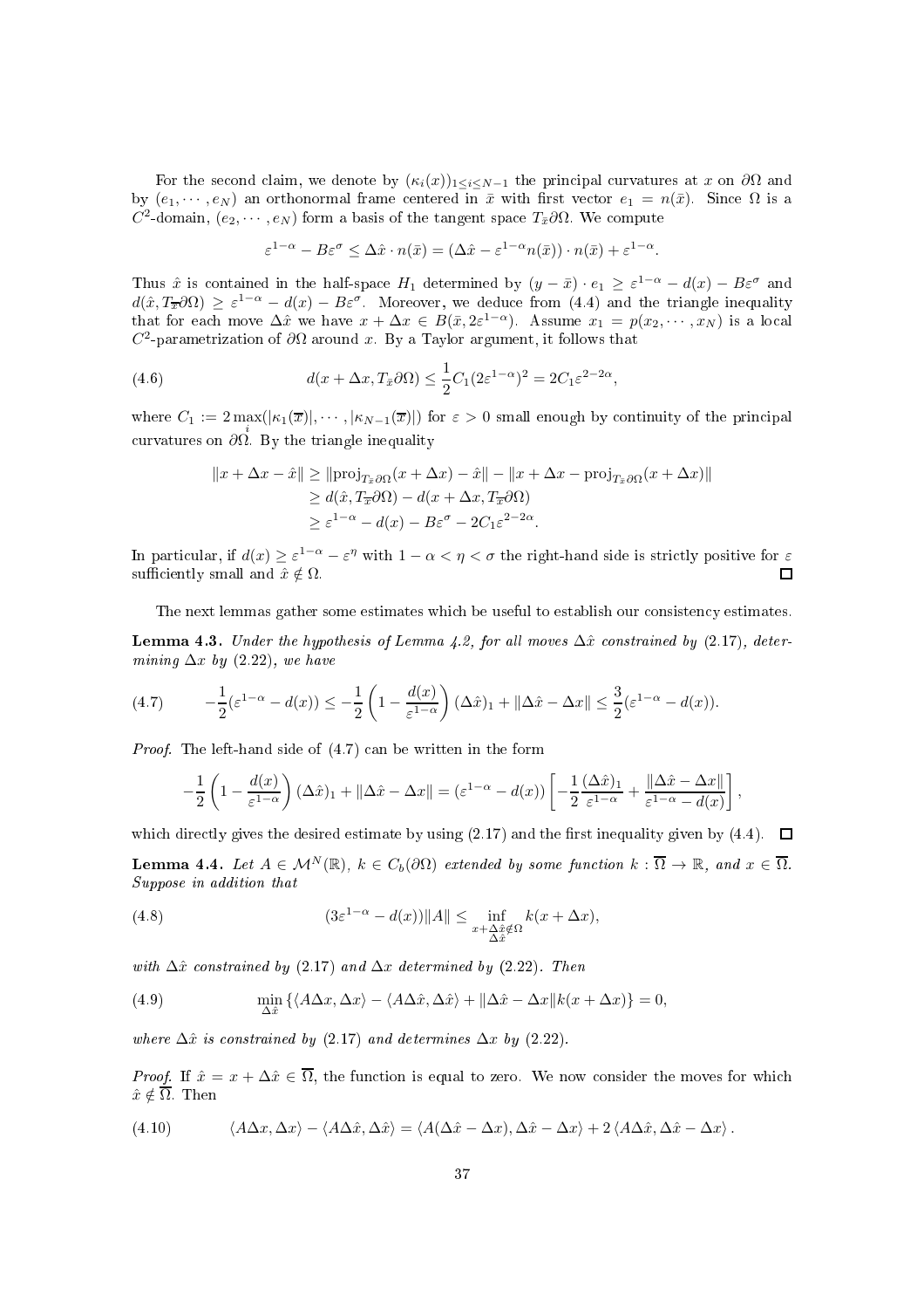For the second claim, we denote by $(\kappa_i(x))_{1\le i\le N-1}$ the principal curvatures at $x$ on $\partial\Omega$ and by $(e_1,\cdots,e_N)$ an orthonormal frame centered in $\bar{x}$ with first vector $e_1 = n(\bar{x})$. Since $\Omega$ is a $C^2$-domain, $(e_2,\cdots,e_N)$ form a basis of the tangent space $T_{\bar{x}}\partial\Omega$. We compute

$$\varepsilon^{1-\alpha} - B\varepsilon^{\sigma} \le \Delta\hat{x}\cdot n(\bar{x}) = (\Delta\hat{x} - \varepsilon^{1-\alpha}n(\bar{x}))\cdot n(\bar{x}) + \varepsilon^{1-\alpha}.$$

Thus $\hat{x}$ is contained in the half-space $H_1$ determined by $(y-\bar{x})\cdot e_1 \ge \varepsilon^{1-\alpha} - d(x) - B\varepsilon^{\sigma}$ and $d(\hat{x}, T_{\overline{x}}\partial\Omega) \ge \varepsilon^{1-\alpha} - d(x) - B\varepsilon^{\sigma}$. Moreover, we deduce from (4.4) and the triangle inequality that for each move $\Delta\hat{x}$ we have $x+\Delta x \in B(\bar{x}, 2\varepsilon^{1-\alpha})$. Assume $x_1 = p(x_2,\cdots,x_N)$ is a local $C^2$-parametrization of $\partial\Omega$ around $x$. By a Taylor argument, it follows that

$$d(x+\Delta x, T_{\bar{x}}\partial\Omega) \le \frac{1}{2}C_1(2\varepsilon^{1-\alpha})^2 = 2C_1\varepsilon^{2-2\alpha}, \tag{4.6}$$

where $C_1 := 2\max\limits_i(|\kappa_1(\overline{x})|,\cdots,|\kappa_{N-1}(\overline{x})|)$ for $\varepsilon>0$ small enough by continuity of the principal curvatures on $\partial\Omega$. By the triangle inequality

$$\begin{aligned}
\|x+\Delta x - \hat{x}\| &\ge \|\mathrm{proj}_{T_{\bar{x}}\partial\Omega}(x+\Delta x) - \hat{x}\| - \|x+\Delta x - \mathrm{proj}_{T_{\bar{x}}\partial\Omega}(x+\Delta x)\| \\
&\ge d(\hat{x}, T_{\overline{x}}\partial\Omega) - d(x+\Delta x, T_{\overline{x}}\partial\Omega) \\
&\ge \varepsilon^{1-\alpha} - d(x) - B\varepsilon^{\sigma} - 2C_1\varepsilon^{2-2\alpha}.
\end{aligned}$$

In particular, if $d(x) \ge \varepsilon^{1-\alpha} - \varepsilon^{\eta}$ with $1-\alpha < \eta < \sigma$ the right-hand side is strictly positive for $\varepsilon$ sufficiently small and $\hat{x}\notin\Omega$. $\square$

The next lemmas gather some estimates which be useful to establish our consistency estimates.

**Lemma 4.3.** *Under the hypothesis of Lemma 4.2, for all moves $\Delta\hat{x}$ constrained by (2.17), determining $\Delta x$ by (2.22), we have*

$$-\frac{1}{2}(\varepsilon^{1-\alpha} - d(x)) \le -\frac{1}{2}\left(1 - \frac{d(x)}{\varepsilon^{1-\alpha}}\right)(\Delta\hat{x})_1 + \|\Delta\hat{x} - \Delta x\| \le \frac{3}{2}(\varepsilon^{1-\alpha} - d(x)). \tag{4.7}$$

*Proof.* The left-hand side of (4.7) can be written in the form

$$-\frac{1}{2}\left(1 - \frac{d(x)}{\varepsilon^{1-\alpha}}\right)(\Delta\hat{x})_1 + \|\Delta\hat{x} - \Delta x\| = (\varepsilon^{1-\alpha} - d(x))\left[-\frac{1}{2}\frac{(\Delta\hat{x})_1}{\varepsilon^{1-\alpha}} + \frac{\|\Delta\hat{x} - \Delta x\|}{\varepsilon^{1-\alpha} - d(x)}\right],$$

which directly gives the desired estimate by using (2.17) and the first inequality given by (4.4). $\square$

**Lemma 4.4.** *Let $A\in\mathcal{M}^N(\mathbb{R})$, $k\in C_b(\partial\Omega)$ extended by some function $k:\overline{\Omega}\to\mathbb{R}$, and $x\in\overline{\Omega}$. Suppose in addition that*

$$(3\varepsilon^{1-\alpha} - d(x))\|A\| \le \inf_{\substack{x+\Delta\hat{x}\notin\Omega \\ \Delta\hat{x}}} k(x+\Delta x), \tag{4.8}$$

*with $\Delta\hat{x}$ constrained by (2.17) and $\Delta x$ determined by (2.22). Then*

$$\min_{\Delta\hat{x}}\left\{\langle A\Delta x, \Delta x\rangle - \langle A\Delta\hat{x}, \Delta\hat{x}\rangle + \|\Delta\hat{x} - \Delta x\| k(x+\Delta x)\right\} = 0, \tag{4.9}$$

*where $\Delta\hat{x}$ is constrained by (2.17) and determines $\Delta x$ by (2.22).*

*Proof.* If $\hat{x} = x + \Delta\hat{x} \in \overline{\Omega}$, the function is equal to zero. We now consider the moves for which $\hat{x}\notin\overline{\Omega}$. Then

$$\langle A\Delta x, \Delta x\rangle - \langle A\Delta\hat{x}, \Delta\hat{x}\rangle = \langle A(\Delta\hat{x} - \Delta x), \Delta\hat{x} - \Delta x\rangle + 2\langle A\Delta\hat{x}, \Delta\hat{x} - \Delta x\rangle. \tag{4.10}$$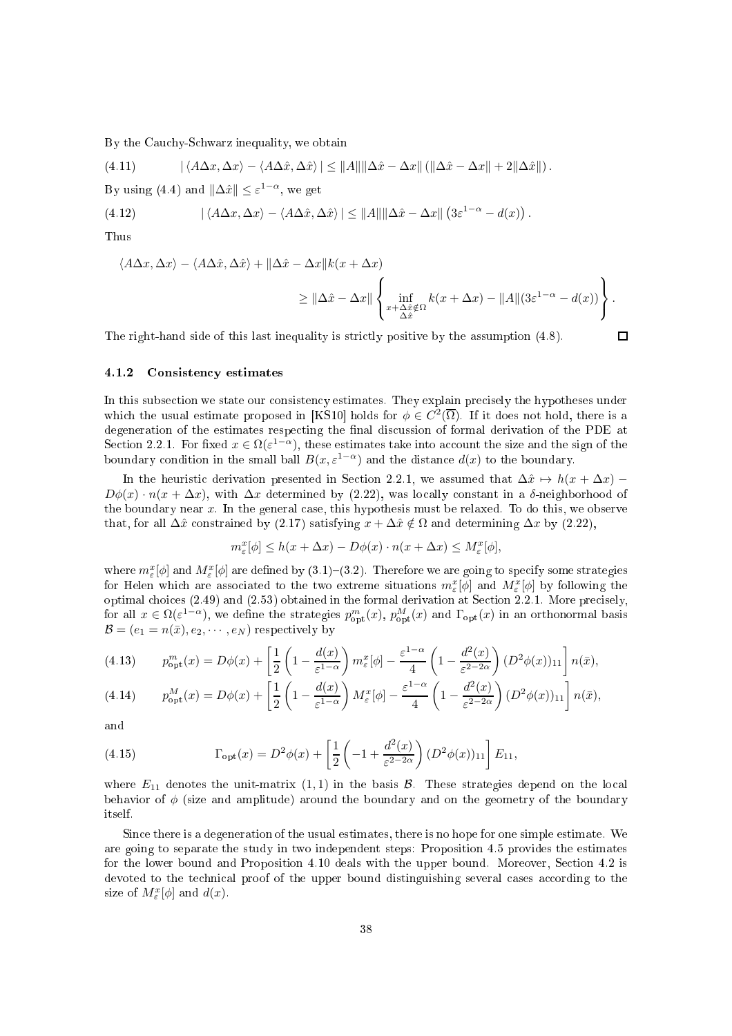By the Cauchy-Schwarz inequality, we obtain

$$|\langle A\Delta x, \Delta x\rangle - \langle A\Delta\hat{x}, \Delta\hat{x}\rangle| \leq \|A\|\|\Delta\hat{x} - \Delta x\| \left(\|\Delta\hat{x} - \Delta x\| + 2\|\Delta\hat{x}\|\right). \tag{4.11}$$

By using (4.4) and $\|\Delta\hat{x}\| \leq \varepsilon^{1-\alpha}$, we get

$$|\langle A\Delta x, \Delta x\rangle - \langle A\Delta\hat{x}, \Delta\hat{x}\rangle| \leq \|A\|\|\Delta\hat{x} - \Delta x\| \left(3\varepsilon^{1-\alpha} - d(x)\right). \tag{4.12}$$

Thus

$$\langle A\Delta x, \Delta x\rangle - \langle A\Delta\hat{x}, \Delta\hat{x}\rangle + \|\Delta\hat{x} - \Delta x\| k(x + \Delta x)$$
$$\geq \|\Delta\hat{x} - \Delta x\| \left\{ \inf_{\substack{x+\Delta\hat{x}\notin\Omega \\ \Delta\hat{x}}} k(x + \Delta x) - \|A\|(3\varepsilon^{1-\alpha} - d(x)) \right\}.$$

The right-hand side of this last inequality is strictly positive by the assumption (4.8). □

#### 4.1.2 Consistency estimates

In this subsection we state our consistency estimates. They explain precisely the hypotheses under which the usual estimate proposed in [KS10] holds for $\phi \in C^2(\overline{\Omega})$. If it does not hold, there is a degeneration of the estimates respecting the final discussion of formal derivation of the PDE at Section 2.2.1. For fixed $x \in \Omega(\varepsilon^{1-\alpha})$, these estimates take into account the size and the sign of the boundary condition in the small ball $B(x, \varepsilon^{1-\alpha})$ and the distance $d(x)$ to the boundary.

In the heuristic derivation presented in Section 2.2.1, we assumed that $\Delta\hat{x} \mapsto h(x + \Delta x) - D\phi(x) \cdot n(x + \Delta x)$, with $\Delta x$ determined by (2.22), was locally constant in a $\delta$-neighborhood of the boundary near $x$. In the general case, this hypothesis must be relaxed. To do this, we observe that, for all $\Delta\hat{x}$ constrained by (2.17) satisfying $x + \Delta\hat{x} \notin \Omega$ and determining $\Delta x$ by (2.22),

$$m_\varepsilon^x[\phi] \leq h(x + \Delta x) - D\phi(x) \cdot n(x + \Delta x) \leq M_\varepsilon^x[\phi],$$

where $m_\varepsilon^x[\phi]$ and $M_\varepsilon^x[\phi]$ are defined by (3.1)–(3.2). Therefore we are going to specify some strategies for Helen which are associated to the two extreme situations $m_\varepsilon^x[\phi]$ and $M_\varepsilon^x[\phi]$ by following the optimal choices (2.49) and (2.53) obtained in the formal derivation at Section 2.2.1. More precisely, for all $x \in \Omega(\varepsilon^{1-\alpha})$, we define the strategies $p^m_{\text{opt}}(x)$, $p^M_{\text{opt}}(x)$ and $\Gamma_{\text{opt}}(x)$ in an orthonormal basis $\mathcal{B} = (e_1 = n(\bar{x}), e_2, \cdots, e_N)$ respectively by

$$p^m_{\text{opt}}(x) = D\phi(x) + \left[\frac{1}{2}\left(1 - \frac{d(x)}{\varepsilon^{1-\alpha}}\right) m_\varepsilon^x[\phi] - \frac{\varepsilon^{1-\alpha}}{4}\left(1 - \frac{d^2(x)}{\varepsilon^{2-2\alpha}}\right)(D^2\phi(x))_{11}\right] n(\bar{x}), \tag{4.13}$$

$$p^M_{\text{opt}}(x) = D\phi(x) + \left[\frac{1}{2}\left(1 - \frac{d(x)}{\varepsilon^{1-\alpha}}\right) M_\varepsilon^x[\phi] - \frac{\varepsilon^{1-\alpha}}{4}\left(1 - \frac{d^2(x)}{\varepsilon^{2-2\alpha}}\right)(D^2\phi(x))_{11}\right] n(\bar{x}), \tag{4.14}$$

and

$$\Gamma_{\text{opt}}(x) = D^2\phi(x) + \left[\frac{1}{2}\left(-1 + \frac{d^2(x)}{\varepsilon^{2-2\alpha}}\right)(D^2\phi(x))_{11}\right] E_{11}, \tag{4.15}$$

where $E_{11}$ denotes the unit-matrix $(1,1)$ in the basis $\mathcal{B}$. These strategies depend on the local behavior of $\phi$ (size and amplitude) around the boundary and on the geometry of the boundary itself.

Since there is a degeneration of the usual estimates, there is no hope for one simple estimate. We are going to separate the study in two independent steps: Proposition 4.5 provides the estimates for the lower bound and Proposition 4.10 deals with the upper bound. Moreover, Section 4.2 is devoted to the technical proof of the upper bound distinguishing several cases according to the size of $M_\varepsilon^x[\phi]$ and $d(x)$.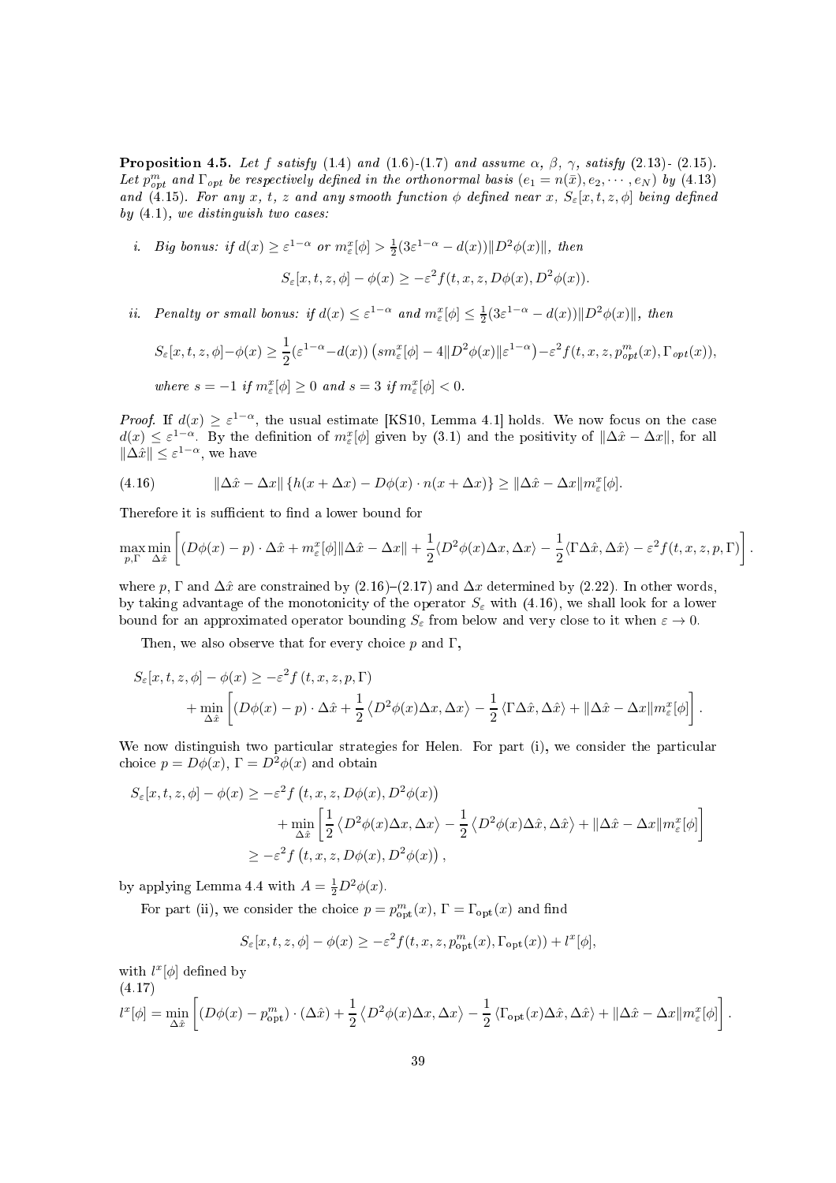**Proposition 4.5.** *Let $f$ satisfy (1.4) and (1.6)-(1.7) and assume $\alpha$, $\beta$, $\gamma$, satisfy (2.13)- (2.15). Let $p^m_{opt}$ and $\Gamma_{opt}$ be respectively defined in the orthonormal basis $(e_1 = n(\bar{x}), e_2, \cdots, e_N)$ by (4.13) and (4.15). For any $x$, $t$, $z$ and any smooth function $\phi$ defined near $x$, $S_\varepsilon[x,t,z,\phi]$ being defined by (4.1), we distinguish two cases:*

*i. Big bonus: if $d(x) \geq \varepsilon^{1-\alpha}$ or $m^x_\varepsilon[\phi] > \frac{1}{2}(3\varepsilon^{1-\alpha} - d(x))\|D^2\phi(x)\|$, then*

$$S_\varepsilon[x,t,z,\phi] - \phi(x) \geq -\varepsilon^2 f(t,x,z,D\phi(x),D^2\phi(x)).$$

*ii. Penalty or small bonus: if $d(x) \leq \varepsilon^{1-\alpha}$ and $m^x_\varepsilon[\phi] \leq \frac{1}{2}(3\varepsilon^{1-\alpha} - d(x))\|D^2\phi(x)\|$, then*

$$S_\varepsilon[x,t,z,\phi] - \phi(x) \geq \frac{1}{2}(\varepsilon^{1-\alpha} - d(x))\left(s m^x_\varepsilon[\phi] - 4\|D^2\phi(x)\|\varepsilon^{1-\alpha}\right) - \varepsilon^2 f(t,x,z,p^m_{opt}(x),\Gamma_{opt}(x)),$$

*where $s = -1$ if $m^x_\varepsilon[\phi] \geq 0$ and $s = 3$ if $m^x_\varepsilon[\phi] < 0$.*

*Proof.* If $d(x) \geq \varepsilon^{1-\alpha}$, the usual estimate [KS10, Lemma 4.1] holds. We now focus on the case $d(x) \leq \varepsilon^{1-\alpha}$. By the definition of $m^x_\varepsilon[\phi]$ given by (3.1) and the positivity of $\|\Delta\hat{x} - \Delta x\|$, for all $\|\Delta\hat{x}\| \leq \varepsilon^{1-\alpha}$, we have

$$\|\Delta\hat{x} - \Delta x\| \left\{h(x+\Delta x) - D\phi(x)\cdot n(x+\Delta x)\right\} \geq \|\Delta\hat{x} - \Delta x\| m^x_\varepsilon[\phi]. \tag{4.16}$$

Therefore it is sufficient to find a lower bound for

$$\max_{p,\Gamma}\min_{\Delta\hat{x}}\left[(D\phi(x) - p)\cdot\Delta\hat{x} + m^x_\varepsilon[\phi]\|\Delta\hat{x} - \Delta x\| + \frac{1}{2}\langle D^2\phi(x)\Delta x, \Delta x\rangle - \frac{1}{2}\langle\Gamma\Delta\hat{x},\Delta\hat{x}\rangle - \varepsilon^2 f(t,x,z,p,\Gamma)\right].$$

where $p$, $\Gamma$ and $\Delta\hat{x}$ are constrained by (2.16)–(2.17) and $\Delta x$ determined by (2.22). In other words, by taking advantage of the monotonicity of the operator $S_\varepsilon$ with (4.16), we shall look for a lower bound for an approximated operator bounding $S_\varepsilon$ from below and very close to it when $\varepsilon \to 0$.

Then, we also observe that for every choice $p$ and $\Gamma$,

$$\begin{aligned}
S_\varepsilon[x,t,z,\phi] - \phi(x) &\geq -\varepsilon^2 f(t,x,z,p,\Gamma) \\
&\quad + \min_{\Delta\hat{x}}\left[(D\phi(x) - p)\cdot\Delta\hat{x} + \frac{1}{2}\left\langle D^2\phi(x)\Delta x, \Delta x\right\rangle - \frac{1}{2}\left\langle\Gamma\Delta\hat{x},\Delta\hat{x}\right\rangle + \|\Delta\hat{x} - \Delta x\| m^x_\varepsilon[\phi]\right].
\end{aligned}$$

We now distinguish two particular strategies for Helen. For part (i), we consider the particular choice $p = D\phi(x)$, $\Gamma = D^2\phi(x)$ and obtain

$$\begin{aligned}
S_\varepsilon[x,t,z,\phi] - \phi(x) &\geq -\varepsilon^2 f\left(t,x,z,D\phi(x),D^2\phi(x)\right) \\
&\quad + \min_{\Delta\hat{x}}\left[\frac{1}{2}\left\langle D^2\phi(x)\Delta x,\Delta x\right\rangle - \frac{1}{2}\left\langle D^2\phi(x)\Delta\hat{x},\Delta\hat{x}\right\rangle + \|\Delta\hat{x} - \Delta x\| m^x_\varepsilon[\phi]\right] \\
&\geq -\varepsilon^2 f\left(t,x,z,D\phi(x),D^2\phi(x)\right),
\end{aligned}$$

by applying Lemma 4.4 with $A = \frac{1}{2}D^2\phi(x)$.

For part (ii), we consider the choice $p = p^m_{\mathrm{opt}}(x)$, $\Gamma = \Gamma_{\mathrm{opt}}(x)$ and find

$$S_\varepsilon[x,t,z,\phi] - \phi(x) \geq -\varepsilon^2 f(t,x,z,p^m_{\mathrm{opt}}(x),\Gamma_{\mathrm{opt}}(x)) + l^x[\phi],$$

with $l^x[\phi]$ defined by

$$l^x[\phi] = \min_{\Delta\hat{x}}\left[(D\phi(x) - p^m_{\mathrm{opt}})\cdot(\Delta\hat{x}) + \frac{1}{2}\left\langle D^2\phi(x)\Delta x,\Delta x\right\rangle - \frac{1}{2}\left\langle\Gamma_{\mathrm{opt}}(x)\Delta\hat{x},\Delta\hat{x}\right\rangle + \|\Delta\hat{x} - \Delta x\| m^x_\varepsilon[\phi]\right]. \tag{4.17}$$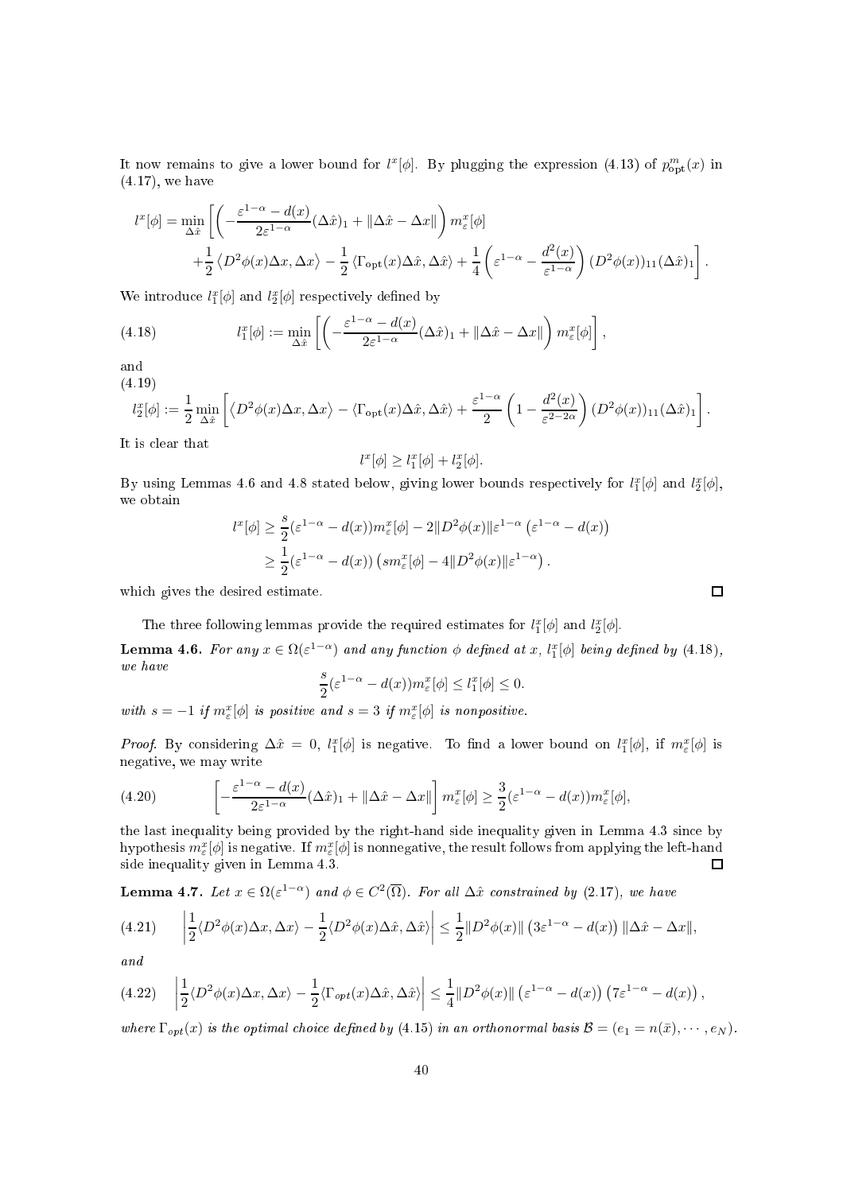It now remains to give a lower bound for $l^x[\phi]$. By plugging the expression (4.13) of $p^m_{\rm opt}(x)$ in (4.17), we have

$$
\begin{aligned}
l^x[\phi] = \min_{\Delta\hat{x}} \Bigg[ & \left( -\frac{\varepsilon^{1-\alpha} - d(x)}{2\varepsilon^{1-\alpha}} (\Delta\hat{x})_1 + \|\Delta\hat{x} - \Delta x\| \right) m^x_\varepsilon[\phi] \\
& + \frac{1}{2} \left\langle D^2\phi(x)\Delta x, \Delta x \right\rangle - \frac{1}{2} \left\langle \Gamma_{\rm opt}(x)\Delta\hat{x}, \Delta\hat{x} \right\rangle + \frac{1}{4}\left( \varepsilon^{1-\alpha} - \frac{d^2(x)}{\varepsilon^{1-\alpha}} \right) (D^2\phi(x))_{11} (\Delta\hat{x})_1 \Bigg].
\end{aligned}
$$

We introduce $l^x_1[\phi]$ and $l^x_2[\phi]$ respectively defined by

$$
l^x_1[\phi] := \min_{\Delta\hat{x}} \left[ \left( -\frac{\varepsilon^{1-\alpha} - d(x)}{2\varepsilon^{1-\alpha}} (\Delta\hat{x})_1 + \|\Delta\hat{x} - \Delta x\| \right) m^x_\varepsilon[\phi] \right], \tag{4.18}
$$

and

$$
l^x_2[\phi] := \frac{1}{2}\min_{\Delta\hat{x}} \left[ \left\langle D^2\phi(x)\Delta x, \Delta x \right\rangle - \left\langle \Gamma_{\rm opt}(x)\Delta\hat{x}, \Delta\hat{x} \right\rangle + \frac{\varepsilon^{1-\alpha}}{2}\left( 1 - \frac{d^2(x)}{\varepsilon^{2-2\alpha}} \right) (D^2\phi(x))_{11} (\Delta\hat{x})_1 \right]. \tag{4.19}
$$

It is clear that

$$
l^x[\phi] \geq l^x_1[\phi] + l^x_2[\phi].
$$

By using Lemmas 4.6 and 4.8 stated below, giving lower bounds respectively for $l^x_1[\phi]$ and $l^x_2[\phi]$, we obtain

$$
\begin{aligned}
l^x[\phi] &\geq \frac{s}{2}(\varepsilon^{1-\alpha} - d(x)) m^x_\varepsilon[\phi] - 2\|D^2\phi(x)\|\varepsilon^{1-\alpha}\left(\varepsilon^{1-\alpha} - d(x)\right) \\
&\geq \frac{1}{2}(\varepsilon^{1-\alpha} - d(x))\left( s m^x_\varepsilon[\phi] - 4\|D^2\phi(x)\|\varepsilon^{1-\alpha}\right).
\end{aligned}
$$

which gives the desired estimate. ∎

The three following lemmas provide the required estimates for $l^x_1[\phi]$ and $l^x_2[\phi]$.

**Lemma 4.6.** *For any $x \in \Omega(\varepsilon^{1-\alpha})$ and any function $\phi$ defined at $x$, $l^x_1[\phi]$ being defined by (4.18), we have*

$$
\frac{s}{2}(\varepsilon^{1-\alpha} - d(x)) m^x_\varepsilon[\phi] \leq l^x_1[\phi] \leq 0.
$$

*with $s = -1$ if $m^x_\varepsilon[\phi]$ is positive and $s = 3$ if $m^x_\varepsilon[\phi]$ is nonpositive.*

*Proof.* By considering $\Delta\hat{x} = 0$, $l^x_1[\phi]$ is negative. To find a lower bound on $l^x_1[\phi]$, if $m^x_\varepsilon[\phi]$ is negative, we may write

$$
\left[ -\frac{\varepsilon^{1-\alpha} - d(x)}{2\varepsilon^{1-\alpha}} (\Delta\hat{x})_1 + \|\Delta\hat{x} - \Delta x\| \right] m^x_\varepsilon[\phi] \geq \frac{3}{2}(\varepsilon^{1-\alpha} - d(x)) m^x_\varepsilon[\phi], \tag{4.20}
$$

the last inequality being provided by the right-hand side inequality given in Lemma 4.3 since by hypothesis $m^x_\varepsilon[\phi]$ is negative. If $m^x_\varepsilon[\phi]$ is nonnegative, the result follows from applying the left-hand side inequality given in Lemma 4.3. ∎

**Lemma 4.7.** *Let $x \in \Omega(\varepsilon^{1-\alpha})$ and $\phi \in C^2(\overline{\Omega})$. For all $\Delta\hat{x}$ constrained by (2.17), we have*

$$
\left| \frac{1}{2}\langle D^2\phi(x)\Delta x, \Delta x\rangle - \frac{1}{2}\langle D^2\phi(x)\Delta\hat{x}, \Delta\hat{x}\rangle \right| \leq \frac{1}{2}\|D^2\phi(x)\|\left(3\varepsilon^{1-\alpha} - d(x)\right)\|\Delta\hat{x} - \Delta x\|, \tag{4.21}
$$

*and*

$$
\left| \frac{1}{2}\langle D^2\phi(x)\Delta x, \Delta x\rangle - \frac{1}{2}\langle \Gamma_{opt}(x)\Delta\hat{x}, \Delta\hat{x}\rangle \right| \leq \frac{1}{4}\|D^2\phi(x)\|\left(\varepsilon^{1-\alpha} - d(x)\right)\left(7\varepsilon^{1-\alpha} - d(x)\right), \tag{4.22}
$$

*where $\Gamma_{opt}(x)$ is the optimal choice defined by (4.15) in an orthonormal basis $\mathcal{B} = (e_1 = n(\bar{x}), \cdots, e_N)$.*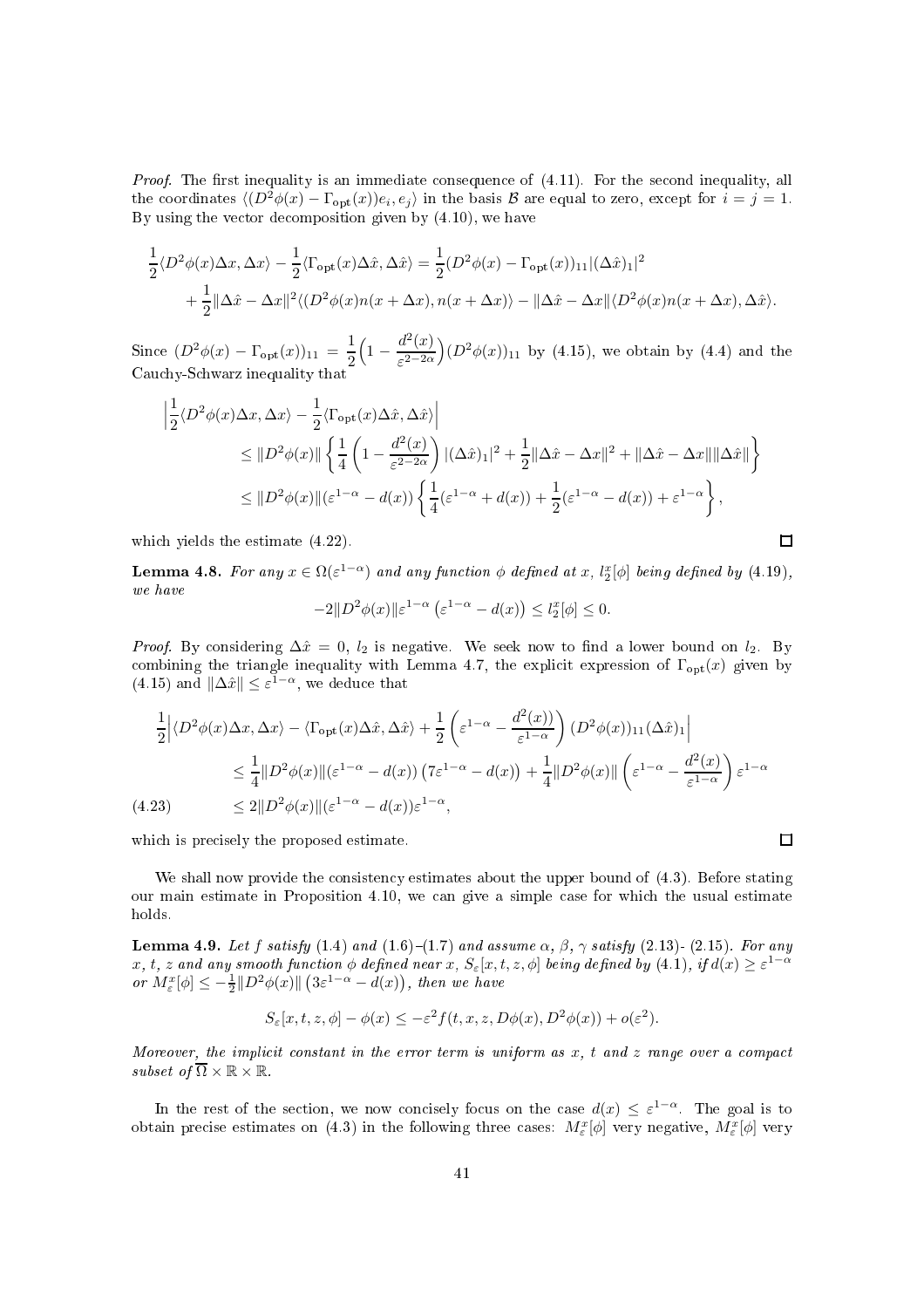*Proof.* The first inequality is an immediate consequence of (4.11). For the second inequality, all the coordinates $\langle (D^2\phi(x) - \Gamma_{\rm opt}(x))e_i, e_j\rangle$ in the basis $\mathcal{B}$ are equal to zero, except for $i = j = 1$. By using the vector decomposition given by (4.10), we have

$$\frac{1}{2}\langle D^2\phi(x)\Delta x, \Delta x\rangle - \frac{1}{2}\langle \Gamma_{\rm opt}(x)\Delta\hat{x}, \Delta\hat{x}\rangle = \frac{1}{2}(D^2\phi(x) - \Gamma_{\rm opt}(x))_{11}|(\Delta\hat{x})_1|^2$$
$$+ \frac{1}{2}\|\Delta\hat{x} - \Delta x\|^2\langle (D^2\phi(x)n(x+\Delta x), n(x+\Delta x)\rangle - \|\Delta\hat{x} - \Delta x\|\langle D^2\phi(x)n(x+\Delta x), \Delta\hat{x}\rangle.$$

Since $(D^2\phi(x) - \Gamma_{\rm opt}(x))_{11} = \dfrac{1}{2}\Big(1 - \dfrac{d^2(x)}{\varepsilon^{2-2\alpha}}\Big)(D^2\phi(x))_{11}$ by (4.15), we obtain by (4.4) and the Cauchy-Schwarz inequality that

$$\begin{aligned}
&\Big|\frac{1}{2}\langle D^2\phi(x)\Delta x, \Delta x\rangle - \frac{1}{2}\langle \Gamma_{\rm opt}(x)\Delta\hat{x}, \Delta\hat{x}\rangle\Big| \\
&\qquad \le \|D^2\phi(x)\|\left\{\frac{1}{4}\left(1 - \frac{d^2(x)}{\varepsilon^{2-2\alpha}}\right)|(\Delta\hat{x})_1|^2 + \frac{1}{2}\|\Delta\hat{x} - \Delta x\|^2 + \|\Delta\hat{x} - \Delta x\|\|\Delta\hat{x}\|\right\} \\
&\qquad \le \|D^2\phi(x)\|(\varepsilon^{1-\alpha} - d(x))\left\{\frac{1}{4}(\varepsilon^{1-\alpha} + d(x)) + \frac{1}{2}(\varepsilon^{1-\alpha} - d(x)) + \varepsilon^{1-\alpha}\right\},
\end{aligned}$$

which yields the estimate (4.22). ◻

**Lemma 4.8.** *For any $x \in \Omega(\varepsilon^{1-\alpha})$ and any function $\phi$ defined at $x$, $l_2^x[\phi]$ being defined by (4.19), we have*

$$-2\|D^2\phi(x)\|\varepsilon^{1-\alpha}\left(\varepsilon^{1-\alpha} - d(x)\right) \le l_2^x[\phi] \le 0.$$

*Proof.* By considering $\Delta\hat{x} = 0$, $l_2$ is negative. We seek now to find a lower bound on $l_2$. By combining the triangle inequality with Lemma 4.7, the explicit expression of $\Gamma_{\rm opt}(x)$ given by (4.15) and $\|\Delta\hat{x}\| \le \varepsilon^{1-\alpha}$, we deduce that

$$\begin{aligned}
&\frac{1}{2}\Big|\langle D^2\phi(x)\Delta x, \Delta x\rangle - \langle \Gamma_{\rm opt}(x)\Delta\hat{x}, \Delta\hat{x}\rangle + \frac{1}{2}\left(\varepsilon^{1-\alpha} - \frac{d^2(x))}{\varepsilon^{1-\alpha}}\right)(D^2\phi(x))_{11}(\Delta\hat{x})_1\Big| \\
&\qquad \le \frac{1}{4}\|D^2\phi(x)\|(\varepsilon^{1-\alpha} - d(x))\left(7\varepsilon^{1-\alpha} - d(x)\right) + \frac{1}{4}\|D^2\phi(x)\|\left(\varepsilon^{1-\alpha} - \frac{d^2(x)}{\varepsilon^{1-\alpha}}\right)\varepsilon^{1-\alpha} \\
&\qquad \le 2\|D^2\phi(x)\|(\varepsilon^{1-\alpha} - d(x))\varepsilon^{1-\alpha}, \qquad (4.23)
\end{aligned}$$

which is precisely the proposed estimate. ◻

We shall now provide the consistency estimates about the upper bound of (4.3). Before stating our main estimate in Proposition 4.10, we can give a simple case for which the usual estimate holds.

**Lemma 4.9.** *Let $f$ satisfy (1.4) and (1.6)–(1.7) and assume $\alpha$, $\beta$, $\gamma$ satisfy (2.13)- (2.15). For any $x$, $t$, $z$ and any smooth function $\phi$ defined near $x$, $S_\varepsilon[x, t, z, \phi]$ being defined by (4.1), if $d(x) \ge \varepsilon^{1-\alpha}$ or $M_\varepsilon^x[\phi] \le -\frac{1}{2}\|D^2\phi(x)\|\left(3\varepsilon^{1-\alpha} - d(x)\right)$, then we have*

$$S_\varepsilon[x, t, z, \phi] - \phi(x) \le -\varepsilon^2 f(t, x, z, D\phi(x), D^2\phi(x)) + o(\varepsilon^2).$$

*Moreover, the implicit constant in the error term is uniform as $x$, $t$ and $z$ range over a compact subset of $\overline{\Omega} \times \mathbb{R} \times \mathbb{R}$.*

In the rest of the section, we now concisely focus on the case $d(x) \le \varepsilon^{1-\alpha}$. The goal is to obtain precise estimates on (4.3) in the following three cases: $M_\varepsilon^x[\phi]$ very negative, $M_\varepsilon^x[\phi]$ very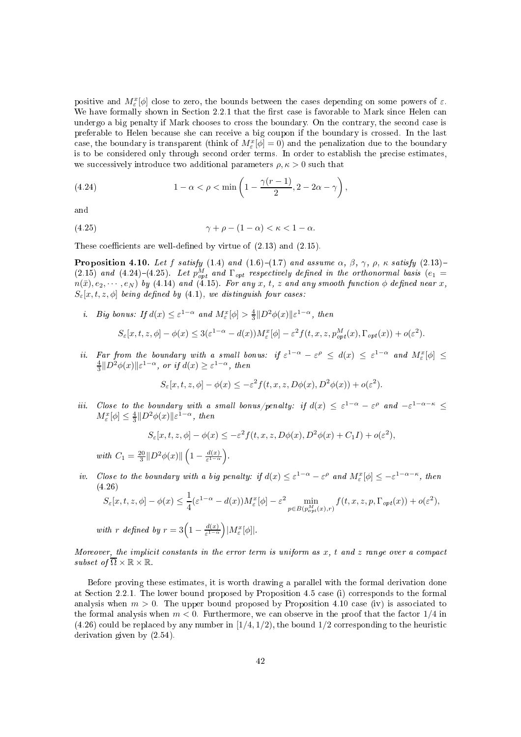positive and $M_\varepsilon^x[\phi]$ close to zero, the bounds between the cases depending on some powers of $\varepsilon$. We have formally shown in Section 2.2.1 that the first case is favorable to Mark since Helen can undergo a big penalty if Mark chooses to cross the boundary. On the contrary, the second case is preferable to Helen because she can receive a big coupon if the boundary is crossed. In the last case, the boundary is transparent (think of $M_\varepsilon^x[\phi] = 0$) and the penalization due to the boundary is to be considered only through second order terms. In order to establish the precise estimates, we successively introduce two additional parameters $\rho, \kappa > 0$ such that

$$1 - \alpha < \rho < \min\left(1 - \frac{\gamma(r-1)}{2}, 2 - 2\alpha - \gamma\right), \tag{4.24}$$

and

$$\gamma + \rho - (1-\alpha) < \kappa < 1 - \alpha. \tag{4.25}$$

These coefficients are well-defined by virtue of (2.13) and (2.15).

**Proposition 4.10.** *Let $f$ satisfy (1.4) and (1.6)–(1.7) and assume $\alpha$, $\beta$, $\gamma$, $\rho$, $\kappa$ satisfy (2.13)–(2.15) and (4.24)–(4.25). Let $p_{opt}^M$ and $\Gamma_{opt}$ respectively defined in the orthonormal basis $(e_1 = n(\bar{x}), e_2, \cdots, e_N)$ by (4.14) and (4.15). For any $x$, $t$, $z$ and any smooth function $\phi$ defined near $x$, $S_\varepsilon[x,t,z,\phi]$ being defined by (4.1), we distinguish four cases:*

*i. Big bonus: If $d(x) \le \varepsilon^{1-\alpha}$ and $M_\varepsilon^x[\phi] > \frac{4}{3}\|D^2\phi(x)\|\varepsilon^{1-\alpha}$, then*

$$S_\varepsilon[x,t,z,\phi] - \phi(x) \le 3(\varepsilon^{1-\alpha} - d(x))M_\varepsilon^x[\phi] - \varepsilon^2 f(t,x,z,p_{opt}^M(x),\Gamma_{opt}(x)) + o(\varepsilon^2).$$

*ii. Far from the boundary with a small bonus: if $\varepsilon^{1-\alpha} - \varepsilon^\rho \le d(x) \le \varepsilon^{1-\alpha}$ and $M_\varepsilon^x[\phi] \le \frac{4}{3}\|D^2\phi(x)\|\varepsilon^{1-\alpha}$, or if $d(x) \ge \varepsilon^{1-\alpha}$, then*

$$S_\varepsilon[x,t,z,\phi] - \phi(x) \le -\varepsilon^2 f(t,x,z,D\phi(x),D^2\phi(x)) + o(\varepsilon^2).$$

*iii. Close to the boundary with a small bonus/penalty: if $d(x) \le \varepsilon^{1-\alpha} - \varepsilon^\rho$ and $-\varepsilon^{1-\alpha-\kappa} \le M_\varepsilon^x[\phi] \le \frac{4}{3}\|D^2\phi(x)\|\varepsilon^{1-\alpha}$, then*

$$S_\varepsilon[x,t,z,\phi] - \phi(x) \le -\varepsilon^2 f(t,x,z,D\phi(x),D^2\phi(x) + C_1 I) + o(\varepsilon^2),$$

*with $C_1 = \frac{20}{3}\|D^2\phi(x)\|\left(1 - \frac{d(x)}{\varepsilon^{1-\alpha}}\right)$.*

*iv. Close to the boundary with a big penalty: if $d(x) \le \varepsilon^{1-\alpha} - \varepsilon^\rho$ and $M_\varepsilon^x[\phi] \le -\varepsilon^{1-\alpha-\kappa}$, then*

$$S_\varepsilon[x,t,z,\phi] - \phi(x) \le \frac{1}{4}(\varepsilon^{1-\alpha} - d(x))M_\varepsilon^x[\phi] - \varepsilon^2 \min_{p \in B(p_{opt}^M(x), r)} f(t,x,z,p,\Gamma_{opt}(x)) + o(\varepsilon^2), \tag{4.26}$$

*with $r$ defined by $r = 3\left(1 - \frac{d(x)}{\varepsilon^{1-\alpha}}\right)|M_\varepsilon^x[\phi]|$.*

*Moreover, the implicit constants in the error term is uniform as $x$, $t$ and $z$ range over a compact subset of $\overline{\Omega} \times \mathbb{R} \times \mathbb{R}$.*

Before proving these estimates, it is worth drawing a parallel with the formal derivation done at Section 2.2.1. The lower bound proposed by Proposition 4.5 case (i) corresponds to the formal analysis when $m > 0$. The upper bound proposed by Proposition 4.10 case (iv) is associated to the formal analysis when $m < 0$. Furthermore, we can observe in the proof that the factor $1/4$ in (4.26) could be replaced by any number in $[1/4, 1/2)$, the bound $1/2$ corresponding to the heuristic derivation given by (2.54).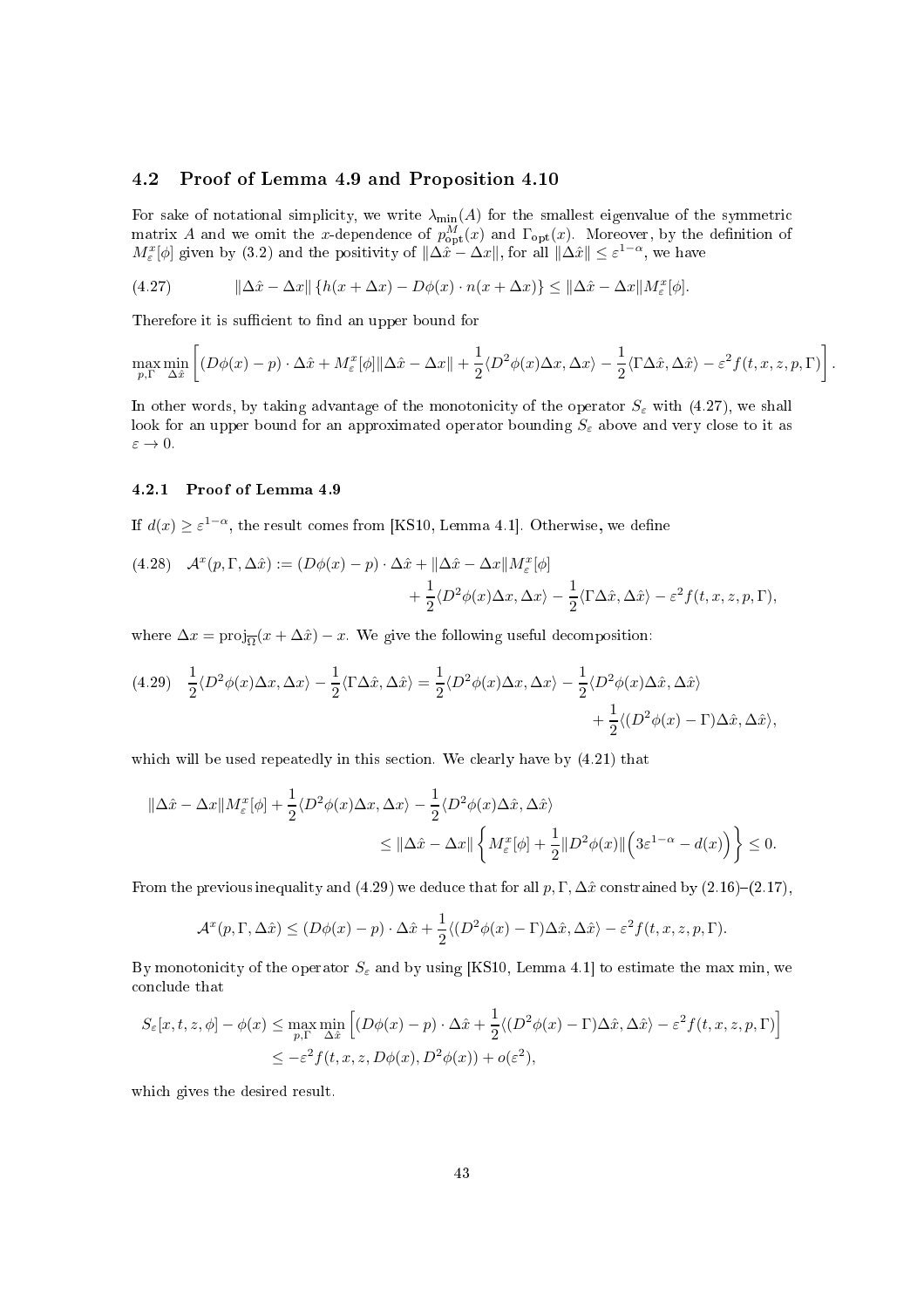### 4.2 Proof of Lemma 4.9 and Proposition 4.10

For sake of notational simplicity, we write $\lambda_{\min}(A)$ for the smallest eigenvalue of the symmetric matrix $A$ and we omit the $x$-dependence of $p^M_{\rm opt}(x)$ and $\Gamma_{\rm opt}(x)$. Moreover, by the definition of $M^x_\varepsilon[\phi]$ given by (3.2) and the positivity of $\|\Delta\hat{x} - \Delta x\|$, for all $\|\Delta\hat{x}\| \le \varepsilon^{1-\alpha}$, we have

$$
\|\Delta\hat{x} - \Delta x\| \left\{ h(x + \Delta x) - D\phi(x) \cdot n(x + \Delta x) \right\} \le \|\Delta\hat{x} - \Delta x\| M^x_\varepsilon[\phi]. \tag{4.27}
$$

Therefore it is sufficient to find an upper bound for

$$
\max_{p,\Gamma} \min_{\Delta\hat{x}} \left[ (D\phi(x) - p) \cdot \Delta\hat{x} + M^x_\varepsilon[\phi] \|\Delta\hat{x} - \Delta x\| + \frac{1}{2}\langle D^2\phi(x)\Delta x, \Delta x\rangle - \frac{1}{2}\langle \Gamma\Delta\hat{x}, \Delta\hat{x}\rangle - \varepsilon^2 f(t,x,z,p,\Gamma) \right].
$$

In other words, by taking advantage of the monotonicity of the operator $S_\varepsilon$ with (4.27), we shall look for an upper bound for an approximated operator bounding $S_\varepsilon$ above and very close to it as $\varepsilon \to 0$.

#### 4.2.1 Proof of Lemma 4.9

If $d(x) \ge \varepsilon^{1-\alpha}$, the result comes from [KS10, Lemma 4.1]. Otherwise, we define

$$
\begin{aligned}
\mathcal{A}^x(p, \Gamma, \Delta\hat{x}) := (D\phi(x) - p) \cdot \Delta\hat{x} + \|\Delta\hat{x} - \Delta x\| M^x_\varepsilon[\phi] \\
+ \frac{1}{2}\langle D^2\phi(x)\Delta x, \Delta x\rangle - \frac{1}{2}\langle \Gamma\Delta\hat{x}, \Delta\hat{x}\rangle - \varepsilon^2 f(t,x,z,p,\Gamma),
\end{aligned} \tag{4.28}
$$

where $\Delta x = \mathrm{proj}_{\overline{\Omega}}(x + \Delta\hat{x}) - x$. We give the following useful decomposition:

$$
\begin{aligned}
\frac{1}{2}\langle D^2\phi(x)\Delta x, \Delta x\rangle - \frac{1}{2}\langle \Gamma\Delta\hat{x}, \Delta\hat{x}\rangle = \frac{1}{2}\langle D^2\phi(x)\Delta x, \Delta x\rangle - \frac{1}{2}\langle D^2\phi(x)\Delta\hat{x}, \Delta\hat{x}\rangle \\
+ \frac{1}{2}\langle (D^2\phi(x) - \Gamma)\Delta\hat{x}, \Delta\hat{x}\rangle,
\end{aligned} \tag{4.29}
$$

which will be used repeatedly in this section. We clearly have by (4.21) that

$$
\begin{aligned}
\|\Delta\hat{x} - \Delta x\| M^x_\varepsilon[\phi] + \frac{1}{2}\langle D^2\phi(x)\Delta x, \Delta x\rangle - \frac{1}{2}\langle D^2\phi(x)\Delta\hat{x}, \Delta\hat{x}\rangle \\
\le \|\Delta\hat{x} - \Delta x\| \left\{ M^x_\varepsilon[\phi] + \frac{1}{2}\|D^2\phi(x)\| \Big( 3\varepsilon^{1-\alpha} - d(x) \Big) \right\} \le 0.
\end{aligned}
$$

From the previous inequality and (4.29) we deduce that for all $p, \Gamma, \Delta\hat{x}$ constrained by (2.16)–(2.17),

$$
\mathcal{A}^x(p, \Gamma, \Delta\hat{x}) \le (D\phi(x) - p) \cdot \Delta\hat{x} + \frac{1}{2}\langle (D^2\phi(x) - \Gamma)\Delta\hat{x}, \Delta\hat{x}\rangle - \varepsilon^2 f(t,x,z,p,\Gamma).
$$

By monotonicity of the operator $S_\varepsilon$ and by using [KS10, Lemma 4.1] to estimate the max min, we conclude that

$$
\begin{aligned}
S_\varepsilon[x,t,z,\phi] - \phi(x) &\le \max_{p,\Gamma} \min_{\Delta\hat{x}} \Big[ (D\phi(x) - p) \cdot \Delta\hat{x} + \frac{1}{2}\langle (D^2\phi(x) - \Gamma)\Delta\hat{x}, \Delta\hat{x}\rangle - \varepsilon^2 f(t,x,z,p,\Gamma) \Big] \\
&\le -\varepsilon^2 f(t,x,z,D\phi(x),D^2\phi(x)) + o(\varepsilon^2),
\end{aligned}
$$

which gives the desired result.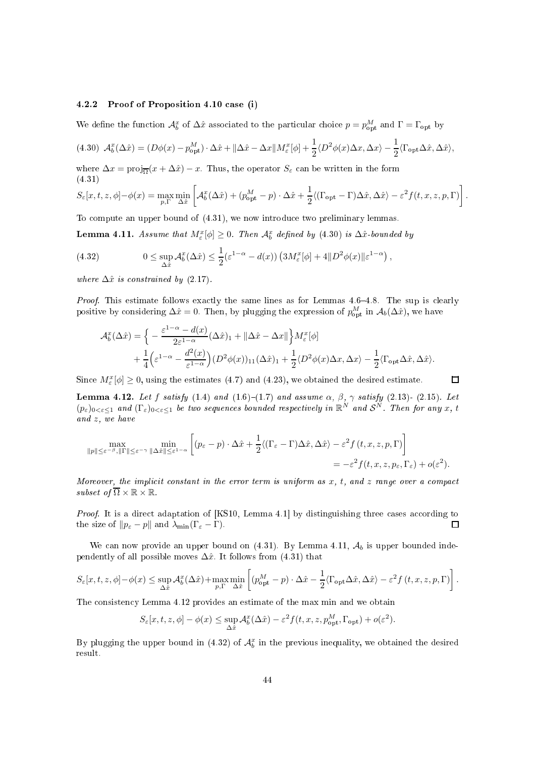### 4.2.2 Proof of Proposition 4.10 case (i)

We define the function $\mathcal{A}_b^x$ of $\Delta\hat{x}$ associated to the particular choice $p = p_{\rm opt}^M$ and $\Gamma = \Gamma_{\rm opt}$ by

$$\mathcal{A}_b^x(\Delta\hat{x}) = (D\phi(x) - p_{\rm opt}^M)\cdot\Delta\hat{x} + \|\Delta\hat{x} - \Delta x\| M_\varepsilon^x[\phi] + \frac{1}{2}\langle D^2\phi(x)\Delta x, \Delta x\rangle - \frac{1}{2}\langle \Gamma_{\rm opt}\Delta\hat{x}, \Delta\hat{x}\rangle, \tag{4.30}$$

where $\Delta x = \mathrm{proj}_{\overline{\Omega}}(x+\Delta\hat{x}) - x$. Thus, the operator $S_\varepsilon$ can be written in the form

$$S_\varepsilon[x,t,z,\phi] - \phi(x) = \max_{p,\Gamma}\min_{\Delta\hat{x}}\left[\mathcal{A}_b^x(\Delta\hat{x}) + (p_{\rm opt}^M - p)\cdot\Delta\hat{x} + \frac{1}{2}\langle(\Gamma_{\rm opt}-\Gamma)\Delta\hat{x},\Delta\hat{x}\rangle - \varepsilon^2 f(t,x,z,p,\Gamma)\right]. \tag{4.31}$$

To compute an upper bound of (4.31), we now introduce two preliminary lemmas.

**Lemma 4.11.** *Assume that $M_\varepsilon^x[\phi]\geq 0$. Then $\mathcal{A}_b^x$ defined by (4.30) is $\Delta\hat{x}$-bounded by*

$$0 \leq \sup_{\Delta\hat{x}}\mathcal{A}_b^x(\Delta\hat{x}) \leq \frac{1}{2}(\varepsilon^{1-\alpha} - d(x))\left(3M_\varepsilon^x[\phi] + 4\|D^2\phi(x)\|\varepsilon^{1-\alpha}\right), \tag{4.32}$$

*where $\Delta\hat{x}$ is constrained by (2.17).*

*Proof.* This estimate follows exactly the same lines as for Lemmas 4.6–4.8. The sup is clearly positive by considering $\Delta\hat{x}=0$. Then, by plugging the expression of $p_{\rm opt}^M$ in $\mathcal{A}_b(\Delta\hat{x})$, we have

$$\begin{aligned}\mathcal{A}_b^x(\Delta\hat{x}) &= \Big\{-\frac{\varepsilon^{1-\alpha}-d(x)}{2\varepsilon^{1-\alpha}}(\Delta\hat{x})_1 + \|\Delta\hat{x}-\Delta x\|\Big\}M_\varepsilon^x[\phi] \\ &\quad + \frac{1}{4}\Big(\varepsilon^{1-\alpha} - \frac{d^2(x)}{\varepsilon^{1-\alpha}}\Big)(D^2\phi(x))_{11}(\Delta\hat{x})_1 + \frac{1}{2}\langle D^2\phi(x)\Delta x,\Delta x\rangle - \frac{1}{2}\langle\Gamma_{\rm opt}\Delta\hat{x},\Delta\hat{x}\rangle.\end{aligned}$$

Since $M_\varepsilon^x[\phi]\geq 0$, using the estimates (4.7) and (4.23), we obtained the desired estimate. ☐

**Lemma 4.12.** *Let $f$ satisfy (1.4) and (1.6)–(1.7) and assume $\alpha$, $\beta$, $\gamma$ satisfy (2.13)- (2.15). Let $(p_\varepsilon)_{0<\varepsilon\leq 1}$ and $(\Gamma_\varepsilon)_{0<\varepsilon\leq 1}$ be two sequences bounded respectively in $\mathbb{R}^N$ and $\mathcal{S}^N$. Then for any $x$, $t$ and $z$, we have*

$$\max_{\|p\|\leq\varepsilon^{-\beta},\|\Gamma\|\leq\varepsilon^{-\gamma}}\ \min_{\|\Delta\hat{x}\|\leq\varepsilon^{1-\alpha}}\left[(p_\varepsilon - p)\cdot\Delta\hat{x} + \frac{1}{2}\langle(\Gamma_\varepsilon-\Gamma)\Delta\hat{x},\Delta\hat{x}\rangle - \varepsilon^2 f(t,x,z,p,\Gamma)\right] = -\varepsilon^2 f(t,x,z,p_\varepsilon,\Gamma_\varepsilon) + o(\varepsilon^2).$$

*Moreover, the implicit constant in the error term is uniform as $x$, $t$, and $z$ range over a compact subset of $\overline{\Omega}\times\mathbb{R}\times\mathbb{R}$.*

*Proof.* It is a direct adaptation of [KS10, Lemma 4.1] by distinguishing three cases according to the size of $\|p_\varepsilon - p\|$ and $\lambda_{\min}(\Gamma_\varepsilon - \Gamma)$. ☐

We can now provide an upper bound on (4.31). By Lemma 4.11, $\mathcal{A}_b$ is upper bounded independently of all possible moves $\Delta\hat{x}$. It follows from (4.31) that

$$S_\varepsilon[x,t,z,\phi] - \phi(x) \leq \sup_{\Delta\hat{x}}\mathcal{A}_b^x(\Delta\hat{x}) + \max_{p,\Gamma}\min_{\Delta\hat{x}}\left[(p_{\rm opt}^M - p)\cdot\Delta\hat{x} - \frac{1}{2}\langle\Gamma_{\rm opt}\Delta\hat{x},\Delta\hat{x}\rangle - \varepsilon^2 f(t,x,z,p,\Gamma)\right].$$

The consistency Lemma 4.12 provides an estimate of the max min and we obtain

$$S_\varepsilon[x,t,z,\phi] - \phi(x) \leq \sup_{\Delta\hat{x}}\mathcal{A}_b^x(\Delta\hat{x}) - \varepsilon^2 f(t,x,z,p_{\rm opt}^M,\Gamma_{\rm opt}) + o(\varepsilon^2).$$

By plugging the upper bound in (4.32) of $\mathcal{A}_b^x$ in the previous inequality, we obtained the desired result.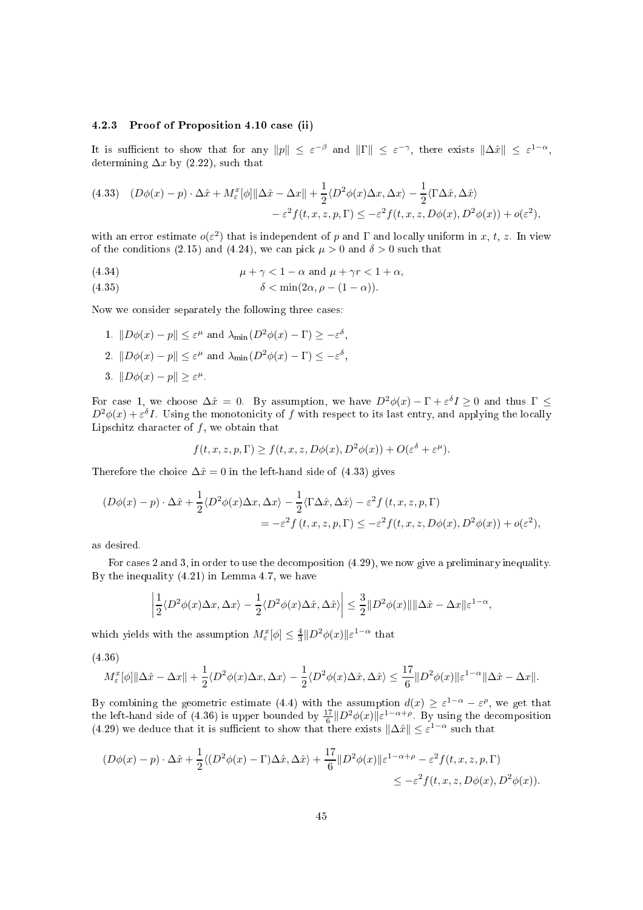### 4.2.3 Proof of Proposition 4.10 case (ii)

It is sufficient to show that for any $\|p\| \le \varepsilon^{-\beta}$ and $\|\Gamma\| \le \varepsilon^{-\gamma}$, there exists $\|\Delta\hat{x}\| \le \varepsilon^{1-\alpha}$, determining $\Delta x$ by (2.22), such that

$$
\begin{aligned}
(4.33)\quad (D\phi(x) - p)\cdot \Delta\hat{x} + M_\varepsilon^x[\phi]\|\Delta\hat{x} - \Delta x\| + \frac{1}{2}\langle D^2\phi(x)\Delta x, \Delta x\rangle - \frac{1}{2}\langle \Gamma\Delta\hat{x}, \Delta\hat{x}\rangle \\
- \varepsilon^2 f(t,x,z,p,\Gamma) \le -\varepsilon^2 f(t,x,z,D\phi(x),D^2\phi(x)) + o(\varepsilon^2),
\end{aligned}
$$

with an error estimate $o(\varepsilon^2)$ that is independent of $p$ and $\Gamma$ and locally uniform in $x$, $t$, $z$. In view of the conditions (2.15) and (4.24), we can pick $\mu > 0$ and $\delta > 0$ such that

$$
\mu + \gamma < 1 - \alpha \text{ and } \mu + \gamma r < 1 + \alpha, \tag{4.34}
$$

$$
\delta < \min(2\alpha, \rho - (1-\alpha)). \tag{4.35}
$$

Now we consider separately the following three cases:

1. $\|D\phi(x) - p\| \le \varepsilon^\mu$ and $\lambda_{\min}(D^2\phi(x) - \Gamma) \ge -\varepsilon^\delta$,
2. $\|D\phi(x) - p\| \le \varepsilon^\mu$ and $\lambda_{\min}(D^2\phi(x) - \Gamma) \le -\varepsilon^\delta$,
3. $\|D\phi(x) - p\| \ge \varepsilon^\mu$.

For case 1, we choose $\Delta\hat{x} = 0$. By assumption, we have $D^2\phi(x) - \Gamma + \varepsilon^\delta I \ge 0$ and thus $\Gamma \le D^2\phi(x) + \varepsilon^\delta I$. Using the monotonicity of $f$ with respect to its last entry, and applying the locally Lipschitz character of $f$, we obtain that

$$
f(t,x,z,p,\Gamma) \ge f(t,x,z,D\phi(x),D^2\phi(x)) + O(\varepsilon^\delta + \varepsilon^\mu).
$$

Therefore the choice $\Delta\hat{x} = 0$ in the left-hand side of (4.33) gives

$$
\begin{aligned}
(D\phi(x) - p)\cdot\Delta\hat{x} + \frac{1}{2}\langle D^2\phi(x)\Delta x, \Delta x\rangle - \frac{1}{2}\langle\Gamma\Delta\hat{x},\Delta\hat{x}\rangle - \varepsilon^2 f(t,x,z,p,\Gamma) \\
= -\varepsilon^2 f(t,x,z,p,\Gamma) \le -\varepsilon^2 f(t,x,z,D\phi(x),D^2\phi(x)) + o(\varepsilon^2),
\end{aligned}
$$

as desired.

For cases 2 and 3, in order to use the decomposition (4.29), we now give a preliminary inequality. By the inequality (4.21) in Lemma 4.7, we have

$$
\left|\frac{1}{2}\langle D^2\phi(x)\Delta x, \Delta x\rangle - \frac{1}{2}\langle D^2\phi(x)\Delta\hat{x},\Delta\hat{x}\rangle\right| \le \frac{3}{2}\|D^2\phi(x)\|\|\Delta\hat{x} - \Delta x\|\varepsilon^{1-\alpha},
$$

which yields with the assumption $M_\varepsilon^x[\phi] \le \frac{4}{3}\|D^2\phi(x)\|\varepsilon^{1-\alpha}$ that

$$
M_\varepsilon^x[\phi]\|\Delta\hat{x} - \Delta x\| + \frac{1}{2}\langle D^2\phi(x)\Delta x,\Delta x\rangle - \frac{1}{2}\langle D^2\phi(x)\Delta\hat{x},\Delta\hat{x}\rangle \le \frac{17}{6}\|D^2\phi(x)\|\varepsilon^{1-\alpha}\|\Delta\hat{x} - \Delta x\|. \tag{4.36}
$$

By combining the geometric estimate (4.4) with the assumption $d(x) \ge \varepsilon^{1-\alpha} - \varepsilon^\rho$, we get that the left-hand side of (4.36) is upper bounded by $\frac{17}{6}\|D^2\phi(x)\|\varepsilon^{1-\alpha+\rho}$. By using the decomposition (4.29) we deduce that it is sufficient to show that there exists $\|\Delta\hat{x}\| \le \varepsilon^{1-\alpha}$ such that

$$
\begin{aligned}
(D\phi(x) - p)\cdot\Delta\hat{x} + \frac{1}{2}\langle(D^2\phi(x) - \Gamma)\Delta\hat{x},\Delta\hat{x}\rangle + \frac{17}{6}\|D^2\phi(x)\|\varepsilon^{1-\alpha+\rho} - \varepsilon^2 f(t,x,z,p,\Gamma) \\
\le -\varepsilon^2 f(t,x,z,D\phi(x),D^2\phi(x)).
\end{aligned}
$$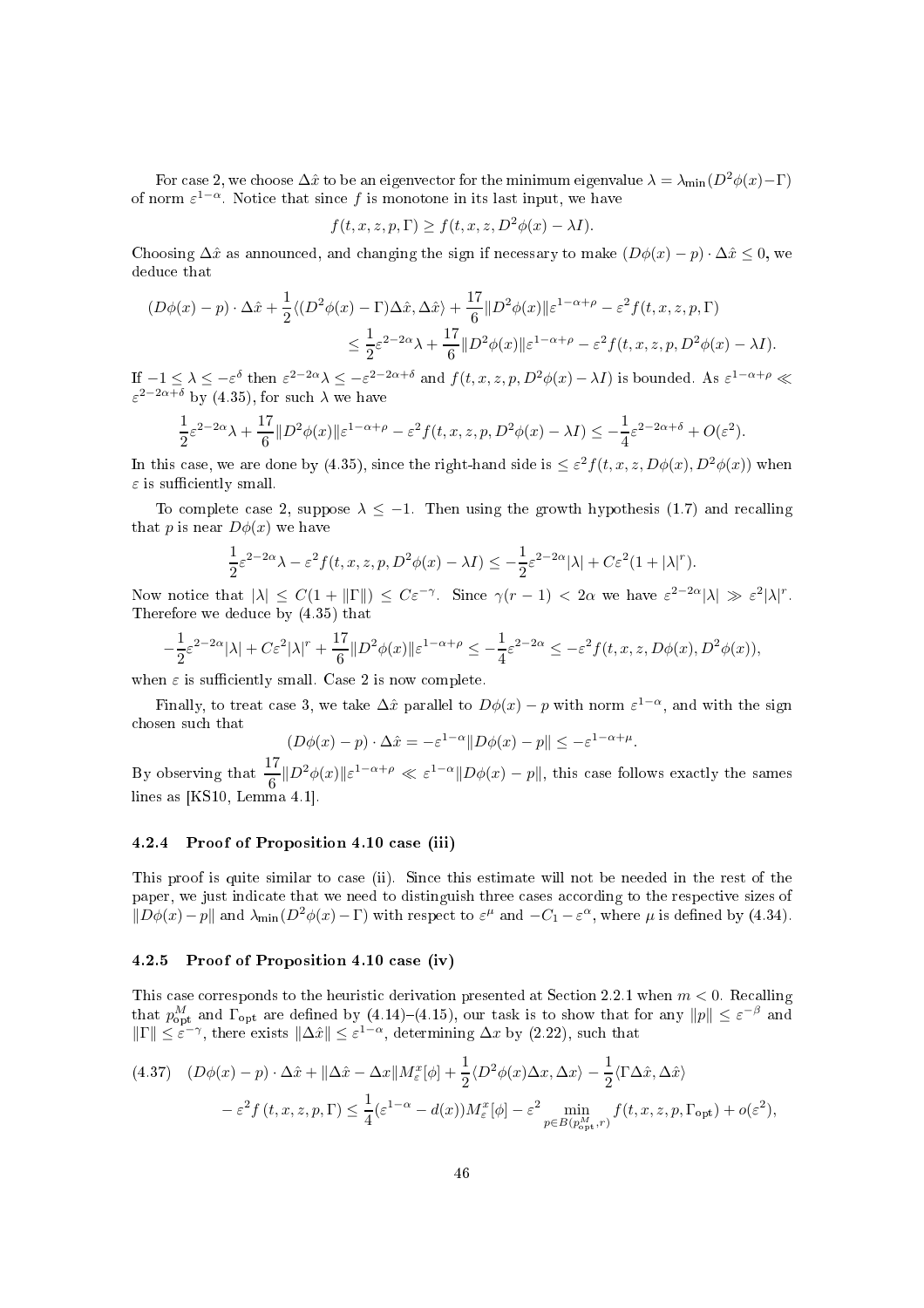For case 2, we choose $\Delta\hat{x}$ to be an eigenvector for the minimum eigenvalue $\lambda = \lambda_{\min}(D^2\phi(x) - \Gamma)$ of norm $\varepsilon^{1-\alpha}$. Notice that since $f$ is monotone in its last input, we have

$$f(t, x, z, p, \Gamma) \geq f(t, x, z, D^2\phi(x) - \lambda I).$$

Choosing $\Delta\hat{x}$ as announced, and changing the sign if necessary to make $(D\phi(x) - p) \cdot \Delta\hat{x} \leq 0$, we deduce that

$$\begin{aligned}(D\phi(x) - p) \cdot \Delta\hat{x} + \frac{1}{2}\langle (D^2\phi(x) - \Gamma)\Delta\hat{x}, \Delta\hat{x}\rangle + \frac{17}{6}\|D^2\phi(x)\|\varepsilon^{1-\alpha+\rho} - \varepsilon^2 f(t, x, z, p, \Gamma) \\ \leq \frac{1}{2}\varepsilon^{2-2\alpha}\lambda + \frac{17}{6}\|D^2\phi(x)\|\varepsilon^{1-\alpha+\rho} - \varepsilon^2 f(t, x, z, p, D^2\phi(x) - \lambda I).\end{aligned}$$

If $-1 \leq \lambda \leq -\varepsilon^\delta$ then $\varepsilon^{2-2\alpha}\lambda \leq -\varepsilon^{2-2\alpha+\delta}$ and $f(t, x, z, p, D^2\phi(x) - \lambda I)$ is bounded. As $\varepsilon^{1-\alpha+\rho} \ll \varepsilon^{2-2\alpha+\delta}$ by (4.35), for such $\lambda$ we have

$$\frac{1}{2}\varepsilon^{2-2\alpha}\lambda + \frac{17}{6}\|D^2\phi(x)\|\varepsilon^{1-\alpha+\rho} - \varepsilon^2 f(t, x, z, p, D^2\phi(x) - \lambda I) \leq -\frac{1}{4}\varepsilon^{2-2\alpha+\delta} + O(\varepsilon^2).$$

In this case, we are done by (4.35), since the right-hand side is $\leq \varepsilon^2 f(t, x, z, D\phi(x), D^2\phi(x))$ when $\varepsilon$ is sufficiently small.

To complete case 2, suppose $\lambda \leq -1$. Then using the growth hypothesis (1.7) and recalling that $p$ is near $D\phi(x)$ we have

$$\frac{1}{2}\varepsilon^{2-2\alpha}\lambda - \varepsilon^2 f(t, x, z, p, D^2\phi(x) - \lambda I) \leq -\frac{1}{2}\varepsilon^{2-2\alpha}|\lambda| + C\varepsilon^2(1 + |\lambda|^r).$$

Now notice that $|\lambda| \leq C(1 + \|\Gamma\|) \leq C\varepsilon^{-\gamma}$. Since $\gamma(r-1) < 2\alpha$ we have $\varepsilon^{2-2\alpha}|\lambda| \gg \varepsilon^2|\lambda|^r$. Therefore we deduce by (4.35) that

$$-\frac{1}{2}\varepsilon^{2-2\alpha}|\lambda| + C\varepsilon^2|\lambda|^r + \frac{17}{6}\|D^2\phi(x)\|\varepsilon^{1-\alpha+\rho} \leq -\frac{1}{4}\varepsilon^{2-2\alpha} \leq -\varepsilon^2 f(t, x, z, D\phi(x), D^2\phi(x)),$$

when $\varepsilon$ is sufficiently small. Case 2 is now complete.

Finally, to treat case 3, we take $\Delta\hat{x}$ parallel to $D\phi(x) - p$ with norm $\varepsilon^{1-\alpha}$, and with the sign chosen such that

$$(D\phi(x) - p) \cdot \Delta\hat{x} = -\varepsilon^{1-\alpha}\|D\phi(x) - p\| \leq -\varepsilon^{1-\alpha+\mu}.$$

By observing that $\dfrac{17}{6}\|D^2\phi(x)\|\varepsilon^{1-\alpha+\rho} \ll \varepsilon^{1-\alpha}\|D\phi(x) - p\|$, this case follows exactly the sames lines as [KS10, Lemma 4.1].

#### 4.2.4 Proof of Proposition 4.10 case (iii)

This proof is quite similar to case (ii). Since this estimate will not be needed in the rest of the paper, we just indicate that we need to distinguish three cases according to the respective sizes of $\|D\phi(x) - p\|$ and $\lambda_{\min}(D^2\phi(x) - \Gamma)$ with respect to $\varepsilon^\mu$ and $-C_1 - \varepsilon^\alpha$, where $\mu$ is defined by (4.34).

#### 4.2.5 Proof of Proposition 4.10 case (iv)

This case corresponds to the heuristic derivation presented at Section 2.2.1 when $m < 0$. Recalling that $p^M_{\text{opt}}$ and $\Gamma_{\text{opt}}$ are defined by (4.14)–(4.15), our task is to show that for any $\|p\| \leq \varepsilon^{-\beta}$ and $\|\Gamma\| \leq \varepsilon^{-\gamma}$, there exists $\|\Delta\hat{x}\| \leq \varepsilon^{1-\alpha}$, determining $\Delta x$ by (2.22), such that

$$\begin{aligned}(4.37)\quad (D\phi(x) - p) \cdot \Delta\hat{x} + \|\Delta\hat{x} - \Delta x\| M^x_\varepsilon[\phi] + \frac{1}{2}\langle D^2\phi(x)\Delta x, \Delta x\rangle - \frac{1}{2}\langle \Gamma\Delta\hat{x}, \Delta\hat{x}\rangle \\ - \varepsilon^2 f(t, x, z, p, \Gamma) \leq \frac{1}{4}(\varepsilon^{1-\alpha} - d(x))M^x_\varepsilon[\phi] - \varepsilon^2 \min_{p \in B(p^M_{\text{opt}}, r)} f(t, x, z, p, \Gamma_{\text{opt}}) + o(\varepsilon^2),\end{aligned}$$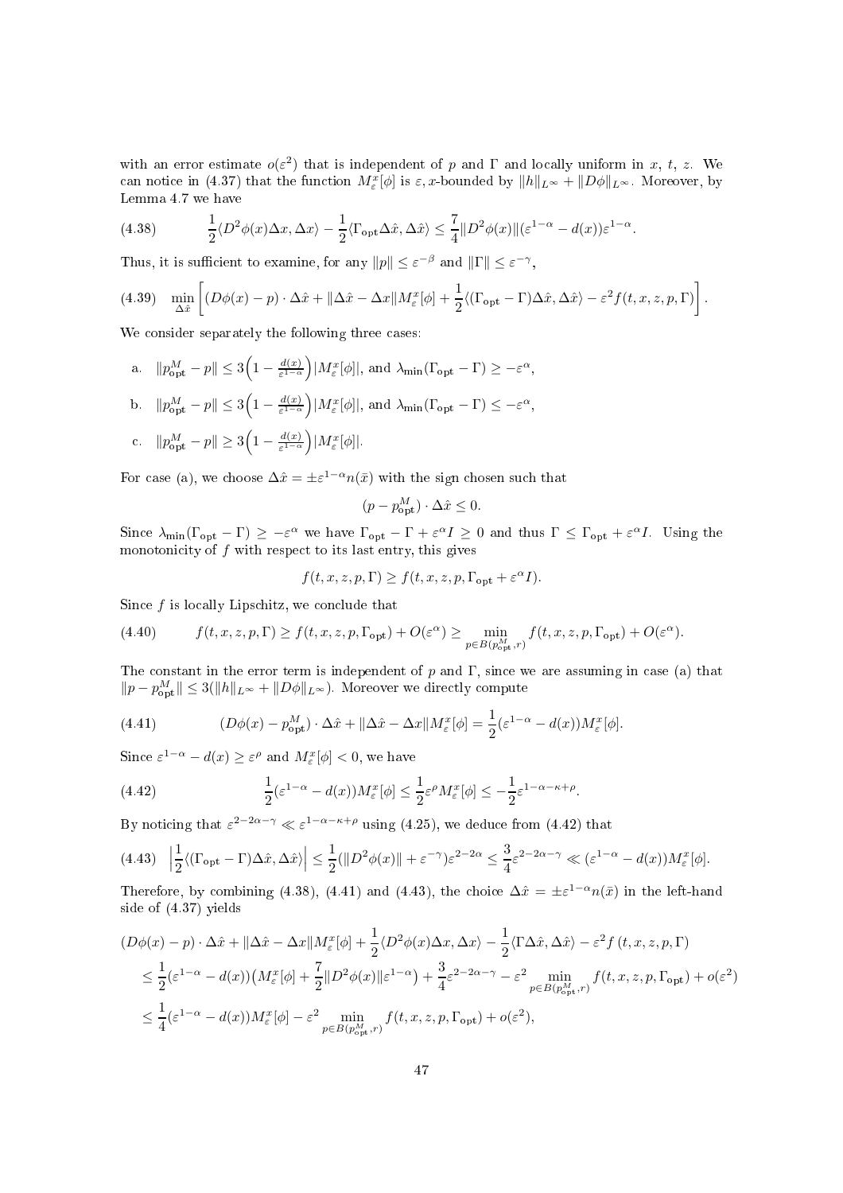with an error estimate $o(\varepsilon^2)$ that is independent of $p$ and $\Gamma$ and locally uniform in $x$, $t$, $z$. We can notice in (4.37) that the function $M_\varepsilon^x[\phi]$ is $\varepsilon, x$-bounded by $\|h\|_{L^\infty} + \|D\phi\|_{L^\infty}$. Moreover, by Lemma 4.7 we have

$$\frac{1}{2}\langle D^2\phi(x)\Delta x, \Delta x\rangle - \frac{1}{2}\langle \Gamma_{\text{opt}}\Delta\hat{x}, \Delta\hat{x}\rangle \leq \frac{7}{4}\|D^2\phi(x)\|(\varepsilon^{1-\alpha} - d(x))\varepsilon^{1-\alpha}. \tag{4.38}$$

Thus, it is sufficient to examine, for any $\|p\| \leq \varepsilon^{-\beta}$ and $\|\Gamma\| \leq \varepsilon^{-\gamma}$,

$$\min_{\Delta\hat{x}} \left[(D\phi(x) - p)\cdot\Delta\hat{x} + \|\Delta\hat{x} - \Delta x\|M_\varepsilon^x[\phi] + \frac{1}{2}\langle(\Gamma_{\text{opt}} - \Gamma)\Delta\hat{x}, \Delta\hat{x}\rangle - \varepsilon^2 f(t, x, z, p, \Gamma)\right]. \tag{4.39}$$

We consider separately the following three cases:

a. $\|p_{\text{opt}}^M - p\| \leq 3\Big(1 - \frac{d(x)}{\varepsilon^{1-\alpha}}\Big)|M_\varepsilon^x[\phi]|$, and $\lambda_{\min}(\Gamma_{\text{opt}} - \Gamma) \geq -\varepsilon^\alpha$,

b. $\|p_{\text{opt}}^M - p\| \leq 3\Big(1 - \frac{d(x)}{\varepsilon^{1-\alpha}}\Big)|M_\varepsilon^x[\phi]|$, and $\lambda_{\min}(\Gamma_{\text{opt}} - \Gamma) \leq -\varepsilon^\alpha$,

c. $\|p_{\text{opt}}^M - p\| \geq 3\Big(1 - \frac{d(x)}{\varepsilon^{1-\alpha}}\Big)|M_\varepsilon^x[\phi]|$.

For case (a), we choose $\Delta\hat{x} = \pm\varepsilon^{1-\alpha}n(\bar{x})$ with the sign chosen such that

$$(p - p_{\text{opt}}^M)\cdot\Delta\hat{x} \leq 0.$$

Since $\lambda_{\min}(\Gamma_{\text{opt}} - \Gamma) \geq -\varepsilon^\alpha$ we have $\Gamma_{\text{opt}} - \Gamma + \varepsilon^\alpha I \geq 0$ and thus $\Gamma \leq \Gamma_{\text{opt}} + \varepsilon^\alpha I$. Using the monotonicity of $f$ with respect to its last entry, this gives

$$f(t, x, z, p, \Gamma) \geq f(t, x, z, p, \Gamma_{\text{opt}} + \varepsilon^\alpha I).$$

Since $f$ is locally Lipschitz, we conclude that

$$f(t, x, z, p, \Gamma) \geq f(t, x, z, p, \Gamma_{\text{opt}}) + O(\varepsilon^\alpha) \geq \min_{p\in B(p_{\text{opt}}^M, r)} f(t, x, z, p, \Gamma_{\text{opt}}) + O(\varepsilon^\alpha). \tag{4.40}$$

The constant in the error term is independent of $p$ and $\Gamma$, since we are assuming in case (a) that $\|p - p_{\text{opt}}^M\| \leq 3(\|h\|_{L^\infty} + \|D\phi\|_{L^\infty})$. Moreover we directly compute

$$(D\phi(x) - p_{\text{opt}}^M)\cdot\Delta\hat{x} + \|\Delta\hat{x} - \Delta x\|M_\varepsilon^x[\phi] = \frac{1}{2}(\varepsilon^{1-\alpha} - d(x))M_\varepsilon^x[\phi]. \tag{4.41}$$

Since $\varepsilon^{1-\alpha} - d(x) \geq \varepsilon^\rho$ and $M_\varepsilon^x[\phi] < 0$, we have

$$\frac{1}{2}(\varepsilon^{1-\alpha} - d(x))M_\varepsilon^x[\phi] \leq \frac{1}{2}\varepsilon^\rho M_\varepsilon^x[\phi] \leq -\frac{1}{2}\varepsilon^{1-\alpha-\kappa+\rho}. \tag{4.42}$$

By noticing that $\varepsilon^{2-2\alpha-\gamma} \ll \varepsilon^{1-\alpha-\kappa+\rho}$ using (4.25), we deduce from (4.42) that

$$\Big|\frac{1}{2}\langle(\Gamma_{\text{opt}} - \Gamma)\Delta\hat{x}, \Delta\hat{x}\rangle\Big| \leq \frac{1}{2}(\|D^2\phi(x)\| + \varepsilon^{-\gamma})\varepsilon^{2-2\alpha} \leq \frac{3}{4}\varepsilon^{2-2\alpha-\gamma} \ll (\varepsilon^{1-\alpha} - d(x))M_\varepsilon^x[\phi]. \tag{4.43}$$

Therefore, by combining (4.38), (4.41) and (4.43), the choice $\Delta\hat{x} = \pm\varepsilon^{1-\alpha}n(\bar{x})$ in the left-hand side of (4.37) yields

$$\begin{aligned}
&(D\phi(x) - p)\cdot\Delta\hat{x} + \|\Delta\hat{x} - \Delta x\|M_\varepsilon^x[\phi] + \frac{1}{2}\langle D^2\phi(x)\Delta x, \Delta x\rangle - \frac{1}{2}\langle\Gamma\Delta\hat{x}, \Delta\hat{x}\rangle - \varepsilon^2 f(t, x, z, p, \Gamma) \\
&\quad\leq \frac{1}{2}(\varepsilon^{1-\alpha} - d(x))\big(M_\varepsilon^x[\phi] + \frac{7}{2}\|D^2\phi(x)\|\varepsilon^{1-\alpha}\big) + \frac{3}{4}\varepsilon^{2-2\alpha-\gamma} - \varepsilon^2 \min_{p\in B(p_{\text{opt}}^M, r)} f(t, x, z, p, \Gamma_{\text{opt}}) + o(\varepsilon^2) \\
&\quad\leq \frac{1}{4}(\varepsilon^{1-\alpha} - d(x))M_\varepsilon^x[\phi] - \varepsilon^2 \min_{p\in B(p_{\text{opt}}^M, r)} f(t, x, z, p, \Gamma_{\text{opt}}) + o(\varepsilon^2),
\end{aligned}$$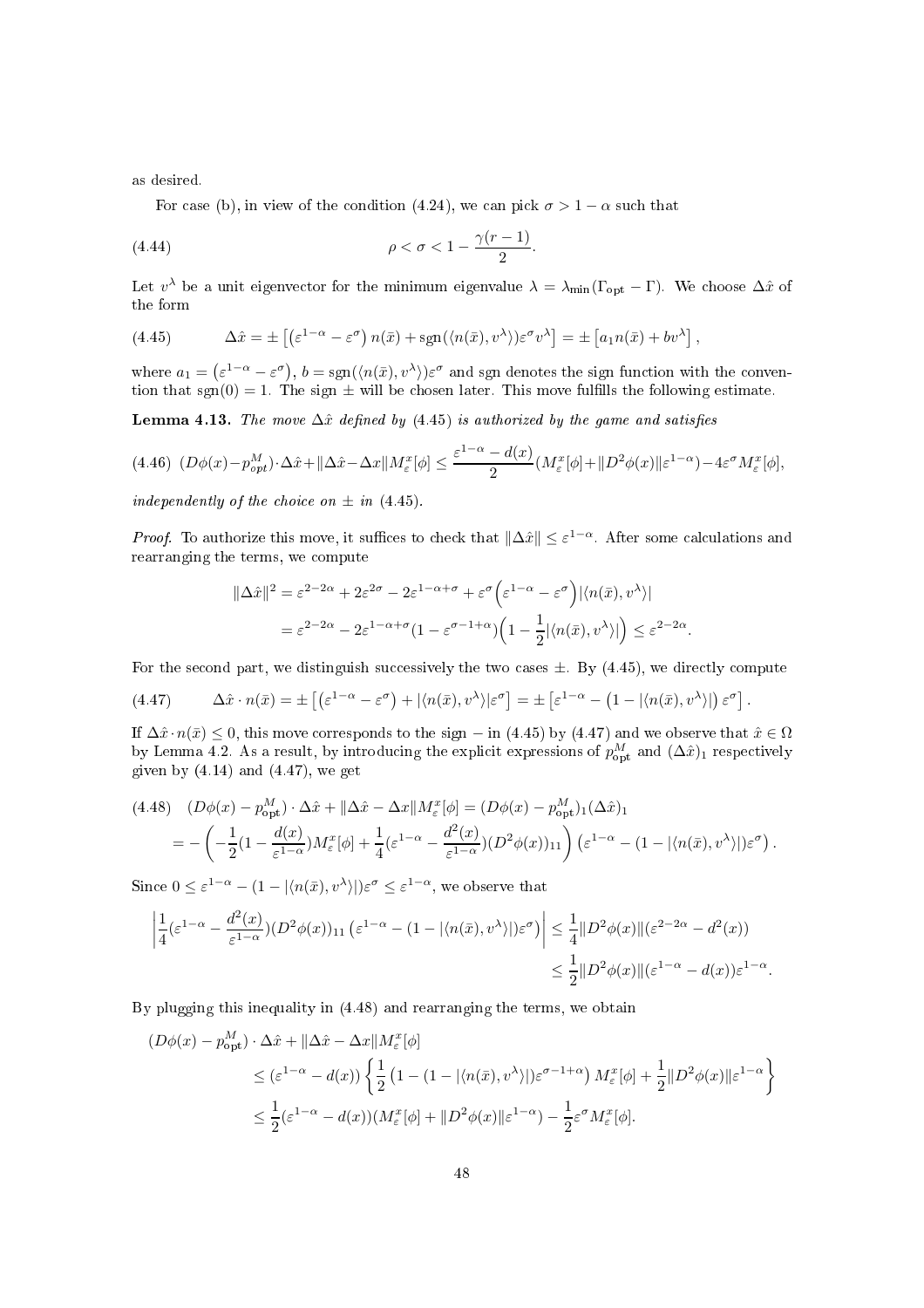as desired.

For case (b), in view of the condition (4.24), we can pick $\sigma > 1-\alpha$ such that

$$\rho < \sigma < 1 - \frac{\gamma(r-1)}{2}. \tag{4.44}$$

Let $v^\lambda$ be a unit eigenvector for the minimum eigenvalue $\lambda = \lambda_{\min}(\Gamma_{\text{opt}} - \Gamma)$. We choose $\Delta\hat{x}$ of the form

$$\Delta\hat{x} = \pm\left[\left(\varepsilon^{1-\alpha} - \varepsilon^\sigma\right) n(\bar{x}) + \operatorname{sgn}(\langle n(\bar{x}), v^\lambda\rangle)\varepsilon^\sigma v^\lambda\right] = \pm\left[a_1 n(\bar{x}) + b v^\lambda\right], \tag{4.45}$$

where $a_1 = \left(\varepsilon^{1-\alpha} - \varepsilon^\sigma\right)$, $b = \operatorname{sgn}(\langle n(\bar{x}), v^\lambda\rangle)\varepsilon^\sigma$ and sgn denotes the sign function with the convention that $\operatorname{sgn}(0) = 1$. The sign $\pm$ will be chosen later. This move fulfills the following estimate.

**Lemma 4.13.** *The move $\Delta\hat{x}$ defined by (4.45) is authorized by the game and satisfies*

$$(D\phi(x) - p^M_{opt})\cdot\Delta\hat{x} + \|\Delta\hat{x} - \Delta x\| M^x_\varepsilon[\phi] \le \frac{\varepsilon^{1-\alpha} - d(x)}{2}(M^x_\varepsilon[\phi] + \|D^2\phi(x)\|\varepsilon^{1-\alpha}) - 4\varepsilon^\sigma M^x_\varepsilon[\phi], \tag{4.46}$$

*independently of the choice on $\pm$ in (4.45).*

*Proof.* To authorize this move, it suffices to check that $\|\Delta\hat{x}\| \le \varepsilon^{1-\alpha}$. After some calculations and rearranging the terms, we compute

$$\begin{aligned}
\|\Delta\hat{x}\|^2 &= \varepsilon^{2-2\alpha} + 2\varepsilon^{2\sigma} - 2\varepsilon^{1-\alpha+\sigma} + \varepsilon^\sigma\Big(\varepsilon^{1-\alpha} - \varepsilon^\sigma\Big)|\langle n(\bar{x}), v^\lambda\rangle| \\
&= \varepsilon^{2-2\alpha} - 2\varepsilon^{1-\alpha+\sigma}(1 - \varepsilon^{\sigma-1+\alpha})\Big(1 - \frac{1}{2}|\langle n(\bar{x}), v^\lambda\rangle|\Big) \le \varepsilon^{2-2\alpha}.
\end{aligned}$$

For the second part, we distinguish successively the two cases $\pm$. By (4.45), we directly compute

$$\Delta\hat{x}\cdot n(\bar{x}) = \pm\left[\left(\varepsilon^{1-\alpha} - \varepsilon^\sigma\right) + |\langle n(\bar{x}), v^\lambda\rangle|\varepsilon^\sigma\right] = \pm\left[\varepsilon^{1-\alpha} - \left(1 - |\langle n(\bar{x}), v^\lambda\rangle|\right)\varepsilon^\sigma\right]. \tag{4.47}$$

If $\Delta\hat{x}\cdot n(\bar{x}) \le 0$, this move corresponds to the sign $-$ in (4.45) by (4.47) and we observe that $\hat{x} \in \Omega$ by Lemma 4.2. As a result, by introducing the explicit expressions of $p^M_{\text{opt}}$ and $(\Delta\hat{x})_1$ respectively given by (4.14) and (4.47), we get

$$\begin{aligned}
&(D\phi(x) - p^M_{\text{opt}})\cdot\Delta\hat{x} + \|\Delta\hat{x} - \Delta x\| M^x_\varepsilon[\phi] = (D\phi(x) - p^M_{\text{opt}})_1(\Delta\hat{x})_1 \\
&\quad = -\left(-\frac{1}{2}(1 - \frac{d(x)}{\varepsilon^{1-\alpha}})M^x_\varepsilon[\phi] + \frac{1}{4}(\varepsilon^{1-\alpha} - \frac{d^2(x)}{\varepsilon^{1-\alpha}})(D^2\phi(x))_{11}\right)\left(\varepsilon^{1-\alpha} - (1 - |\langle n(\bar{x}), v^\lambda\rangle|)\varepsilon^\sigma\right).
\end{aligned} \tag{4.48}$$

Since $0 \le \varepsilon^{1-\alpha} - (1 - |\langle n(\bar{x}), v^\lambda\rangle|)\varepsilon^\sigma \le \varepsilon^{1-\alpha}$, we observe that

$$\begin{aligned}
\left|\frac{1}{4}(\varepsilon^{1-\alpha} - \frac{d^2(x)}{\varepsilon^{1-\alpha}})(D^2\phi(x))_{11}\left(\varepsilon^{1-\alpha} - (1 - |\langle n(\bar{x}), v^\lambda\rangle|)\varepsilon^\sigma\right)\right| &\le \frac{1}{4}\|D^2\phi(x)\|(\varepsilon^{2-2\alpha} - d^2(x)) \\
&\le \frac{1}{2}\|D^2\phi(x)\|(\varepsilon^{1-\alpha} - d(x))\varepsilon^{1-\alpha}.
\end{aligned}$$

By plugging this inequality in (4.48) and rearranging the terms, we obtain

$$\begin{aligned}
&(D\phi(x) - p^M_{\text{opt}})\cdot\Delta\hat{x} + \|\Delta\hat{x} - \Delta x\| M^x_\varepsilon[\phi] \\
&\quad \le (\varepsilon^{1-\alpha} - d(x))\left\{\frac{1}{2}\left(1 - (1 - |\langle n(\bar{x}), v^\lambda\rangle|)\varepsilon^{\sigma-1+\alpha}\right)M^x_\varepsilon[\phi] + \frac{1}{2}\|D^2\phi(x)\|\varepsilon^{1-\alpha}\right\} \\
&\quad \le \frac{1}{2}(\varepsilon^{1-\alpha} - d(x))(M^x_\varepsilon[\phi] + \|D^2\phi(x)\|\varepsilon^{1-\alpha}) - \frac{1}{2}\varepsilon^\sigma M^x_\varepsilon[\phi].
\end{aligned}$$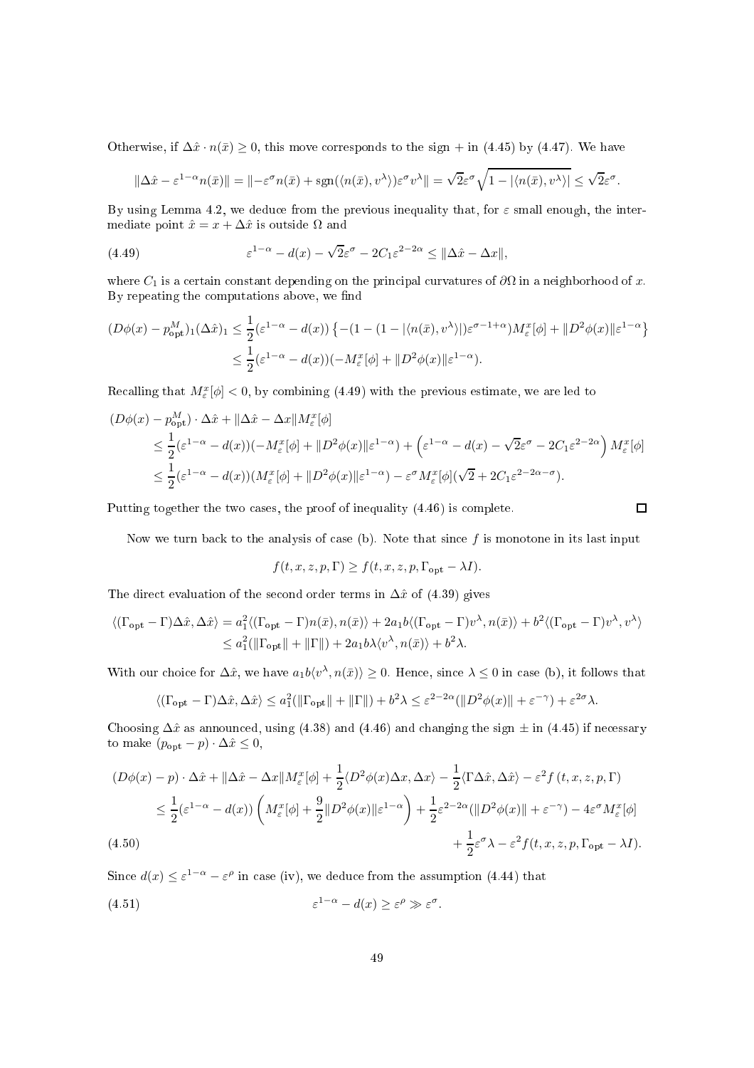Otherwise, if $\Delta\hat{x}\cdot n(\bar{x}) \geq 0$, this move corresponds to the sign $+$ in (4.45) by (4.47). We have

$$\|\Delta\hat{x} - \varepsilon^{1-\alpha} n(\bar{x})\| = \|-\varepsilon^{\sigma} n(\bar{x}) + \mathrm{sgn}(\langle n(\bar{x}), v^{\lambda}\rangle)\varepsilon^{\sigma} v^{\lambda}\| = \sqrt{2}\varepsilon^{\sigma}\sqrt{1 - |\langle n(\bar{x}), v^{\lambda}\rangle|} \leq \sqrt{2}\varepsilon^{\sigma}.$$

By using Lemma 4.2, we deduce from the previous inequality that, for $\varepsilon$ small enough, the intermediate point $\hat{x} = x + \Delta\hat{x}$ is outside $\Omega$ and

$$\varepsilon^{1-\alpha} - d(x) - \sqrt{2}\varepsilon^{\sigma} - 2C_1\varepsilon^{2-2\alpha} \leq \|\Delta\hat{x} - \Delta x\|, \tag{4.49}$$

where $C_1$ is a certain constant depending on the principal curvatures of $\partial\Omega$ in a neighborhood of $x$. By repeating the computations above, we find

$$\begin{aligned}
(D\phi(x) - p^M_{\mathrm{opt}})_1(\Delta\hat{x})_1 &\leq \frac{1}{2}(\varepsilon^{1-\alpha} - d(x))\left\{-(1-(1-|\langle n(\bar{x}), v^{\lambda}\rangle|)\varepsilon^{\sigma-1+\alpha})M^x_\varepsilon[\phi] + \|D^2\phi(x)\|\varepsilon^{1-\alpha}\right\} \\
&\leq \frac{1}{2}(\varepsilon^{1-\alpha} - d(x))(-M^x_\varepsilon[\phi] + \|D^2\phi(x)\|\varepsilon^{1-\alpha}).
\end{aligned}$$

Recalling that $M^x_\varepsilon[\phi] < 0$, by combining (4.49) with the previous estimate, we are led to

$$\begin{aligned}
&(D\phi(x) - p^M_{\mathrm{opt}})\cdot\Delta\hat{x} + \|\Delta\hat{x} - \Delta x\| M^x_\varepsilon[\phi] \\
&\quad\leq \frac{1}{2}(\varepsilon^{1-\alpha} - d(x))(-M^x_\varepsilon[\phi] + \|D^2\phi(x)\|\varepsilon^{1-\alpha}) + \left(\varepsilon^{1-\alpha} - d(x) - \sqrt{2}\varepsilon^{\sigma} - 2C_1\varepsilon^{2-2\alpha}\right)M^x_\varepsilon[\phi] \\
&\quad\leq \frac{1}{2}(\varepsilon^{1-\alpha} - d(x))(M^x_\varepsilon[\phi] + \|D^2\phi(x)\|\varepsilon^{1-\alpha}) - \varepsilon^{\sigma} M^x_\varepsilon[\phi](\sqrt{2} + 2C_1\varepsilon^{2-2\alpha-\sigma}).
\end{aligned}$$

Putting together the two cases, the proof of inequality (4.46) is complete. $\square$

Now we turn back to the analysis of case (b). Note that since $f$ is monotone in its last input

$$f(t, x, z, p, \Gamma) \geq f(t, x, z, p, \Gamma_{\mathrm{opt}} - \lambda I).$$

The direct evaluation of the second order terms in $\Delta\hat{x}$ of (4.39) gives

$$\begin{aligned}
\langle(\Gamma_{\mathrm{opt}} - \Gamma)\Delta\hat{x}, \Delta\hat{x}\rangle &= a_1^2\langle(\Gamma_{\mathrm{opt}} - \Gamma)n(\bar{x}), n(\bar{x})\rangle + 2a_1 b\langle(\Gamma_{\mathrm{opt}} - \Gamma)v^{\lambda}, n(\bar{x})\rangle + b^2\langle(\Gamma_{\mathrm{opt}} - \Gamma)v^{\lambda}, v^{\lambda}\rangle \\
&\leq a_1^2(\|\Gamma_{\mathrm{opt}}\| + \|\Gamma\|) + 2a_1 b\lambda\langle v^{\lambda}, n(\bar{x})\rangle + b^2\lambda.
\end{aligned}$$

With our choice for $\Delta\hat{x}$, we have $a_1 b\langle v^{\lambda}, n(\bar{x})\rangle \geq 0$. Hence, since $\lambda \leq 0$ in case (b), it follows that

$$\langle(\Gamma_{\mathrm{opt}} - \Gamma)\Delta\hat{x}, \Delta\hat{x}\rangle \leq a_1^2(\|\Gamma_{\mathrm{opt}}\| + \|\Gamma\|) + b^2\lambda \leq \varepsilon^{2-2\alpha}(\|D^2\phi(x)\| + \varepsilon^{-\gamma}) + \varepsilon^{2\sigma}\lambda.$$

Choosing $\Delta\hat{x}$ as announced, using (4.38) and (4.46) and changing the sign $\pm$ in (4.45) if necessary to make $(p_{\mathrm{opt}} - p)\cdot\Delta\hat{x} \leq 0$,

$$\begin{aligned}
&(D\phi(x) - p)\cdot\Delta\hat{x} + \|\Delta\hat{x} - \Delta x\| M^x_\varepsilon[\phi] + \frac{1}{2}\langle D^2\phi(x)\Delta x, \Delta x\rangle - \frac{1}{2}\langle\Gamma\Delta\hat{x}, \Delta\hat{x}\rangle - \varepsilon^2 f(t, x, z, p, \Gamma) \\
&\quad\leq \frac{1}{2}(\varepsilon^{1-\alpha} - d(x))\left(M^x_\varepsilon[\phi] + \frac{9}{2}\|D^2\phi(x)\|\varepsilon^{1-\alpha}\right) + \frac{1}{2}\varepsilon^{2-2\alpha}(\|D^2\phi(x)\| + \varepsilon^{-\gamma}) - 4\varepsilon^{\sigma} M^x_\varepsilon[\phi] \\
&\qquad + \frac{1}{2}\varepsilon^{\sigma}\lambda - \varepsilon^2 f(t, x, z, p, \Gamma_{\mathrm{opt}} - \lambda I).
\end{aligned} \tag{4.50}$$

Since $d(x) \leq \varepsilon^{1-\alpha} - \varepsilon^{\rho}$ in case (iv), we deduce from the assumption (4.44) that

$$\varepsilon^{1-\alpha} - d(x) \geq \varepsilon^{\rho} \gg \varepsilon^{\sigma}. \tag{4.51}$$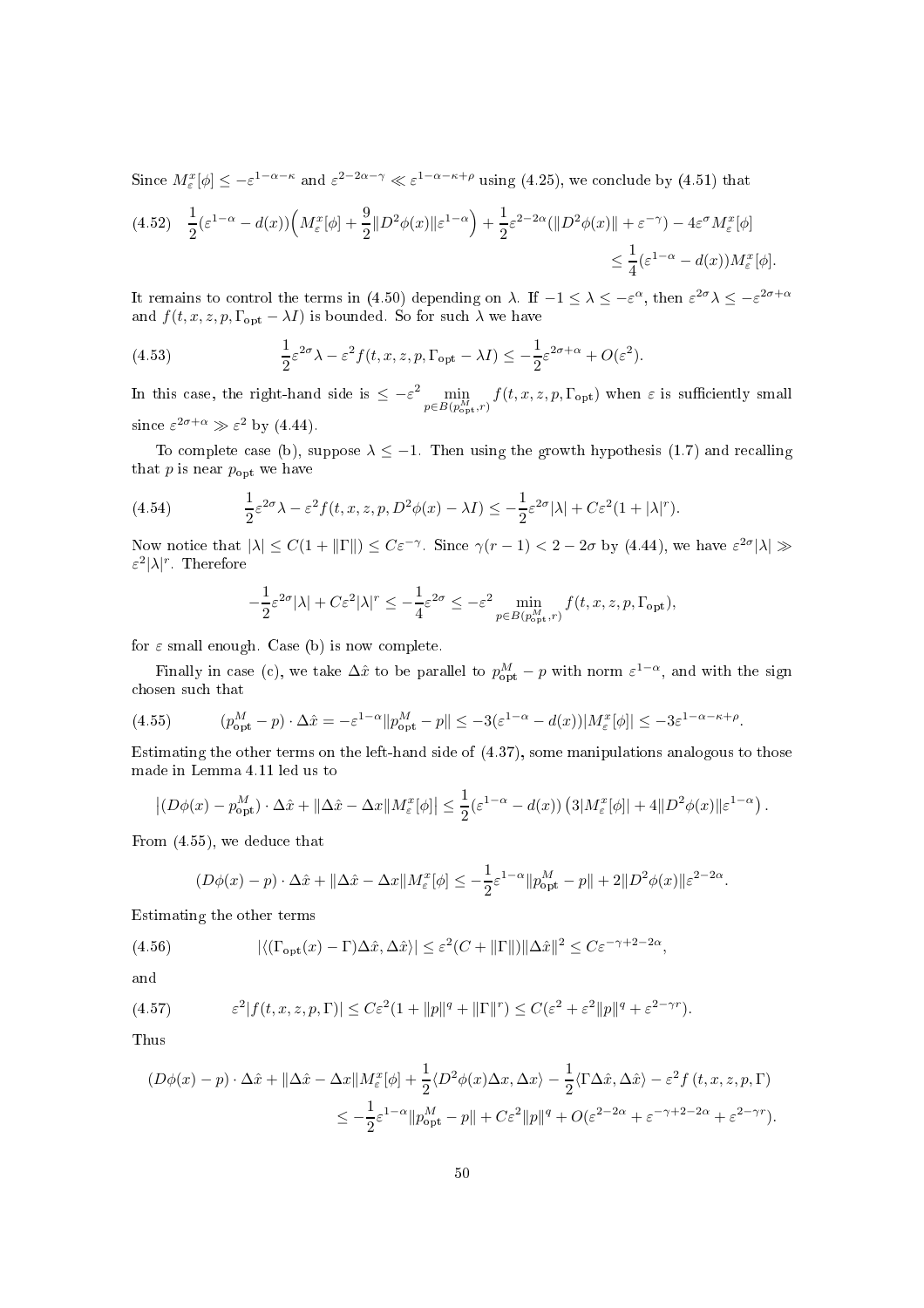Since $M^x_\varepsilon[\phi] \le -\varepsilon^{1-\alpha-\kappa}$ and $\varepsilon^{2-2\alpha-\gamma} \ll \varepsilon^{1-\alpha-\kappa+\rho}$ using (4.25), we conclude by (4.51) that

$$
\frac{1}{2}(\varepsilon^{1-\alpha} - d(x))\Big(M^x_\varepsilon[\phi] + \frac{9}{2}\|D^2\phi(x)\|\varepsilon^{1-\alpha}\Big) + \frac{1}{2}\varepsilon^{2-2\alpha}(\|D^2\phi(x)\| + \varepsilon^{-\gamma}) - 4\varepsilon^{\sigma} M^x_\varepsilon[\phi] \le \frac{1}{4}(\varepsilon^{1-\alpha} - d(x))M^x_\varepsilon[\phi]. \tag{4.52}
$$

It remains to control the terms in (4.50) depending on $\lambda$. If $-1 \le \lambda \le -\varepsilon^{\alpha}$, then $\varepsilon^{2\sigma}\lambda \le -\varepsilon^{2\sigma+\alpha}$ and $f(t, x, z, p, \Gamma_{\rm opt} - \lambda I)$ is bounded. So for such $\lambda$ we have

$$
\frac{1}{2}\varepsilon^{2\sigma}\lambda - \varepsilon^2 f(t, x, z, p, \Gamma_{\rm opt} - \lambda I) \le -\frac{1}{2}\varepsilon^{2\sigma+\alpha} + O(\varepsilon^2). \tag{4.53}
$$

In this case, the right-hand side is $\le -\varepsilon^2 \min_{p\in B(p^M_{\rm opt}, r)} f(t, x, z, p, \Gamma_{\rm opt})$ when $\varepsilon$ is sufficiently small since $\varepsilon^{2\sigma+\alpha} \gg \varepsilon^2$ by (4.44).

To complete case (b), suppose $\lambda \le -1$. Then using the growth hypothesis (1.7) and recalling that $p$ is near $p_{\rm opt}$ we have

$$
\frac{1}{2}\varepsilon^{2\sigma}\lambda - \varepsilon^2 f(t, x, z, p, D^2\phi(x) - \lambda I) \le -\frac{1}{2}\varepsilon^{2\sigma}|\lambda| + C\varepsilon^2(1 + |\lambda|^r). \tag{4.54}
$$

Now notice that $|\lambda| \le C(1 + \|\Gamma\|) \le C\varepsilon^{-\gamma}$. Since $\gamma(r-1) < 2 - 2\sigma$ by (4.44), we have $\varepsilon^{2\sigma}|\lambda| \gg \varepsilon^2|\lambda|^r$. Therefore

$$
-\frac{1}{2}\varepsilon^{2\sigma}|\lambda| + C\varepsilon^2|\lambda|^r \le -\frac{1}{4}\varepsilon^{2\sigma} \le -\varepsilon^2 \min_{p\in B(p^M_{\rm opt}, r)} f(t, x, z, p, \Gamma_{\rm opt}),
$$

for $\varepsilon$ small enough. Case (b) is now complete.

Finally in case (c), we take $\Delta\hat{x}$ to be parallel to $p^M_{\rm opt} - p$ with norm $\varepsilon^{1-\alpha}$, and with the sign chosen such that

$$
(p^M_{\rm opt} - p)\cdot\Delta\hat{x} = -\varepsilon^{1-\alpha}\|p^M_{\rm opt} - p\| \le -3(\varepsilon^{1-\alpha} - d(x))|M^x_\varepsilon[\phi]| \le -3\varepsilon^{1-\alpha-\kappa+\rho}. \tag{4.55}
$$

Estimating the other terms on the left-hand side of (4.37), some manipulations analogous to those made in Lemma 4.11 led us to

$$
\big|(D\phi(x) - p^M_{\rm opt})\cdot\Delta\hat{x} + \|\Delta\hat{x} - \Delta x\|M^x_\varepsilon[\phi]\big| \le \frac{1}{2}(\varepsilon^{1-\alpha} - d(x))\left(3|M^x_\varepsilon[\phi]| + 4\|D^2\phi(x)\|\varepsilon^{1-\alpha}\right).
$$

From (4.55), we deduce that

$$
(D\phi(x) - p)\cdot\Delta\hat{x} + \|\Delta\hat{x} - \Delta x\|M^x_\varepsilon[\phi] \le -\frac{1}{2}\varepsilon^{1-\alpha}\|p^M_{\rm opt} - p\| + 2\|D^2\phi(x)\|\varepsilon^{2-2\alpha}.
$$

Estimating the other terms

$$
|\langle(\Gamma_{\rm opt}(x) - \Gamma)\Delta\hat{x}, \Delta\hat{x}\rangle| \le \varepsilon^2(C + \|\Gamma\|)\|\Delta\hat{x}\|^2 \le C\varepsilon^{-\gamma+2-2\alpha}, \tag{4.56}
$$

and

$$
\varepsilon^2|f(t, x, z, p, \Gamma)| \le C\varepsilon^2(1 + \|p\|^q + \|\Gamma\|^r) \le C(\varepsilon^2 + \varepsilon^2\|p\|^q + \varepsilon^{2-\gamma r}). \tag{4.57}
$$

Thus

$$
(D\phi(x) - p)\cdot\Delta\hat{x} + \|\Delta\hat{x} - \Delta x\|M^x_\varepsilon[\phi] + \frac{1}{2}\langle D^2\phi(x)\Delta x, \Delta x\rangle - \frac{1}{2}\langle\Gamma\Delta\hat{x}, \Delta\hat{x}\rangle - \varepsilon^2 f(t, x, z, p, \Gamma) \le -\frac{1}{2}\varepsilon^{1-\alpha}\|p^M_{\rm opt} - p\| + C\varepsilon^2\|p\|^q + O(\varepsilon^{2-2\alpha} + \varepsilon^{-\gamma+2-2\alpha} + \varepsilon^{2-\gamma r}).
$$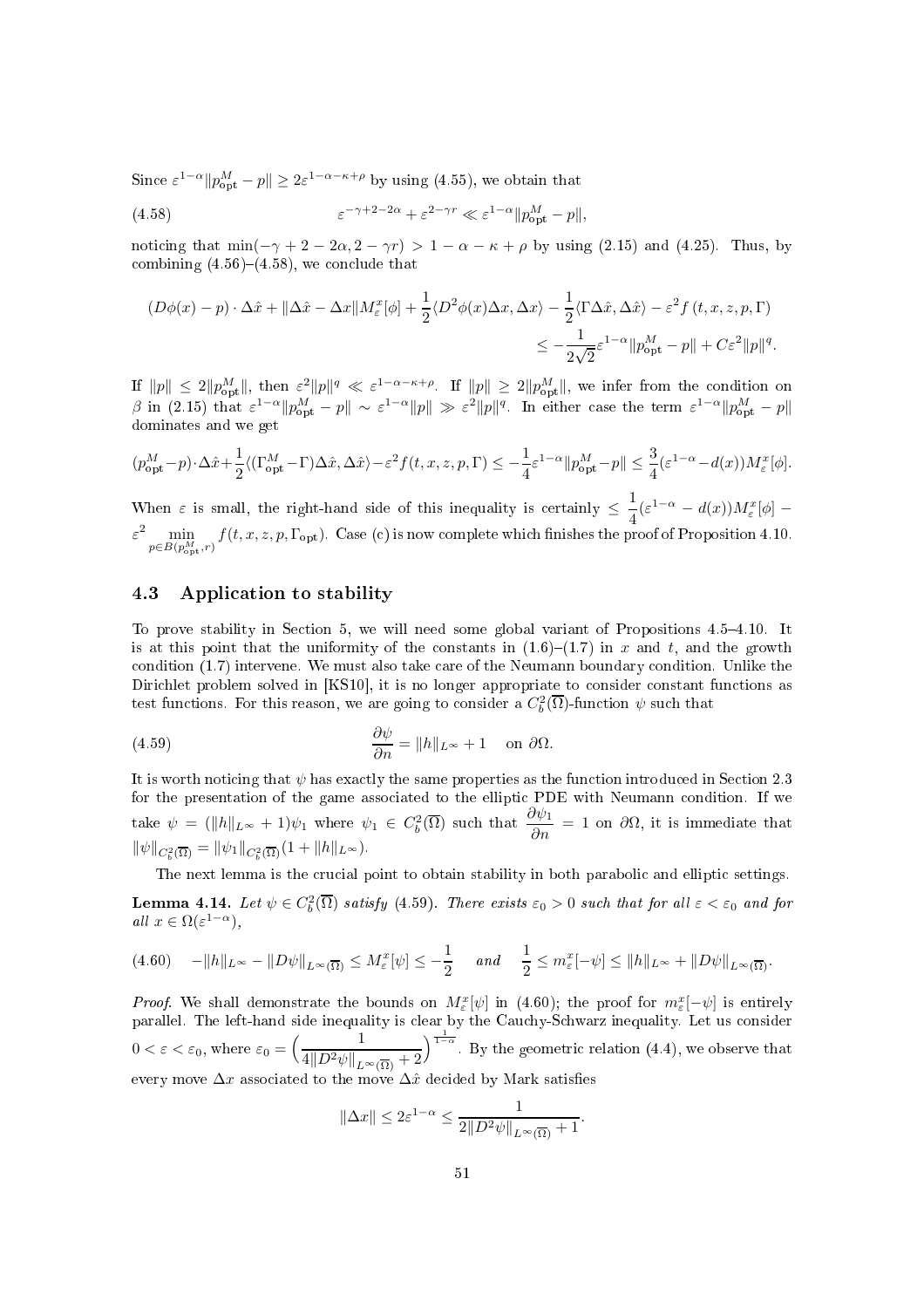Since $\varepsilon^{1-\alpha}\|p^M_{\rm opt} - p\| \geq 2\varepsilon^{1-\alpha-\kappa+\rho}$ by using (4.55), we obtain that

$$\varepsilon^{-\gamma+2-2\alpha} + \varepsilon^{2-\gamma r} \ll \varepsilon^{1-\alpha}\|p^M_{\rm opt} - p\|, \tag{4.58}$$

noticing that $\min(-\gamma + 2 - 2\alpha, 2 - \gamma r) > 1 - \alpha - \kappa + \rho$ by using (2.15) and (4.25). Thus, by combining (4.56)–(4.58), we conclude that

$$(D\phi(x) - p) \cdot \Delta\hat{x} + \|\Delta\hat{x} - \Delta x\| M^x_\varepsilon[\phi] + \frac{1}{2}\langle D^2\phi(x)\Delta x, \Delta x\rangle - \frac{1}{2}\langle \Gamma\Delta\hat{x}, \Delta\hat{x}\rangle - \varepsilon^2 f(t, x, z, p, \Gamma) \leq -\frac{1}{2\sqrt{2}}\varepsilon^{1-\alpha}\|p^M_{\rm opt} - p\| + C\varepsilon^2\|p\|^q.$$

If $\|p\| \leq 2\|p^M_{\rm opt}\|$, then $\varepsilon^2\|p\|^q \ll \varepsilon^{1-\alpha-\kappa+\rho}$. If $\|p\| \geq 2\|p^M_{\rm opt}\|$, we infer from the condition on $\beta$ in (2.15) that $\varepsilon^{1-\alpha}\|p^M_{\rm opt} - p\| \sim \varepsilon^{1-\alpha}\|p\| \gg \varepsilon^2\|p\|^q$. In either case the term $\varepsilon^{1-\alpha}\|p^M_{\rm opt} - p\|$ dominates and we get

$$(p^M_{\rm opt} - p)\cdot\Delta\hat{x} + \frac{1}{2}\langle(\Gamma^M_{\rm opt} - \Gamma)\Delta\hat{x}, \Delta\hat{x}\rangle - \varepsilon^2 f(t, x, z, p, \Gamma) \leq -\frac{1}{4}\varepsilon^{1-\alpha}\|p^M_{\rm opt} - p\| \leq \frac{3}{4}(\varepsilon^{1-\alpha} - d(x))M^x_\varepsilon[\phi].$$

When $\varepsilon$ is small, the right-hand side of this inequality is certainly $\leq \dfrac{1}{4}(\varepsilon^{1-\alpha} - d(x))M^x_\varepsilon[\phi] - \varepsilon^2 \displaystyle\min_{p\in B(p^M_{\rm opt}, r)} f(t, x, z, p, \Gamma_{\rm opt})$. Case (c) is now complete which finishes the proof of Proposition 4.10.

### 4.3 Application to stability

To prove stability in Section 5, we will need some global variant of Propositions 4.5–4.10. It is at this point that the uniformity of the constants in (1.6)–(1.7) in $x$ and $t$, and the growth condition (1.7) intervene. We must also take care of the Neumann boundary condition. Unlike the Dirichlet problem solved in [KS10], it is no longer appropriate to consider constant functions as test functions. For this reason, we are going to consider a $C^2_b(\overline{\Omega})$-function $\psi$ such that

$$\frac{\partial\psi}{\partial n} = \|h\|_{L^\infty} + 1 \quad \text{on } \partial\Omega. \tag{4.59}$$

It is worth noticing that $\psi$ has exactly the same properties as the function introduced in Section 2.3 for the presentation of the game associated to the elliptic PDE with Neumann condition. If we take $\psi = (\|h\|_{L^\infty} + 1)\psi_1$ where $\psi_1 \in C^2_b(\overline{\Omega})$ such that $\dfrac{\partial\psi_1}{\partial n} = 1$ on $\partial\Omega$, it is immediate that $\|\psi\|_{C^2_b(\overline{\Omega})} = \|\psi_1\|_{C^2_b(\overline{\Omega})}(1 + \|h\|_{L^\infty})$.

The next lemma is the crucial point to obtain stability in both parabolic and elliptic settings.

**Lemma 4.14.** *Let $\psi \in C^2_b(\overline{\Omega})$ satisfy (4.59). There exists $\varepsilon_0 > 0$ such that for all $\varepsilon < \varepsilon_0$ and for all $x \in \Omega(\varepsilon^{1-\alpha})$,*

$$-\|h\|_{L^\infty} - \|D\psi\|_{L^\infty(\overline{\Omega})} \leq M^x_\varepsilon[\psi] \leq -\frac{1}{2} \quad \text{and} \quad \frac{1}{2} \leq m^x_\varepsilon[-\psi] \leq \|h\|_{L^\infty} + \|D\psi\|_{L^\infty(\overline{\Omega})}. \tag{4.60}$$

*Proof.* We shall demonstrate the bounds on $M^x_\varepsilon[\psi]$ in (4.60); the proof for $m^x_\varepsilon[-\psi]$ is entirely parallel. The left-hand side inequality is clear by the Cauchy-Schwarz inequality. Let us consider $0 < \varepsilon < \varepsilon_0$, where $\varepsilon_0 = \left(\dfrac{1}{4\|D^2\psi\|_{L^\infty(\overline{\Omega})} + 2}\right)^{\frac{1}{1-\alpha}}$. By the geometric relation (4.4), we observe that every move $\Delta x$ associated to the move $\Delta\hat{x}$ decided by Mark satisfies

$$\|\Delta x\| \leq 2\varepsilon^{1-\alpha} \leq \frac{1}{2\|D^2\psi\|_{L^\infty(\overline{\Omega})} + 1}.$$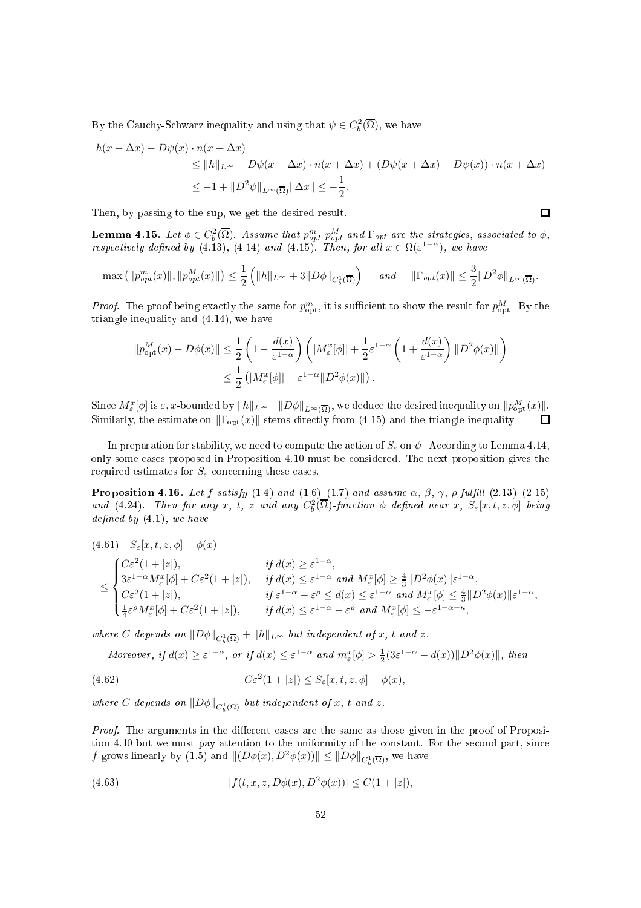By the Cauchy-Schwarz inequality and using that $\psi \in C_b^2(\overline{\Omega})$, we have

$$
\begin{aligned}
h(x+\Delta x) - D\psi(x)\cdot n(x+\Delta x) \\
&\le \|h\|_{L^\infty} - D\psi(x+\Delta x)\cdot n(x+\Delta x) + (D\psi(x+\Delta x) - D\psi(x))\cdot n(x+\Delta x) \\
&\le -1 + \|D^2\psi\|_{L^\infty(\overline{\Omega})}\|\Delta x\| \le -\frac{1}{2}.
\end{aligned}
$$

Then, by passing to the sup, we get the desired result. □

**Lemma 4.15.** *Let $\phi \in C_b^2(\overline{\Omega})$. Assume that $p^m_{opt}$ $p^M_{opt}$ and $\Gamma_{opt}$ are the strategies, associated to $\phi$, respectively defined by (4.13), (4.14) and (4.15). Then, for all $x \in \Omega(\varepsilon^{1-\alpha})$, we have*

$$
\max\left(\|p^m_{opt}(x)\|, \|p^M_{opt}(x)\|\right) \le \frac{1}{2}\left(\|h\|_{L^\infty} + 3\|D\phi\|_{C^1_b(\overline{\Omega})}\right) \quad \text{and} \quad \|\Gamma_{opt}(x)\| \le \frac{3}{2}\|D^2\phi\|_{L^\infty(\overline{\Omega})}.
$$

*Proof.* The proof being exactly the same for $p^m_{\rm opt}$, it is sufficient to show the result for $p^M_{\rm opt}$. By the triangle inequality and (4.14), we have

$$
\begin{aligned}
\|p^M_{\rm opt}(x) - D\phi(x)\| &\le \frac{1}{2}\left(1 - \frac{d(x)}{\varepsilon^{1-\alpha}}\right)\left(|M^x_\varepsilon[\phi]| + \frac{1}{2}\varepsilon^{1-\alpha}\left(1 + \frac{d(x)}{\varepsilon^{1-\alpha}}\right)\|D^2\phi(x)\|\right) \\
&\le \frac{1}{2}\left(|M^x_\varepsilon[\phi]| + \varepsilon^{1-\alpha}\|D^2\phi(x)\|\right).
\end{aligned}
$$

Since $M^x_\varepsilon[\phi]$ is $\varepsilon, x$-bounded by $\|h\|_{L^\infty} + \|D\phi\|_{L^\infty(\overline{\Omega})}$, we deduce the desired inequality on $\|p^M_{\rm opt}(x)\|$. Similarly, the estimate on $\|\Gamma_{\rm opt}(x)\|$ stems directly from (4.15) and the triangle inequality. □

In preparation for stability, we need to compute the action of $S_\varepsilon$ on $\psi$. According to Lemma 4.14, only some cases proposed in Proposition 4.10 must be considered. The next proposition gives the required estimates for $S_\varepsilon$ concerning these cases.

**Proposition 4.16.** *Let $f$ satisfy (1.4) and (1.6)–(1.7) and assume $\alpha$, $\beta$, $\gamma$, $\rho$ fulfill (2.13)–(2.15) and (4.24). Then for any $x$, $t$, $z$ and any $C_b^2(\overline{\Omega})$-function $\phi$ defined near $x$, $S_\varepsilon[x,t,z,\phi]$ being defined by (4.1), we have*

$$
\begin{aligned}
&(4.61) \quad S_\varepsilon[x,t,z,\phi] - \phi(x) \\
&\le \begin{cases}
C\varepsilon^2(1+|z|), & \text{if } d(x) \ge \varepsilon^{1-\alpha}, \\
3\varepsilon^{1-\alpha}M^x_\varepsilon[\phi] + C\varepsilon^2(1+|z|), & \text{if } d(x) \le \varepsilon^{1-\alpha} \text{ and } M^x_\varepsilon[\phi] \ge \frac{4}{3}\|D^2\phi(x)\|\varepsilon^{1-\alpha}, \\
C\varepsilon^2(1+|z|), & \text{if } \varepsilon^{1-\alpha} - \varepsilon^\rho \le d(x) \le \varepsilon^{1-\alpha} \text{ and } M^x_\varepsilon[\phi] \le \frac{4}{3}\|D^2\phi(x)\|\varepsilon^{1-\alpha}, \\
\frac{1}{4}\varepsilon^\rho M^x_\varepsilon[\phi] + C\varepsilon^2(1+|z|), & \text{if } d(x) \le \varepsilon^{1-\alpha} - \varepsilon^\rho \text{ and } M^x_\varepsilon[\phi] \le -\varepsilon^{1-\alpha-\kappa},
\end{cases}
\end{aligned}
$$

*where $C$ depends on $\|D\phi\|_{C^1_b(\overline{\Omega})} + \|h\|_{L^\infty}$ but independent of $x$, $t$ and $z$.*

*Moreover, if $d(x) \ge \varepsilon^{1-\alpha}$, or if $d(x) \le \varepsilon^{1-\alpha}$ and $m^x_\varepsilon[\phi] > \frac{1}{2}(3\varepsilon^{1-\alpha} - d(x))\|D^2\phi(x)\|$, then*

$$
-C\varepsilon^2(1+|z|) \le S_\varepsilon[x,t,z,\phi] - \phi(x), \tag{4.62}
$$

*where $C$ depends on $\|D\phi\|_{C^1_b(\overline{\Omega})}$ but independent of $x$, $t$ and $z$.*

*Proof.* The arguments in the different cases are the same as those given in the proof of Proposition 4.10 but we must pay attention to the uniformity of the constant. For the second part, since $f$ grows linearly by (1.5) and $\|(D\phi(x), D^2\phi(x))\| \le \|D\phi\|_{C^1_b(\overline{\Omega})}$, we have

$$
|f(t,x,z,D\phi(x),D^2\phi(x))| \le C(1+|z|), \tag{4.63}
$$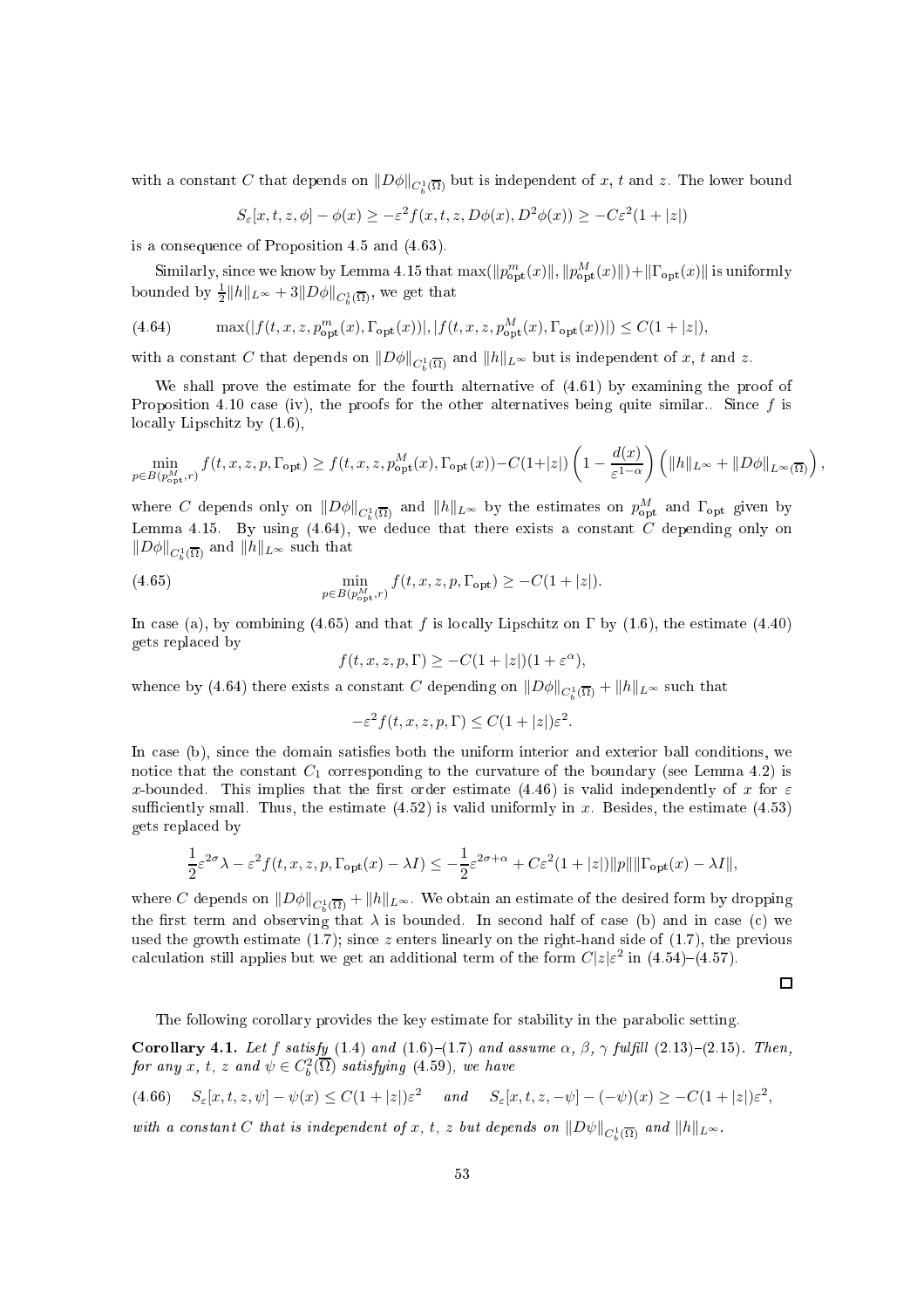with a constant $C$ that depends on $\|D\phi\|_{C_b^1(\overline{\Omega})}$ but is independent of $x$, $t$ and $z$. The lower bound

$$S_\varepsilon[x,t,z,\phi] - \phi(x) \geq -\varepsilon^2 f(x,t,z,D\phi(x),D^2\phi(x)) \geq -C\varepsilon^2(1+|z|)$$

is a consequence of Proposition 4.5 and (4.63).

Similarly, since we know by Lemma 4.15 that $\max(\|p^m_{\rm opt}(x)\|, \|p^M_{\rm opt}(x)\|) + \|\Gamma_{\rm opt}(x)\|$ is uniformly bounded by $\frac{1}{2}\|h\|_{L^\infty} + 3\|D\phi\|_{C_b^1(\overline{\Omega})}$, we get that

$$\max(|f(t,x,z,p^m_{\rm opt}(x),\Gamma_{\rm opt}(x))|, |f(t,x,z,p^M_{\rm opt}(x),\Gamma_{\rm opt}(x))|) \leq C(1+|z|), \tag{4.64}$$

with a constant $C$ that depends on $\|D\phi\|_{C_b^1(\overline{\Omega})}$ and $\|h\|_{L^\infty}$ but is independent of $x$, $t$ and $z$.

We shall prove the estimate for the fourth alternative of (4.61) by examining the proof of Proposition 4.10 case (iv), the proofs for the other alternatives being quite similar.. Since $f$ is locally Lipschitz by (1.6),

$$\min_{p\in B(p^M_{\rm opt},r)} f(t,x,z,p,\Gamma_{\rm opt}) \geq f(t,x,z,p^M_{\rm opt}(x),\Gamma_{\rm opt}(x)) - C(1+|z|)\left(1-\frac{d(x)}{\varepsilon^{1-\alpha}}\right)\left(\|h\|_{L^\infty} + \|D\phi\|_{L^\infty(\overline{\Omega})}\right),$$

where $C$ depends only on $\|D\phi\|_{C_b^1(\overline{\Omega})}$ and $\|h\|_{L^\infty}$ by the estimates on $p^M_{\rm opt}$ and $\Gamma_{\rm opt}$ given by Lemma 4.15. By using (4.64), we deduce that there exists a constant $C$ depending only on $\|D\phi\|_{C_b^1(\overline{\Omega})}$ and $\|h\|_{L^\infty}$ such that

$$\min_{p\in B(p^M_{\rm opt},r)} f(t,x,z,p,\Gamma_{\rm opt}) \geq -C(1+|z|). \tag{4.65}$$

In case (a), by combining (4.65) and that $f$ is locally Lipschitz on $\Gamma$ by (1.6), the estimate (4.40) gets replaced by

$$f(t,x,z,p,\Gamma) \geq -C(1+|z|)(1+\varepsilon^\alpha),$$

whence by (4.64) there exists a constant $C$ depending on $\|D\phi\|_{C_b^1(\overline{\Omega})} + \|h\|_{L^\infty}$ such that

$$-\varepsilon^2 f(t,x,z,p,\Gamma) \leq C(1+|z|)\varepsilon^2.$$

In case (b), since the domain satisfies both the uniform interior and exterior ball conditions, we notice that the constant $C_1$ corresponding to the curvature of the boundary (see Lemma 4.2) is $x$-bounded. This implies that the first order estimate (4.46) is valid independently of $x$ for $\varepsilon$ sufficiently small. Thus, the estimate (4.52) is valid uniformly in $x$. Besides, the estimate (4.53) gets replaced by

$$\frac{1}{2}\varepsilon^{2\sigma}\lambda - \varepsilon^2 f(t,x,z,p,\Gamma_{\rm opt}(x)-\lambda I) \leq -\frac{1}{2}\varepsilon^{2\sigma+\alpha} + C\varepsilon^2(1+|z|)\|p\|\|\Gamma_{\rm opt}(x)-\lambda I\|,$$

where $C$ depends on $\|D\phi\|_{C_b^1(\overline{\Omega})} + \|h\|_{L^\infty}$. We obtain an estimate of the desired form by dropping the first term and observing that $\lambda$ is bounded. In second half of case (b) and in case (c) we used the growth estimate (1.7); since $z$ enters linearly on the right-hand side of (1.7), the previous calculation still applies but we get an additional term of the form $C|z|\varepsilon^2$ in (4.54)–(4.57).

□

The following corollary provides the key estimate for stability in the parabolic setting.

**Corollary 4.1.** *Let $f$ satisfy (1.4) and (1.6)–(1.7) and assume $\alpha$, $\beta$, $\gamma$ fulfill (2.13)–(2.15). Then, for any $x$, $t$, $z$ and $\psi \in C_b^2(\overline{\Omega})$ satisfying (4.59), we have*

$$S_\varepsilon[x,t,z,\psi] - \psi(x) \leq C(1+|z|)\varepsilon^2 \quad \text{ and } \quad S_\varepsilon[x,t,z,-\psi] - (-\psi)(x) \geq -C(1+|z|)\varepsilon^2, \tag{4.66}$$

*with a constant $C$ that is independent of $x$, $t$, $z$ but depends on $\|D\psi\|_{C_b^1(\overline{\Omega})}$ and $\|h\|_{L^\infty}$.*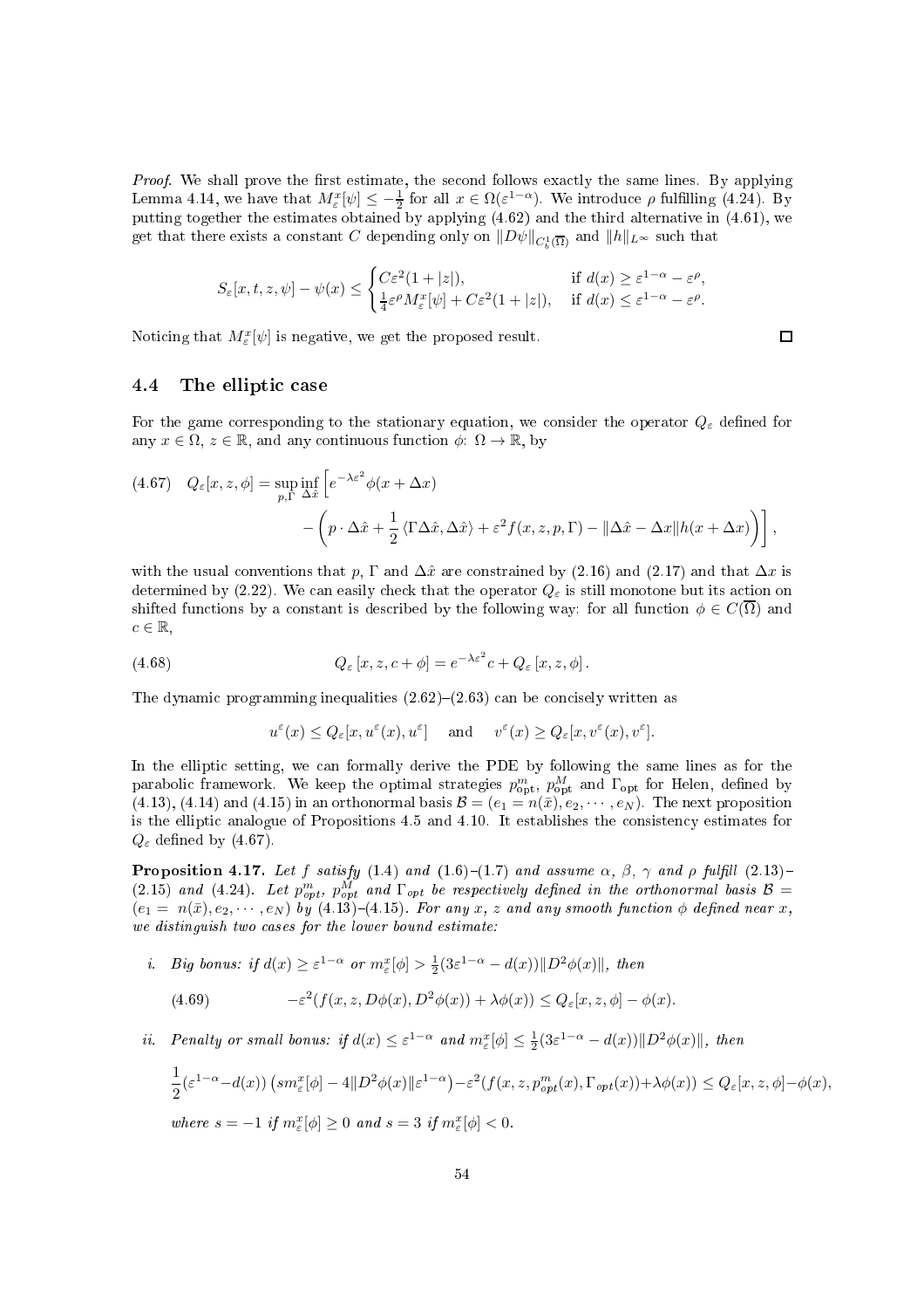*Proof.* We shall prove the first estimate, the second follows exactly the same lines. By applying Lemma 4.14, we have that $M_\varepsilon^x[\psi] \le -\frac{1}{2}$ for all $x \in \Omega(\varepsilon^{1-\alpha})$. We introduce $\rho$ fulfilling (4.24). By putting together the estimates obtained by applying (4.62) and the third alternative in (4.61), we get that there exists a constant $C$ depending only on $\|D\psi\|_{C_b^1(\overline{\Omega})}$ and $\|h\|_{L^\infty}$ such that

$$S_\varepsilon[x,t,z,\psi] - \psi(x) \le \begin{cases} C\varepsilon^2(1+|z|), & \text{if } d(x) \ge \varepsilon^{1-\alpha} - \varepsilon^\rho, \\ \frac{1}{4}\varepsilon^\rho M_\varepsilon^x[\psi] + C\varepsilon^2(1+|z|), & \text{if } d(x) \le \varepsilon^{1-\alpha} - \varepsilon^\rho. \end{cases}$$

Noticing that $M_\varepsilon^x[\psi]$ is negative, we get the proposed result. □

## 4.4 The elliptic case

For the game corresponding to the stationary equation, we consider the operator $Q_\varepsilon$ defined for any $x \in \Omega$, $z \in \mathbb{R}$, and any continuous function $\phi\colon \Omega \to \mathbb{R}$, by

$$(4.67) \quad Q_\varepsilon[x,z,\phi] = \sup_{p,\Gamma} \inf_{\Delta\hat{x}} \Big[ e^{-\lambda\varepsilon^2}\phi(x+\Delta x) - \Big( p\cdot\Delta\hat{x} + \frac{1}{2}\langle \Gamma\Delta\hat{x}, \Delta\hat{x}\rangle + \varepsilon^2 f(x,z,p,\Gamma) - \|\Delta\hat{x} - \Delta x\| h(x+\Delta x) \Big) \Big],$$

with the usual conventions that $p$, $\Gamma$ and $\Delta\hat{x}$ are constrained by (2.16) and (2.17) and that $\Delta x$ is determined by (2.22). We can easily check that the operator $Q_\varepsilon$ is still monotone but its action on shifted functions by a constant is described by the following way: for all function $\phi \in C(\overline{\Omega})$ and $c \in \mathbb{R}$,

$$(4.68) \qquad Q_\varepsilon[x,z,c+\phi] = e^{-\lambda\varepsilon^2}c + Q_\varepsilon[x,z,\phi].$$

The dynamic programming inequalities (2.62)–(2.63) can be concisely written as

$$u^\varepsilon(x) \le Q_\varepsilon[x, u^\varepsilon(x), u^\varepsilon] \quad \text{and} \quad v^\varepsilon(x) \ge Q_\varepsilon[x, v^\varepsilon(x), v^\varepsilon].$$

In the elliptic setting, we can formally derive the PDE by following the same lines as for the parabolic framework. We keep the optimal strategies $p_{\text{opt}}^m$, $p_{\text{opt}}^M$ and $\Gamma_{\text{opt}}$ for Helen, defined by (4.13), (4.14) and (4.15) in an orthonormal basis $\mathcal{B} = (e_1 = n(\bar{x}), e_2, \cdots, e_N)$. The next proposition is the elliptic analogue of Propositions 4.5 and 4.10. It establishes the consistency estimates for $Q_\varepsilon$ defined by (4.67).

**Proposition 4.17.** *Let $f$ satisfy (1.4) and (1.6)–(1.7) and assume $\alpha$, $\beta$, $\gamma$ and $\rho$ fulfill (2.13)–(2.15) and (4.24). Let $p_{opt}^m$, $p_{opt}^M$ and $\Gamma_{opt}$ be respectively defined in the orthonormal basis $\mathcal{B} = (e_1 = n(\bar{x}), e_2, \cdots, e_N)$ by (4.13)–(4.15). For any $x$, $z$ and any smooth function $\phi$ defined near $x$, we distinguish two cases for the lower bound estimate:*

*i. Big bonus: if $d(x) \ge \varepsilon^{1-\alpha}$ or $m_\varepsilon^x[\phi] > \frac{1}{2}(3\varepsilon^{1-\alpha} - d(x))\|D^2\phi(x)\|$, then*

$$(4.69) \qquad -\varepsilon^2(f(x,z,D\phi(x),D^2\phi(x)) + \lambda\phi(x)) \le Q_\varepsilon[x,z,\phi] - \phi(x).$$

*ii. Penalty or small bonus: if $d(x) \le \varepsilon^{1-\alpha}$ and $m_\varepsilon^x[\phi] \le \frac{1}{2}(3\varepsilon^{1-\alpha} - d(x))\|D^2\phi(x)\|$, then*

$$\frac{1}{2}(\varepsilon^{1-\alpha} - d(x))\left(s m_\varepsilon^x[\phi] - 4\|D^2\phi(x)\|\varepsilon^{1-\alpha}\right) - \varepsilon^2(f(x,z,p_{opt}^m(x),\Gamma_{opt}(x)) + \lambda\phi(x)) \le Q_\varepsilon[x,z,\phi] - \phi(x),$$

*where $s = -1$ if $m_\varepsilon^x[\phi] \ge 0$ and $s = 3$ if $m_\varepsilon^x[\phi] < 0$.*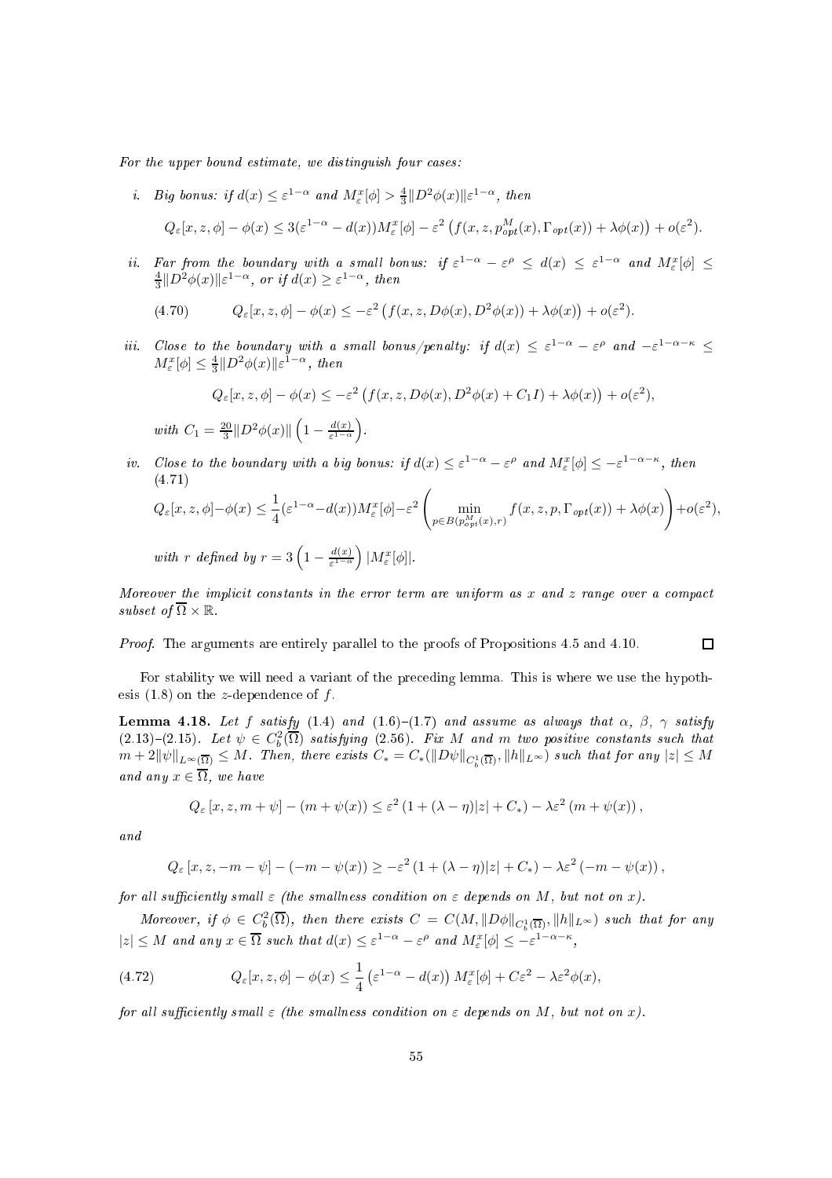*For the upper bound estimate, we distinguish four cases:*

i. *Big bonus: if $d(x) \le \varepsilon^{1-\alpha}$ and $M^x_\varepsilon[\phi] > \frac{4}{3}\|D^2\phi(x)\|\varepsilon^{1-\alpha}$, then*

$$Q_\varepsilon[x,z,\phi] - \phi(x) \le 3(\varepsilon^{1-\alpha} - d(x))M^x_\varepsilon[\phi] - \varepsilon^2\left(f(x,z,p^M_{opt}(x),\Gamma_{opt}(x)) + \lambda\phi(x)\right) + o(\varepsilon^2).$$

ii. *Far from the boundary with a small bonus: if $\varepsilon^{1-\alpha} - \varepsilon^\rho \le d(x) \le \varepsilon^{1-\alpha}$ and $M^x_\varepsilon[\phi] \le \frac{4}{3}\|D^2\phi(x)\|\varepsilon^{1-\alpha}$, or if $d(x) \ge \varepsilon^{1-\alpha}$, then*

$$Q_\varepsilon[x,z,\phi] - \phi(x) \le -\varepsilon^2\left(f(x,z,D\phi(x),D^2\phi(x)) + \lambda\phi(x)\right) + o(\varepsilon^2). \tag{4.70}$$

iii. *Close to the boundary with a small bonus/penalty: if $d(x) \le \varepsilon^{1-\alpha} - \varepsilon^\rho$ and $-\varepsilon^{1-\alpha-\kappa} \le M^x_\varepsilon[\phi] \le \frac{4}{3}\|D^2\phi(x)\|\varepsilon^{1-\alpha}$, then*

$$Q_\varepsilon[x,z,\phi] - \phi(x) \le -\varepsilon^2\left(f(x,z,D\phi(x),D^2\phi(x) + C_1 I) + \lambda\phi(x)\right) + o(\varepsilon^2),$$

*with $C_1 = \frac{20}{3}\|D^2\phi(x)\|\left(1 - \frac{d(x)}{\varepsilon^{1-\alpha}}\right)$.*

iv. *Close to the boundary with a big bonus: if $d(x) \le \varepsilon^{1-\alpha} - \varepsilon^\rho$ and $M^x_\varepsilon[\phi] \le -\varepsilon^{1-\alpha-\kappa}$, then*

$$Q_\varepsilon[x,z,\phi] - \phi(x) \le \frac{1}{4}(\varepsilon^{1-\alpha} - d(x))M^x_\varepsilon[\phi] - \varepsilon^2\left(\min_{p \in B(p^M_{opt}(x),r)} f(x,z,p,\Gamma_{opt}(x)) + \lambda\phi(x)\right) + o(\varepsilon^2), \tag{4.71}$$

*with $r$ defined by $r = 3\left(1 - \frac{d(x)}{\varepsilon^{1-\alpha}}\right)|M^x_\varepsilon[\phi]|$.*

*Moreover the implicit constants in the error term are uniform as $x$ and $z$ range over a compact subset of $\overline{\Omega} \times \mathbb{R}$.*

*Proof.* The arguments are entirely parallel to the proofs of Propositions 4.5 and 4.10. ☐

For stability we will need a variant of the preceding lemma. This is where we use the hypothesis (1.8) on the $z$-dependence of $f$.

**Lemma 4.18.** *Let $f$ satisfy (1.4) and (1.6)–(1.7) and assume as always that $\alpha$, $\beta$, $\gamma$ satisfy (2.13)–(2.15). Let $\psi \in C^2_b(\overline{\Omega})$ satisfying (2.56). Fix $M$ and $m$ two positive constants such that $m + 2\|\psi\|_{L^\infty(\overline{\Omega})} \le M$. Then, there exists $C_* = C_*(\|D\psi\|_{C^1_b(\overline{\Omega})}, \|h\|_{L^\infty})$ such that for any $|z| \le M$ and any $x \in \overline{\Omega}$, we have*

$$Q_\varepsilon[x,z,m+\psi] - (m + \psi(x)) \le \varepsilon^2\left(1 + (\lambda - \eta)|z| + C_*\right) - \lambda\varepsilon^2\left(m + \psi(x)\right),$$

*and*

$$Q_\varepsilon[x,z,-m-\psi] - (-m - \psi(x)) \ge -\varepsilon^2\left(1 + (\lambda - \eta)|z| + C_*\right) - \lambda\varepsilon^2\left(-m - \psi(x)\right),$$

*for all sufficiently small $\varepsilon$ (the smallness condition on $\varepsilon$ depends on $M$, but not on $x$).*

*Moreover, if $\phi \in C^2_b(\overline{\Omega})$, then there exists $C = C(M, \|D\phi\|_{C^1_b(\overline{\Omega})}, \|h\|_{L^\infty})$ such that for any $|z| \le M$ and any $x \in \overline{\Omega}$ such that $d(x) \le \varepsilon^{1-\alpha} - \varepsilon^\rho$ and $M^x_\varepsilon[\phi] \le -\varepsilon^{1-\alpha-\kappa}$,*

$$Q_\varepsilon[x,z,\phi] - \phi(x) \le \frac{1}{4}\left(\varepsilon^{1-\alpha} - d(x)\right)M^x_\varepsilon[\phi] + C\varepsilon^2 - \lambda\varepsilon^2\phi(x), \tag{4.72}$$

*for all sufficiently small $\varepsilon$ (the smallness condition on $\varepsilon$ depends on $M$, but not on $x$).*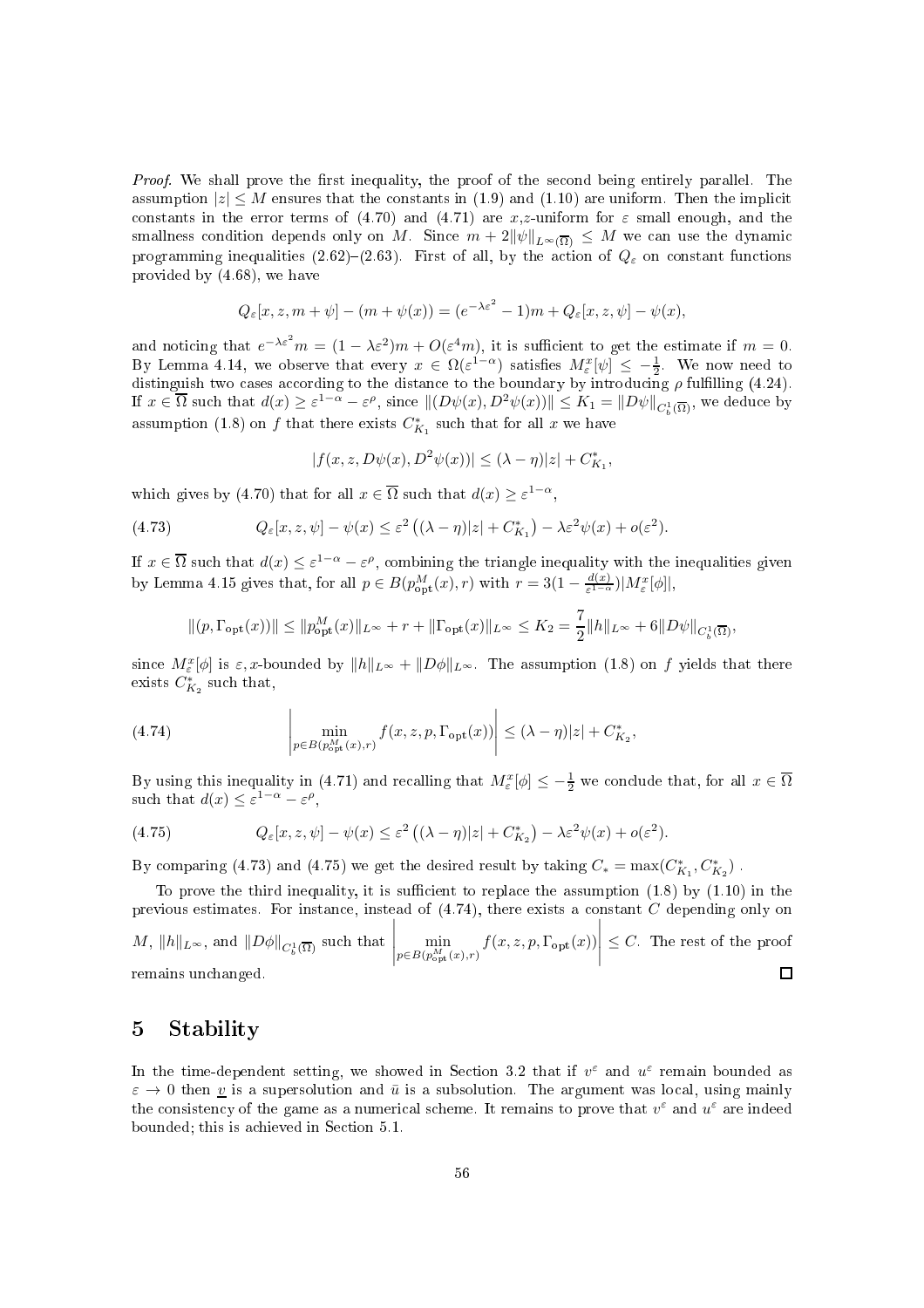*Proof.* We shall prove the first inequality, the proof of the second being entirely parallel. The assumption $|z| \leq M$ ensures that the constants in (1.9) and (1.10) are uniform. Then the implicit constants in the error terms of (4.70) and (4.71) are $x$,$z$-uniform for $\varepsilon$ small enough, and the smallness condition depends only on $M$. Since $m + 2\|\psi\|_{L^\infty(\overline{\Omega})} \leq M$ we can use the dynamic programming inequalities (2.62)–(2.63). First of all, by the action of $Q_\varepsilon$ on constant functions provided by (4.68), we have

$$Q_\varepsilon[x, z, m + \psi] - (m + \psi(x)) = (e^{-\lambda\varepsilon^2} - 1)m + Q_\varepsilon[x, z, \psi] - \psi(x),$$

and noticing that $e^{-\lambda\varepsilon^2} m = (1 - \lambda\varepsilon^2)m + O(\varepsilon^4 m)$, it is sufficient to get the estimate if $m = 0$. By Lemma 4.14, we observe that every $x \in \Omega(\varepsilon^{1-\alpha})$ satisfies $M_\varepsilon^x[\psi] \leq -\frac{1}{2}$. We now need to distinguish two cases according to the distance to the boundary by introducing $\rho$ fulfilling (4.24). If $x \in \overline{\Omega}$ such that $d(x) \geq \varepsilon^{1-\alpha} - \varepsilon^\rho$, since $\|(D\psi(x), D^2\psi(x))\| \leq K_1 = \|D\psi\|_{C_b^1(\overline{\Omega})}$, we deduce by assumption (1.8) on $f$ that there exists $C^*_{K_1}$ such that for all $x$ we have

$$|f(x, z, D\psi(x), D^2\psi(x))| \leq (\lambda - \eta)|z| + C^*_{K_1},$$

which gives by (4.70) that for all $x \in \overline{\Omega}$ such that $d(x) \geq \varepsilon^{1-\alpha}$,

$$Q_\varepsilon[x, z, \psi] - \psi(x) \leq \varepsilon^2 \left((\lambda - \eta)|z| + C^*_{K_1}\right) - \lambda\varepsilon^2\psi(x) + o(\varepsilon^2). \tag{4.73}$$

If $x \in \overline{\Omega}$ such that $d(x) \leq \varepsilon^{1-\alpha} - \varepsilon^\rho$, combining the triangle inequality with the inequalities given by Lemma 4.15 gives that, for all $p \in B(p^M_{\mathrm{opt}}(x), r)$ with $r = 3(1 - \frac{d(x)}{\varepsilon^{1-\alpha}})|M_\varepsilon^x[\phi]|$,

$$\|(p, \Gamma_{\mathrm{opt}}(x))\| \leq \|p^M_{\mathrm{opt}}(x)\|_{L^\infty} + r + \|\Gamma_{\mathrm{opt}}(x)\|_{L^\infty} \leq K_2 = \frac{7}{2}\|h\|_{L^\infty} + 6\|D\psi\|_{C_b^1(\overline{\Omega})},$$

since $M_\varepsilon^x[\phi]$ is $\varepsilon, x$-bounded by $\|h\|_{L^\infty} + \|D\phi\|_{L^\infty}$. The assumption (1.8) on $f$ yields that there exists $C^*_{K_2}$ such that,

$$\left|\min_{p \in B(p^M_{\mathrm{opt}}(x), r)} f(x, z, p, \Gamma_{\mathrm{opt}}(x))\right| \leq (\lambda - \eta)|z| + C^*_{K_2}, \tag{4.74}$$

By using this inequality in (4.71) and recalling that $M_\varepsilon^x[\phi] \leq -\frac{1}{2}$ we conclude that, for all $x \in \overline{\Omega}$ such that $d(x) \leq \varepsilon^{1-\alpha} - \varepsilon^\rho$,

$$Q_\varepsilon[x, z, \psi] - \psi(x) \leq \varepsilon^2 \left((\lambda - \eta)|z| + C^*_{K_2}\right) - \lambda\varepsilon^2\psi(x) + o(\varepsilon^2). \tag{4.75}$$

By comparing (4.73) and (4.75) we get the desired result by taking $C_* = \max(C^*_{K_1}, C^*_{K_2})$ .

To prove the third inequality, it is sufficient to replace the assumption (1.8) by (1.10) in the previous estimates. For instance, instead of (4.74), there exists a constant $C$ depending only on $M$, $\|h\|_{L^\infty}$, and $\|D\phi\|_{C_b^1(\overline{\Omega})}$ such that $\left|\min_{p \in B(p^M_{\mathrm{opt}}(x), r)} f(x, z, p, \Gamma_{\mathrm{opt}}(x))\right| \leq C$. The rest of the proof remains unchanged. $\square$

## 5 Stability

In the time-dependent setting, we showed in Section 3.2 that if $v^\varepsilon$ and $u^\varepsilon$ remain bounded as $\varepsilon \to 0$ then $\underline{v}$ is a supersolution and $\bar{u}$ is a subsolution. The argument was local, using mainly the consistency of the game as a numerical scheme. It remains to prove that $v^\varepsilon$ and $u^\varepsilon$ are indeed bounded; this is achieved in Section 5.1.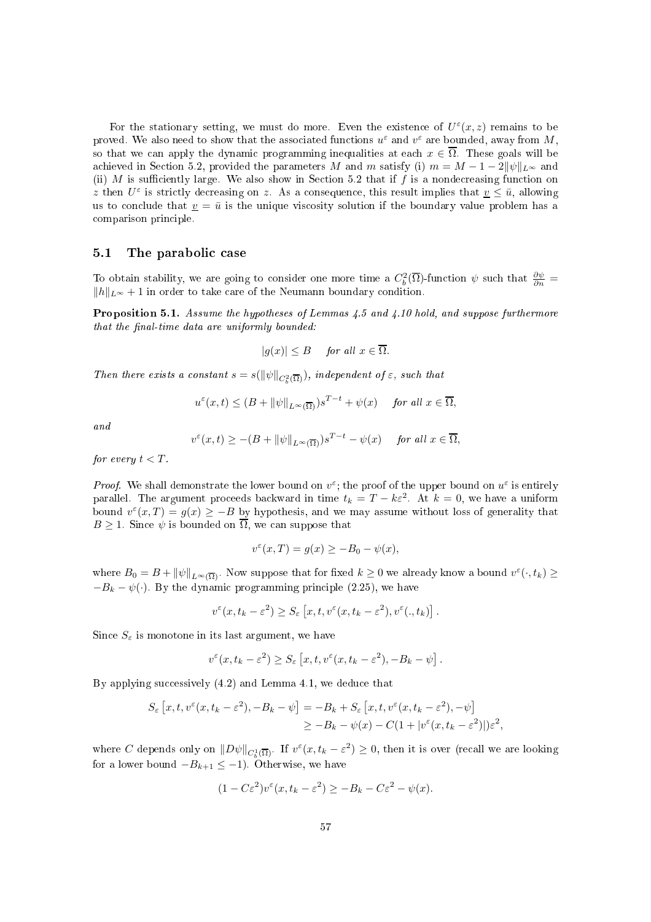For the stationary setting, we must do more. Even the existence of $U^\varepsilon(x,z)$ remains to be proved. We also need to show that the associated functions $u^\varepsilon$ and $v^\varepsilon$ are bounded, away from $M$, so that we can apply the dynamic programming inequalities at each $x \in \overline{\Omega}$. These goals will be achieved in Section 5.2, provided the parameters $M$ and $m$ satisfy (i) $m = M - 1 - 2\|\psi\|_{L^\infty}$ and (ii) $M$ is sufficiently large. We also show in Section 5.2 that if $f$ is a nondecreasing function on $z$ then $U^\varepsilon$ is strictly decreasing on $z$. As a consequence, this result implies that $\underline{v} \le \bar{u}$, allowing us to conclude that $\underline{v} = \bar{u}$ is the unique viscosity solution if the boundary value problem has a comparison principle.

## 5.1 The parabolic case

To obtain stability, we are going to consider one more time a $C_b^2(\overline{\Omega})$-function $\psi$ such that $\frac{\partial \psi}{\partial n} = \|h\|_{L^\infty} + 1$ in order to take care of the Neumann boundary condition.

**Proposition 5.1.** *Assume the hypotheses of Lemmas 4.5 and 4.10 hold, and suppose furthermore that the final-time data are uniformly bounded:*

$$|g(x)| \le B \quad \text{for all } x \in \overline{\Omega}.$$

*Then there exists a constant $s = s(\|\psi\|_{C_b^2(\overline{\Omega})})$, independent of $\varepsilon$, such that*

$$u^\varepsilon(x,t) \le (B + \|\psi\|_{L^\infty(\overline{\Omega})})s^{T-t} + \psi(x) \quad \text{for all } x \in \overline{\Omega},$$

*and*

$$v^\varepsilon(x,t) \ge -(B + \|\psi\|_{L^\infty(\overline{\Omega})})s^{T-t} - \psi(x) \quad \text{for all } x \in \overline{\Omega},$$

*for every $t < T$.*

*Proof.* We shall demonstrate the lower bound on $v^\varepsilon$; the proof of the upper bound on $u^\varepsilon$ is entirely parallel. The argument proceeds backward in time $t_k = T - k\varepsilon^2$. At $k = 0$, we have a uniform bound $v^\varepsilon(x,T) = g(x) \ge -B$ by hypothesis, and we may assume without loss of generality that $B \ge 1$. Since $\psi$ is bounded on $\overline{\Omega}$, we can suppose that

$$v^\varepsilon(x,T) = g(x) \ge -B_0 - \psi(x),$$

where $B_0 = B + \|\psi\|_{L^\infty(\overline{\Omega})}$. Now suppose that for fixed $k \ge 0$ we already know a bound $v^\varepsilon(\cdot, t_k) \ge -B_k - \psi(\cdot)$. By the dynamic programming principle (2.25), we have

$$v^\varepsilon(x, t_k - \varepsilon^2) \ge S_\varepsilon \left[ x, t, v^\varepsilon(x, t_k - \varepsilon^2), v^\varepsilon(., t_k) \right].$$

Since $S_\varepsilon$ is monotone in its last argument, we have

$$v^\varepsilon(x, t_k - \varepsilon^2) \ge S_\varepsilon \left[ x, t, v^\varepsilon(x, t_k - \varepsilon^2), -B_k - \psi \right].$$

By applying successively (4.2) and Lemma 4.1, we deduce that

$$\begin{aligned} S_\varepsilon \left[ x, t, v^\varepsilon(x, t_k - \varepsilon^2), -B_k - \psi \right] &= -B_k + S_\varepsilon \left[ x, t, v^\varepsilon(x, t_k - \varepsilon^2), -\psi \right] \\ &\ge -B_k - \psi(x) - C(1 + |v^\varepsilon(x, t_k - \varepsilon^2)|)\varepsilon^2, \end{aligned}$$

where $C$ depends only on $\|D\psi\|_{C_b^1(\overline{\Omega})}$. If $v^\varepsilon(x, t_k - \varepsilon^2) \ge 0$, then it is over (recall we are looking for a lower bound $-B_{k+1} \le -1$). Otherwise, we have

$$(1 - C\varepsilon^2) v^\varepsilon(x, t_k - \varepsilon^2) \ge -B_k - C\varepsilon^2 - \psi(x).$$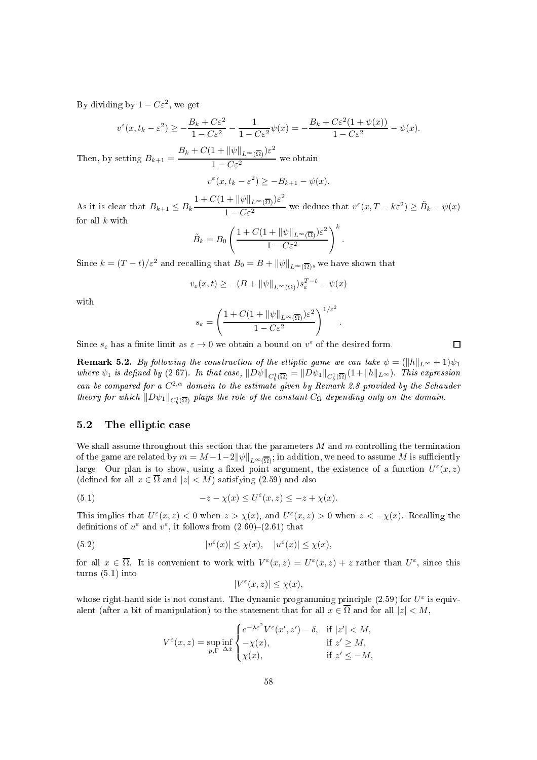By dividing by $1 - C\varepsilon^2$, we get

$$v^\varepsilon(x, t_k - \varepsilon^2) \geq -\frac{B_k + C\varepsilon^2}{1 - C\varepsilon^2} - \frac{1}{1 - C\varepsilon^2}\psi(x) = -\frac{B_k + C\varepsilon^2(1 + \psi(x))}{1 - C\varepsilon^2} - \psi(x).$$

Then, by setting $B_{k+1} = \dfrac{B_k + C(1 + \|\psi\|_{L^\infty(\overline{\Omega})})\varepsilon^2}{1 - C\varepsilon^2}$ we obtain

$$v^\varepsilon(x, t_k - \varepsilon^2) \geq -B_{k+1} - \psi(x).$$

As it is clear that $B_{k+1} \leq B_k \dfrac{1 + C(1 + \|\psi\|_{L^\infty(\overline{\Omega})})\varepsilon^2}{1 - C\varepsilon^2}$ we deduce that $v^\varepsilon(x, T - k\varepsilon^2) \geq \tilde{B}_k - \psi(x)$ for all $k$ with

$$\tilde{B}_k = B_0 \left( \frac{1 + C(1 + \|\psi\|_{L^\infty(\overline{\Omega})})\varepsilon^2}{1 - C\varepsilon^2} \right)^k.$$

Since $k = (T - t)/\varepsilon^2$ and recalling that $B_0 = B + \|\psi\|_{L^\infty(\overline{\Omega})}$, we have shown that

$$v_\varepsilon(x, t) \geq -(B + \|\psi\|_{L^\infty(\overline{\Omega})}) s_\varepsilon^{T-t} - \psi(x)$$

with

$$s_\varepsilon = \left( \frac{1 + C(1 + \|\psi\|_{L^\infty(\overline{\Omega})})\varepsilon^2}{1 - C\varepsilon^2} \right)^{1/\varepsilon^2}.$$

Since $s_\varepsilon$ has a finite limit as $\varepsilon \to 0$ we obtain a bound on $v^\varepsilon$ of the desired form. □

**Remark 5.2.** *By following the construction of the elliptic game we can take $\psi = (\|h\|_{L^\infty} + 1)\psi_1$ where $\psi_1$ is defined by (2.67). In that case, $\|D\psi\|_{C^1_b(\overline{\Omega})} = \|D\psi_1\|_{C^1_b(\overline{\Omega})}(1 + \|h\|_{L^\infty})$. This expression can be compared for a $C^{2,\alpha}$ domain to the estimate given by Remark 2.8 provided by the Schauder theory for which $\|D\psi_1\|_{C^1_b(\overline{\Omega})}$ plays the role of the constant $C_\Omega$ depending only on the domain.*

## 5.2 The elliptic case

We shall assume throughout this section that the parameters $M$ and $m$ controlling the termination of the game are related by $m = M - 1 - 2\|\psi\|_{L^\infty(\overline{\Omega})}$; in addition, we need to assume $M$ is sufficiently large. Our plan is to show, using a fixed point argument, the existence of a function $U^\varepsilon(x, z)$ (defined for all $x \in \overline{\Omega}$ and $|z| < M$) satisfying (2.59) and also

$$-z - \chi(x) \leq U^\varepsilon(x, z) \leq -z + \chi(x). \tag{5.1}$$

This implies that $U^\varepsilon(x, z) < 0$ when $z > \chi(x)$, and $U^\varepsilon(x, z) > 0$ when $z < -\chi(x)$. Recalling the definitions of $u^\varepsilon$ and $v^\varepsilon$, it follows from (2.60)–(2.61) that

$$|v^\varepsilon(x)| \leq \chi(x), \quad |u^\varepsilon(x)| \leq \chi(x), \tag{5.2}$$

for all $x \in \overline{\Omega}$. It is convenient to work with $V^\varepsilon(x, z) = U^\varepsilon(x, z) + z$ rather than $U^\varepsilon$, since this turns (5.1) into

$$|V^\varepsilon(x, z)| \leq \chi(x),$$

whose right-hand side is not constant. The dynamic programming principle (2.59) for $U^\varepsilon$ is equivalent (after a bit of manipulation) to the statement that for all $x \in \overline{\Omega}$ and for all $|z| < M$,

$$V^\varepsilon(x, z) = \sup_{p, \Gamma} \inf_{\Delta \hat{x}} \begin{cases} e^{-\lambda\varepsilon^2} V^\varepsilon(x', z') - \delta, & \text{if } |z'| < M, \\ -\chi(x), & \text{if } z' \geq M, \\ \chi(x), & \text{if } z' \leq -M, \end{cases}$$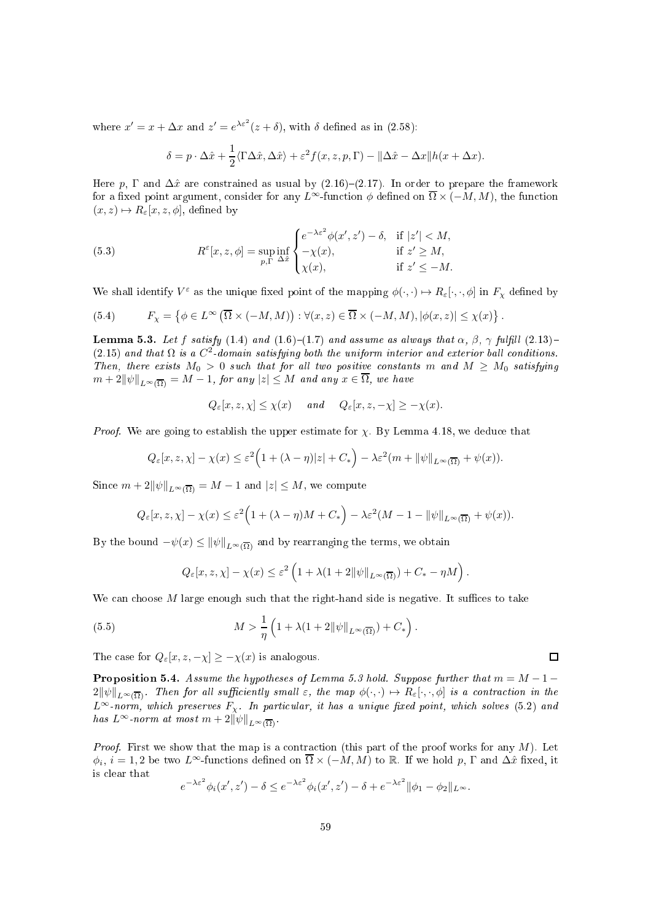where $x' = x + \Delta x$ and $z' = e^{\lambda\varepsilon^2}(z + \delta)$, with $\delta$ defined as in (2.58):

$$\delta = p \cdot \Delta\hat{x} + \frac{1}{2}\langle \Gamma \Delta\hat{x}, \Delta\hat{x}\rangle + \varepsilon^2 f(x, z, p, \Gamma) - \|\Delta\hat{x} - \Delta x\| h(x + \Delta x).$$

Here $p$, $\Gamma$ and $\Delta\hat{x}$ are constrained as usual by (2.16)–(2.17). In order to prepare the framework for a fixed point argument, consider for any $L^\infty$-function $\phi$ defined on $\overline{\Omega} \times (-M, M)$, the function $(x, z) \mapsto R_\varepsilon[x, z, \phi]$, defined by

$$R^\varepsilon[x, z, \phi] = \sup_{p,\Gamma} \inf_{\Delta\hat{x}} \begin{cases} e^{-\lambda\varepsilon^2}\phi(x', z') - \delta, & \text{if } |z'| < M, \\ -\chi(x), & \text{if } z' \geq M, \\ \chi(x), & \text{if } z' \leq -M. \end{cases} \tag{5.3}$$

We shall identify $V^\varepsilon$ as the unique fixed point of the mapping $\phi(\cdot, \cdot) \mapsto R_\varepsilon[\cdot, \cdot, \phi]$ in $F_\chi$ defined by

$$F_\chi = \left\{\phi \in L^\infty\left(\overline{\Omega} \times (-M, M)\right) : \forall (x, z) \in \overline{\Omega} \times (-M, M), |\phi(x, z)| \leq \chi(x)\right\}. \tag{5.4}$$

**Lemma 5.3.** *Let $f$ satisfy (1.4) and (1.6)–(1.7) and assume as always that $\alpha$, $\beta$, $\gamma$ fulfill (2.13)–(2.15) and that $\Omega$ is a $C^2$-domain satisfying both the uniform interior and exterior ball conditions. Then, there exists $M_0 > 0$ such that for all two positive constants $m$ and $M \geq M_0$ satisfying $m + 2\|\psi\|_{L^\infty(\overline{\Omega})} = M - 1$, for any $|z| \leq M$ and any $x \in \overline{\Omega}$, we have*

$$Q_\varepsilon[x, z, \chi] \leq \chi(x) \quad \text{ and } \quad Q_\varepsilon[x, z, -\chi] \geq -\chi(x).$$

*Proof.* We are going to establish the upper estimate for $\chi$. By Lemma 4.18, we deduce that

$$Q_\varepsilon[x, z, \chi] - \chi(x) \leq \varepsilon^2\Big(1 + (\lambda - \eta)|z| + C_*\Big) - \lambda\varepsilon^2(m + \|\psi\|_{L^\infty(\overline{\Omega})} + \psi(x)).$$

Since $m + 2\|\psi\|_{L^\infty(\overline{\Omega})} = M - 1$ and $|z| \leq M$, we compute

$$Q_\varepsilon[x, z, \chi] - \chi(x) \leq \varepsilon^2\Big(1 + (\lambda - \eta)M + C_*\Big) - \lambda\varepsilon^2(M - 1 - \|\psi\|_{L^\infty(\overline{\Omega})} + \psi(x)).$$

By the bound $-\psi(x) \leq \|\psi\|_{L^\infty(\overline{\Omega})}$ and by rearranging the terms, we obtain

$$Q_\varepsilon[x, z, \chi] - \chi(x) \leq \varepsilon^2\left(1 + \lambda(1 + 2\|\psi\|_{L^\infty(\overline{\Omega})}) + C_* - \eta M\right).$$

We can choose $M$ large enough such that the right-hand side is negative. It suffices to take

$$M > \frac{1}{\eta}\left(1 + \lambda(1 + 2\|\psi\|_{L^\infty(\overline{\Omega})}) + C_*\right). \tag{5.5}$$

The case for $Q_\varepsilon[x, z, -\chi] \geq -\chi(x)$ is analogous. $\square$

**Proposition 5.4.** *Assume the hypotheses of Lemma 5.3 hold. Suppose further that $m = M - 1 - 2\|\psi\|_{L^\infty(\overline{\Omega})}$. Then for all sufficiently small $\varepsilon$, the map $\phi(\cdot, \cdot) \mapsto R_\varepsilon[\cdot, \cdot, \phi]$ is a contraction in the $L^\infty$-norm, which preserves $F_\chi$. In particular, it has a unique fixed point, which solves (5.2) and has $L^\infty$-norm at most $m + 2\|\psi\|_{L^\infty(\overline{\Omega})}$.*

*Proof.* First we show that the map is a contraction (this part of the proof works for any $M$). Let $\phi_i$, $i = 1, 2$ be two $L^\infty$-functions defined on $\overline{\Omega} \times (-M, M)$ to $\mathbb{R}$. If we hold $p$, $\Gamma$ and $\Delta\hat{x}$ fixed, it is clear that

$$e^{-\lambda\varepsilon^2}\phi_i(x', z') - \delta \leq e^{-\lambda\varepsilon^2}\phi_i(x', z') - \delta + e^{-\lambda\varepsilon^2}\|\phi_1 - \phi_2\|_{L^\infty}.$$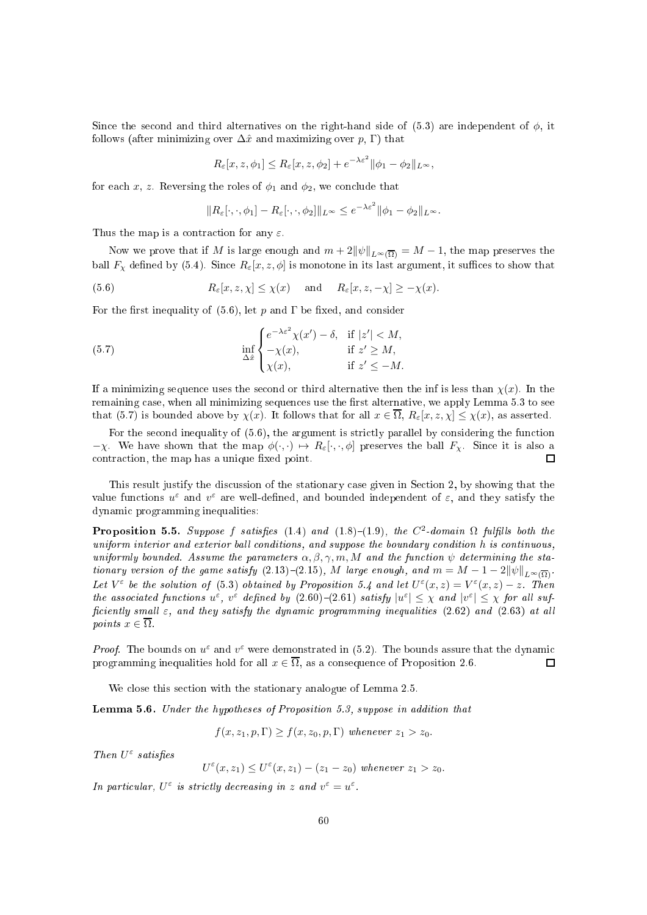Since the second and third alternatives on the right-hand side of (5.3) are independent of $\phi$, it follows (after minimizing over $\Delta\hat{x}$ and maximizing over $p$, $\Gamma$) that

$$R_\varepsilon[x, z, \phi_1] \leq R_\varepsilon[x, z, \phi_2] + e^{-\lambda\varepsilon^2}\|\phi_1 - \phi_2\|_{L^\infty},$$

for each $x$, $z$. Reversing the roles of $\phi_1$ and $\phi_2$, we conclude that

$$\|R_\varepsilon[\cdot, \cdot, \phi_1] - R_\varepsilon[\cdot, \cdot, \phi_2]\|_{L^\infty} \leq e^{-\lambda\varepsilon^2}\|\phi_1 - \phi_2\|_{L^\infty}.$$

Thus the map is a contraction for any $\varepsilon$.

Now we prove that if $M$ is large enough and $m + 2\|\psi\|_{L^\infty(\overline{\Omega})} = M - 1$, the map preserves the ball $F_\chi$ defined by (5.4). Since $R_\varepsilon[x, z, \phi]$ is monotone in its last argument, it suffices to show that

$$R_\varepsilon[x, z, \chi] \leq \chi(x) \quad \text{and} \quad R_\varepsilon[x, z, -\chi] \geq -\chi(x). \tag{5.6}$$

For the first inequality of (5.6), let $p$ and $\Gamma$ be fixed, and consider

$$\inf_{\Delta\hat{x}} \begin{cases} e^{-\lambda\varepsilon^2}\chi(x') - \delta, & \text{if } |z'| < M, \\ -\chi(x), & \text{if } z' \geq M, \\ \chi(x), & \text{if } z' \leq -M. \end{cases} \tag{5.7}$$

If a minimizing sequence uses the second or third alternative then the inf is less than $\chi(x)$. In the remaining case, when all minimizing sequences use the first alternative, we apply Lemma 5.3 to see that (5.7) is bounded above by $\chi(x)$. It follows that for all $x \in \overline{\Omega}$, $R_\varepsilon[x, z, \chi] \leq \chi(x)$, as asserted.

For the second inequality of (5.6), the argument is strictly parallel by considering the function $-\chi$. We have shown that the map $\phi(\cdot, \cdot) \mapsto R_\varepsilon[\cdot, \cdot, \phi]$ preserves the ball $F_\chi$. Since it is also a contraction, the map has a unique fixed point. $\square$

This result justify the discussion of the stationary case given in Section 2, by showing that the value functions $u^\varepsilon$ and $v^\varepsilon$ are well-defined, and bounded independent of $\varepsilon$, and they satisfy the dynamic programming inequalities:

**Proposition 5.5.** *Suppose $f$ satisfies (1.4) and (1.8)–(1.9), the $C^2$-domain $\Omega$ fulfills both the uniform interior and exterior ball conditions, and suppose the boundary condition $h$ is continuous, uniformly bounded. Assume the parameters $\alpha, \beta, \gamma, m, M$ and the function $\psi$ determining the stationary version of the game satisfy (2.13)–(2.15), $M$ large enough, and $m = M - 1 - 2\|\psi\|_{L^\infty(\overline{\Omega})}$. Let $V^\varepsilon$ be the solution of (5.3) obtained by Proposition 5.4 and let $U^\varepsilon(x, z) = V^\varepsilon(x, z) - z$. Then the associated functions $u^\varepsilon$, $v^\varepsilon$ defined by (2.60)–(2.61) satisfy $|u^\varepsilon| \leq \chi$ and $|v^\varepsilon| \leq \chi$ for all sufficiently small $\varepsilon$, and they satisfy the dynamic programming inequalities (2.62) and (2.63) at all points $x \in \overline{\Omega}$.*

*Proof.* The bounds on $u^\varepsilon$ and $v^\varepsilon$ were demonstrated in (5.2). The bounds assure that the dynamic programming inequalities hold for all $x \in \overline{\Omega}$, as a consequence of Proposition 2.6. $\square$

We close this section with the stationary analogue of Lemma 2.5.

**Lemma 5.6.** *Under the hypotheses of Proposition 5.3, suppose in addition that*

$$f(x, z_1, p, \Gamma) \geq f(x, z_0, p, \Gamma) \text{ whenever } z_1 > z_0.$$

*Then $U^\varepsilon$ satisfies*

$$U^\varepsilon(x, z_1) \leq U^\varepsilon(x, z_1) - (z_1 - z_0) \text{ whenever } z_1 > z_0.$$

*In particular, $U^\varepsilon$ is strictly decreasing in $z$ and $v^\varepsilon = u^\varepsilon$.*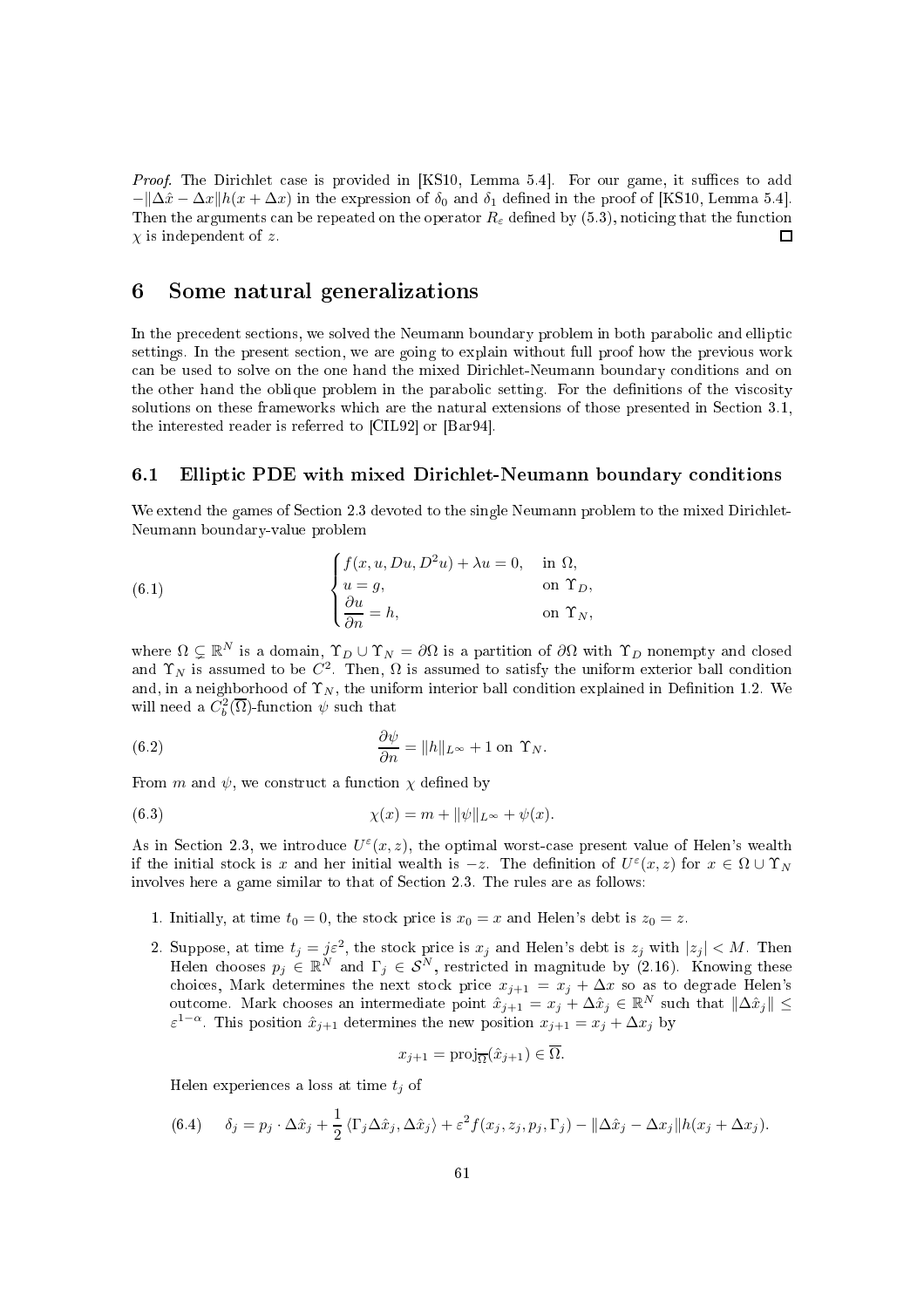*Proof.* The Dirichlet case is provided in [KS10, Lemma 5.4]. For our game, it suffices to add $-\|\Delta\hat{x} - \Delta x\| h(x + \Delta x)$ in the expression of $\delta_0$ and $\delta_1$ defined in the proof of [KS10, Lemma 5.4]. Then the arguments can be repeated on the operator $R_\varepsilon$ defined by (5.3), noticing that the function $\chi$ is independent of $z$. $\square$

# 6 Some natural generalizations

In the precedent sections, we solved the Neumann boundary problem in both parabolic and elliptic settings. In the present section, we are going to explain without full proof how the previous work can be used to solve on the one hand the mixed Dirichlet-Neumann boundary conditions and on the other hand the oblique problem in the parabolic setting. For the definitions of the viscosity solutions on these frameworks which are the natural extensions of those presented in Section 3.1, the interested reader is referred to [CIL92] or [Bar94].

## 6.1 Elliptic PDE with mixed Dirichlet-Neumann boundary conditions

We extend the games of Section 2.3 devoted to the single Neumann problem to the mixed Dirichlet-Neumann boundary-value problem

$$
(6.1) \qquad \begin{cases} f(x, u, Du, D^2u) + \lambda u = 0, & \text{in } \Omega, \\ u = g, & \text{on } \Upsilon_D, \\ \dfrac{\partial u}{\partial n} = h, & \text{on } \Upsilon_N, \end{cases}
$$

where $\Omega \subsetneq \mathbb{R}^N$ is a domain, $\Upsilon_D \cup \Upsilon_N = \partial\Omega$ is a partition of $\partial\Omega$ with $\Upsilon_D$ nonempty and closed and $\Upsilon_N$ is assumed to be $C^2$. Then, $\Omega$ is assumed to satisfy the uniform exterior ball condition and, in a neighborhood of $\Upsilon_N$, the uniform interior ball condition explained in Definition 1.2. We will need a $C^2_b(\overline{\Omega})$-function $\psi$ such that

$$
(6.2) \qquad \frac{\partial \psi}{\partial n} = \|h\|_{L^\infty} + 1 \text{ on } \Upsilon_N.
$$

From $m$ and $\psi$, we construct a function $\chi$ defined by

$$
(6.3) \qquad \chi(x) = m + \|\psi\|_{L^\infty} + \psi(x).
$$

As in Section 2.3, we introduce $U^\varepsilon(x, z)$, the optimal worst-case present value of Helen's wealth if the initial stock is $x$ and her initial wealth is $-z$. The definition of $U^\varepsilon(x, z)$ for $x \in \Omega \cup \Upsilon_N$ involves here a game similar to that of Section 2.3. The rules are as follows:

1. Initially, at time $t_0 = 0$, the stock price is $x_0 = x$ and Helen's debt is $z_0 = z$.
2. Suppose, at time $t_j = j\varepsilon^2$, the stock price is $x_j$ and Helen's debt is $z_j$ with $|z_j| < M$. Then Helen chooses $p_j \in \mathbb{R}^N$ and $\Gamma_j \in \mathcal{S}^N$, restricted in magnitude by (2.16). Knowing these choices, Mark determines the next stock price $x_{j+1} = x_j + \Delta x$ so as to degrade Helen's outcome. Mark chooses an intermediate point $\hat{x}_{j+1} = x_j + \Delta\hat{x}_j \in \mathbb{R}^N$ such that $\|\Delta\hat{x}_j\| \leq \varepsilon^{1-\alpha}$. This position $\hat{x}_{j+1}$ determines the new position $x_{j+1} = x_j + \Delta x_j$ by

$$
x_{j+1} = \mathrm{proj}_{\overline{\Omega}}(\hat{x}_{j+1}) \in \overline{\Omega}.
$$

Helen experiences a loss at time $t_j$ of

$$
(6.4) \qquad \delta_j = p_j \cdot \Delta\hat{x}_j + \frac{1}{2}\langle \Gamma_j \Delta\hat{x}_j, \Delta\hat{x}_j \rangle + \varepsilon^2 f(x_j, z_j, p_j, \Gamma_j) - \|\Delta\hat{x}_j - \Delta x_j\| h(x_j + \Delta x_j).
$$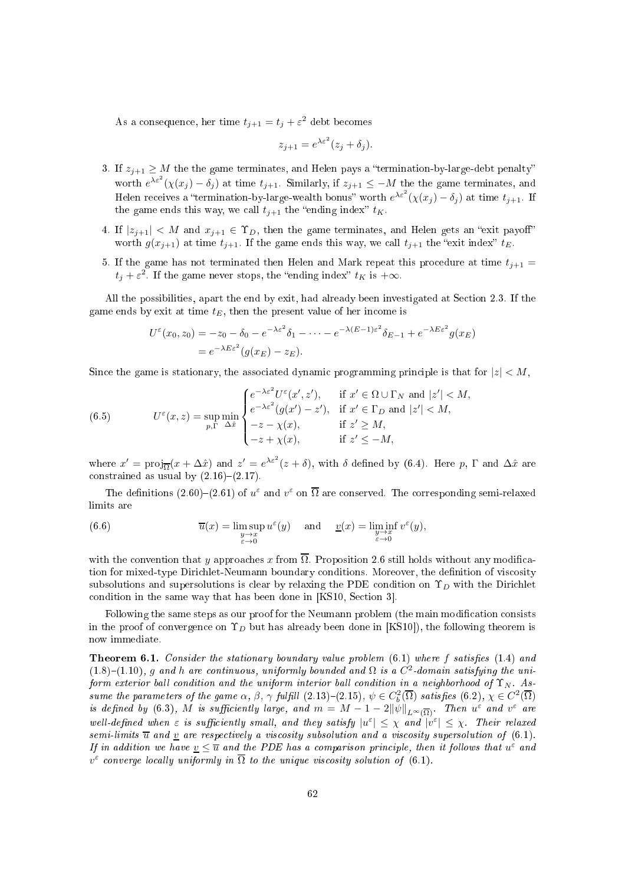As a consequence, her time $t_{j+1} = t_j + \varepsilon^2$ debt becomes

$$z_{j+1} = e^{\lambda\varepsilon^2}(z_j + \delta_j).$$

3. If $z_{j+1} \geq M$ the the game terminates, and Helen pays a "termination-by-large-debt penalty" worth $e^{\lambda\varepsilon^2}(\chi(x_j) - \delta_j)$ at time $t_{j+1}$. Similarly, if $z_{j+1} \leq -M$ the the game terminates, and Helen receives a "termination-by-large-wealth bonus" worth $e^{\lambda\varepsilon^2}(\chi(x_j) - \delta_j)$ at time $t_{j+1}$. If the game ends this way, we call $t_{j+1}$ the "ending index" $t_K$.
4. If $|z_{j+1}| < M$ and $x_{j+1} \in \Upsilon_D$, then the game terminates, and Helen gets an "exit payoff" worth $g(x_{j+1})$ at time $t_{j+1}$. If the game ends this way, we call $t_{j+1}$ the "exit index" $t_E$.
5. If the game has not terminated then Helen and Mark repeat this procedure at time $t_{j+1} = t_j + \varepsilon^2$. If the game never stops, the "ending index" $t_K$ is $+\infty$.

All the possibilities, apart the end by exit, had already been investigated at Section 2.3. If the game ends by exit at time $t_E$, then the present value of her income is

$$\begin{aligned}
U^\varepsilon(x_0, z_0) &= -z_0 - \delta_0 - e^{-\lambda\varepsilon^2}\delta_1 - \cdots - e^{-\lambda(E-1)\varepsilon^2}\delta_{E-1} + e^{-\lambda E\varepsilon^2} g(x_E) \\
&= e^{-\lambda E\varepsilon^2}(g(x_E) - z_E).
\end{aligned}$$

Since the game is stationary, the associated dynamic programming principle is that for $|z| < M$,

$$U^\varepsilon(x, z) = \sup_{p,\Gamma} \min_{\Delta\hat{x}} \begin{cases} e^{-\lambda\varepsilon^2} U^\varepsilon(x', z'), & \text{if } x' \in \Omega \cup \Gamma_N \text{ and } |z'| < M, \\ e^{-\lambda\varepsilon^2}(g(x') - z'), & \text{if } x' \in \Gamma_D \text{ and } |z'| < M, \\ -z - \chi(x), & \text{if } z' \geq M, \\ -z + \chi(x), & \text{if } z' \leq -M, \end{cases} \tag{6.5}$$

where $x' = \mathrm{proj}_{\overline{\Omega}}(x + \Delta\hat{x})$ and $z' = e^{\lambda\varepsilon^2}(z + \delta)$, with $\delta$ defined by (6.4). Here $p$, $\Gamma$ and $\Delta\hat{x}$ are constrained as usual by (2.16)–(2.17).

The definitions (2.60)–(2.61) of $u^\varepsilon$ and $v^\varepsilon$ on $\overline{\Omega}$ are conserved. The corresponding semi-relaxed limits are

$$\overline{u}(x) = \limsup_{\substack{y \to x \\ \varepsilon \to 0}} u^\varepsilon(y) \quad \text{ and } \quad \underline{v}(x) = \liminf_{\substack{y \to x \\ \varepsilon \to 0}} v^\varepsilon(y), \tag{6.6}$$

with the convention that $y$ approaches $x$ from $\overline{\Omega}$. Proposition 2.6 still holds without any modification for mixed-type Dirichlet-Neumann boundary conditions. Moreover, the definition of viscosity subsolutions and supersolutions is clear by relaxing the PDE condition on $\Upsilon_D$ with the Dirichlet condition in the same way that has been done in [KS10, Section 3].

Following the same steps as our proof for the Neumann problem (the main modification consists in the proof of convergence on $\Upsilon_D$ but has already been done in [KS10]), the following theorem is now immediate.

**Theorem 6.1.** *Consider the stationary boundary value problem (6.1) where $f$ satisfies (1.4) and (1.8)–(1.10), $g$ and $h$ are continuous, uniformly bounded and $\Omega$ is a $C^2$-domain satisfying the uniform exterior ball condition and the uniform interior ball condition in a neighborhood of $\Upsilon_N$. Assume the parameters of the game $\alpha$, $\beta$, $\gamma$ fulfill (2.13)–(2.15), $\psi \in C_b^2(\overline{\Omega})$ satisfies (6.2), $\chi \in C^2(\overline{\Omega})$ is defined by (6.3), $M$ is sufficiently large, and $m = M - 1 - 2\|\psi\|_{L^\infty(\overline{\Omega})}$. Then $u^\varepsilon$ and $v^\varepsilon$ are well-defined when $\varepsilon$ is sufficiently small, and they satisfy $|u^\varepsilon| \leq \chi$ and $|v^\varepsilon| \leq \chi$. Their relaxed semi-limits $\overline{u}$ and $\underline{v}$ are respectively a viscosity subsolution and a viscosity supersolution of (6.1). If in addition we have $\underline{v} \leq \overline{u}$ and the PDE has a comparison principle, then it follows that $u^\varepsilon$ and $v^\varepsilon$ converge locally uniformly in $\overline{\Omega}$ to the unique viscosity solution of (6.1).*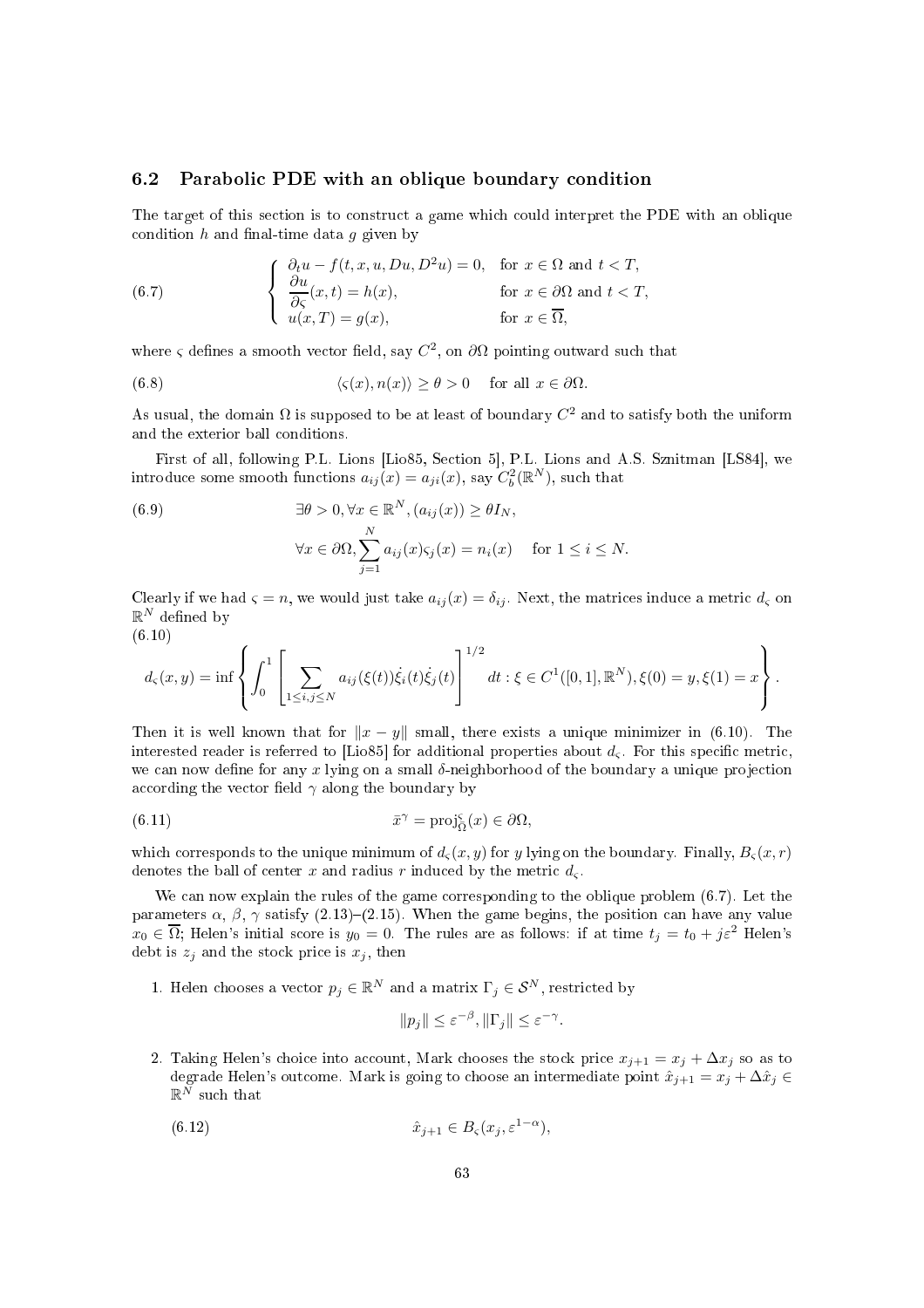### 6.2 Parabolic PDE with an oblique boundary condition

The target of this section is to construct a game which could interpret the PDE with an oblique condition $h$ and final-time data $g$ given by

$$
\left\{
\begin{array}{ll}
\partial_t u - f(t,x,u,Du,D^2u) = 0, & \text{for } x \in \Omega \text{ and } t < T, \\
\dfrac{\partial u}{\partial \varsigma}(x,t) = h(x), & \text{for } x \in \partial\Omega \text{ and } t < T, \\
u(x,T) = g(x), & \text{for } x \in \overline{\Omega},
\end{array}
\right.
\tag{6.7}
$$

where $\varsigma$ defines a smooth vector field, say $C^2$, on $\partial\Omega$ pointing outward such that

$$
\langle \varsigma(x), n(x) \rangle \geq \theta > 0 \quad \text{for all } x \in \partial\Omega. \tag{6.8}
$$

As usual, the domain $\Omega$ is supposed to be at least of boundary $C^2$ and to satisfy both the uniform and the exterior ball conditions.

First of all, following P.L. Lions [Lio85, Section 5], P.L. Lions and A.S. Sznitman [LS84], we introduce some smooth functions $a_{ij}(x) = a_{ji}(x)$, say $C_b^2(\mathbb{R}^N)$, such that

$$
\begin{aligned}
&\exists \theta > 0, \forall x \in \mathbb{R}^N, (a_{ij}(x)) \geq \theta I_N, \\
&\forall x \in \partial\Omega, \sum_{j=1}^{N} a_{ij}(x)\varsigma_j(x) = n_i(x) \quad \text{for } 1 \leq i \leq N.
\end{aligned}
\tag{6.9}
$$

Clearly if we had $\varsigma = n$, we would just take $a_{ij}(x) = \delta_{ij}$. Next, the matrices induce a metric $d_\varsigma$ on $\mathbb{R}^N$ defined by

$$
d_\varsigma(x,y) = \inf\left\{ \int_0^1 \left[ \sum_{1\leq i,j\leq N} a_{ij}(\xi(t))\dot{\xi}_i(t)\dot{\xi}_j(t) \right]^{1/2} dt : \xi \in C^1([0,1],\mathbb{R}^N), \xi(0) = y, \xi(1) = x \right\}. \tag{6.10}
$$

Then it is well known that for $\|x-y\|$ small, there exists a unique minimizer in (6.10). The interested reader is referred to [Lio85] for additional properties about $d_\varsigma$. For this specific metric, we can now define for any $x$ lying on a small $\delta$-neighborhood of the boundary a unique projection according the vector field $\gamma$ along the boundary by

$$
\bar{x}^\gamma = \mathrm{proj}_{\Omega}^{\varsigma}(x) \in \partial\Omega, \tag{6.11}
$$

which corresponds to the unique minimum of $d_\varsigma(x,y)$ for $y$ lying on the boundary. Finally, $B_\varsigma(x,r)$ denotes the ball of center $x$ and radius $r$ induced by the metric $d_\varsigma$.

We can now explain the rules of the game corresponding to the oblique problem (6.7). Let the parameters $\alpha$, $\beta$, $\gamma$ satisfy (2.13)–(2.15). When the game begins, the position can have any value $x_0 \in \overline{\Omega}$; Helen's initial score is $y_0 = 0$. The rules are as follows: if at time $t_j = t_0 + j\varepsilon^2$ Helen's debt is $z_j$ and the stock price is $x_j$, then

1. Helen chooses a vector $p_j \in \mathbb{R}^N$ and a matrix $\Gamma_j \in \mathcal{S}^N$, restricted by
$$\|p_j\| \leq \varepsilon^{-\beta}, \|\Gamma_j\| \leq \varepsilon^{-\gamma}.$$

2. Taking Helen's choice into account, Mark chooses the stock price $x_{j+1} = x_j + \Delta x_j$ so as to degrade Helen's outcome. Mark is going to choose an intermediate point $\hat{x}_{j+1} = x_j + \Delta\hat{x}_j \in \mathbb{R}^N$ such that
$$
\hat{x}_{j+1} \in B_\varsigma(x_j, \varepsilon^{1-\alpha}), \tag{6.12}
$$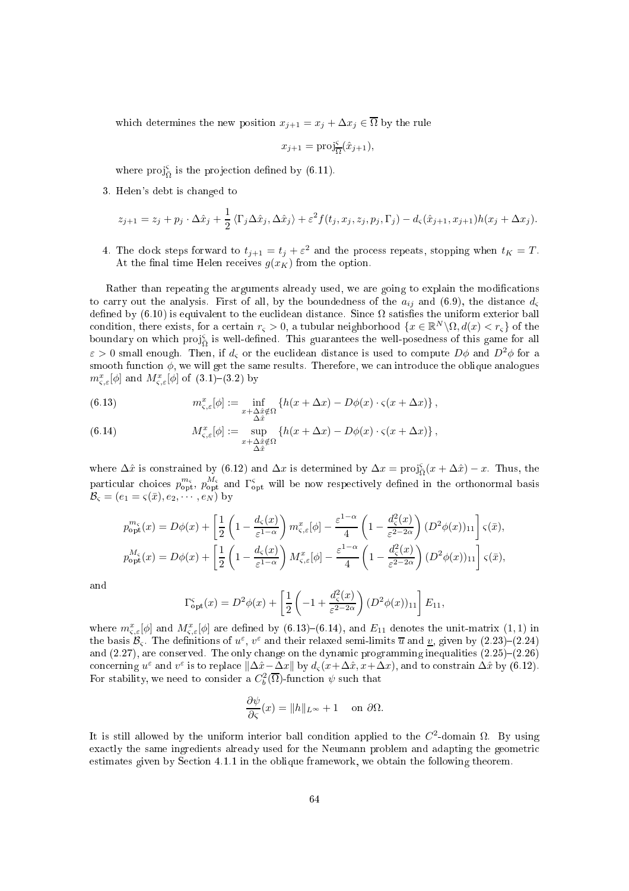which determines the new position $x_{j+1} = x_j + \Delta x_j \in \overline{\Omega}$ by the rule

$$x_{j+1} = \mathrm{proj}^{\varsigma}_{\overline{\Omega}}(\hat{x}_{j+1}),$$

where $\mathrm{proj}^{\varsigma}_{\overline{\Omega}}$ is the projection defined by (6.11).

3. Helen's debt is changed to

$$z_{j+1} = z_j + p_j \cdot \Delta\hat{x}_j + \frac{1}{2}\langle \Gamma_j \Delta\hat{x}_j, \Delta\hat{x}_j\rangle + \varepsilon^2 f(t_j, x_j, z_j, p_j, \Gamma_j) - d_\varsigma(\hat{x}_{j+1}, x_{j+1})h(x_j + \Delta x_j).$$

4. The clock steps forward to $t_{j+1} = t_j + \varepsilon^2$ and the process repeats, stopping when $t_K = T$. At the final time Helen receives $g(x_K)$ from the option.

Rather than repeating the arguments already used, we are going to explain the modifications to carry out the analysis. First of all, by the boundedness of the $a_{ij}$ and (6.9), the distance $d_\varsigma$ defined by (6.10) is equivalent to the euclidean distance. Since $\Omega$ satisfies the uniform exterior ball condition, there exists, for a certain $r_\varsigma > 0$, a tubular neighborhood $\{x \in \mathbb{R}^N \backslash \Omega, d(x) < r_\varsigma\}$ of the boundary on which $\mathrm{proj}^{\varsigma}_{\overline{\Omega}}$ is well-defined. This guarantees the well-posedness of this game for all $\varepsilon > 0$ small enough. Then, if $d_\varsigma$ or the euclidean distance is used to compute $D\phi$ and $D^2\phi$ for a smooth function $\phi$, we will get the same results. Therefore, we can introduce the oblique analogues $m^x_{\varsigma,\varepsilon}[\phi]$ and $M^x_{\varsigma,\varepsilon}[\phi]$ of (3.1)–(3.2) by

$$m^x_{\varsigma,\varepsilon}[\phi] := \inf_{\substack{x+\Delta\hat{x}\notin\Omega \\ \Delta\hat{x}}} \{h(x+\Delta x) - D\phi(x)\cdot\varsigma(x+\Delta x)\}, \tag{6.13}$$

$$M^x_{\varsigma,\varepsilon}[\phi] := \sup_{\substack{x+\Delta\hat{x}\notin\Omega \\ \Delta\hat{x}}} \{h(x+\Delta x) - D\phi(x)\cdot\varsigma(x+\Delta x)\}, \tag{6.14}$$

where $\Delta\hat{x}$ is constrained by (6.12) and $\Delta x$ is determined by $\Delta x = \mathrm{proj}^{\varsigma}_{\overline{\Omega}}(x+\Delta\hat{x}) - x$. Thus, the particular choices $p^{m_\varsigma}_{\mathrm{opt}}$, $p^{M_\varsigma}_{\mathrm{opt}}$ and $\Gamma^{\varsigma}_{\mathrm{opt}}$ will be now respectively defined in the orthonormal basis $\mathcal{B}_\varsigma = (e_1 = \varsigma(\bar{x}), e_2, \cdots, e_N)$ by

$$p^{m_\varsigma}_{\mathrm{opt}}(x) = D\phi(x) + \left[\frac{1}{2}\left(1 - \frac{d_\varsigma(x)}{\varepsilon^{1-\alpha}}\right) m^x_{\varsigma,\varepsilon}[\phi] - \frac{\varepsilon^{1-\alpha}}{4}\left(1 - \frac{d^2_\varsigma(x)}{\varepsilon^{2-2\alpha}}\right)(D^2\phi(x))_{11}\right]\varsigma(\bar{x}),$$

$$p^{M_\varsigma}_{\mathrm{opt}}(x) = D\phi(x) + \left[\frac{1}{2}\left(1 - \frac{d_\varsigma(x)}{\varepsilon^{1-\alpha}}\right) M^x_{\varsigma,\varepsilon}[\phi] - \frac{\varepsilon^{1-\alpha}}{4}\left(1 - \frac{d^2_\varsigma(x)}{\varepsilon^{2-2\alpha}}\right)(D^2\phi(x))_{11}\right]\varsigma(\bar{x}),$$

and

$$\Gamma^{\varsigma}_{\mathrm{opt}}(x) = D^2\phi(x) + \left[\frac{1}{2}\left(-1 + \frac{d^2_\varsigma(x)}{\varepsilon^{2-2\alpha}}\right)(D^2\phi(x))_{11}\right]E_{11},$$

where $m^x_{\varsigma,\varepsilon}[\phi]$ and $M^x_{\varsigma,\varepsilon}[\phi]$ are defined by (6.13)–(6.14), and $E_{11}$ denotes the unit-matrix $(1,1)$ in the basis $\mathcal{B}_\varsigma$. The definitions of $u^\varepsilon$, $v^\varepsilon$ and their relaxed semi-limits $\overline{u}$ and $\underline{v}$, given by (2.23)–(2.24) and (2.27), are conserved. The only change on the dynamic programming inequalities (2.25)–(2.26) concerning $u^\varepsilon$ and $v^\varepsilon$ is to replace $\|\Delta\hat{x} - \Delta x\|$ by $d_\varsigma(x+\Delta\hat{x}, x+\Delta x)$, and to constrain $\Delta\hat{x}$ by (6.12). For stability, we need to consider a $C^2_b(\overline{\Omega})$-function $\psi$ such that

$$\frac{\partial\psi}{\partial\varsigma}(x) = \|h\|_{L^\infty} + 1 \quad \text{on } \partial\Omega.$$

It is still allowed by the uniform interior ball condition applied to the $C^2$-domain $\Omega$. By using exactly the same ingredients already used for the Neumann problem and adapting the geometric estimates given by Section 4.1.1 in the oblique framework, we obtain the following theorem.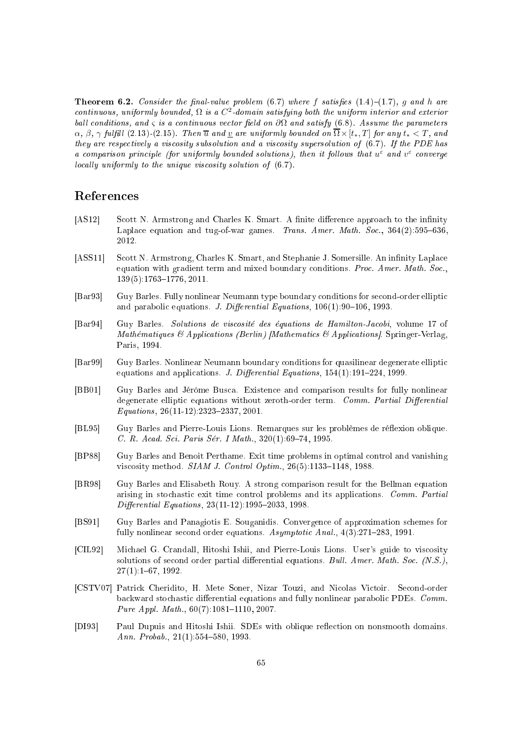**Theorem 6.2.** *Consider the final-value problem (6.7) where $f$ satisfies (1.4)–(1.7), $g$ and $h$ are continuous, uniformly bounded, $\Omega$ is a $C^2$-domain satisfying both the uniform interior and exterior ball conditions, and $\varsigma$ is a continuous vector field on $\partial\Omega$ and satisfy (6.8). Assume the parameters $\alpha$, $\beta$, $\gamma$ fulfill (2.13)-(2.15). Then $\overline{u}$ and $\underline{v}$ are uniformly bounded on $\overline{\Omega} \times [t_*, T]$ for any $t_* < T$, and they are respectively a viscosity subsolution and a viscosity supersolution of (6.7). If the PDE has a comparison principle (for uniformly bounded solutions), then it follows that $u^\varepsilon$ and $v^\varepsilon$ converge locally uniformly to the unique viscosity solution of (6.7).*

# References

[AS12] Scott N. Armstrong and Charles K. Smart. A finite difference approach to the infinity Laplace equation and tug-of-war games. *Trans. Amer. Math. Soc.*, 364(2):595–636, 2012.

[ASS11] Scott N. Armstrong, Charles K. Smart, and Stephanie J. Somersille. An infinity Laplace equation with gradient term and mixed boundary conditions. *Proc. Amer. Math. Soc.*, 139(5):1763–1776, 2011.

[Bar93] Guy Barles. Fully nonlinear Neumann type boundary conditions for second-order elliptic and parabolic equations. *J. Differential Equations*, 106(1):90–106, 1993.

[Bar94] Guy Barles. *Solutions de viscosité des équations de Hamilton-Jacobi*, volume 17 of *Mathématiques & Applications (Berlin) [Mathematics & Applications]*. Springer-Verlag, Paris, 1994.

[Bar99] Guy Barles. Nonlinear Neumann boundary conditions for quasilinear degenerate elliptic equations and applications. *J. Differential Equations*, 154(1):191–224, 1999.

[BB01] Guy Barles and Jérôme Busca. Existence and comparison results for fully nonlinear degenerate elliptic equations without zeroth-order term. *Comm. Partial Differential Equations*, 26(11-12):2323–2337, 2001.

[BL95] Guy Barles and Pierre-Louis Lions. Remarques sur les problèmes de réflexion oblique. *C. R. Acad. Sci. Paris Sér. I Math.*, 320(1):69–74, 1995.

[BP88] Guy Barles and Benoit Perthame. Exit time problems in optimal control and vanishing viscosity method. *SIAM J. Control Optim.*, 26(5):1133–1148, 1988.

[BR98] Guy Barles and Elisabeth Rouy. A strong comparison result for the Bellman equation arising in stochastic exit time control problems and its applications. *Comm. Partial Differential Equations*, 23(11-12):1995–2033, 1998.

[BS91] Guy Barles and Panagiotis E. Souganidis. Convergence of approximation schemes for fully nonlinear second order equations. *Asymptotic Anal.*, 4(3):271–283, 1991.

[CIL92] Michael G. Crandall, Hitoshi Ishii, and Pierre-Louis Lions. User's guide to viscosity solutions of second order partial differential equations. *Bull. Amer. Math. Soc. (N.S.)*, 27(1):1–67, 1992.

[CSTV07] Patrick Cheridito, H. Mete Soner, Nizar Touzi, and Nicolas Victoir. Second-order backward stochastic differential equations and fully nonlinear parabolic PDEs. *Comm. Pure Appl. Math.*, 60(7):1081–1110, 2007.

[DI93] Paul Dupuis and Hitoshi Ishii. SDEs with oblique reflection on nonsmooth domains. *Ann. Probab.*, 21(1):554–580, 1993.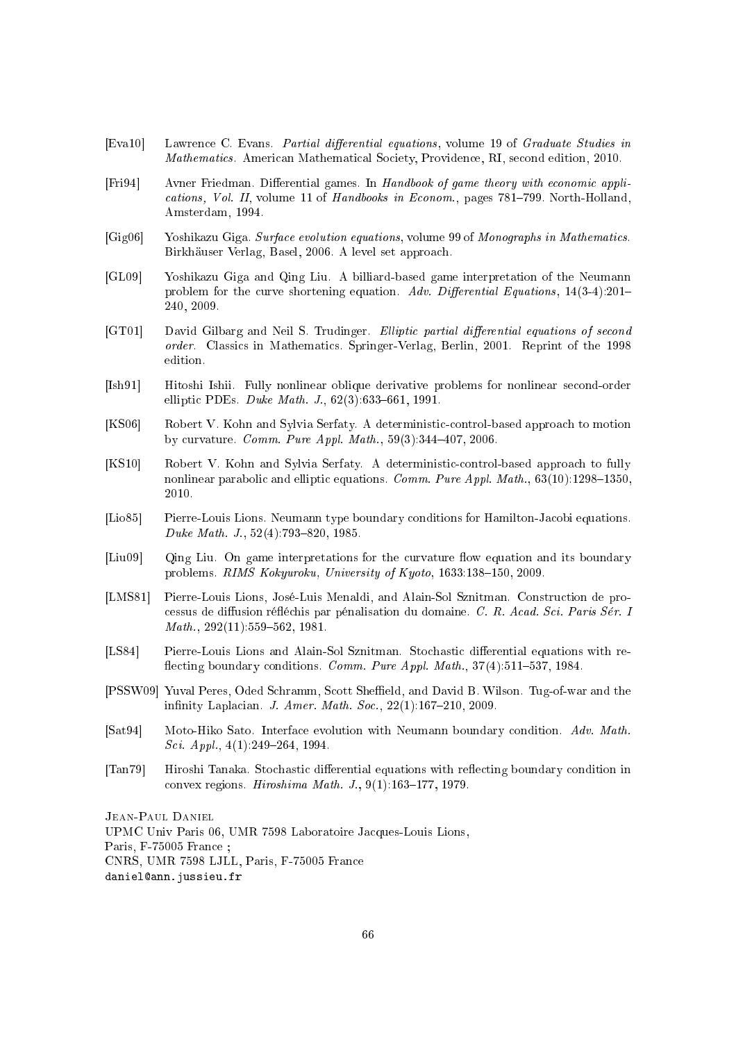[Eva10] Lawrence C. Evans. *Partial differential equations*, volume 19 of *Graduate Studies in Mathematics*. American Mathematical Society, Providence, RI, second edition, 2010.

[Fri94] Avner Friedman. Differential games. In *Handbook of game theory with economic applications, Vol. II*, volume 11 of *Handbooks in Econom.*, pages 781–799. North-Holland, Amsterdam, 1994.

[Gig06] Yoshikazu Giga. *Surface evolution equations*, volume 99 of *Monographs in Mathematics*. Birkhäuser Verlag, Basel, 2006. A level set approach.

[GL09] Yoshikazu Giga and Qing Liu. A billiard-based game interpretation of the Neumann problem for the curve shortening equation. *Adv. Differential Equations*, 14(3-4):201–240, 2009.

[GT01] David Gilbarg and Neil S. Trudinger. *Elliptic partial differential equations of second order*. Classics in Mathematics. Springer-Verlag, Berlin, 2001. Reprint of the 1998 edition.

[Ish91] Hitoshi Ishii. Fully nonlinear oblique derivative problems for nonlinear second-order elliptic PDEs. *Duke Math. J.*, 62(3):633–661, 1991.

[KS06] Robert V. Kohn and Sylvia Serfaty. A deterministic-control-based approach to motion by curvature. *Comm. Pure Appl. Math.*, 59(3):344–407, 2006.

[KS10] Robert V. Kohn and Sylvia Serfaty. A deterministic-control-based approach to fully nonlinear parabolic and elliptic equations. *Comm. Pure Appl. Math.*, 63(10):1298–1350, 2010.

[Lio85] Pierre-Louis Lions. Neumann type boundary conditions for Hamilton-Jacobi equations. *Duke Math. J.*, 52(4):793–820, 1985.

[Liu09] Qing Liu. On game interpretations for the curvature flow equation and its boundary problems. *RIMS Kokyuroku, University of Kyoto*, 1633:138–150, 2009.

[LMS81] Pierre-Louis Lions, José-Luis Menaldi, and Alain-Sol Sznitman. Construction de processus de diffusion réfléchis par pénalisation du domaine. *C. R. Acad. Sci. Paris Sér. I Math.*, 292(11):559–562, 1981.

[LS84] Pierre-Louis Lions and Alain-Sol Sznitman. Stochastic differential equations with reflecting boundary conditions. *Comm. Pure Appl. Math.*, 37(4):511–537, 1984.

[PSSW09] Yuval Peres, Oded Schramm, Scott Sheffield, and David B. Wilson. Tug-of-war and the infinity Laplacian. *J. Amer. Math. Soc.*, 22(1):167–210, 2009.

[Sat94] Moto-Hiko Sato. Interface evolution with Neumann boundary condition. *Adv. Math. Sci. Appl.*, 4(1):249–264, 1994.

[Tan79] Hiroshi Tanaka. Stochastic differential equations with reflecting boundary condition in convex regions. *Hiroshima Math. J.*, 9(1):163–177, 1979.

Jean-Paul Daniel
UPMC Univ Paris 06, UMR 7598 Laboratoire Jacques-Louis Lions,
Paris, F-75005 France ;
CNRS, UMR 7598 LJLL, Paris, F-75005 France
daniel@ann.jussieu.fr